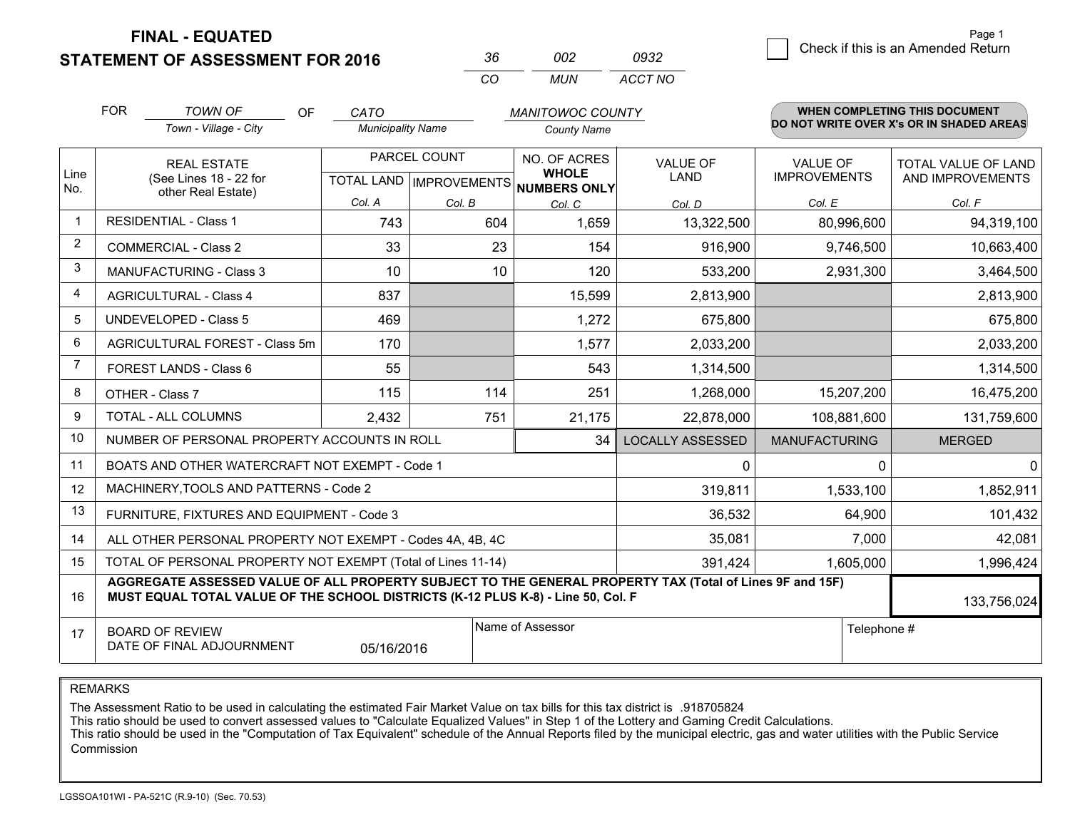# FINAL - EQUATED
# STATEMENT OF ASSESSMENT FOR 2016

| 36 | 002 | 0932 |
|---|---|---|
| CO | MUN | ACCT NO |

Check if this is an Amended Return

FOR *TOWN OF* (Town - Village - City) OF *CATO* (Municipality Name) *MANITOWOC COUNTY* (County Name)

**WHEN COMPLETING THIS DOCUMENT DO NOT WRITE OVER X's OR IN SHADED AREAS**

| Line No. | REAL ESTATE (See Lines 18 - 22 for other Real Estate) | PARCEL COUNT TOTAL LAND Col. A | PARCEL COUNT IMPROVEMENTS Col. B | NO. OF ACRES WHOLE NUMBERS ONLY Col. C | VALUE OF LAND Col. D | VALUE OF IMPROVEMENTS Col. E | TOTAL VALUE OF LAND AND IMPROVEMENTS Col. F |
|---|---|---|---|---|---|---|---|
| 1 | RESIDENTIAL - Class 1 | 743 | 604 | 1,659 | 13,322,500 | 80,996,600 | 94,319,100 |
| 2 | COMMERCIAL - Class 2 | 33 | 23 | 154 | 916,900 | 9,746,500 | 10,663,400 |
| 3 | MANUFACTURING - Class 3 | 10 | 10 | 120 | 533,200 | 2,931,300 | 3,464,500 |
| 4 | AGRICULTURAL - Class 4 | 837 | | 15,599 | 2,813,900 | | 2,813,900 |
| 5 | UNDEVELOPED - Class 5 | 469 | | 1,272 | 675,800 | | 675,800 |
| 6 | AGRICULTURAL FOREST - Class 5m | 170 | | 1,577 | 2,033,200 | | 2,033,200 |
| 7 | FOREST LANDS - Class 6 | 55 | | 543 | 1,314,500 | | 1,314,500 |
| 8 | OTHER - Class 7 | 115 | 114 | 251 | 1,268,000 | 15,207,200 | 16,475,200 |
| 9 | TOTAL - ALL COLUMNS | 2,432 | 751 | 21,175 | 22,878,000 | 108,881,600 | 131,759,600 |
| 10 | NUMBER OF PERSONAL PROPERTY ACCOUNTS IN ROLL | | | 34 | LOCALLY ASSESSED | MANUFACTURING | MERGED |
| 11 | BOATS AND OTHER WATERCRAFT NOT EXEMPT - Code 1 | | | | 0 | 0 | 0 |
| 12 | MACHINERY,TOOLS AND PATTERNS - Code 2 | | | | 319,811 | 1,533,100 | 1,852,911 |
| 13 | FURNITURE, FIXTURES AND EQUIPMENT - Code 3 | | | | 36,532 | 64,900 | 101,432 |
| 14 | ALL OTHER PERSONAL PROPERTY NOT EXEMPT - Codes 4A, 4B, 4C | | | | 35,081 | 7,000 | 42,081 |
| 15 | TOTAL OF PERSONAL PROPERTY NOT EXEMPT (Total of Lines 11-14) | | | | 391,424 | 1,605,000 | 1,996,424 |
| 16 | **AGGREGATE ASSESSED VALUE OF ALL PROPERTY SUBJECT TO THE GENERAL PROPERTY TAX (Total of Lines 9F and 15F) MUST EQUAL TOTAL VALUE OF THE SCHOOL DISTRICTS (K-12 PLUS K-8) - Line 50, Col. F** | | | | | | 133,756,024 |
| 17 | BOARD OF REVIEW DATE OF FINAL ADJOURNMENT | 05/16/2016 | | Name of Assessor | | Telephone # | |

REMARKS

The Assessment Ratio to be used in calculating the estimated Fair Market Value on tax bills for this tax district is .918705824
This ratio should be used to convert assessed values to "Calculate Equalized Values" in Step 1 of the Lottery and Gaming Credit Calculations.
This ratio should be used in the "Computation of Tax Equivalent" schedule of the Annual Reports filed by the municipal electric, gas and water utilities with the Public Service Commission

LGSSOA101WI - PA-521C (R.9-10) (Sec. 70.53)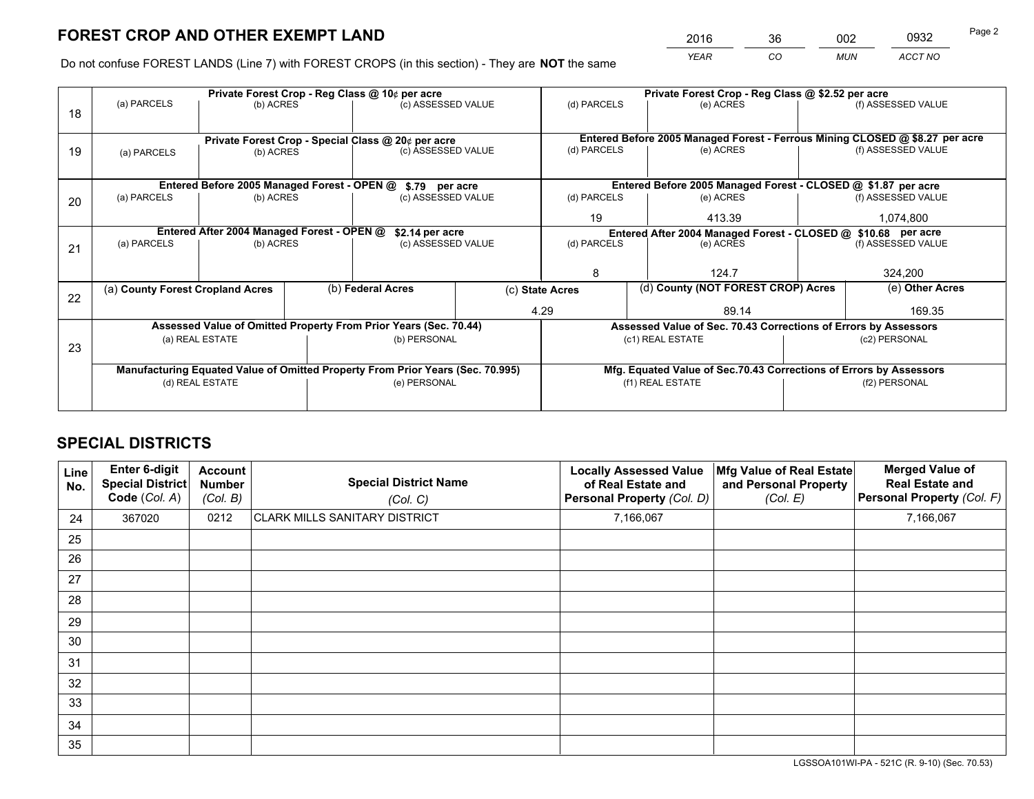# FOREST CROP AND OTHER EXEMPT LAND

| 2016 | 36 | 002 | 0932 |
|---|---|---|---|
| *YEAR* | *CO* | *MUN* | *ACCT NO* |

Do not confuse FOREST LANDS (Line 7) with FOREST CROPS (in this section) - They are **NOT** the same

| Line | Private Forest Crop - Reg Class @ 10¢ per acre | | | Private Forest Crop - Reg Class @ $2.52 per acre | | |
|---|---|---|---|---|---|---|
| | (a) PARCELS | (b) ACRES | (c) ASSESSED VALUE | (d) PARCELS | (e) ACRES | (f) ASSESSED VALUE |
| 18 | | | | | | |
| | **Private Forest Crop - Special Class @ 20¢ per acre** | | | **Entered Before 2005 Managed Forest - Ferrous Mining CLOSED @ $8.27 per acre** | | |
| 19 | (a) PARCELS | (b) ACRES | (c) ASSESSED VALUE | (d) PARCELS | (e) ACRES | (f) ASSESSED VALUE |
| | | | | | | |
| | **Entered Before 2005 Managed Forest - OPEN @ $.79 per acre** | | | **Entered Before 2005 Managed Forest - CLOSED @ $1.87 per acre** | | |
| 20 | (a) PARCELS | (b) ACRES | (c) ASSESSED VALUE | (d) PARCELS | (e) ACRES | (f) ASSESSED VALUE |
| | | | | 19 | 413.39 | 1,074,800 |
| | **Entered After 2004 Managed Forest - OPEN @ $2.14 per acre** | | | **Entered After 2004 Managed Forest - CLOSED @ $10.68 per acre** | | |
| 21 | (a) PARCELS | (b) ACRES | (c) ASSESSED VALUE | (d) PARCELS | (e) ACRES | (f) ASSESSED VALUE |
| | | | | 8 | 124.7 | 324,200 |

| Line | (a) County Forest Cropland Acres | (b) Federal Acres | (c) State Acres | (d) County (NOT FOREST CROP) Acres | (e) Other Acres |
|---|---|---|---|---|---|
| 22 | | | 4.29 | 89.14 | 169.35 |

| Line | Assessed Value of Omitted Property From Prior Years (Sec. 70.44) | | Assessed Value of Sec. 70.43 Corrections of Errors by Assessors | |
|---|---|---|---|---|
| 23 | (a) REAL ESTATE | (b) PERSONAL | (c1) REAL ESTATE | (c2) PERSONAL |
| | | | | |
| | **Manufacturing Equated Value of Omitted Property From Prior Years (Sec. 70.995)** | | **Mfg. Equated Value of Sec.70.43 Corrections of Errors by Assessors** | |
| | (d) REAL ESTATE | (e) PERSONAL | (f1) REAL ESTATE | (f2) PERSONAL |
| | | | | |

# SPECIAL DISTRICTS

| Line No. | Enter 6-digit Special District Code (*Col. A*) | Account Number (*Col. B*) | Special District Name (*Col. C*) | Locally Assessed Value of Real Estate and Personal Property (*Col. D*) | Mfg Value of Real Estate and Personal Property (*Col. E*) | Merged Value of Real Estate and Personal Property (*Col. F*) |
|---|---|---|---|---|---|---|
| 24 | 367020 | 0212 | CLARK MILLS SANITARY DISTRICT | 7,166,067 | | 7,166,067 |
| 25 | | | | | | |
| 26 | | | | | | |
| 27 | | | | | | |
| 28 | | | | | | |
| 29 | | | | | | |
| 30 | | | | | | |
| 31 | | | | | | |
| 32 | | | | | | |
| 33 | | | | | | |
| 34 | | | | | | |
| 35 | | | | | | |

LGSSOA101WI-PA - 521C (R. 9-10) (Sec. 70.53)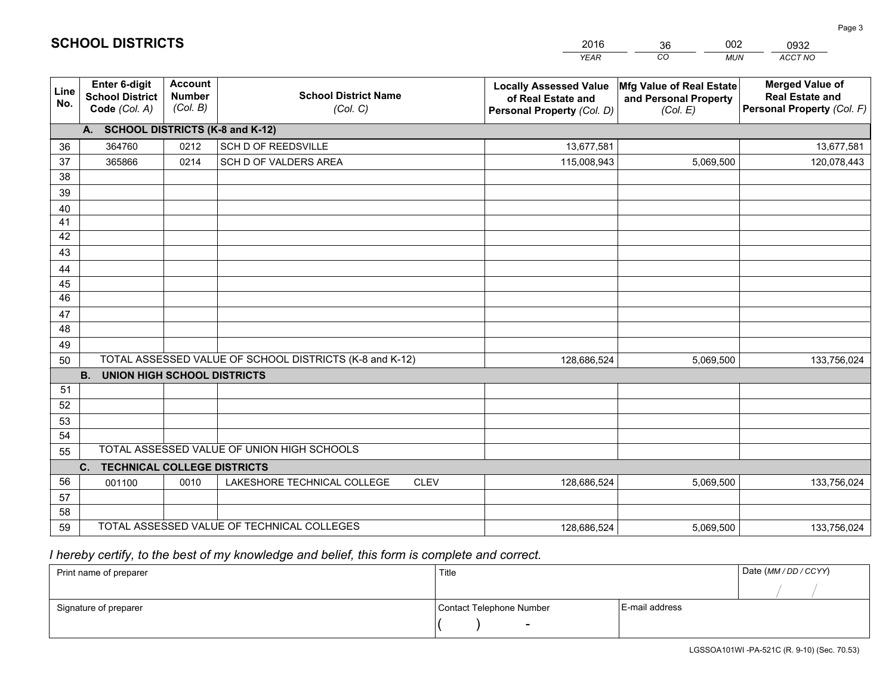# SCHOOL DISTRICTS

| 2016 | 36 | 002 | 0932 |
|---|---|---|---|
| *YEAR* | *CO* | *MUN* | *ACCT NO* |

| Line No. | Enter 6-digit School District Code *(Col. A)* | Account Number *(Col. B)* | School District Name *(Col. C)* | Locally Assessed Value of Real Estate and Personal Property *(Col. D)* | Mfg Value of Real Estate and Personal Property *(Col. E)* | Merged Value of Real Estate and Personal Property *(Col. F)* |
|---|---|---|---|---|---|---|
| | **A. SCHOOL DISTRICTS (K-8 and K-12)** | | | | | |
| 36 | 364760 | 0212 | SCH D OF REEDSVILLE | 13,677,581 | | 13,677,581 |
| 37 | 365866 | 0214 | SCH D OF VALDERS AREA | 115,008,943 | 5,069,500 | 120,078,443 |
| 38 | | | | | | |
| 39 | | | | | | |
| 40 | | | | | | |
| 41 | | | | | | |
| 42 | | | | | | |
| 43 | | | | | | |
| 44 | | | | | | |
| 45 | | | | | | |
| 46 | | | | | | |
| 47 | | | | | | |
| 48 | | | | | | |
| 49 | | | | | | |
| 50 | TOTAL ASSESSED VALUE OF SCHOOL DISTRICTS (K-8 and K-12) | | | 128,686,524 | 5,069,500 | 133,756,024 |
| | **B. UNION HIGH SCHOOL DISTRICTS** | | | | | |
| 51 | | | | | | |
| 52 | | | | | | |
| 53 | | | | | | |
| 54 | | | | | | |
| 55 | TOTAL ASSESSED VALUE OF UNION HIGH SCHOOLS | | | | | |
| | **C. TECHNICAL COLLEGE DISTRICTS** | | | | | |
| 56 | 001100 | 0010 | LAKESHORE TECHNICAL COLLEGE CLEV | 128,686,524 | 5,069,500 | 133,756,024 |
| 57 | | | | | | |
| 58 | | | | | | |
| 59 | TOTAL ASSESSED VALUE OF TECHNICAL COLLEGES | | | 128,686,524 | 5,069,500 | 133,756,024 |

*I hereby certify, to the best of my knowledge and belief, this form is complete and correct.*

| Print name of preparer | Title | | Date *(MM / DD / CCYY)* |
|---|---|---|---|
| | | | / / |
| Signature of preparer | Contact Telephone Number | E-mail address | |
| | ( ) - | | |

LGSSOA101WI -PA-521C (R. 9-10) (Sec. 70.53)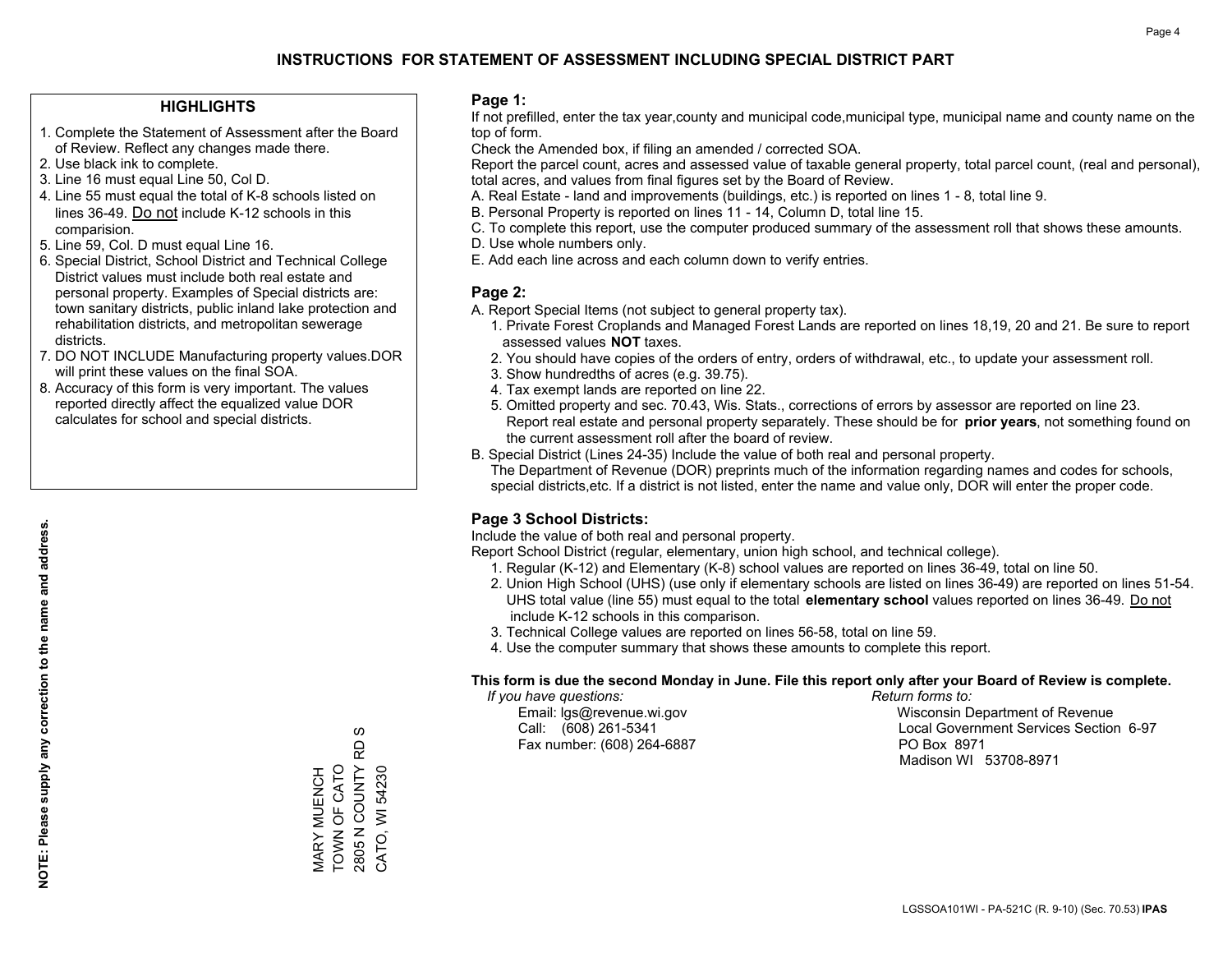# INSTRUCTIONS FOR STATEMENT OF ASSESSMENT INCLUDING SPECIAL DISTRICT PART

## HIGHLIGHTS

1. Complete the Statement of Assessment after the Board of Review. Reflect any changes made there.
2. Use black ink to complete.
3. Line 16 must equal Line 50, Col D.
4. Line 55 must equal the total of K-8 schools listed on lines 36-49. Do not include K-12 schools in this comparision.
5. Line 59, Col. D must equal Line 16.
6. Special District, School District and Technical College District values must include both real estate and personal property. Examples of Special districts are: town sanitary districts, public inland lake protection and rehabilitation districts, and metropolitan sewerage districts.
7. DO NOT INCLUDE Manufacturing property values.DOR will print these values on the final SOA.
8. Accuracy of this form is very important. The values reported directly affect the equalized value DOR calculates for school and special districts.

**NOTE: Please supply any correction to the name and address.**

MARY MUENCH
TOWN OF CATO
2805 N COUNTY RD S
CATO, WI 54230

## Page 1:

If not prefilled, enter the tax year,county and municipal code,municipal type, municipal name and county name on the top of form.

Check the Amended box, if filing an amended / corrected SOA.

Report the parcel count, acres and assessed value of taxable general property, total parcel count, (real and personal), total acres, and values from final figures set by the Board of Review.

A. Real Estate - land and improvements (buildings, etc.) is reported on lines 1 - 8, total line 9.
B. Personal Property is reported on lines 11 - 14, Column D, total line 15.
C. To complete this report, use the computer produced summary of the assessment roll that shows these amounts.
D. Use whole numbers only.
E. Add each line across and each column down to verify entries.

## Page 2:

A. Report Special Items (not subject to general property tax).
   1. Private Forest Croplands and Managed Forest Lands are reported on lines 18,19, 20 and 21. Be sure to report assessed values **NOT** taxes.
   2. You should have copies of the orders of entry, orders of withdrawal, etc., to update your assessment roll.
   3. Show hundredths of acres (e.g. 39.75).
   4. Tax exempt lands are reported on line 22.
   5. Omitted property and sec. 70.43, Wis. Stats., corrections of errors by assessor are reported on line 23. Report real estate and personal property separately. These should be for **prior years**, not something found on the current assessment roll after the board of review.
B. Special District (Lines 24-35) Include the value of both real and personal property.
   The Department of Revenue (DOR) preprints much of the information regarding names and codes for schools, special districts,etc. If a district is not listed, enter the name and value only, DOR will enter the proper code.

## Page 3 School Districts:

Include the value of both real and personal property.

Report School District (regular, elementary, union high school, and technical college).

1. Regular (K-12) and Elementary (K-8) school values are reported on lines 36-49, total on line 50.
2. Union High School (UHS) (use only if elementary schools are listed on lines 36-49) are reported on lines 51-54. UHS total value (line 55) must equal to the total **elementary school** values reported on lines 36-49. Do not include K-12 schools in this comparison.
3. Technical College values are reported on lines 56-58, total on line 59.
4. Use the computer summary that shows these amounts to complete this report.

**This form is due the second Monday in June. File this report only after your Board of Review is complete.**

*If you have questions:*
Email: lgs@revenue.wi.gov
Call: (608) 261-5341
Fax number: (608) 264-6887

*Return forms to:*
Wisconsin Department of Revenue
Local Government Services Section 6-97
PO Box 8971
Madison WI 53708-8971

LGSSOA101WI - PA-521C (R. 9-10) (Sec. 70.53) **IPAS**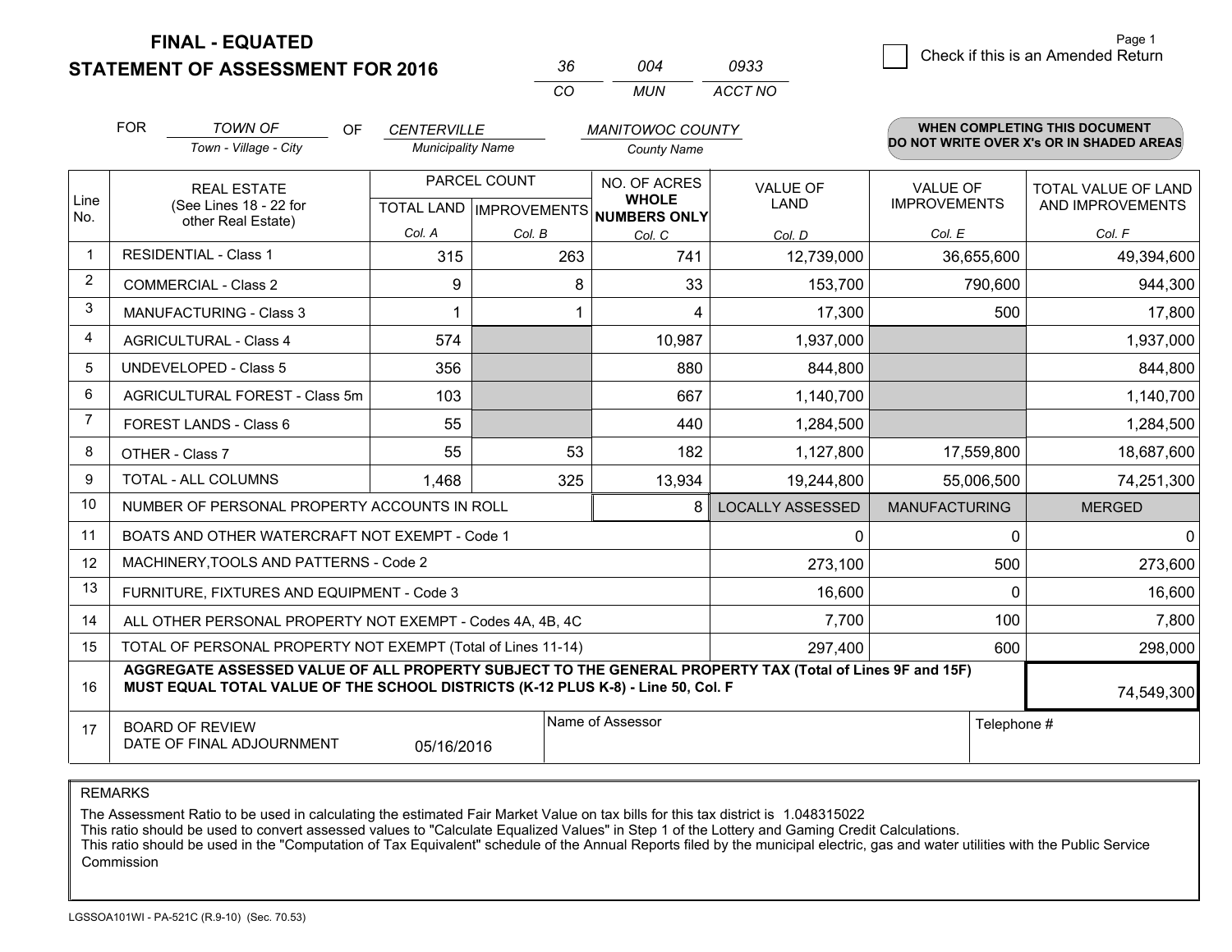# FINAL - EQUATED
## STATEMENT OF ASSESSMENT FOR 2016

| 36 | 004 | 0933 |
|---|---|---|
| CO | MUN | ACCT NO |

Page 1

☐ Check if this is an Amended Return

FOR *TOWN OF* (Town - Village - City) OF *CENTERVILLE* (Municipality Name) *MANITOWOC COUNTY* (County Name)

**WHEN COMPLETING THIS DOCUMENT DO NOT WRITE OVER X's OR IN SHADED AREAS**

| Line No. | REAL ESTATE (See Lines 18 - 22 for other Real Estate) | PARCEL COUNT | | NO. OF ACRES WHOLE NUMBERS ONLY | VALUE OF LAND | VALUE OF IMPROVEMENTS | TOTAL VALUE OF LAND AND IMPROVEMENTS |
|---|---|---|---|---|---|---|---|
| | | TOTAL LAND Col. A | IMPROVEMENTS Col. B | Col. C | Col. D | Col. E | Col. F |
| 1 | RESIDENTIAL - Class 1 | 315 | 263 | 741 | 12,739,000 | 36,655,600 | 49,394,600 |
| 2 | COMMERCIAL - Class 2 | 9 | 8 | 33 | 153,700 | 790,600 | 944,300 |
| 3 | MANUFACTURING - Class 3 | 1 | 1 | 4 | 17,300 | 500 | 17,800 |
| 4 | AGRICULTURAL - Class 4 | 574 | | 10,987 | 1,937,000 | | 1,937,000 |
| 5 | UNDEVELOPED - Class 5 | 356 | | 880 | 844,800 | | 844,800 |
| 6 | AGRICULTURAL FOREST - Class 5m | 103 | | 667 | 1,140,700 | | 1,140,700 |
| 7 | FOREST LANDS - Class 6 | 55 | | 440 | 1,284,500 | | 1,284,500 |
| 8 | OTHER - Class 7 | 55 | 53 | 182 | 1,127,800 | 17,559,800 | 18,687,600 |
| 9 | TOTAL - ALL COLUMNS | 1,468 | 325 | 13,934 | 19,244,800 | 55,006,500 | 74,251,300 |
| 10 | NUMBER OF PERSONAL PROPERTY ACCOUNTS IN ROLL | | | 8 | LOCALLY ASSESSED | MANUFACTURING | MERGED |
| 11 | BOATS AND OTHER WATERCRAFT NOT EXEMPT - Code 1 | | | | 0 | 0 | 0 |
| 12 | MACHINERY,TOOLS AND PATTERNS - Code 2 | | | | 273,100 | 500 | 273,600 |
| 13 | FURNITURE, FIXTURES AND EQUIPMENT - Code 3 | | | | 16,600 | 0 | 16,600 |
| 14 | ALL OTHER PERSONAL PROPERTY NOT EXEMPT - Codes 4A, 4B, 4C | | | | 7,700 | 100 | 7,800 |
| 15 | TOTAL OF PERSONAL PROPERTY NOT EXEMPT (Total of Lines 11-14) | | | | 297,400 | 600 | 298,000 |
| 16 | **AGGREGATE ASSESSED VALUE OF ALL PROPERTY SUBJECT TO THE GENERAL PROPERTY TAX (Total of Lines 9F and 15F) MUST EQUAL TOTAL VALUE OF THE SCHOOL DISTRICTS (K-12 PLUS K-8) - Line 50, Col. F** | | | | | | 74,549,300 |
| 17 | BOARD OF REVIEW DATE OF FINAL ADJOURNMENT | 05/16/2016 | Name of Assessor | | | Telephone # | |

REMARKS

The Assessment Ratio to be used in calculating the estimated Fair Market Value on tax bills for this tax district is 1.048315022
This ratio should be used to convert assessed values to "Calculate Equalized Values" in Step 1 of the Lottery and Gaming Credit Calculations.
This ratio should be used in the "Computation of Tax Equivalent" schedule of the Annual Reports filed by the municipal electric, gas and water utilities with the Public Service Commission

LGSSOA101WI - PA-521C (R.9-10) (Sec. 70.53)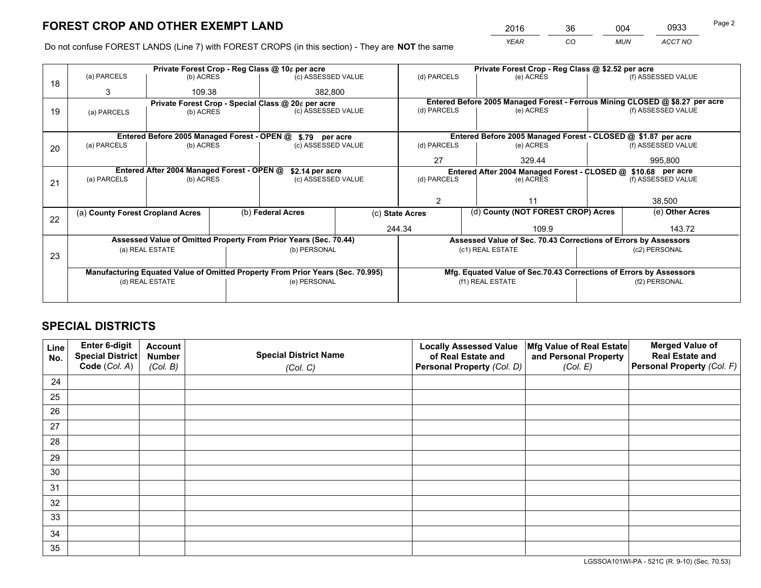# FOREST CROP AND OTHER EXEMPT LAND

| 2016 | 36 | 004 | 0933 |
|---|---|---|---|
| *YEAR* | *CO* | *MUN* | *ACCT NO* |

Do not confuse FOREST LANDS (Line 7) with FOREST CROPS (in this section) - They are **NOT** the same

| Line | | | | | | |
|---|---|---|---|---|---|---|
| 18 | **Private Forest Crop - Reg Class @ 10¢ per acre** | | | **Private Forest Crop - Reg Class @ $2.52 per acre** | | |
| | (a) PARCELS | (b) ACRES | (c) ASSESSED VALUE | (d) PARCELS | (e) ACRES | (f) ASSESSED VALUE |
| | 3 | 109.38 | 382,800 | | | |
| 19 | **Private Forest Crop - Special Class @ 20¢ per acre** | | | **Entered Before 2005 Managed Forest - Ferrous Mining CLOSED @ $8.27 per acre** | | |
| | (a) PARCELS | (b) ACRES | (c) ASSESSED VALUE | (d) PARCELS | (e) ACRES | (f) ASSESSED VALUE |
| | | | | | | |
| 20 | **Entered Before 2005 Managed Forest - OPEN @ $.79 per acre** | | | **Entered Before 2005 Managed Forest - CLOSED @ $1.87 per acre** | | |
| | (a) PARCELS | (b) ACRES | (c) ASSESSED VALUE | (d) PARCELS | (e) ACRES | (f) ASSESSED VALUE |
| | | | | 27 | 329.44 | 995,800 |
| 21 | **Entered After 2004 Managed Forest - OPEN @ $2.14 per acre** | | | **Entered After 2004 Managed Forest - CLOSED @ $10.68 per acre** | | |
| | (a) PARCELS | (b) ACRES | (c) ASSESSED VALUE | (d) PARCELS | (e) ACRES | (f) ASSESSED VALUE |
| | | | | 2 | 11 | 38,500 |

| Line | (a) County Forest Cropland Acres | (b) Federal Acres | (c) State Acres | (d) County (NOT FOREST CROP) Acres | (e) Other Acres |
|---|---|---|---|---|---|
| 22 | | | 244.34 | 109.9 | 143.72 |

| Line | **Assessed Value of Omitted Property From Prior Years (Sec. 70.44)** | | **Assessed Value of Sec. 70.43 Corrections of Errors by Assessors** | |
|---|---|---|---|---|
| 23 | (a) REAL ESTATE | (b) PERSONAL | (c1) REAL ESTATE | (c2) PERSONAL |
| | | | | |
| | **Manufacturing Equated Value of Omitted Property From Prior Years (Sec. 70.995)** | | **Mfg. Equated Value of Sec.70.43 Corrections of Errors by Assessors** | |
| | (d) REAL ESTATE | (e) PERSONAL | (f1) REAL ESTATE | (f2) PERSONAL |
| | | | | |

# SPECIAL DISTRICTS

| Line No. | Enter 6-digit Special District Code (*Col. A*) | Account Number (*Col. B*) | Special District Name (*Col. C*) | Locally Assessed Value of Real Estate and Personal Property (*Col. D*) | Mfg Value of Real Estate and Personal Property (*Col. E*) | Merged Value of Real Estate and Personal Property (*Col. F*) |
|---|---|---|---|---|---|---|
| 24 | | | | | | |
| 25 | | | | | | |
| 26 | | | | | | |
| 27 | | | | | | |
| 28 | | | | | | |
| 29 | | | | | | |
| 30 | | | | | | |
| 31 | | | | | | |
| 32 | | | | | | |
| 33 | | | | | | |
| 34 | | | | | | |
| 35 | | | | | | |

LGSSOA101WI-PA - 521C (R. 9-10) (Sec. 70.53)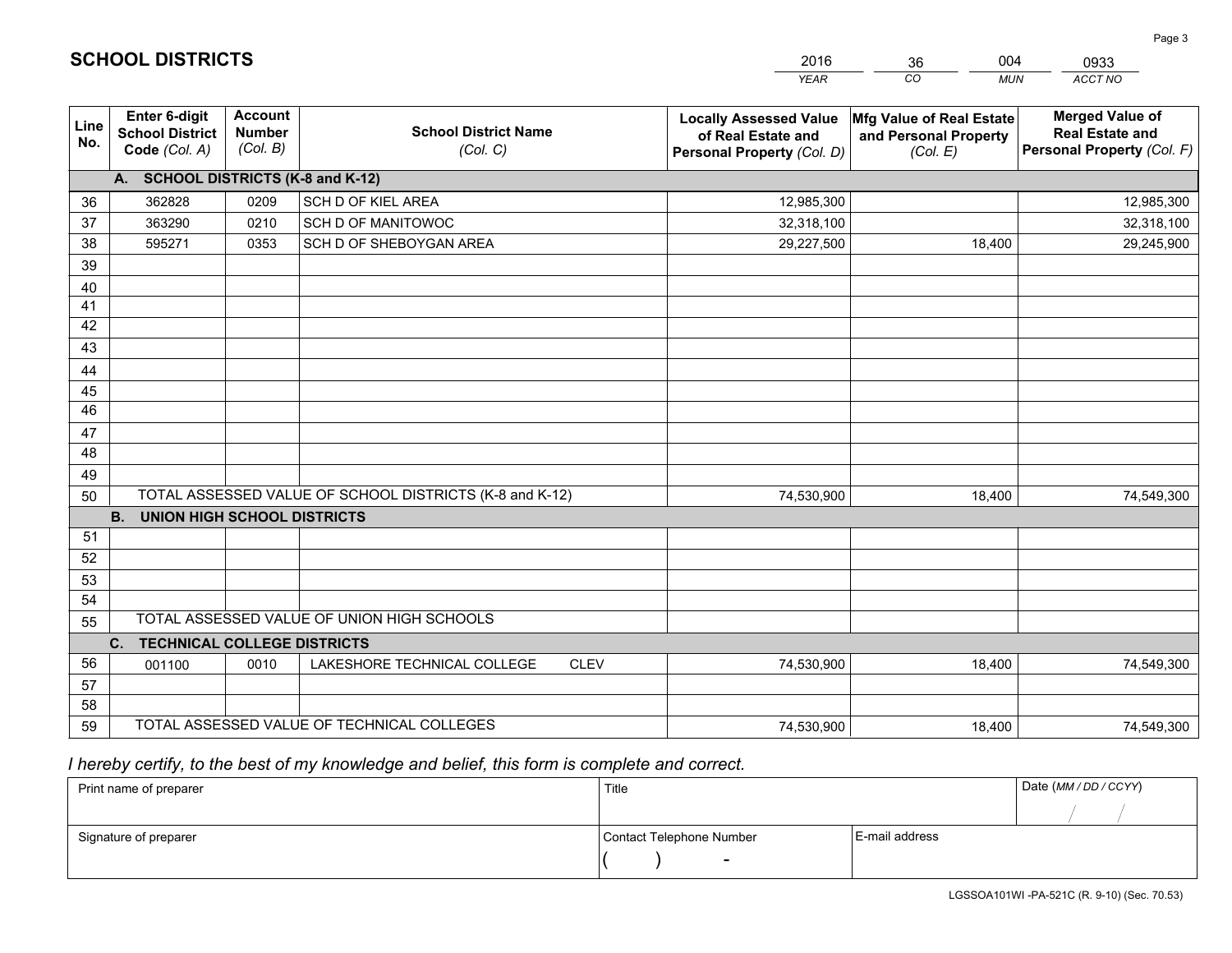# SCHOOL DISTRICTS

| 2016 | 36 | 004 | 0933 |
|---|---|---|---|
| *YEAR* | *CO* | *MUN* | *ACCT NO* |

| Line No. | Enter 6-digit School District Code *(Col. A)* | Account Number *(Col. B)* | School District Name *(Col. C)* | Locally Assessed Value of Real Estate and Personal Property *(Col. D)* | Mfg Value of Real Estate and Personal Property *(Col. E)* | Merged Value of Real Estate and Personal Property *(Col. F)* |
|---|---|---|---|---|---|---|
| | **A. SCHOOL DISTRICTS (K-8 and K-12)** | | | | | |
| 36 | 362828 | 0209 | SCH D OF KIEL AREA | 12,985,300 | | 12,985,300 |
| 37 | 363290 | 0210 | SCH D OF MANITOWOC | 32,318,100 | | 32,318,100 |
| 38 | 595271 | 0353 | SCH D OF SHEBOYGAN AREA | 29,227,500 | 18,400 | 29,245,900 |
| 39 | | | | | | |
| 40 | | | | | | |
| 41 | | | | | | |
| 42 | | | | | | |
| 43 | | | | | | |
| 44 | | | | | | |
| 45 | | | | | | |
| 46 | | | | | | |
| 47 | | | | | | |
| 48 | | | | | | |
| 49 | | | | | | |
| 50 | TOTAL ASSESSED VALUE OF SCHOOL DISTRICTS (K-8 and K-12) | | | 74,530,900 | 18,400 | 74,549,300 |
| | **B. UNION HIGH SCHOOL DISTRICTS** | | | | | |
| 51 | | | | | | |
| 52 | | | | | | |
| 53 | | | | | | |
| 54 | | | | | | |
| 55 | TOTAL ASSESSED VALUE OF UNION HIGH SCHOOLS | | | | | |
| | **C. TECHNICAL COLLEGE DISTRICTS** | | | | | |
| 56 | 001100 | 0010 | LAKESHORE TECHNICAL COLLEGE CLEV | 74,530,900 | 18,400 | 74,549,300 |
| 57 | | | | | | |
| 58 | | | | | | |
| 59 | TOTAL ASSESSED VALUE OF TECHNICAL COLLEGES | | | 74,530,900 | 18,400 | 74,549,300 |

*I hereby certify, to the best of my knowledge and belief, this form is complete and correct.*

| Print name of preparer | Title | | Date *(MM / DD / CCYY)* |
|---|---|---|---|
| | | | / / |
| Signature of preparer | Contact Telephone Number | E-mail address | |
| | ( ) - | | |

LGSSOA101WI -PA-521C (R. 9-10) (Sec. 70.53)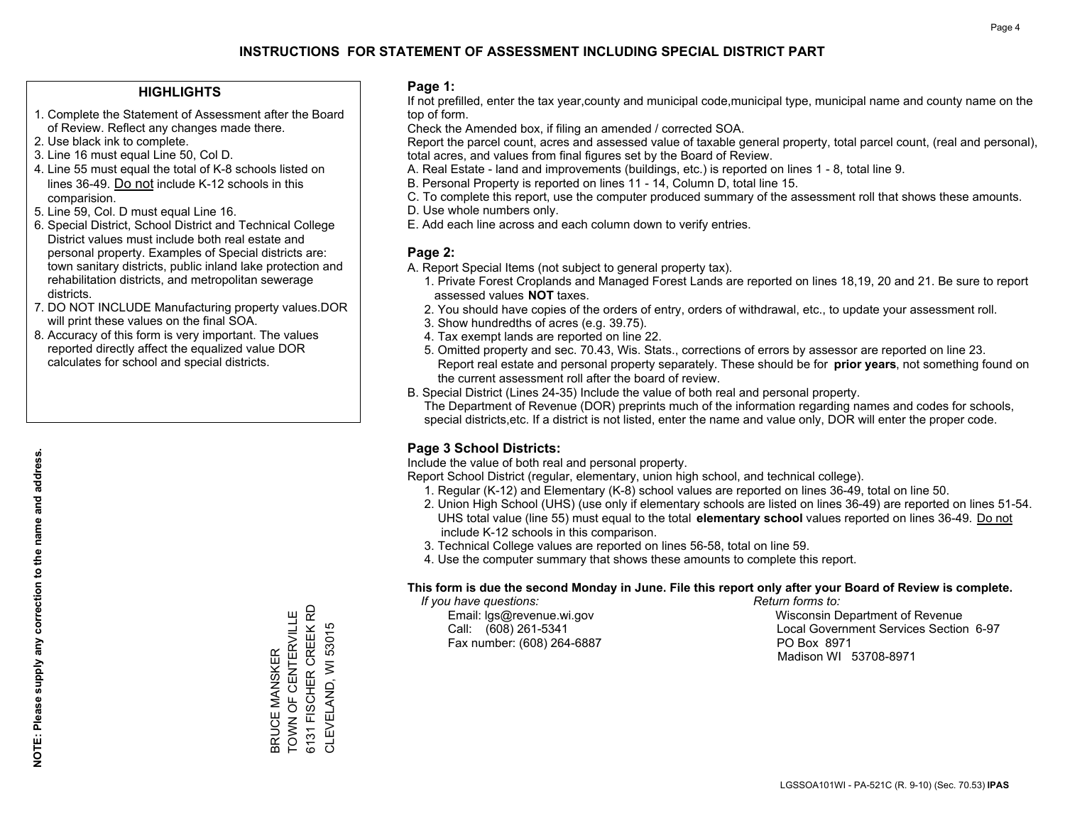# INSTRUCTIONS FOR STATEMENT OF ASSESSMENT INCLUDING SPECIAL DISTRICT PART

## HIGHLIGHTS

1. Complete the Statement of Assessment after the Board of Review. Reflect any changes made there.
2. Use black ink to complete.
3. Line 16 must equal Line 50, Col D.
4. Line 55 must equal the total of K-8 schools listed on lines 36-49. Do not include K-12 schools in this comparision.
5. Line 59, Col. D must equal Line 16.
6. Special District, School District and Technical College District values must include both real estate and personal property. Examples of Special districts are: town sanitary districts, public inland lake protection and rehabilitation districts, and metropolitan sewerage districts.
7. DO NOT INCLUDE Manufacturing property values.DOR will print these values on the final SOA.
8. Accuracy of this form is very important. The values reported directly affect the equalized value DOR calculates for school and special districts.

**NOTE: Please supply any correction to the name and address.**

BRUCE MANSKER
TOWN OF CENTERVILLE
6131 FISCHER CREEK RD
CLEVELAND, WI 53015

## Page 1:

If not prefilled, enter the tax year,county and municipal code,municipal type, municipal name and county name on the top of form.

Check the Amended box, if filing an amended / corrected SOA.

Report the parcel count, acres and assessed value of taxable general property, total parcel count, (real and personal), total acres, and values from final figures set by the Board of Review.

A. Real Estate - land and improvements (buildings, etc.) is reported on lines 1 - 8, total line 9.
B. Personal Property is reported on lines 11 - 14, Column D, total line 15.
C. To complete this report, use the computer produced summary of the assessment roll that shows these amounts.
D. Use whole numbers only.
E. Add each line across and each column down to verify entries.

## Page 2:

A. Report Special Items (not subject to general property tax).
   1. Private Forest Croplands and Managed Forest Lands are reported on lines 18,19, 20 and 21. Be sure to report assessed values **NOT** taxes.
   2. You should have copies of the orders of entry, orders of withdrawal, etc., to update your assessment roll.
   3. Show hundredths of acres (e.g. 39.75).
   4. Tax exempt lands are reported on line 22.
   5. Omitted property and sec. 70.43, Wis. Stats., corrections of errors by assessor are reported on line 23. Report real estate and personal property separately. These should be for **prior years**, not something found on the current assessment roll after the board of review.
B. Special District (Lines 24-35) Include the value of both real and personal property.
   The Department of Revenue (DOR) preprints much of the information regarding names and codes for schools, special districts,etc. If a district is not listed, enter the name and value only, DOR will enter the proper code.

## Page 3 School Districts:

Include the value of both real and personal property.

Report School District (regular, elementary, union high school, and technical college).

1. Regular (K-12) and Elementary (K-8) school values are reported on lines 36-49, total on line 50.
2. Union High School (UHS) (use only if elementary schools are listed on lines 36-49) are reported on lines 51-54. UHS total value (line 55) must equal to the total **elementary school** values reported on lines 36-49. Do not include K-12 schools in this comparison.
3. Technical College values are reported on lines 56-58, total on line 59.
4. Use the computer summary that shows these amounts to complete this report.

**This form is due the second Monday in June. File this report only after your Board of Review is complete.**

*If you have questions:*
Email: lgs@revenue.wi.gov
Call: (608) 261-5341
Fax number: (608) 264-6887

*Return forms to:*
Wisconsin Department of Revenue
Local Government Services Section 6-97
PO Box 8971
Madison WI 53708-8971

LGSSOA101WI - PA-521C (R. 9-10) (Sec. 70.53) **IPAS**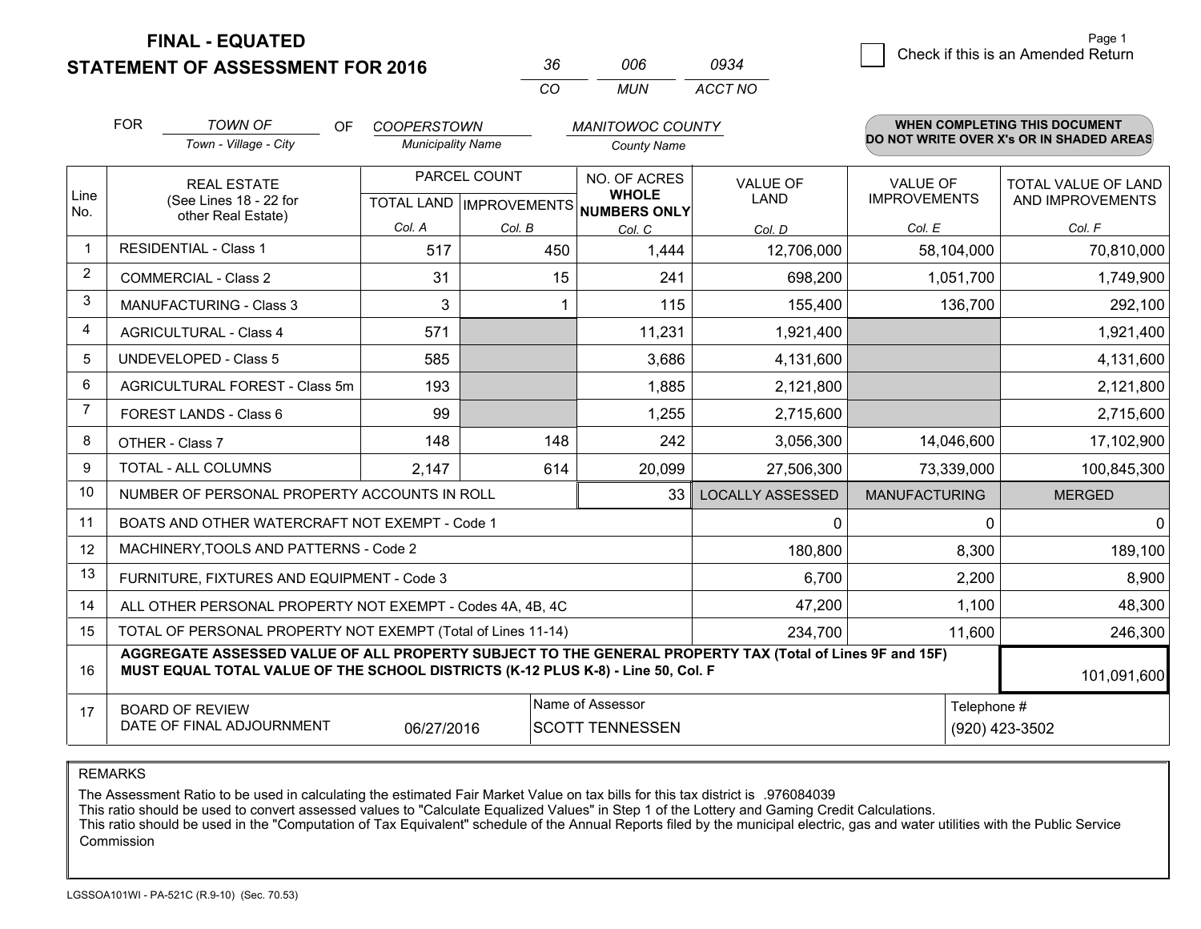**FINAL - EQUATED**

**STATEMENT OF ASSESSMENT FOR 2016**

| 36 | 006 | 0934 |
|---|---|---|
| CO | MUN | ACCT NO |

Page 1

☐ Check if this is an Amended Return

FOR *TOWN OF* (Town - Village - City) OF *COOPERSTOWN* (Municipality Name) *MANITOWOC COUNTY* (County Name)

**WHEN COMPLETING THIS DOCUMENT DO NOT WRITE OVER X's OR IN SHADED AREAS**

| Line No. | REAL ESTATE (See Lines 18 - 22 for other Real Estate) | PARCEL COUNT TOTAL LAND Col. A | PARCEL COUNT IMPROVEMENTS Col. B | NO. OF ACRES WHOLE NUMBERS ONLY Col. C | VALUE OF LAND Col. D | VALUE OF IMPROVEMENTS Col. E | TOTAL VALUE OF LAND AND IMPROVEMENTS Col. F |
|---|---|---|---|---|---|---|---|
| 1 | RESIDENTIAL - Class 1 | 517 | 450 | 1,444 | 12,706,000 | 58,104,000 | 70,810,000 |
| 2 | COMMERCIAL - Class 2 | 31 | 15 | 241 | 698,200 | 1,051,700 | 1,749,900 |
| 3 | MANUFACTURING - Class 3 | 3 | 1 | 115 | 155,400 | 136,700 | 292,100 |
| 4 | AGRICULTURAL - Class 4 | 571 | | 11,231 | 1,921,400 | | 1,921,400 |
| 5 | UNDEVELOPED - Class 5 | 585 | | 3,686 | 4,131,600 | | 4,131,600 |
| 6 | AGRICULTURAL FOREST - Class 5m | 193 | | 1,885 | 2,121,800 | | 2,121,800 |
| 7 | FOREST LANDS - Class 6 | 99 | | 1,255 | 2,715,600 | | 2,715,600 |
| 8 | OTHER - Class 7 | 148 | 148 | 242 | 3,056,300 | 14,046,600 | 17,102,900 |
| 9 | TOTAL - ALL COLUMNS | 2,147 | 614 | 20,099 | 27,506,300 | 73,339,000 | 100,845,300 |
| 10 | NUMBER OF PERSONAL PROPERTY ACCOUNTS IN ROLL | | | 33 | LOCALLY ASSESSED | MANUFACTURING | MERGED |
| 11 | BOATS AND OTHER WATERCRAFT NOT EXEMPT - Code 1 | | | | 0 | 0 | 0 |
| 12 | MACHINERY,TOOLS AND PATTERNS - Code 2 | | | | 180,800 | 8,300 | 189,100 |
| 13 | FURNITURE, FIXTURES AND EQUIPMENT - Code 3 | | | | 6,700 | 2,200 | 8,900 |
| 14 | ALL OTHER PERSONAL PROPERTY NOT EXEMPT - Codes 4A, 4B, 4C | | | | 47,200 | 1,100 | 48,300 |
| 15 | TOTAL OF PERSONAL PROPERTY NOT EXEMPT (Total of Lines 11-14) | | | | 234,700 | 11,600 | 246,300 |
| 16 | **AGGREGATE ASSESSED VALUE OF ALL PROPERTY SUBJECT TO THE GENERAL PROPERTY TAX (Total of Lines 9F and 15F) MUST EQUAL TOTAL VALUE OF THE SCHOOL DISTRICTS (K-12 PLUS K-8) - Line 50, Col. F** | | | | | | 101,091,600 |
| 17 | BOARD OF REVIEW DATE OF FINAL ADJOURNMENT | 06/27/2016 | | Name of Assessor: SCOTT TENNESSEN | | | Telephone #: (920) 423-3502 |

REMARKS

The Assessment Ratio to be used in calculating the estimated Fair Market Value on tax bills for this tax district is .976084039
This ratio should be used to convert assessed values to "Calculate Equalized Values" in Step 1 of the Lottery and Gaming Credit Calculations.
This ratio should be used in the "Computation of Tax Equivalent" schedule of the Annual Reports filed by the municipal electric, gas and water utilities with the Public Service Commission

LGSSOA101WI - PA-521C (R.9-10) (Sec. 70.53)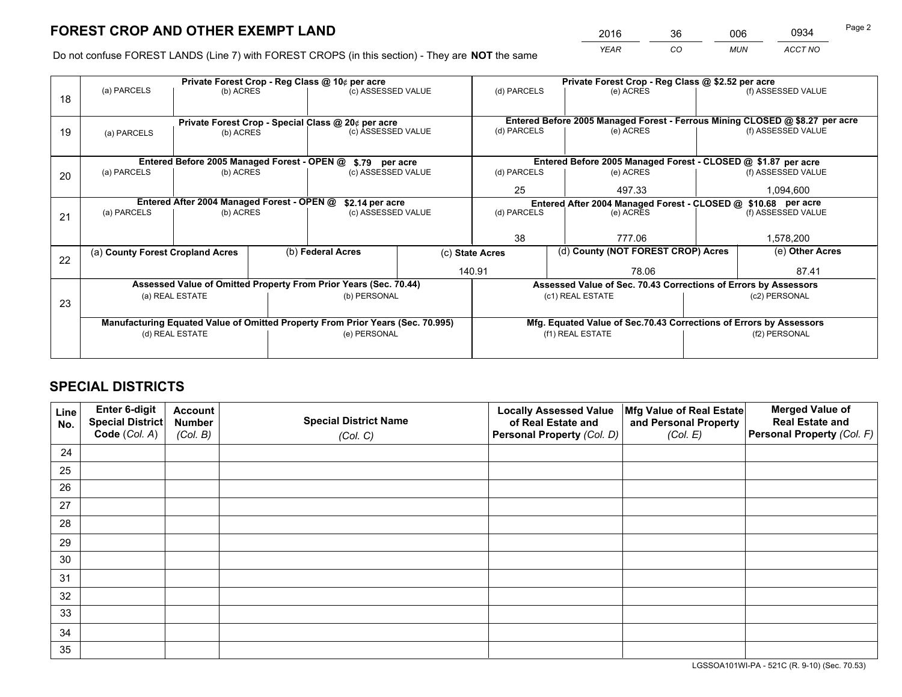# FOREST CROP AND OTHER EXEMPT LAND

| 2016 | 36 | 006 | 0934 |
|---|---|---|---|
| *YEAR* | *CO* | *MUN* | *ACCT NO* |

Do not confuse FOREST LANDS (Line 7) with FOREST CROPS (in this section) - They are **NOT** the same

| Line | Private Forest Crop - Reg Class @ 10¢ per acre | | | Private Forest Crop - Reg Class @ $2.52 per acre | | |
|---|---|---|---|---|---|---|
| 18 | (a) PARCELS | (b) ACRES | (c) ASSESSED VALUE | (d) PARCELS | (e) ACRES | (f) ASSESSED VALUE |
| | | | | | | |
| | **Private Forest Crop - Special Class @ 20¢ per acre** | | | **Entered Before 2005 Managed Forest - Ferrous Mining CLOSED @ $8.27 per acre** | | |
| 19 | (a) PARCELS | (b) ACRES | (c) ASSESSED VALUE | (d) PARCELS | (e) ACRES | (f) ASSESSED VALUE |
| | | | | | | |
| | **Entered Before 2005 Managed Forest - OPEN @ $.79 per acre** | | | **Entered Before 2005 Managed Forest - CLOSED @ $1.87 per acre** | | |
| 20 | (a) PARCELS | (b) ACRES | (c) ASSESSED VALUE | (d) PARCELS | (e) ACRES | (f) ASSESSED VALUE |
| | | | | 25 | 497.33 | 1,094,600 |
| | **Entered After 2004 Managed Forest - OPEN @ $2.14 per acre** | | | **Entered After 2004 Managed Forest - CLOSED @ $10.68 per acre** | | |
| 21 | (a) PARCELS | (b) ACRES | (c) ASSESSED VALUE | (d) PARCELS | (e) ACRES | (f) ASSESSED VALUE |
| | | | | 38 | 777.06 | 1,578,200 |

| Line | (a) County Forest Cropland Acres | (b) Federal Acres | (c) State Acres | (d) County (NOT FOREST CROP) Acres | (e) Other Acres |
|---|---|---|---|---|---|
| 22 | | | 140.91 | 78.06 | 87.41 |

| Line | Assessed Value of Omitted Property From Prior Years (Sec. 70.44) | | Assessed Value of Sec. 70.43 Corrections of Errors by Assessors | |
|---|---|---|---|---|
| 23 | (a) REAL ESTATE | (b) PERSONAL | (c1) REAL ESTATE | (c2) PERSONAL |
| | | | | |
| | **Manufacturing Equated Value of Omitted Property From Prior Years (Sec. 70.995)** | | **Mfg. Equated Value of Sec.70.43 Corrections of Errors by Assessors** | |
| | (d) REAL ESTATE | (e) PERSONAL | (f1) REAL ESTATE | (f2) PERSONAL |
| | | | | |

# SPECIAL DISTRICTS

| Line No. | Enter 6-digit Special District Code (*Col. A*) | Account Number (*Col. B*) | Special District Name (*Col. C*) | Locally Assessed Value of Real Estate and Personal Property (*Col. D*) | Mfg Value of Real Estate and Personal Property (*Col. E*) | Merged Value of Real Estate and Personal Property (*Col. F*) |
|---|---|---|---|---|---|---|
| 24 | | | | | | |
| 25 | | | | | | |
| 26 | | | | | | |
| 27 | | | | | | |
| 28 | | | | | | |
| 29 | | | | | | |
| 30 | | | | | | |
| 31 | | | | | | |
| 32 | | | | | | |
| 33 | | | | | | |
| 34 | | | | | | |
| 35 | | | | | | |

LGSSOA101WI-PA - 521C (R. 9-10) (Sec. 70.53)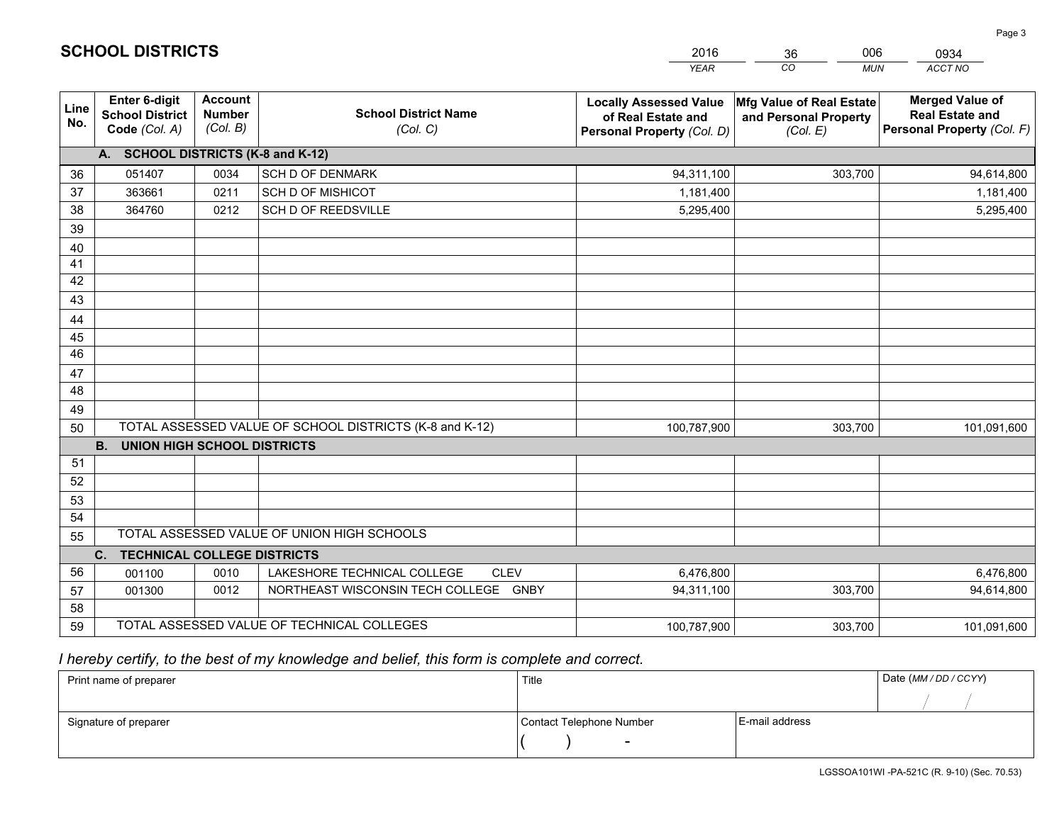# SCHOOL DISTRICTS

| 2016 | 36 | 006 | 0934 |
|---|---|---|---|
| *YEAR* | *CO* | *MUN* | *ACCT NO* |

| Line No. | Enter 6-digit School District Code *(Col. A)* | Account Number *(Col. B)* | School District Name *(Col. C)* | Locally Assessed Value of Real Estate and Personal Property *(Col. D)* | Mfg Value of Real Estate and Personal Property *(Col. E)* | Merged Value of Real Estate and Personal Property *(Col. F)* |
|---|---|---|---|---|---|---|
| | **A. SCHOOL DISTRICTS (K-8 and K-12)** | | | | | |
| 36 | 051407 | 0034 | SCH D OF DENMARK | 94,311,100 | 303,700 | 94,614,800 |
| 37 | 363661 | 0211 | SCH D OF MISHICOT | 1,181,400 | | 1,181,400 |
| 38 | 364760 | 0212 | SCH D OF REEDSVILLE | 5,295,400 | | 5,295,400 |
| 39 | | | | | | |
| 40 | | | | | | |
| 41 | | | | | | |
| 42 | | | | | | |
| 43 | | | | | | |
| 44 | | | | | | |
| 45 | | | | | | |
| 46 | | | | | | |
| 47 | | | | | | |
| 48 | | | | | | |
| 49 | | | | | | |
| 50 | TOTAL ASSESSED VALUE OF SCHOOL DISTRICTS (K-8 and K-12) | | | 100,787,900 | 303,700 | 101,091,600 |
| | **B. UNION HIGH SCHOOL DISTRICTS** | | | | | |
| 51 | | | | | | |
| 52 | | | | | | |
| 53 | | | | | | |
| 54 | | | | | | |
| 55 | TOTAL ASSESSED VALUE OF UNION HIGH SCHOOLS | | | | | |
| | **C. TECHNICAL COLLEGE DISTRICTS** | | | | | |
| 56 | 001100 | 0010 | LAKESHORE TECHNICAL COLLEGE CLEV | 6,476,800 | | 6,476,800 |
| 57 | 001300 | 0012 | NORTHEAST WISCONSIN TECH COLLEGE GNBY | 94,311,100 | 303,700 | 94,614,800 |
| 58 | | | | | | |
| 59 | TOTAL ASSESSED VALUE OF TECHNICAL COLLEGES | | | 100,787,900 | 303,700 | 101,091,600 |

*I hereby certify, to the best of my knowledge and belief, this form is complete and correct.*

| Print name of preparer | Title | | Date *(MM / DD / CCYY)* |
|---|---|---|---|
| | | | / / |
| Signature of preparer | Contact Telephone Number | E-mail address | |
| | ( ) - | | |

LGSSOA101WI -PA-521C (R. 9-10) (Sec. 70.53)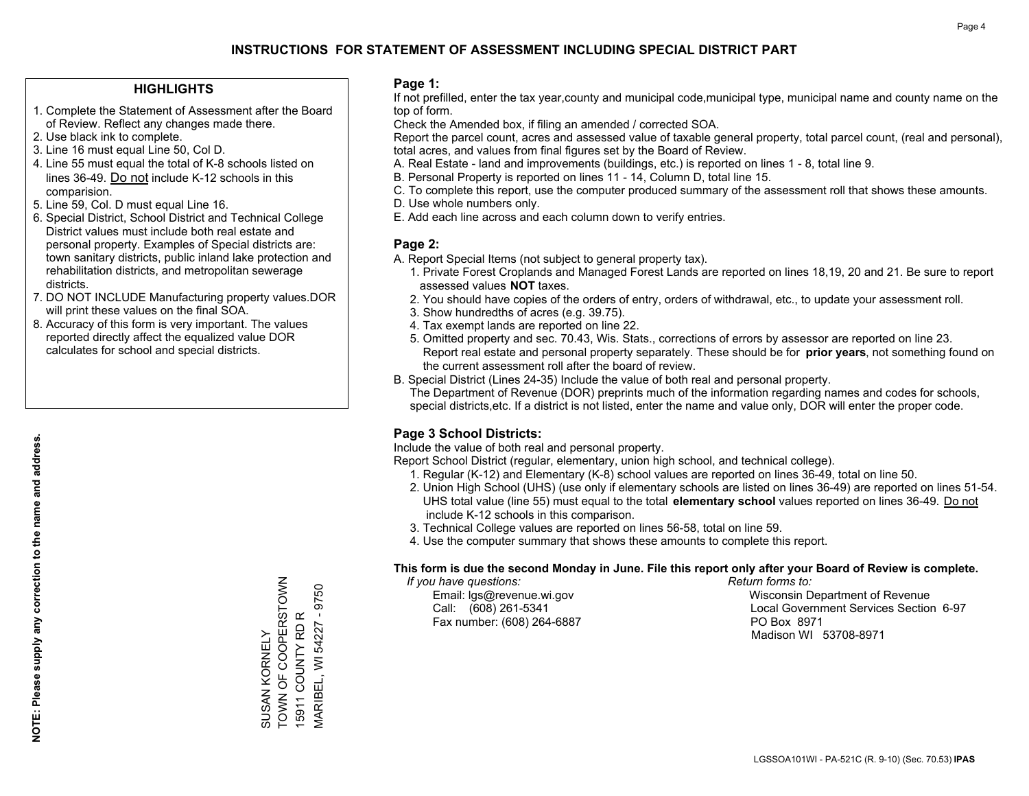# INSTRUCTIONS FOR STATEMENT OF ASSESSMENT INCLUDING SPECIAL DISTRICT PART

## HIGHLIGHTS

1. Complete the Statement of Assessment after the Board of Review. Reflect any changes made there.
2. Use black ink to complete.
3. Line 16 must equal Line 50, Col D.
4. Line 55 must equal the total of K-8 schools listed on lines 36-49. Do not include K-12 schools in this comparision.
5. Line 59, Col. D must equal Line 16.
6. Special District, School District and Technical College District values must include both real estate and personal property. Examples of Special districts are: town sanitary districts, public inland lake protection and rehabilitation districts, and metropolitan sewerage districts.
7. DO NOT INCLUDE Manufacturing property values.DOR will print these values on the final SOA.
8. Accuracy of this form is very important. The values reported directly affect the equalized value DOR calculates for school and special districts.

**NOTE: Please supply any correction to the name and address.**

SUSAN KORNELY
TOWN OF COOPERSTOWN
15911 COUNTY RD R
MARIBEL, WI 54227 - 9750

## Page 1:

If not prefilled, enter the tax year,county and municipal code,municipal type, municipal name and county name on the top of form.

Check the Amended box, if filing an amended / corrected SOA.

Report the parcel count, acres and assessed value of taxable general property, total parcel count, (real and personal), total acres, and values from final figures set by the Board of Review.

A. Real Estate - land and improvements (buildings, etc.) is reported on lines 1 - 8, total line 9.
B. Personal Property is reported on lines 11 - 14, Column D, total line 15.
C. To complete this report, use the computer produced summary of the assessment roll that shows these amounts.
D. Use whole numbers only.
E. Add each line across and each column down to verify entries.

## Page 2:

A. Report Special Items (not subject to general property tax).
   1. Private Forest Croplands and Managed Forest Lands are reported on lines 18,19, 20 and 21. Be sure to report assessed values **NOT** taxes.
   2. You should have copies of the orders of entry, orders of withdrawal, etc., to update your assessment roll.
   3. Show hundredths of acres (e.g. 39.75).
   4. Tax exempt lands are reported on line 22.
   5. Omitted property and sec. 70.43, Wis. Stats., corrections of errors by assessor are reported on line 23. Report real estate and personal property separately. These should be for **prior years**, not something found on the current assessment roll after the board of review.
B. Special District (Lines 24-35) Include the value of both real and personal property.
   The Department of Revenue (DOR) preprints much of the information regarding names and codes for schools, special districts,etc. If a district is not listed, enter the name and value only, DOR will enter the proper code.

## Page 3 School Districts:

Include the value of both real and personal property.

Report School District (regular, elementary, union high school, and technical college).

1. Regular (K-12) and Elementary (K-8) school values are reported on lines 36-49, total on line 50.
2. Union High School (UHS) (use only if elementary schools are listed on lines 36-49) are reported on lines 51-54. UHS total value (line 55) must equal to the total **elementary school** values reported on lines 36-49. Do not include K-12 schools in this comparison.
3. Technical College values are reported on lines 56-58, total on line 59.
4. Use the computer summary that shows these amounts to complete this report.

**This form is due the second Monday in June. File this report only after your Board of Review is complete.**

*If you have questions:*
Email: lgs@revenue.wi.gov
Call: (608) 261-5341
Fax number: (608) 264-6887

*Return forms to:*
Wisconsin Department of Revenue
Local Government Services Section 6-97
PO Box 8971
Madison WI 53708-8971

LGSSOA101WI - PA-521C (R. 9-10) (Sec. 70.53) **IPAS**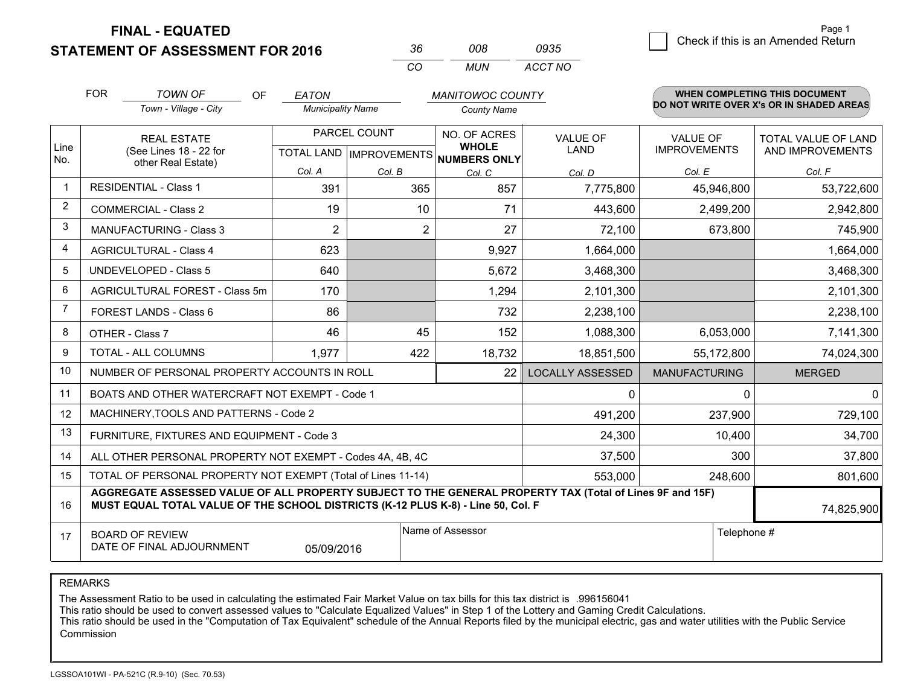# FINAL - EQUATED
## STATEMENT OF ASSESSMENT FOR 2016

| 36 | 008 | 0935 |
|---|---|---|
| CO | MUN | ACCT NO |

Page 1

☐ Check if this is an Amended Return

FOR *TOWN OF* (Town - Village - City) OF *EATON* (Municipality Name) *MANITOWOC COUNTY* (County Name)

**WHEN COMPLETING THIS DOCUMENT DO NOT WRITE OVER X's OR IN SHADED AREAS**

| Line No. | REAL ESTATE (See Lines 18 - 22 for other Real Estate) | PARCEL COUNT | | NO. OF ACRES WHOLE NUMBERS ONLY | VALUE OF LAND | VALUE OF IMPROVEMENTS | TOTAL VALUE OF LAND AND IMPROVEMENTS |
|---|---|---|---|---|---|---|---|
| | | TOTAL LAND | IMPROVEMENTS | | | | |
| | | Col. A | Col. B | Col. C | Col. D | Col. E | Col. F |
| 1 | RESIDENTIAL - Class 1 | 391 | 365 | 857 | 7,775,800 | 45,946,800 | 53,722,600 |
| 2 | COMMERCIAL - Class 2 | 19 | 10 | 71 | 443,600 | 2,499,200 | 2,942,800 |
| 3 | MANUFACTURING - Class 3 | 2 | 2 | 27 | 72,100 | 673,800 | 745,900 |
| 4 | AGRICULTURAL - Class 4 | 623 | | 9,927 | 1,664,000 | | 1,664,000 |
| 5 | UNDEVELOPED - Class 5 | 640 | | 5,672 | 3,468,300 | | 3,468,300 |
| 6 | AGRICULTURAL FOREST - Class 5m | 170 | | 1,294 | 2,101,300 | | 2,101,300 |
| 7 | FOREST LANDS - Class 6 | 86 | | 732 | 2,238,100 | | 2,238,100 |
| 8 | OTHER - Class 7 | 46 | 45 | 152 | 1,088,300 | 6,053,000 | 7,141,300 |
| 9 | TOTAL - ALL COLUMNS | 1,977 | 422 | 18,732 | 18,851,500 | 55,172,800 | 74,024,300 |
| 10 | NUMBER OF PERSONAL PROPERTY ACCOUNTS IN ROLL | | | 22 | LOCALLY ASSESSED | MANUFACTURING | MERGED |
| 11 | BOATS AND OTHER WATERCRAFT NOT EXEMPT - Code 1 | | | | 0 | 0 | 0 |
| 12 | MACHINERY,TOOLS AND PATTERNS - Code 2 | | | | 491,200 | 237,900 | 729,100 |
| 13 | FURNITURE, FIXTURES AND EQUIPMENT - Code 3 | | | | 24,300 | 10,400 | 34,700 |
| 14 | ALL OTHER PERSONAL PROPERTY NOT EXEMPT - Codes 4A, 4B, 4C | | | | 37,500 | 300 | 37,800 |
| 15 | TOTAL OF PERSONAL PROPERTY NOT EXEMPT (Total of Lines 11-14) | | | | 553,000 | 248,600 | 801,600 |
| 16 | **AGGREGATE ASSESSED VALUE OF ALL PROPERTY SUBJECT TO THE GENERAL PROPERTY TAX (Total of Lines 9F and 15F) MUST EQUAL TOTAL VALUE OF THE SCHOOL DISTRICTS (K-12 PLUS K-8) - Line 50, Col. F** | | | | | | 74,825,900 |
| 17 | BOARD OF REVIEW DATE OF FINAL ADJOURNMENT | 05/09/2016 | | Name of Assessor | | Telephone # | |

REMARKS

The Assessment Ratio to be used in calculating the estimated Fair Market Value on tax bills for this tax district is .996156041
This ratio should be used to convert assessed values to "Calculate Equalized Values" in Step 1 of the Lottery and Gaming Credit Calculations.
This ratio should be used in the "Computation of Tax Equivalent" schedule of the Annual Reports filed by the municipal electric, gas and water utilities with the Public Service Commission

LGSSOA101WI - PA-521C (R.9-10) (Sec. 70.53)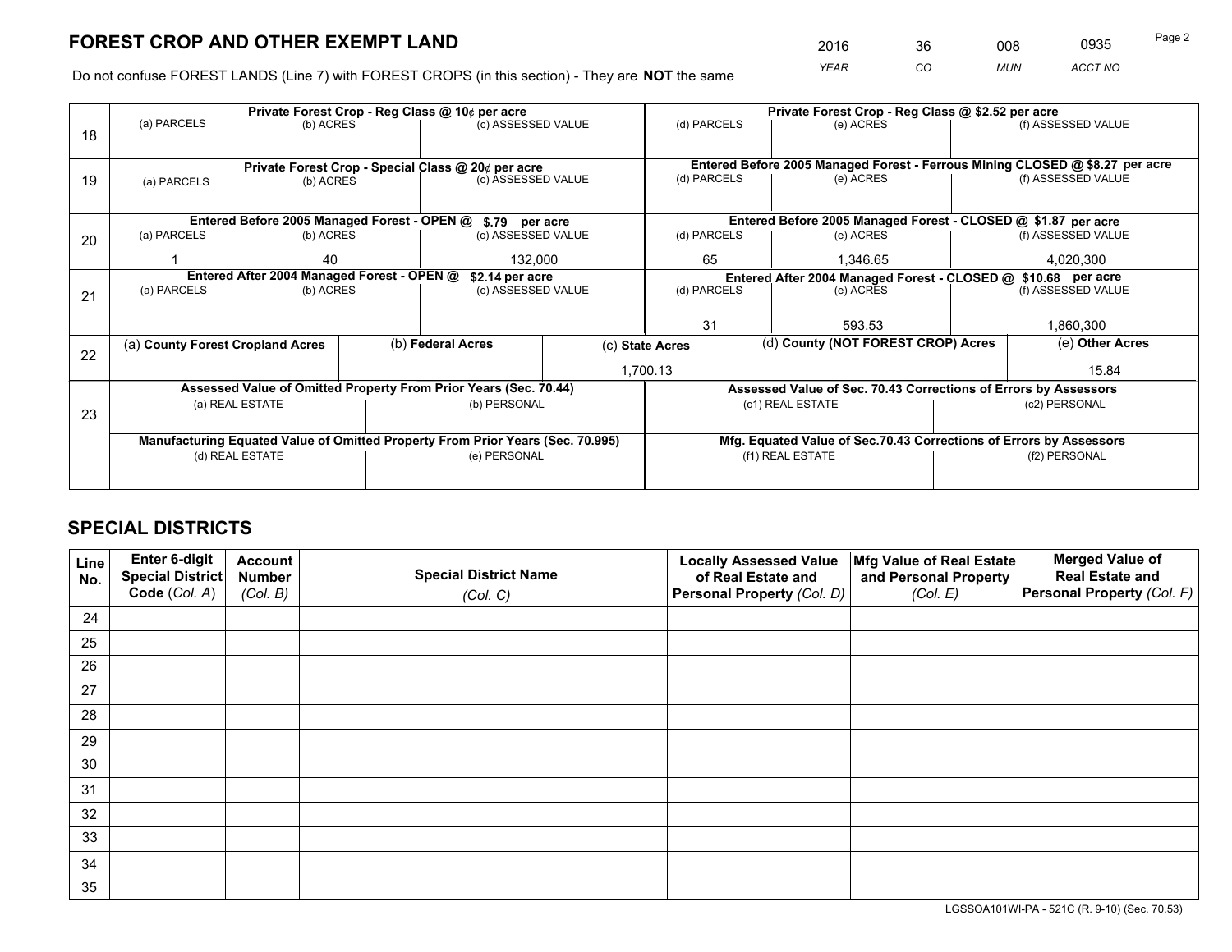# FOREST CROP AND OTHER EXEMPT LAND

| 2016 | 36 | 008 | 0935 |
|---|---|---|---|
| *YEAR* | *CO* | *MUN* | *ACCT NO* |

Do not confuse FOREST LANDS (Line 7) with FOREST CROPS (in this section) - They are **NOT** the same

| Line | Private Forest Crop - Reg Class @ 10¢ per acre | | | Private Forest Crop - Reg Class @ $2.52 per acre | | |
|---|---|---|---|---|---|---|
| | (a) PARCELS | (b) ACRES | (c) ASSESSED VALUE | (d) PARCELS | (e) ACRES | (f) ASSESSED VALUE |
| 18 | | | | | | |
| | **Private Forest Crop - Special Class @ 20¢ per acre** | | | **Entered Before 2005 Managed Forest - Ferrous Mining CLOSED @ $8.27 per acre** | | |
| 19 | (a) PARCELS | (b) ACRES | (c) ASSESSED VALUE | (d) PARCELS | (e) ACRES | (f) ASSESSED VALUE |
| | | | | | | |
| | **Entered Before 2005 Managed Forest - OPEN @ $.79 per acre** | | | **Entered Before 2005 Managed Forest - CLOSED @ $1.87 per acre** | | |
| 20 | (a) PARCELS | (b) ACRES | (c) ASSESSED VALUE | (d) PARCELS | (e) ACRES | (f) ASSESSED VALUE |
| | 1 | 40 | 132,000 | 65 | 1,346.65 | 4,020,300 |
| | **Entered After 2004 Managed Forest - OPEN @ $2.14 per acre** | | | **Entered After 2004 Managed Forest - CLOSED @ $10.68 per acre** | | |
| 21 | (a) PARCELS | (b) ACRES | (c) ASSESSED VALUE | (d) PARCELS | (e) ACRES | (f) ASSESSED VALUE |
| | | | | 31 | 593.53 | 1,860,300 |

| Line | (a) County Forest Cropland Acres | (b) Federal Acres | (c) State Acres | (d) County (NOT FOREST CROP) Acres | (e) Other Acres |
|---|---|---|---|---|---|
| 22 | | | 1,700.13 | | 15.84 |

| Line | Assessed Value of Omitted Property From Prior Years (Sec. 70.44) | | Assessed Value of Sec. 70.43 Corrections of Errors by Assessors | |
|---|---|---|---|---|
| 23 | (a) REAL ESTATE | (b) PERSONAL | (c1) REAL ESTATE | (c2) PERSONAL |
| | | | | |
| | **Manufacturing Equated Value of Omitted Property From Prior Years (Sec. 70.995)** | | **Mfg. Equated Value of Sec.70.43 Corrections of Errors by Assessors** | |
| | (d) REAL ESTATE | (e) PERSONAL | (f1) REAL ESTATE | (f2) PERSONAL |
| | | | | |

# SPECIAL DISTRICTS

| Line No. | Enter 6-digit Special District Code (Col. A) | Account Number (Col. B) | Special District Name (Col. C) | Locally Assessed Value of Real Estate and Personal Property (Col. D) | Mfg Value of Real Estate and Personal Property (Col. E) | Merged Value of Real Estate and Personal Property (Col. F) |
|---|---|---|---|---|---|---|
| 24 | | | | | | |
| 25 | | | | | | |
| 26 | | | | | | |
| 27 | | | | | | |
| 28 | | | | | | |
| 29 | | | | | | |
| 30 | | | | | | |
| 31 | | | | | | |
| 32 | | | | | | |
| 33 | | | | | | |
| 34 | | | | | | |
| 35 | | | | | | |

LGSSOA101WI-PA - 521C (R. 9-10) (Sec. 70.53)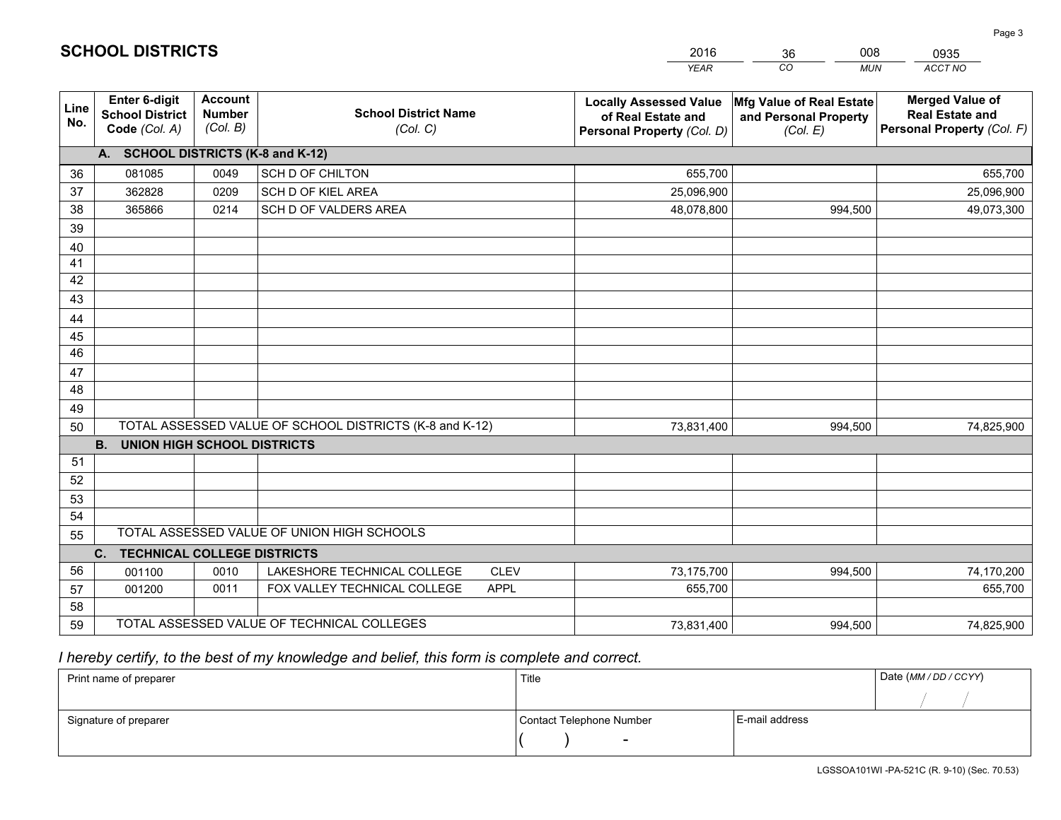# SCHOOL DISTRICTS

| 2016 | 36 | 008 | 0935 |
|---|---|---|---|
| *YEAR* | *CO* | *MUN* | *ACCT NO* |

| Line No. | Enter 6-digit School District Code *(Col. A)* | Account Number *(Col. B)* | School District Name *(Col. C)* | Locally Assessed Value of Real Estate and Personal Property *(Col. D)* | Mfg Value of Real Estate and Personal Property *(Col. E)* | Merged Value of Real Estate and Personal Property *(Col. F)* |
|---|---|---|---|---|---|---|
| | **A. SCHOOL DISTRICTS (K-8 and K-12)** | | | | | |
| 36 | 081085 | 0049 | SCH D OF CHILTON | 655,700 | | 655,700 |
| 37 | 362828 | 0209 | SCH D OF KIEL AREA | 25,096,900 | | 25,096,900 |
| 38 | 365866 | 0214 | SCH D OF VALDERS AREA | 48,078,800 | 994,500 | 49,073,300 |
| 39 | | | | | | |
| 40 | | | | | | |
| 41 | | | | | | |
| 42 | | | | | | |
| 43 | | | | | | |
| 44 | | | | | | |
| 45 | | | | | | |
| 46 | | | | | | |
| 47 | | | | | | |
| 48 | | | | | | |
| 49 | | | | | | |
| 50 | TOTAL ASSESSED VALUE OF SCHOOL DISTRICTS (K-8 and K-12) | | | 73,831,400 | 994,500 | 74,825,900 |
| | **B. UNION HIGH SCHOOL DISTRICTS** | | | | | |
| 51 | | | | | | |
| 52 | | | | | | |
| 53 | | | | | | |
| 54 | | | | | | |
| 55 | TOTAL ASSESSED VALUE OF UNION HIGH SCHOOLS | | | | | |
| | **C. TECHNICAL COLLEGE DISTRICTS** | | | | | |
| 56 | 001100 | 0010 | LAKESHORE TECHNICAL COLLEGE CLEV | 73,175,700 | 994,500 | 74,170,200 |
| 57 | 001200 | 0011 | FOX VALLEY TECHNICAL COLLEGE APPL | 655,700 | | 655,700 |
| 58 | | | | | | |
| 59 | TOTAL ASSESSED VALUE OF TECHNICAL COLLEGES | | | 73,831,400 | 994,500 | 74,825,900 |

*I hereby certify, to the best of my knowledge and belief, this form is complete and correct.*

| Print name of preparer | Title | | Date *(MM / DD / CCYY)* |
|---|---|---|---|
| | | | / / |
| Signature of preparer | Contact Telephone Number | E-mail address | |
| | ( ) - | | |

LGSSOA101WI -PA-521C (R. 9-10) (Sec. 70.53)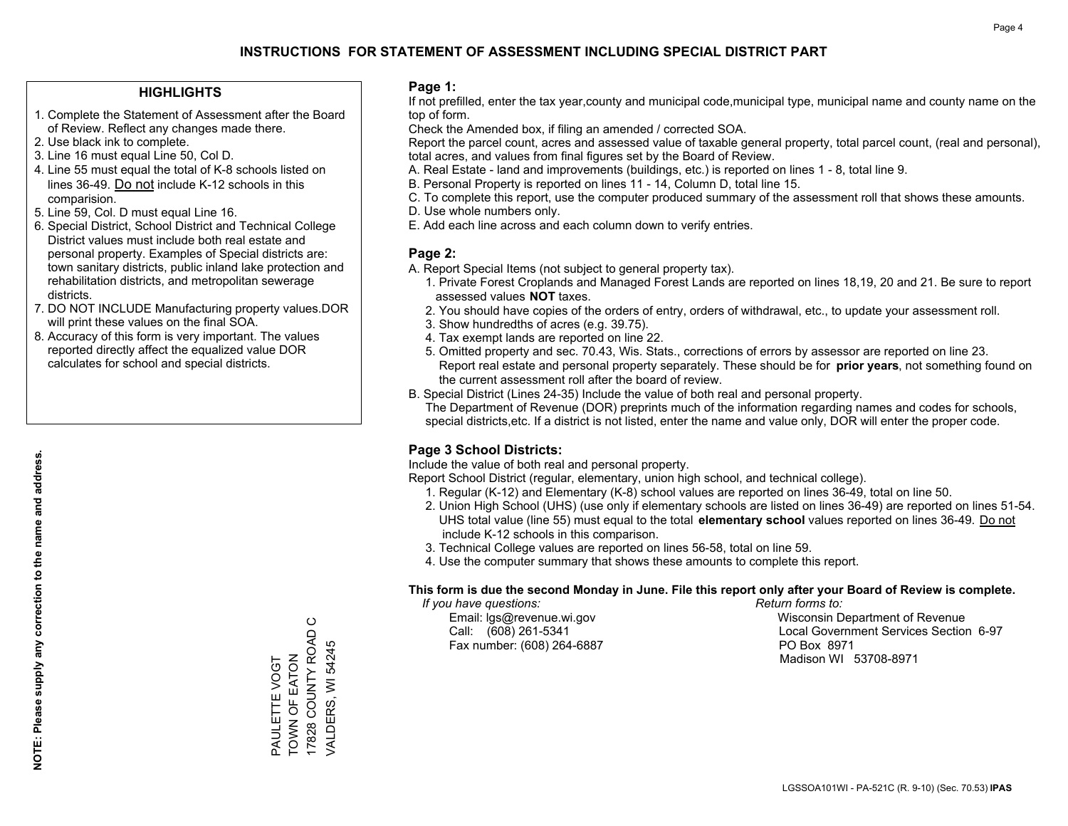# INSTRUCTIONS FOR STATEMENT OF ASSESSMENT INCLUDING SPECIAL DISTRICT PART

## HIGHLIGHTS

1. Complete the Statement of Assessment after the Board of Review. Reflect any changes made there.
2. Use black ink to complete.
3. Line 16 must equal Line 50, Col D.
4. Line 55 must equal the total of K-8 schools listed on lines 36-49. Do not include K-12 schools in this comparision.
5. Line 59, Col. D must equal Line 16.
6. Special District, School District and Technical College District values must include both real estate and personal property. Examples of Special districts are: town sanitary districts, public inland lake protection and rehabilitation districts, and metropolitan sewerage districts.
7. DO NOT INCLUDE Manufacturing property values.DOR will print these values on the final SOA.
8. Accuracy of this form is very important. The values reported directly affect the equalized value DOR calculates for school and special districts.

**NOTE: Please supply any correction to the name and address.**

PAULETTE VOGT
TOWN OF EATON
17828 COUNTY ROAD C
VALDERS, WI 54245

## Page 1:

If not prefilled, enter the tax year,county and municipal code,municipal type, municipal name and county name on the top of form.

Check the Amended box, if filing an amended / corrected SOA.

Report the parcel count, acres and assessed value of taxable general property, total parcel count, (real and personal), total acres, and values from final figures set by the Board of Review.

A. Real Estate - land and improvements (buildings, etc.) is reported on lines 1 - 8, total line 9.
B. Personal Property is reported on lines 11 - 14, Column D, total line 15.
C. To complete this report, use the computer produced summary of the assessment roll that shows these amounts.
D. Use whole numbers only.
E. Add each line across and each column down to verify entries.

## Page 2:

A. Report Special Items (not subject to general property tax).
   1. Private Forest Croplands and Managed Forest Lands are reported on lines 18,19, 20 and 21. Be sure to report assessed values **NOT** taxes.
   2. You should have copies of the orders of entry, orders of withdrawal, etc., to update your assessment roll.
   3. Show hundredths of acres (e.g. 39.75).
   4. Tax exempt lands are reported on line 22.
   5. Omitted property and sec. 70.43, Wis. Stats., corrections of errors by assessor are reported on line 23. Report real estate and personal property separately. These should be for **prior years**, not something found on the current assessment roll after the board of review.
B. Special District (Lines 24-35) Include the value of both real and personal property.
   The Department of Revenue (DOR) preprints much of the information regarding names and codes for schools, special districts,etc. If a district is not listed, enter the name and value only, DOR will enter the proper code.

## Page 3 School Districts:

Include the value of both real and personal property.

Report School District (regular, elementary, union high school, and technical college).

1. Regular (K-12) and Elementary (K-8) school values are reported on lines 36-49, total on line 50.
2. Union High School (UHS) (use only if elementary schools are listed on lines 36-49) are reported on lines 51-54. UHS total value (line 55) must equal to the total **elementary school** values reported on lines 36-49. Do not include K-12 schools in this comparison.
3. Technical College values are reported on lines 56-58, total on line 59.
4. Use the computer summary that shows these amounts to complete this report.

**This form is due the second Monday in June. File this report only after your Board of Review is complete.**

*If you have questions:*
Email: lgs@revenue.wi.gov
Call: (608) 261-5341
Fax number: (608) 264-6887

*Return forms to:*
Wisconsin Department of Revenue
Local Government Services Section 6-97
PO Box 8971
Madison WI 53708-8971

LGSSOA101WI - PA-521C (R. 9-10) (Sec. 70.53) **IPAS**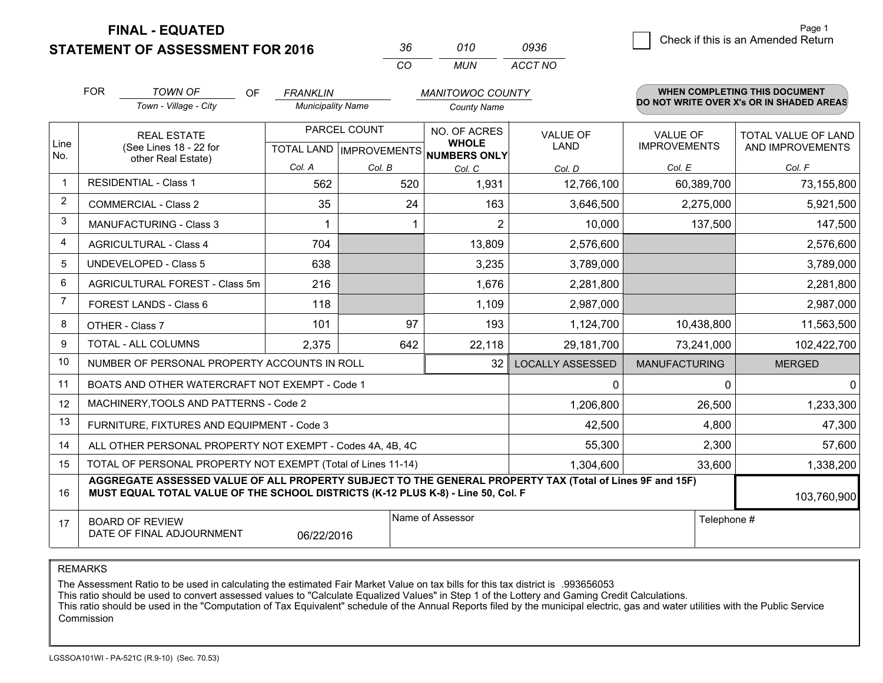# FINAL - EQUATED
# STATEMENT OF ASSESSMENT FOR 2016

| 36 | 010 | 0936 |
|---|---|---|
| CO | MUN | ACCT NO |

Page 1

☐ Check if this is an Amended Return

FOR *TOWN OF* (Town - Village - City) OF *FRANKLIN* (Municipality Name) *MANITOWOC COUNTY* (County Name)

**WHEN COMPLETING THIS DOCUMENT DO NOT WRITE OVER X's OR IN SHADED AREAS**

| Line No. | REAL ESTATE (See Lines 18 - 22 for other Real Estate) | PARCEL COUNT TOTAL LAND Col. A | PARCEL COUNT IMPROVEMENTS Col. B | NO. OF ACRES WHOLE NUMBERS ONLY Col. C | VALUE OF LAND Col. D | VALUE OF IMPROVEMENTS Col. E | TOTAL VALUE OF LAND AND IMPROVEMENTS Col. F |
|---|---|---|---|---|---|---|---|
| 1 | RESIDENTIAL - Class 1 | 562 | 520 | 1,931 | 12,766,100 | 60,389,700 | 73,155,800 |
| 2 | COMMERCIAL - Class 2 | 35 | 24 | 163 | 3,646,500 | 2,275,000 | 5,921,500 |
| 3 | MANUFACTURING - Class 3 | 1 | 1 | 2 | 10,000 | 137,500 | 147,500 |
| 4 | AGRICULTURAL - Class 4 | 704 | | 13,809 | 2,576,600 | | 2,576,600 |
| 5 | UNDEVELOPED - Class 5 | 638 | | 3,235 | 3,789,000 | | 3,789,000 |
| 6 | AGRICULTURAL FOREST - Class 5m | 216 | | 1,676 | 2,281,800 | | 2,281,800 |
| 7 | FOREST LANDS - Class 6 | 118 | | 1,109 | 2,987,000 | | 2,987,000 |
| 8 | OTHER - Class 7 | 101 | 97 | 193 | 1,124,700 | 10,438,800 | 11,563,500 |
| 9 | TOTAL - ALL COLUMNS | 2,375 | 642 | 22,118 | 29,181,700 | 73,241,000 | 102,422,700 |
| 10 | NUMBER OF PERSONAL PROPERTY ACCOUNTS IN ROLL | | | 32 | LOCALLY ASSESSED | MANUFACTURING | MERGED |
| 11 | BOATS AND OTHER WATERCRAFT NOT EXEMPT - Code 1 | | | | 0 | 0 | 0 |
| 12 | MACHINERY,TOOLS AND PATTERNS - Code 2 | | | | 1,206,800 | 26,500 | 1,233,300 |
| 13 | FURNITURE, FIXTURES AND EQUIPMENT - Code 3 | | | | 42,500 | 4,800 | 47,300 |
| 14 | ALL OTHER PERSONAL PROPERTY NOT EXEMPT - Codes 4A, 4B, 4C | | | | 55,300 | 2,300 | 57,600 |
| 15 | TOTAL OF PERSONAL PROPERTY NOT EXEMPT (Total of Lines 11-14) | | | | 1,304,600 | 33,600 | 1,338,200 |
| 16 | **AGGREGATE ASSESSED VALUE OF ALL PROPERTY SUBJECT TO THE GENERAL PROPERTY TAX (Total of Lines 9F and 15F) MUST EQUAL TOTAL VALUE OF THE SCHOOL DISTRICTS (K-12 PLUS K-8) - Line 50, Col. F** | | | | | | 103,760,900 |
| 17 | BOARD OF REVIEW DATE OF FINAL ADJOURNMENT | 06/22/2016 | | Name of Assessor | | Telephone # | |

REMARKS

The Assessment Ratio to be used in calculating the estimated Fair Market Value on tax bills for this tax district is .993656053
This ratio should be used to convert assessed values to "Calculate Equalized Values" in Step 1 of the Lottery and Gaming Credit Calculations.
This ratio should be used in the "Computation of Tax Equivalent" schedule of the Annual Reports filed by the municipal electric, gas and water utilities with the Public Service Commission

LGSSOA101WI - PA-521C (R.9-10) (Sec. 70.53)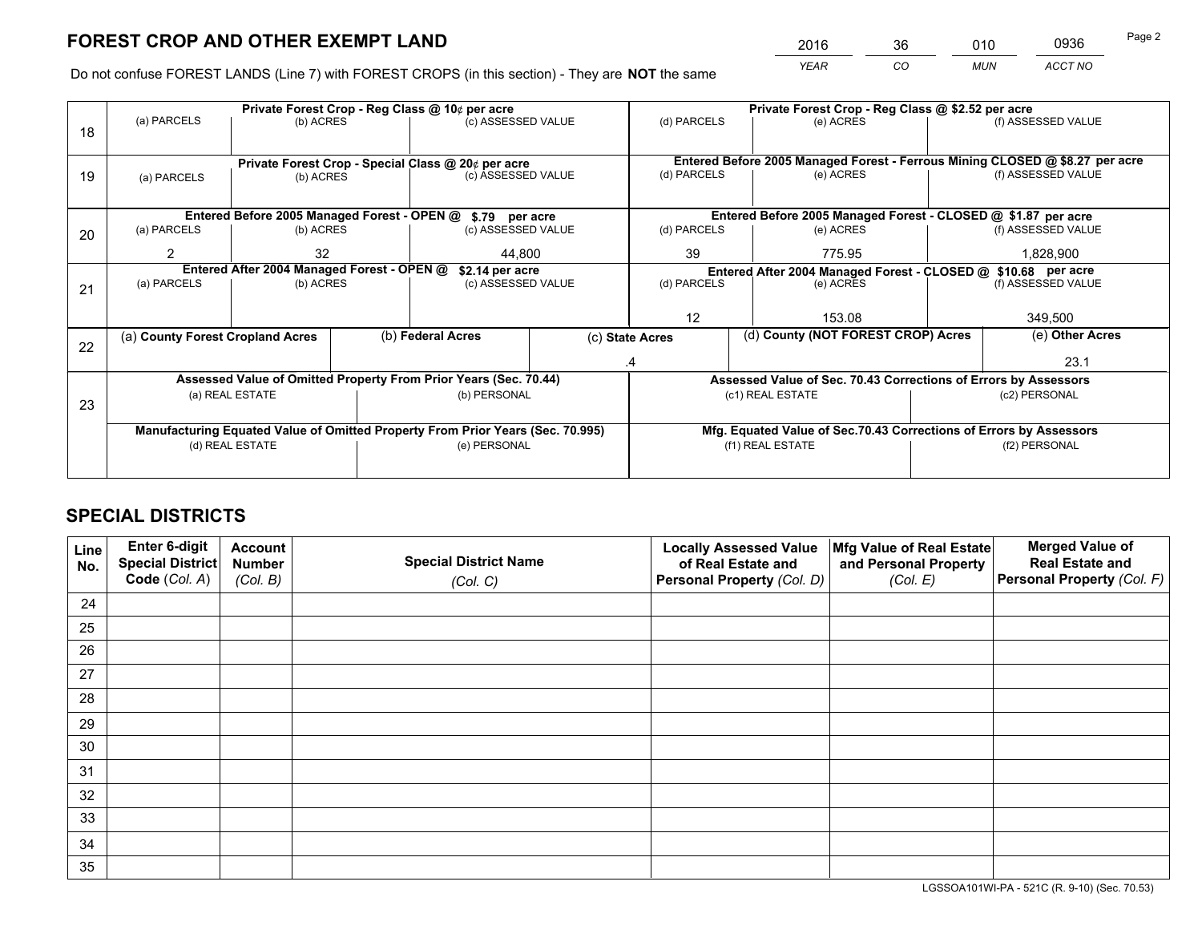# FOREST CROP AND OTHER EXEMPT LAND

| 2016 | 36 | 010 | 0936 |
|---|---|---|---|
| *YEAR* | *CO* | *MUN* | *ACCT NO* |

Do not confuse FOREST LANDS (Line 7) with FOREST CROPS (in this section) - They are **NOT** the same

| Line | Private Forest Crop - Reg Class @ 10¢ per acre | | | Private Forest Crop - Reg Class @ $2.52 per acre | | |
|---|---|---|---|---|---|---|
| 18 | (a) PARCELS | (b) ACRES | (c) ASSESSED VALUE | (d) PARCELS | (e) ACRES | (f) ASSESSED VALUE |
| | | | | | | |
| | **Private Forest Crop - Special Class @ 20¢ per acre** | | | **Entered Before 2005 Managed Forest - Ferrous Mining CLOSED @ $8.27 per acre** | | |
| 19 | (a) PARCELS | (b) ACRES | (c) ASSESSED VALUE | (d) PARCELS | (e) ACRES | (f) ASSESSED VALUE |
| | | | | | | |
| | **Entered Before 2005 Managed Forest - OPEN @ $.79 per acre** | | | **Entered Before 2005 Managed Forest - CLOSED @ $1.87 per acre** | | |
| 20 | (a) PARCELS | (b) ACRES | (c) ASSESSED VALUE | (d) PARCELS | (e) ACRES | (f) ASSESSED VALUE |
| | 2 | 32 | 44,800 | 39 | 775.95 | 1,828,900 |
| | **Entered After 2004 Managed Forest - OPEN @ $2.14 per acre** | | | **Entered After 2004 Managed Forest - CLOSED @ $10.68 per acre** | | |
| 21 | (a) PARCELS | (b) ACRES | (c) ASSESSED VALUE | (d) PARCELS | (e) ACRES | (f) ASSESSED VALUE |
| | | | | 12 | 153.08 | 349,500 |

| Line | (a) County Forest Cropland Acres | (b) Federal Acres | (c) State Acres | (d) County (NOT FOREST CROP) Acres | (e) Other Acres |
|---|---|---|---|---|---|
| 22 | | | .4 | | 23.1 |

| Line | Assessed Value of Omitted Property From Prior Years (Sec. 70.44) | | Assessed Value of Sec. 70.43 Corrections of Errors by Assessors | |
|---|---|---|---|---|
| 23 | (a) REAL ESTATE | (b) PERSONAL | (c1) REAL ESTATE | (c2) PERSONAL |
| | | | | |
| | **Manufacturing Equated Value of Omitted Property From Prior Years (Sec. 70.995)** | | **Mfg. Equated Value of Sec.70.43 Corrections of Errors by Assessors** | |
| | (d) REAL ESTATE | (e) PERSONAL | (f1) REAL ESTATE | (f2) PERSONAL |
| | | | | |

# SPECIAL DISTRICTS

| Line No. | Enter 6-digit Special District Code (*Col. A*) | Account Number (*Col. B*) | Special District Name (*Col. C*) | Locally Assessed Value of Real Estate and Personal Property (*Col. D*) | Mfg Value of Real Estate and Personal Property (*Col. E*) | Merged Value of Real Estate and Personal Property (*Col. F*) |
|---|---|---|---|---|---|---|
| 24 | | | | | | |
| 25 | | | | | | |
| 26 | | | | | | |
| 27 | | | | | | |
| 28 | | | | | | |
| 29 | | | | | | |
| 30 | | | | | | |
| 31 | | | | | | |
| 32 | | | | | | |
| 33 | | | | | | |
| 34 | | | | | | |
| 35 | | | | | | |

LGSSOA101WI-PA - 521C (R. 9-10) (Sec. 70.53)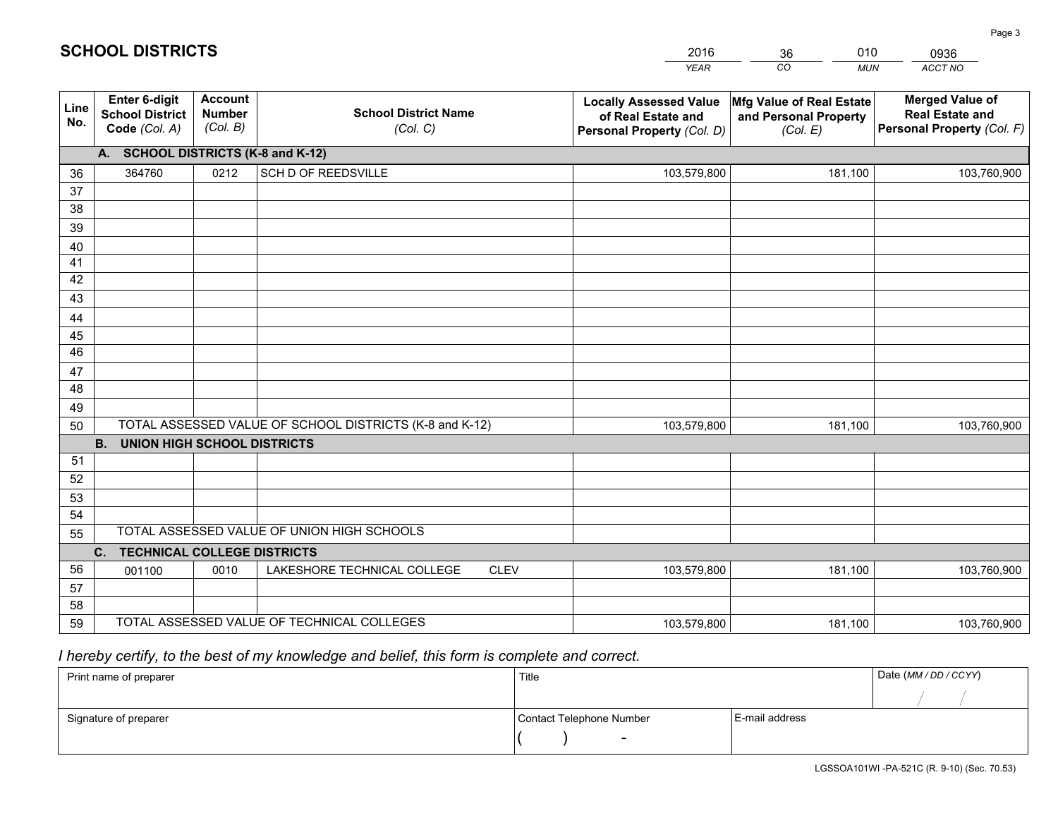# SCHOOL DISTRICTS

| 2016 | 36 | 010 | 0936 |
|---|---|---|---|
| *YEAR* | *CO* | *MUN* | *ACCT NO* |

| Line No. | Enter 6-digit School District Code *(Col. A)* | Account Number *(Col. B)* | School District Name *(Col. C)* | Locally Assessed Value of Real Estate and Personal Property *(Col. D)* | Mfg Value of Real Estate and Personal Property *(Col. E)* | Merged Value of Real Estate and Personal Property *(Col. F)* |
|---|---|---|---|---|---|---|
| | **A. SCHOOL DISTRICTS (K-8 and K-12)** | | | | | |
| 36 | 364760 | 0212 | SCH D OF REEDSVILLE | 103,579,800 | 181,100 | 103,760,900 |
| 37 | | | | | | |
| 38 | | | | | | |
| 39 | | | | | | |
| 40 | | | | | | |
| 41 | | | | | | |
| 42 | | | | | | |
| 43 | | | | | | |
| 44 | | | | | | |
| 45 | | | | | | |
| 46 | | | | | | |
| 47 | | | | | | |
| 48 | | | | | | |
| 49 | | | | | | |
| 50 | TOTAL ASSESSED VALUE OF SCHOOL DISTRICTS (K-8 and K-12) | | | 103,579,800 | 181,100 | 103,760,900 |
| | **B. UNION HIGH SCHOOL DISTRICTS** | | | | | |
| 51 | | | | | | |
| 52 | | | | | | |
| 53 | | | | | | |
| 54 | | | | | | |
| 55 | TOTAL ASSESSED VALUE OF UNION HIGH SCHOOLS | | | | | |
| | **C. TECHNICAL COLLEGE DISTRICTS** | | | | | |
| 56 | 001100 | 0010 | LAKESHORE TECHNICAL COLLEGE CLEV | 103,579,800 | 181,100 | 103,760,900 |
| 57 | | | | | | |
| 58 | | | | | | |
| 59 | TOTAL ASSESSED VALUE OF TECHNICAL COLLEGES | | | 103,579,800 | 181,100 | 103,760,900 |

*I hereby certify, to the best of my knowledge and belief, this form is complete and correct.*

| Print name of preparer | Title | | Date *(MM / DD / CCYY)* |
|---|---|---|---|
| | | | / / |
| Signature of preparer | Contact Telephone Number | E-mail address | |
| | ( ) - | | |

LGSSOA101WI -PA-521C (R. 9-10) (Sec. 70.53)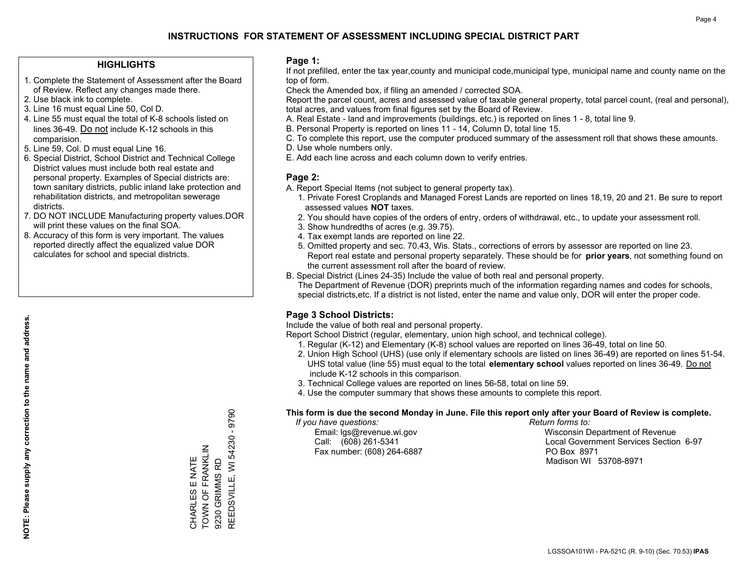# INSTRUCTIONS FOR STATEMENT OF ASSESSMENT INCLUDING SPECIAL DISTRICT PART

## HIGHLIGHTS

1. Complete the Statement of Assessment after the Board of Review. Reflect any changes made there.
2. Use black ink to complete.
3. Line 16 must equal Line 50, Col D.
4. Line 55 must equal the total of K-8 schools listed on lines 36-49. Do not include K-12 schools in this comparision.
5. Line 59, Col. D must equal Line 16.
6. Special District, School District and Technical College District values must include both real estate and personal property. Examples of Special districts are: town sanitary districts, public inland lake protection and rehabilitation districts, and metropolitan sewerage districts.
7. DO NOT INCLUDE Manufacturing property values.DOR will print these values on the final SOA.
8. Accuracy of this form is very important. The values reported directly affect the equalized value DOR calculates for school and special districts.

**NOTE: Please supply any correction to the name and address.**

CHARLES E NATE
TOWN OF FRANKLIN
9230 GRIMMS RD
REEDSVILLE, WI 54230 - 9790

## Page 1:

If not prefilled, enter the tax year,county and municipal code,municipal type, municipal name and county name on the top of form.

Check the Amended box, if filing an amended / corrected SOA.

Report the parcel count, acres and assessed value of taxable general property, total parcel count, (real and personal), total acres, and values from final figures set by the Board of Review.

A. Real Estate - land and improvements (buildings, etc.) is reported on lines 1 - 8, total line 9.
B. Personal Property is reported on lines 11 - 14, Column D, total line 15.
C. To complete this report, use the computer produced summary of the assessment roll that shows these amounts.
D. Use whole numbers only.
E. Add each line across and each column down to verify entries.

## Page 2:

A. Report Special Items (not subject to general property tax).
1. Private Forest Croplands and Managed Forest Lands are reported on lines 18,19, 20 and 21. Be sure to report assessed values **NOT** taxes.
2. You should have copies of the orders of entry, orders of withdrawal, etc., to update your assessment roll.
3. Show hundredths of acres (e.g. 39.75).
4. Tax exempt lands are reported on line 22.
5. Omitted property and sec. 70.43, Wis. Stats., corrections of errors by assessor are reported on line 23. Report real estate and personal property separately. These should be for **prior years**, not something found on the current assessment roll after the board of review.

B. Special District (Lines 24-35) Include the value of both real and personal property.
The Department of Revenue (DOR) preprints much of the information regarding names and codes for schools, special districts,etc. If a district is not listed, enter the name and value only, DOR will enter the proper code.

## Page 3 School Districts:

Include the value of both real and personal property.

Report School District (regular, elementary, union high school, and technical college).

1. Regular (K-12) and Elementary (K-8) school values are reported on lines 36-49, total on line 50.
2. Union High School (UHS) (use only if elementary schools are listed on lines 36-49) are reported on lines 51-54. UHS total value (line 55) must equal to the total **elementary school** values reported on lines 36-49. Do not include K-12 schools in this comparison.
3. Technical College values are reported on lines 56-58, total on line 59.
4. Use the computer summary that shows these amounts to complete this report.

**This form is due the second Monday in June. File this report only after your Board of Review is complete.**

*If you have questions:*
Email: lgs@revenue.wi.gov
Call: (608) 261-5341
Fax number: (608) 264-6887

*Return forms to:*
Wisconsin Department of Revenue
Local Government Services Section 6-97
PO Box 8971
Madison WI 53708-8971

LGSSOA101WI - PA-521C (R. 9-10) (Sec. 70.53) **IPAS**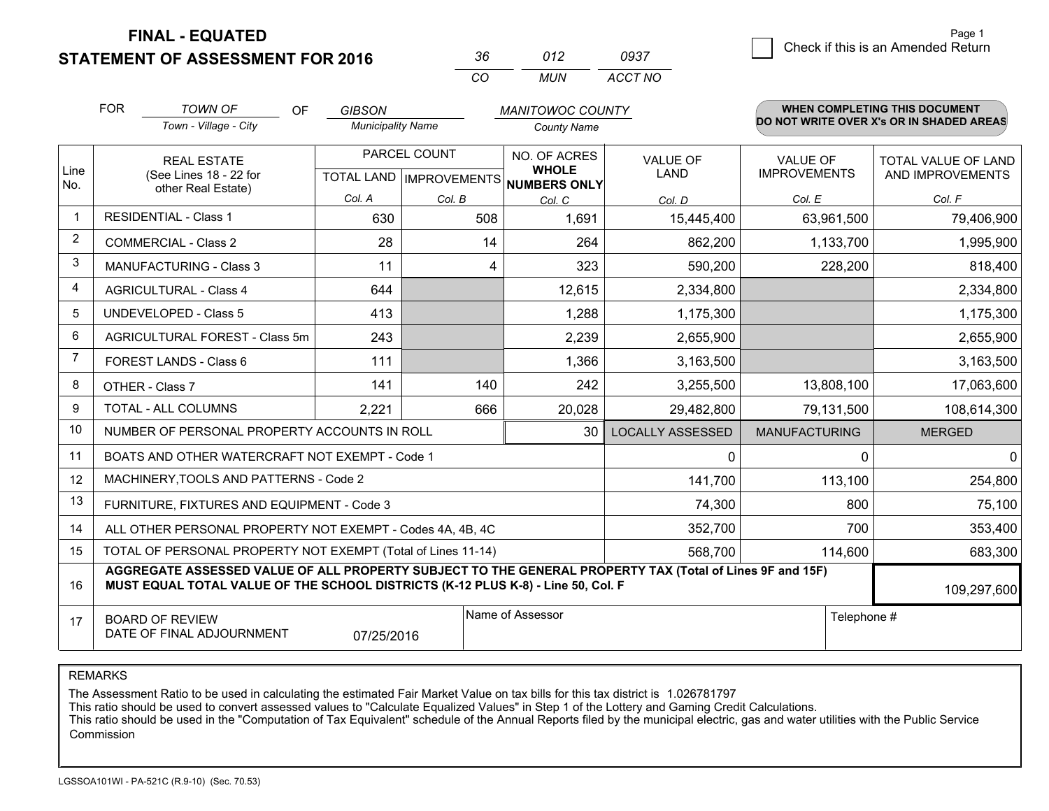# FINAL - EQUATED
## STATEMENT OF ASSESSMENT FOR 2016

| 36 | 012 | 0937 |
|---|---|---|
| CO | MUN | ACCT NO |

☐ Check if this is an Amended Return

FOR *TOWN OF* (Town - Village - City) OF *GIBSON* (Municipality Name) *MANITOWOC COUNTY* (County Name)

**WHEN COMPLETING THIS DOCUMENT DO NOT WRITE OVER X's OR IN SHADED AREAS**

| Line No. | REAL ESTATE (See Lines 18 - 22 for other Real Estate) | PARCEL COUNT TOTAL LAND Col. A | PARCEL COUNT IMPROVEMENTS Col. B | NO. OF ACRES WHOLE NUMBERS ONLY Col. C | VALUE OF LAND Col. D | VALUE OF IMPROVEMENTS Col. E | TOTAL VALUE OF LAND AND IMPROVEMENTS Col. F |
|---|---|---|---|---|---|---|---|
| 1 | RESIDENTIAL - Class 1 | 630 | 508 | 1,691 | 15,445,400 | 63,961,500 | 79,406,900 |
| 2 | COMMERCIAL - Class 2 | 28 | 14 | 264 | 862,200 | 1,133,700 | 1,995,900 |
| 3 | MANUFACTURING - Class 3 | 11 | 4 | 323 | 590,200 | 228,200 | 818,400 |
| 4 | AGRICULTURAL - Class 4 | 644 | | 12,615 | 2,334,800 | | 2,334,800 |
| 5 | UNDEVELOPED - Class 5 | 413 | | 1,288 | 1,175,300 | | 1,175,300 |
| 6 | AGRICULTURAL FOREST - Class 5m | 243 | | 2,239 | 2,655,900 | | 2,655,900 |
| 7 | FOREST LANDS - Class 6 | 111 | | 1,366 | 3,163,500 | | 3,163,500 |
| 8 | OTHER - Class 7 | 141 | 140 | 242 | 3,255,500 | 13,808,100 | 17,063,600 |
| 9 | TOTAL - ALL COLUMNS | 2,221 | 666 | 20,028 | 29,482,800 | 79,131,500 | 108,614,300 |
| 10 | NUMBER OF PERSONAL PROPERTY ACCOUNTS IN ROLL | | | 30 | LOCALLY ASSESSED | MANUFACTURING | MERGED |
| 11 | BOATS AND OTHER WATERCRAFT NOT EXEMPT - Code 1 | | | | 0 | 0 | 0 |
| 12 | MACHINERY,TOOLS AND PATTERNS - Code 2 | | | | 141,700 | 113,100 | 254,800 |
| 13 | FURNITURE, FIXTURES AND EQUIPMENT - Code 3 | | | | 74,300 | 800 | 75,100 |
| 14 | ALL OTHER PERSONAL PROPERTY NOT EXEMPT - Codes 4A, 4B, 4C | | | | 352,700 | 700 | 353,400 |
| 15 | TOTAL OF PERSONAL PROPERTY NOT EXEMPT (Total of Lines 11-14) | | | | 568,700 | 114,600 | 683,300 |
| 16 | **AGGREGATE ASSESSED VALUE OF ALL PROPERTY SUBJECT TO THE GENERAL PROPERTY TAX (Total of Lines 9F and 15F) MUST EQUAL TOTAL VALUE OF THE SCHOOL DISTRICTS (K-12 PLUS K-8) - Line 50, Col. F** | | | | | | 109,297,600 |
| 17 | BOARD OF REVIEW DATE OF FINAL ADJOURNMENT | 07/25/2016 | | Name of Assessor | | Telephone # | |

REMARKS

The Assessment Ratio to be used in calculating the estimated Fair Market Value on tax bills for this tax district is 1.026781797
This ratio should be used to convert assessed values to "Calculate Equalized Values" in Step 1 of the Lottery and Gaming Credit Calculations.
This ratio should be used in the "Computation of Tax Equivalent" schedule of the Annual Reports filed by the municipal electric, gas and water utilities with the Public Service Commission

LGSSOA101WI - PA-521C (R.9-10) (Sec. 70.53)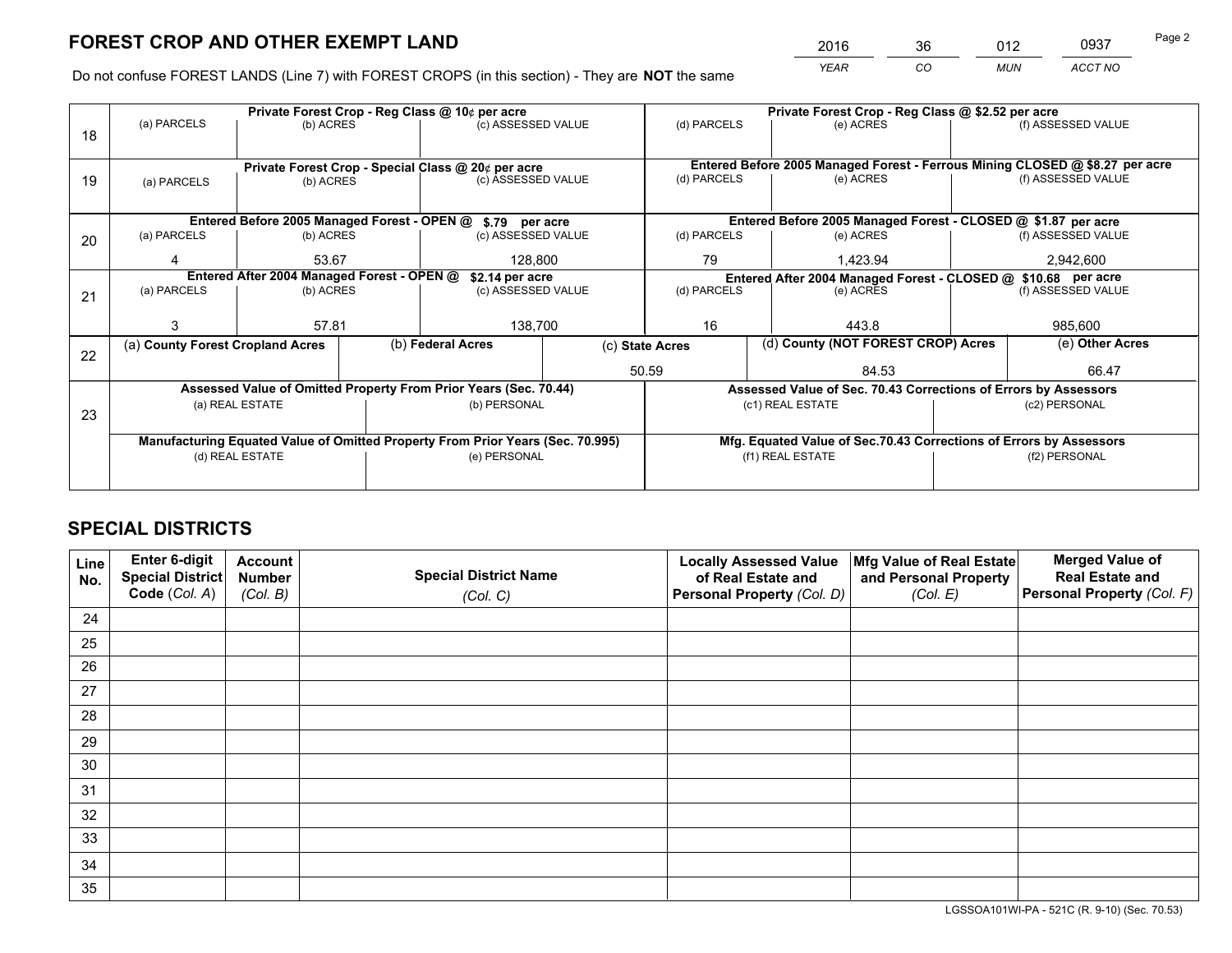# FOREST CROP AND OTHER EXEMPT LAND

| 2016 | 36 | 012 | 0937 |
|---|---|---|---|
| *YEAR* | *CO* | *MUN* | *ACCT NO* |

Do not confuse FOREST LANDS (Line 7) with FOREST CROPS (in this section) - They are **NOT** the same

| Line | Private Forest Crop - Reg Class @ 10¢ per acre | | | Private Forest Crop - Reg Class @ $2.52 per acre | | |
|---|---|---|---|---|---|---|
| 18 | (a) PARCELS | (b) ACRES | (c) ASSESSED VALUE | (d) PARCELS | (e) ACRES | (f) ASSESSED VALUE |
| | | | | | | |
| | **Private Forest Crop - Special Class @ 20¢ per acre** | | | **Entered Before 2005 Managed Forest - Ferrous Mining CLOSED @ $8.27 per acre** | | |
| 19 | (a) PARCELS | (b) ACRES | (c) ASSESSED VALUE | (d) PARCELS | (e) ACRES | (f) ASSESSED VALUE |
| | | | | | | |
| | **Entered Before 2005 Managed Forest - OPEN @ $.79 per acre** | | | **Entered Before 2005 Managed Forest - CLOSED @ $1.87 per acre** | | |
| 20 | (a) PARCELS | (b) ACRES | (c) ASSESSED VALUE | (d) PARCELS | (e) ACRES | (f) ASSESSED VALUE |
| | 4 | 53.67 | 128,800 | 79 | 1,423.94 | 2,942,600 |
| | **Entered After 2004 Managed Forest - OPEN @ $2.14 per acre** | | | **Entered After 2004 Managed Forest - CLOSED @ $10.68 per acre** | | |
| 21 | (a) PARCELS | (b) ACRES | (c) ASSESSED VALUE | (d) PARCELS | (e) ACRES | (f) ASSESSED VALUE |
| | 3 | 57.81 | 138,700 | 16 | 443.8 | 985,600 |

| Line | (a) County Forest Cropland Acres | (b) Federal Acres | (c) State Acres | (d) County (NOT FOREST CROP) Acres | (e) Other Acres |
|---|---|---|---|---|---|
| 22 | | | 50.59 | 84.53 | 66.47 |

| Line | Assessed Value of Omitted Property From Prior Years (Sec. 70.44) | | Assessed Value of Sec. 70.43 Corrections of Errors by Assessors | |
|---|---|---|---|---|
| 23 | (a) REAL ESTATE | (b) PERSONAL | (c1) REAL ESTATE | (c2) PERSONAL |
| | | | | |
| | **Manufacturing Equated Value of Omitted Property From Prior Years (Sec. 70.995)** | | **Mfg. Equated Value of Sec.70.43 Corrections of Errors by Assessors** | |
| | (d) REAL ESTATE | (e) PERSONAL | (f1) REAL ESTATE | (f2) PERSONAL |
| | | | | |

# SPECIAL DISTRICTS

| Line No. | Enter 6-digit Special District Code (*Col. A*) | Account Number (*Col. B*) | Special District Name (*Col. C*) | Locally Assessed Value of Real Estate and Personal Property (*Col. D*) | Mfg Value of Real Estate and Personal Property (*Col. E*) | Merged Value of Real Estate and Personal Property (*Col. F*) |
|---|---|---|---|---|---|---|
| 24 | | | | | | |
| 25 | | | | | | |
| 26 | | | | | | |
| 27 | | | | | | |
| 28 | | | | | | |
| 29 | | | | | | |
| 30 | | | | | | |
| 31 | | | | | | |
| 32 | | | | | | |
| 33 | | | | | | |
| 34 | | | | | | |
| 35 | | | | | | |

LGSSOA101WI-PA - 521C (R. 9-10) (Sec. 70.53)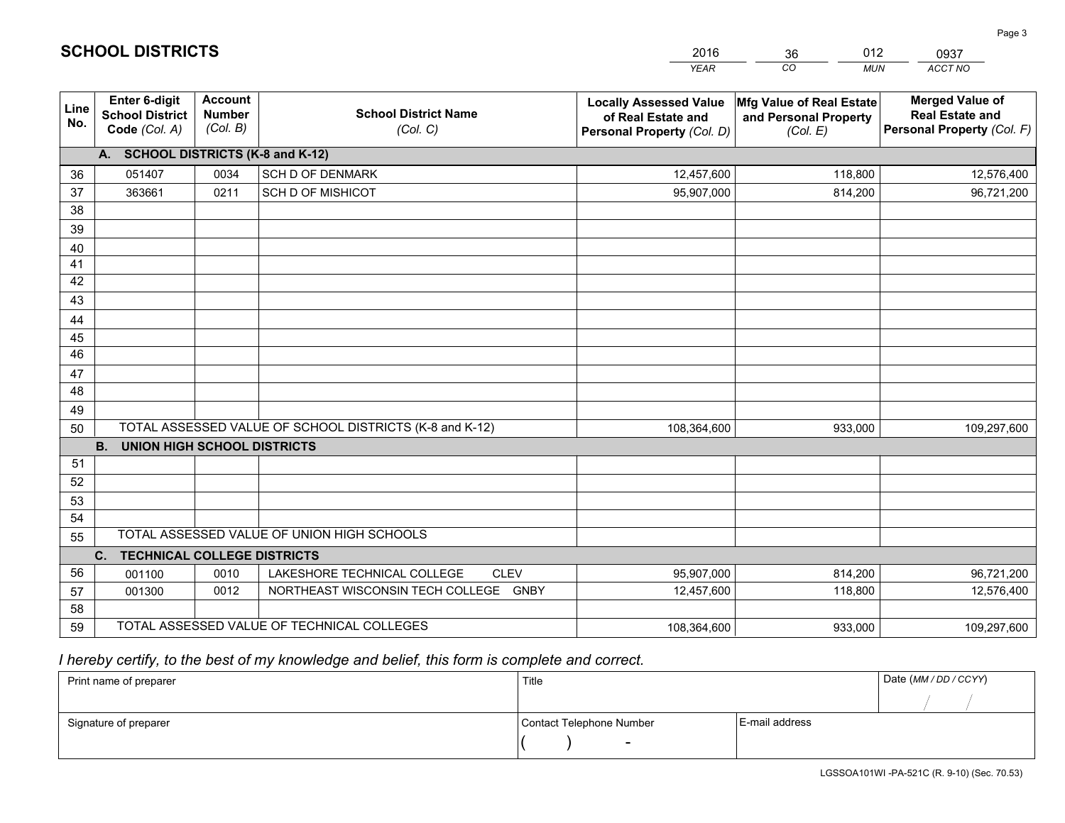# SCHOOL DISTRICTS

| 2016 | 36 | 012 | 0937 |
|---|---|---|---|
| *YEAR* | *CO* | *MUN* | *ACCT NO* |

| Line No. | Enter 6-digit School District Code *(Col. A)* | Account Number *(Col. B)* | School District Name *(Col. C)* | Locally Assessed Value of Real Estate and Personal Property *(Col. D)* | Mfg Value of Real Estate and Personal Property *(Col. E)* | Merged Value of Real Estate and Personal Property *(Col. F)* |
|---|---|---|---|---|---|---|
| | **A. SCHOOL DISTRICTS (K-8 and K-12)** | | | | | |
| 36 | 051407 | 0034 | SCH D OF DENMARK | 12,457,600 | 118,800 | 12,576,400 |
| 37 | 363661 | 0211 | SCH D OF MISHICOT | 95,907,000 | 814,200 | 96,721,200 |
| 38 | | | | | | |
| 39 | | | | | | |
| 40 | | | | | | |
| 41 | | | | | | |
| 42 | | | | | | |
| 43 | | | | | | |
| 44 | | | | | | |
| 45 | | | | | | |
| 46 | | | | | | |
| 47 | | | | | | |
| 48 | | | | | | |
| 49 | | | | | | |
| 50 | TOTAL ASSESSED VALUE OF SCHOOL DISTRICTS (K-8 and K-12) | | | 108,364,600 | 933,000 | 109,297,600 |
| | **B. UNION HIGH SCHOOL DISTRICTS** | | | | | |
| 51 | | | | | | |
| 52 | | | | | | |
| 53 | | | | | | |
| 54 | | | | | | |
| 55 | TOTAL ASSESSED VALUE OF UNION HIGH SCHOOLS | | | | | |
| | **C. TECHNICAL COLLEGE DISTRICTS** | | | | | |
| 56 | 001100 | 0010 | LAKESHORE TECHNICAL COLLEGE CLEV | 95,907,000 | 814,200 | 96,721,200 |
| 57 | 001300 | 0012 | NORTHEAST WISCONSIN TECH COLLEGE GNBY | 12,457,600 | 118,800 | 12,576,400 |
| 58 | | | | | | |
| 59 | TOTAL ASSESSED VALUE OF TECHNICAL COLLEGES | | | 108,364,600 | 933,000 | 109,297,600 |

*I hereby certify, to the best of my knowledge and belief, this form is complete and correct.*

| Print name of preparer | Title | | Date *(MM / DD / CCYY)* |
|---|---|---|---|
| | | | / / |
| Signature of preparer | Contact Telephone Number | E-mail address | |
| | ( ) - | | |

LGSSOA101WI -PA-521C (R. 9-10) (Sec. 70.53)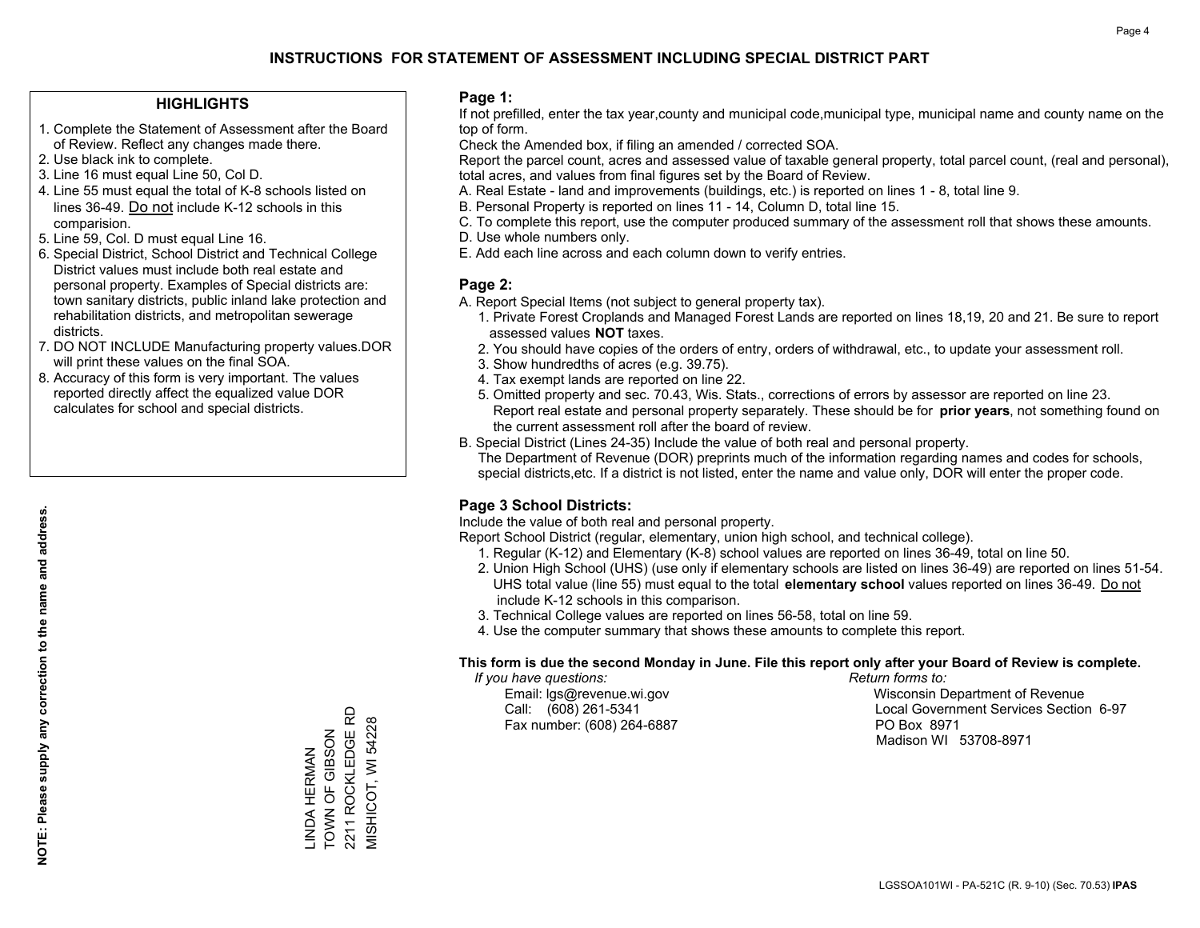# INSTRUCTIONS FOR STATEMENT OF ASSESSMENT INCLUDING SPECIAL DISTRICT PART

## HIGHLIGHTS

1. Complete the Statement of Assessment after the Board of Review. Reflect any changes made there.
2. Use black ink to complete.
3. Line 16 must equal Line 50, Col D.
4. Line 55 must equal the total of K-8 schools listed on lines 36-49. Do not include K-12 schools in this comparision.
5. Line 59, Col. D must equal Line 16.
6. Special District, School District and Technical College District values must include both real estate and personal property. Examples of Special districts are: town sanitary districts, public inland lake protection and rehabilitation districts, and metropolitan sewerage districts.
7. DO NOT INCLUDE Manufacturing property values.DOR will print these values on the final SOA.
8. Accuracy of this form is very important. The values reported directly affect the equalized value DOR calculates for school and special districts.

**NOTE: Please supply any correction to the name and address.**

LINDA HERMAN
TOWN OF GIBSON
2211 ROCKLEDGE RD
MISHICOT, WI 54228

## Page 1:

If not prefilled, enter the tax year,county and municipal code,municipal type, municipal name and county name on the top of form.

Check the Amended box, if filing an amended / corrected SOA.

Report the parcel count, acres and assessed value of taxable general property, total parcel count, (real and personal), total acres, and values from final figures set by the Board of Review.

A. Real Estate - land and improvements (buildings, etc.) is reported on lines 1 - 8, total line 9.
B. Personal Property is reported on lines 11 - 14, Column D, total line 15.
C. To complete this report, use the computer produced summary of the assessment roll that shows these amounts.
D. Use whole numbers only.
E. Add each line across and each column down to verify entries.

## Page 2:

A. Report Special Items (not subject to general property tax).
   1. Private Forest Croplands and Managed Forest Lands are reported on lines 18,19, 20 and 21. Be sure to report assessed values **NOT** taxes.
   2. You should have copies of the orders of entry, orders of withdrawal, etc., to update your assessment roll.
   3. Show hundredths of acres (e.g. 39.75).
   4. Tax exempt lands are reported on line 22.
   5. Omitted property and sec. 70.43, Wis. Stats., corrections of errors by assessor are reported on line 23. Report real estate and personal property separately. These should be for **prior years**, not something found on the current assessment roll after the board of review.

B. Special District (Lines 24-35) Include the value of both real and personal property.
   The Department of Revenue (DOR) preprints much of the information regarding names and codes for schools, special districts,etc. If a district is not listed, enter the name and value only, DOR will enter the proper code.

## Page 3 School Districts:

Include the value of both real and personal property.

Report School District (regular, elementary, union high school, and technical college).

1. Regular (K-12) and Elementary (K-8) school values are reported on lines 36-49, total on line 50.
2. Union High School (UHS) (use only if elementary schools are listed on lines 36-49) are reported on lines 51-54. UHS total value (line 55) must equal to the total **elementary school** values reported on lines 36-49. Do not include K-12 schools in this comparison.
3. Technical College values are reported on lines 56-58, total on line 59.
4. Use the computer summary that shows these amounts to complete this report.

**This form is due the second Monday in June. File this report only after your Board of Review is complete.**

*If you have questions:*
Email: lgs@revenue.wi.gov
Call: (608) 261-5341
Fax number: (608) 264-6887

*Return forms to:*
Wisconsin Department of Revenue
Local Government Services Section 6-97
PO Box 8971
Madison WI 53708-8971

LGSSOA101WI - PA-521C (R. 9-10) (Sec. 70.53) **IPAS**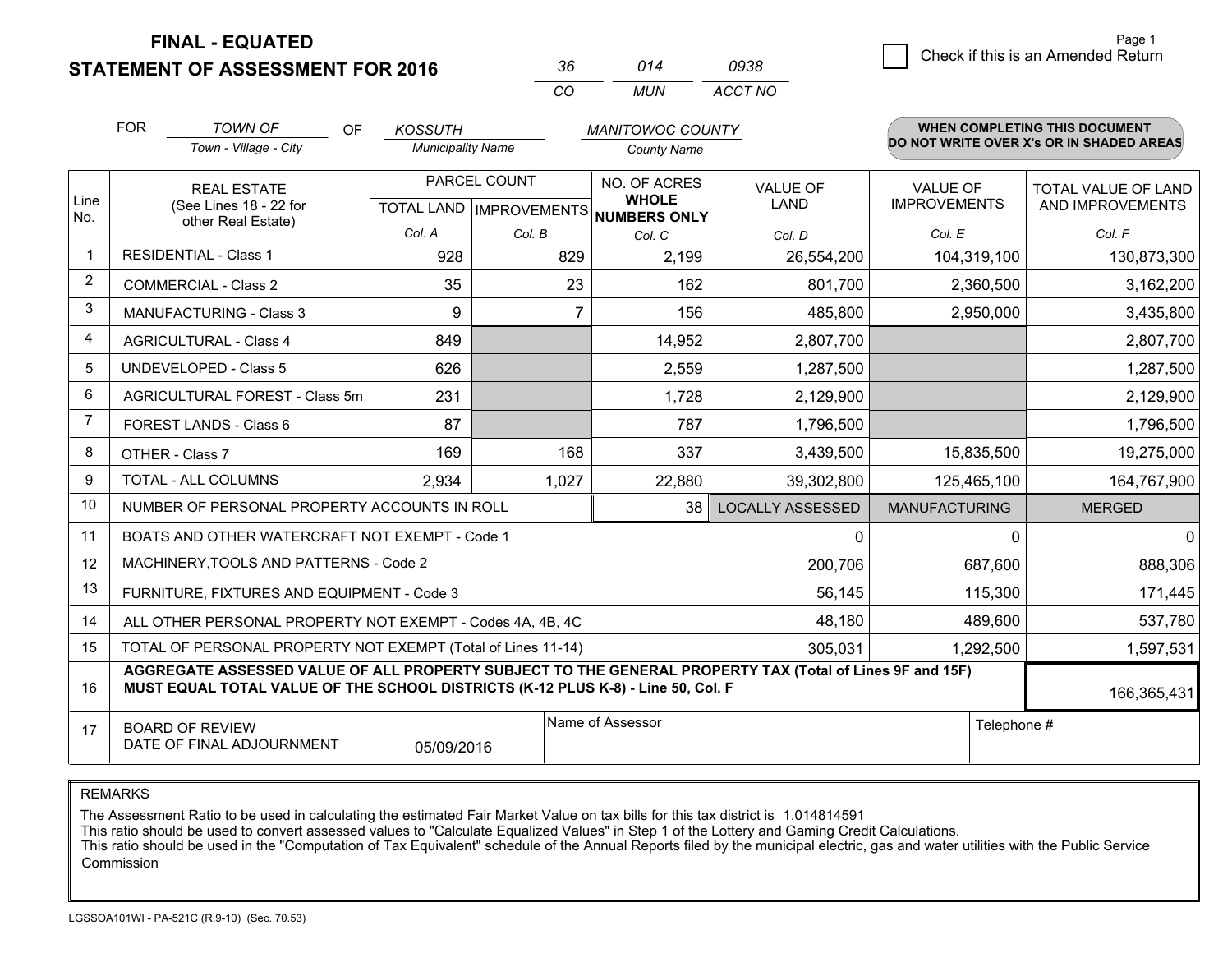# FINAL - EQUATED
## STATEMENT OF ASSESSMENT FOR 2016

| 36 | 014 | 0938 |
|---|---|---|
| CO | MUN | ACCT NO |

☐ Check if this is an Amended Return

FOR *TOWN OF* (Town - Village - City) OF *KOSSUTH* (Municipality Name) *MANITOWOC COUNTY* (County Name)

**WHEN COMPLETING THIS DOCUMENT DO NOT WRITE OVER X's OR IN SHADED AREAS**

| Line No. | REAL ESTATE (See Lines 18 - 22 for other Real Estate) | PARCEL COUNT TOTAL LAND Col. A | PARCEL COUNT IMPROVEMENTS Col. B | NO. OF ACRES WHOLE NUMBERS ONLY Col. C | VALUE OF LAND Col. D | VALUE OF IMPROVEMENTS Col. E | TOTAL VALUE OF LAND AND IMPROVEMENTS Col. F |
|---|---|---|---|---|---|---|---|
| 1 | RESIDENTIAL - Class 1 | 928 | 829 | 2,199 | 26,554,200 | 104,319,100 | 130,873,300 |
| 2 | COMMERCIAL - Class 2 | 35 | 23 | 162 | 801,700 | 2,360,500 | 3,162,200 |
| 3 | MANUFACTURING - Class 3 | 9 | 7 | 156 | 485,800 | 2,950,000 | 3,435,800 |
| 4 | AGRICULTURAL - Class 4 | 849 | | 14,952 | 2,807,700 | | 2,807,700 |
| 5 | UNDEVELOPED - Class 5 | 626 | | 2,559 | 1,287,500 | | 1,287,500 |
| 6 | AGRICULTURAL FOREST - Class 5m | 231 | | 1,728 | 2,129,900 | | 2,129,900 |
| 7 | FOREST LANDS - Class 6 | 87 | | 787 | 1,796,500 | | 1,796,500 |
| 8 | OTHER - Class 7 | 169 | 168 | 337 | 3,439,500 | 15,835,500 | 19,275,000 |
| 9 | TOTAL - ALL COLUMNS | 2,934 | 1,027 | 22,880 | 39,302,800 | 125,465,100 | 164,767,900 |
| 10 | NUMBER OF PERSONAL PROPERTY ACCOUNTS IN ROLL | | | 38 | LOCALLY ASSESSED | MANUFACTURING | MERGED |
| 11 | BOATS AND OTHER WATERCRAFT NOT EXEMPT - Code 1 | | | | 0 | 0 | 0 |
| 12 | MACHINERY,TOOLS AND PATTERNS - Code 2 | | | | 200,706 | 687,600 | 888,306 |
| 13 | FURNITURE, FIXTURES AND EQUIPMENT - Code 3 | | | | 56,145 | 115,300 | 171,445 |
| 14 | ALL OTHER PERSONAL PROPERTY NOT EXEMPT - Codes 4A, 4B, 4C | | | | 48,180 | 489,600 | 537,780 |
| 15 | TOTAL OF PERSONAL PROPERTY NOT EXEMPT (Total of Lines 11-14) | | | | 305,031 | 1,292,500 | 1,597,531 |
| 16 | **AGGREGATE ASSESSED VALUE OF ALL PROPERTY SUBJECT TO THE GENERAL PROPERTY TAX (Total of Lines 9F and 15F) MUST EQUAL TOTAL VALUE OF THE SCHOOL DISTRICTS (K-12 PLUS K-8) - Line 50, Col. F** | | | | | | 166,365,431 |
| 17 | BOARD OF REVIEW DATE OF FINAL ADJOURNMENT | 05/09/2016 | Name of Assessor | | | Telephone # | |

REMARKS

The Assessment Ratio to be used in calculating the estimated Fair Market Value on tax bills for this tax district is 1.014814591
This ratio should be used to convert assessed values to "Calculate Equalized Values" in Step 1 of the Lottery and Gaming Credit Calculations.
This ratio should be used in the "Computation of Tax Equivalent" schedule of the Annual Reports filed by the municipal electric, gas and water utilities with the Public Service Commission

LGSSOA101WI - PA-521C (R.9-10) (Sec. 70.53)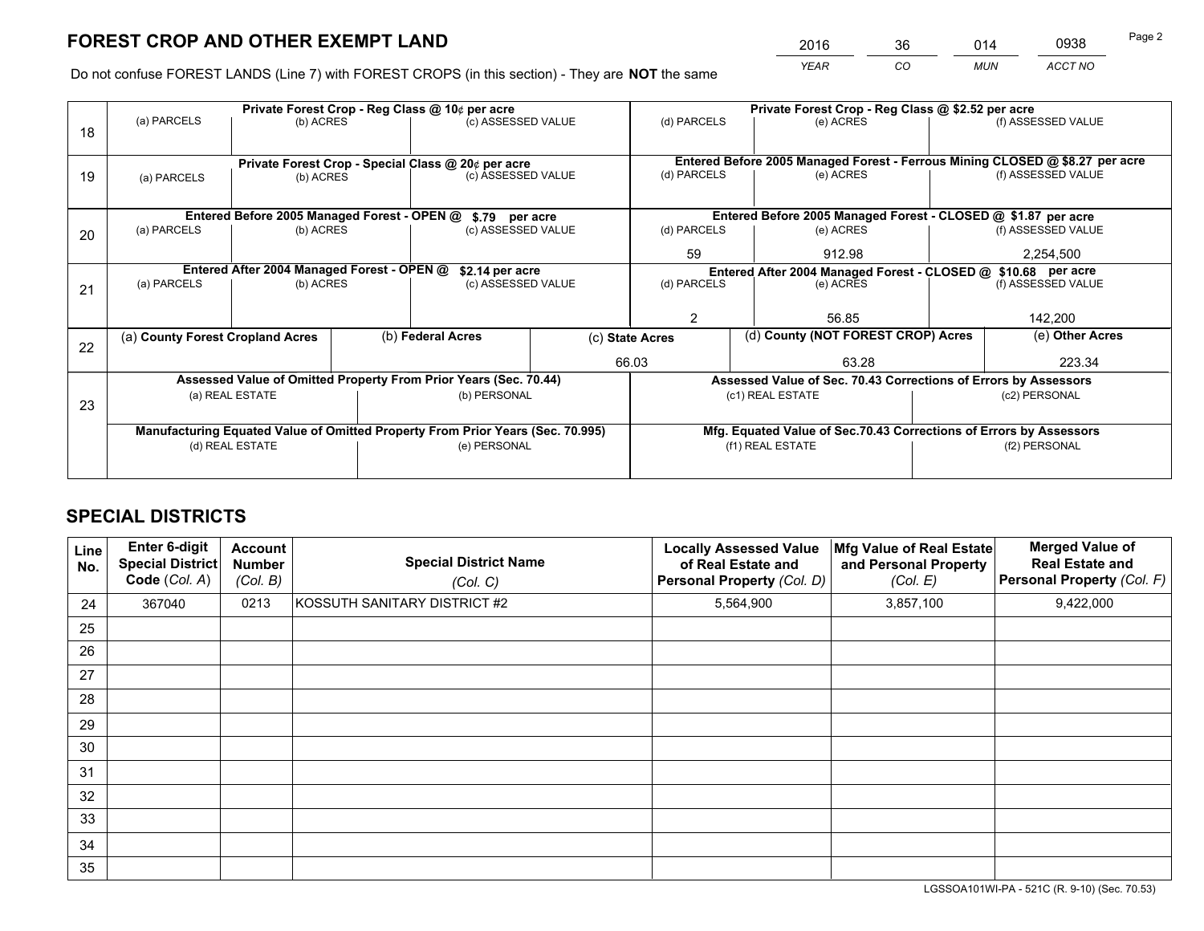# FOREST CROP AND OTHER EXEMPT LAND

| 2016 | 36 | 014 | 0938 |
|---|---|---|---|
| YEAR | CO | MUN | ACCT NO |

Do not confuse FOREST LANDS (Line 7) with FOREST CROPS (in this section) - They are **NOT** the same

| Line | (a) PARCELS | (b) ACRES | (c) ASSESSED VALUE | (d) PARCELS | (e) ACRES | (f) ASSESSED VALUE |
|---|---|---|---|---|---|---|
| 18 | Private Forest Crop - Reg Class @ 10¢ per acre | | | Private Forest Crop - Reg Class @ $2.52 per acre | | |
| | | | | | | |
| 19 | Private Forest Crop - Special Class @ 20¢ per acre | | | Entered Before 2005 Managed Forest - Ferrous Mining CLOSED @ $8.27 per acre | | |
| | | | | | | |
| 20 | Entered Before 2005 Managed Forest - OPEN @ $.79 per acre | | | Entered Before 2005 Managed Forest - CLOSED @ $1.87 per acre | | |
| | | | | 59 | 912.98 | 2,254,500 |
| 21 | Entered After 2004 Managed Forest - OPEN @ $2.14 per acre | | | Entered After 2004 Managed Forest - CLOSED @ $10.68 per acre | | |
| | | | | 2 | 56.85 | 142,200 |

| Line | (a) County Forest Cropland Acres | (b) Federal Acres | (c) State Acres | (d) County (NOT FOREST CROP) Acres | (e) Other Acres |
|---|---|---|---|---|---|
| 22 | | | 66.03 | 63.28 | 223.34 |

| Line | Assessed Value of Omitted Property From Prior Years (Sec. 70.44) | | Assessed Value of Sec. 70.43 Corrections of Errors by Assessors | |
|---|---|---|---|---|
| 23 | (a) REAL ESTATE | (b) PERSONAL | (c1) REAL ESTATE | (c2) PERSONAL |
| | | | | |
| | **Manufacturing Equated Value of Omitted Property From Prior Years (Sec. 70.995)** | | **Mfg. Equated Value of Sec.70.43 Corrections of Errors by Assessors** | |
| | (d) REAL ESTATE | (e) PERSONAL | (f1) REAL ESTATE | (f2) PERSONAL |
| | | | | |

# SPECIAL DISTRICTS

| Line No. | Enter 6-digit Special District Code (Col. A) | Account Number (Col. B) | Special District Name (Col. C) | Locally Assessed Value of Real Estate and Personal Property (Col. D) | Mfg Value of Real Estate and Personal Property (Col. E) | Merged Value of Real Estate and Personal Property (Col. F) |
|---|---|---|---|---|---|---|
| 24 | 367040 | 0213 | KOSSUTH SANITARY DISTRICT #2 | 5,564,900 | 3,857,100 | 9,422,000 |
| 25 | | | | | | |
| 26 | | | | | | |
| 27 | | | | | | |
| 28 | | | | | | |
| 29 | | | | | | |
| 30 | | | | | | |
| 31 | | | | | | |
| 32 | | | | | | |
| 33 | | | | | | |
| 34 | | | | | | |
| 35 | | | | | | |

LGSSOA101WI-PA - 521C (R. 9-10) (Sec. 70.53)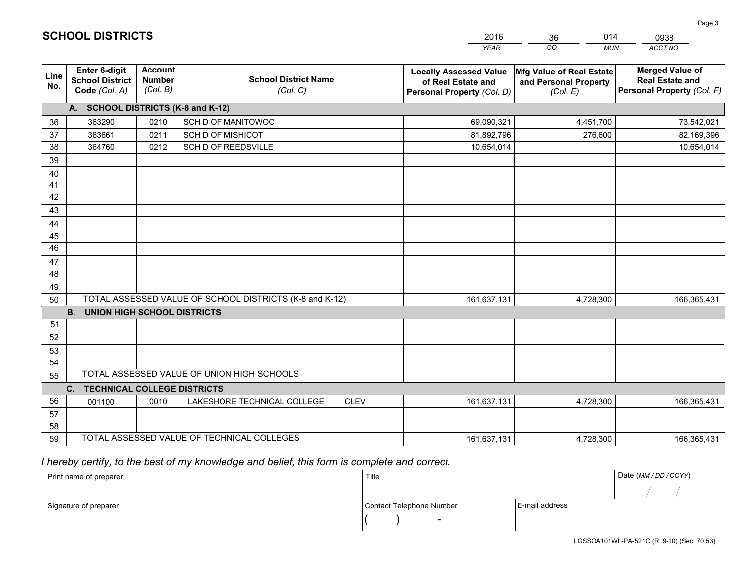# SCHOOL DISTRICTS

| 2016 | 36 | 014 | 0938 |
|---|---|---|---|
| *YEAR* | *CO* | *MUN* | *ACCT NO* |

| Line No. | Enter 6-digit School District Code *(Col. A)* | Account Number *(Col. B)* | School District Name *(Col. C)* | Locally Assessed Value of Real Estate and Personal Property *(Col. D)* | Mfg Value of Real Estate and Personal Property *(Col. E)* | Merged Value of Real Estate and Personal Property *(Col. F)* |
|---|---|---|---|---|---|---|
| **A. SCHOOL DISTRICTS (K-8 and K-12)** | | | | | | |
| 36 | 363290 | 0210 | SCH D OF MANITOWOC | 69,090,321 | 4,451,700 | 73,542,021 |
| 37 | 363661 | 0211 | SCH D OF MISHICOT | 81,892,796 | 276,600 | 82,169,396 |
| 38 | 364760 | 0212 | SCH D OF REEDSVILLE | 10,654,014 | | 10,654,014 |
| 39 | | | | | | |
| 40 | | | | | | |
| 41 | | | | | | |
| 42 | | | | | | |
| 43 | | | | | | |
| 44 | | | | | | |
| 45 | | | | | | |
| 46 | | | | | | |
| 47 | | | | | | |
| 48 | | | | | | |
| 49 | | | | | | |
| 50 | TOTAL ASSESSED VALUE OF SCHOOL DISTRICTS (K-8 and K-12) | | | 161,637,131 | 4,728,300 | 166,365,431 |
| **B. UNION HIGH SCHOOL DISTRICTS** | | | | | | |
| 51 | | | | | | |
| 52 | | | | | | |
| 53 | | | | | | |
| 54 | | | | | | |
| 55 | TOTAL ASSESSED VALUE OF UNION HIGH SCHOOLS | | | | | |
| **C. TECHNICAL COLLEGE DISTRICTS** | | | | | | |
| 56 | 001100 | 0010 | LAKESHORE TECHNICAL COLLEGE CLEV | 161,637,131 | 4,728,300 | 166,365,431 |
| 57 | | | | | | |
| 58 | | | | | | |
| 59 | TOTAL ASSESSED VALUE OF TECHNICAL COLLEGES | | | 161,637,131 | 4,728,300 | 166,365,431 |

*I hereby certify, to the best of my knowledge and belief, this form is complete and correct.*

| Print name of preparer | Title | | Date *(MM / DD / CCYY)* |
|---|---|---|---|
| | | | / / |
| Signature of preparer | Contact Telephone Number | E-mail address | |
| | ( ) - | | |

LGSSOA101WI -PA-521C (R. 9-10) (Sec. 70.53)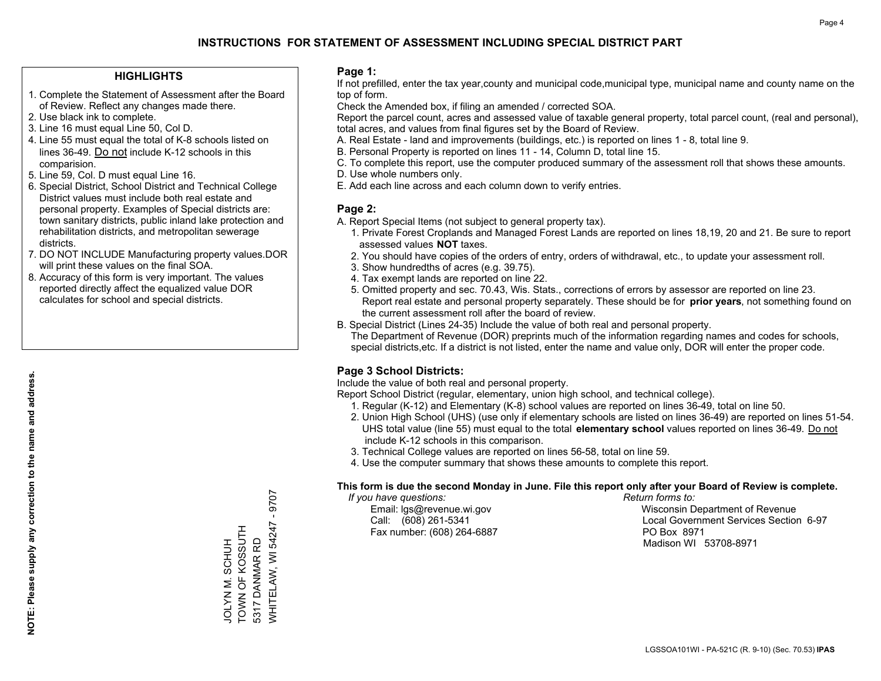# INSTRUCTIONS FOR STATEMENT OF ASSESSMENT INCLUDING SPECIAL DISTRICT PART

## HIGHLIGHTS

1. Complete the Statement of Assessment after the Board of Review. Reflect any changes made there.
2. Use black ink to complete.
3. Line 16 must equal Line 50, Col D.
4. Line 55 must equal the total of K-8 schools listed on lines 36-49. Do not include K-12 schools in this comparision.
5. Line 59, Col. D must equal Line 16.
6. Special District, School District and Technical College District values must include both real estate and personal property. Examples of Special districts are: town sanitary districts, public inland lake protection and rehabilitation districts, and metropolitan sewerage districts.
7. DO NOT INCLUDE Manufacturing property values.DOR will print these values on the final SOA.
8. Accuracy of this form is very important. The values reported directly affect the equalized value DOR calculates for school and special districts.

**NOTE: Please supply any correction to the name and address.**

JOLYN M. SCHUH
TOWN OF KOSSUTH
5317 DANMAR RD
WHITELAW, WI 54247 - 9707

## Page 1:

If not prefilled, enter the tax year,county and municipal code,municipal type, municipal name and county name on the top of form.

Check the Amended box, if filing an amended / corrected SOA.

Report the parcel count, acres and assessed value of taxable general property, total parcel count, (real and personal), total acres, and values from final figures set by the Board of Review.

A. Real Estate - land and improvements (buildings, etc.) is reported on lines 1 - 8, total line 9.
B. Personal Property is reported on lines 11 - 14, Column D, total line 15.
C. To complete this report, use the computer produced summary of the assessment roll that shows these amounts.
D. Use whole numbers only.
E. Add each line across and each column down to verify entries.

## Page 2:

A. Report Special Items (not subject to general property tax).
   1. Private Forest Croplands and Managed Forest Lands are reported on lines 18,19, 20 and 21. Be sure to report assessed values **NOT** taxes.
   2. You should have copies of the orders of entry, orders of withdrawal, etc., to update your assessment roll.
   3. Show hundredths of acres (e.g. 39.75).
   4. Tax exempt lands are reported on line 22.
   5. Omitted property and sec. 70.43, Wis. Stats., corrections of errors by assessor are reported on line 23. Report real estate and personal property separately. These should be for **prior years**, not something found on the current assessment roll after the board of review.

B. Special District (Lines 24-35) Include the value of both real and personal property.
   The Department of Revenue (DOR) preprints much of the information regarding names and codes for schools, special districts,etc. If a district is not listed, enter the name and value only, DOR will enter the proper code.

## Page 3 School Districts:

Include the value of both real and personal property.

Report School District (regular, elementary, union high school, and technical college).

1. Regular (K-12) and Elementary (K-8) school values are reported on lines 36-49, total on line 50.
2. Union High School (UHS) (use only if elementary schools are listed on lines 36-49) are reported on lines 51-54. UHS total value (line 55) must equal to the total **elementary school** values reported on lines 36-49. Do not include K-12 schools in this comparison.
3. Technical College values are reported on lines 56-58, total on line 59.
4. Use the computer summary that shows these amounts to complete this report.

**This form is due the second Monday in June. File this report only after your Board of Review is complete.**

*If you have questions:*
Email: lgs@revenue.wi.gov
Call: (608) 261-5341
Fax number: (608) 264-6887

*Return forms to:*
Wisconsin Department of Revenue
Local Government Services Section 6-97
PO Box 8971
Madison WI 53708-8971

LGSSOA101WI - PA-521C (R. 9-10) (Sec. 70.53) **IPAS**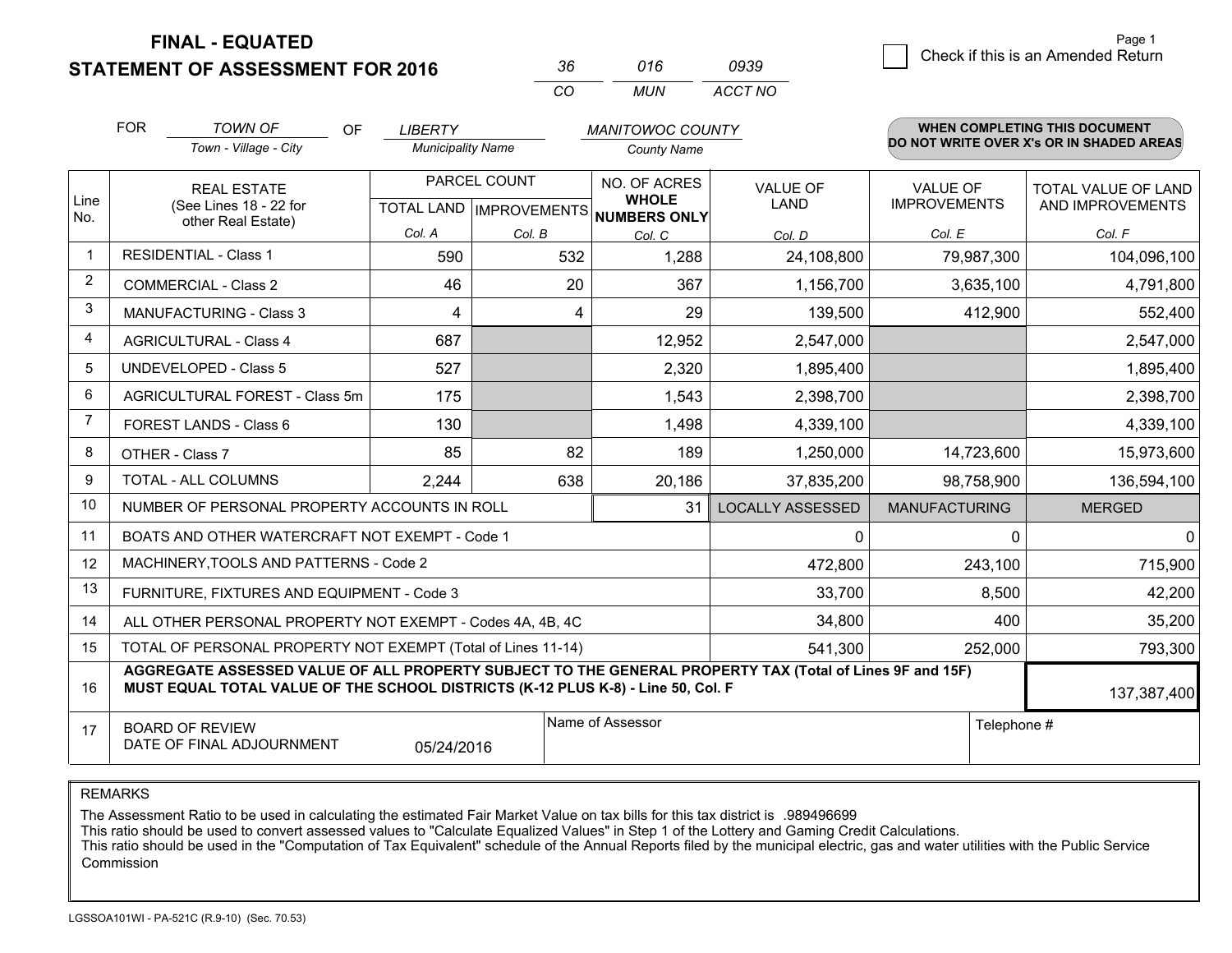# FINAL - EQUATED
## STATEMENT OF ASSESSMENT FOR 2016

| 36 | 016 | 0939 |
|---|---|---|
| CO | MUN | ACCT NO |

Check if this is an Amended Return

FOR *TOWN OF* (Town - Village - City) OF *LIBERTY* (Municipality Name) *MANITOWOC COUNTY* (County Name)

**WHEN COMPLETING THIS DOCUMENT DO NOT WRITE OVER X's OR IN SHADED AREAS**

| Line No. | REAL ESTATE (See Lines 18 - 22 for other Real Estate) | PARCEL COUNT TOTAL LAND Col. A | PARCEL COUNT IMPROVEMENTS Col. B | NO. OF ACRES WHOLE NUMBERS ONLY Col. C | VALUE OF LAND Col. D | VALUE OF IMPROVEMENTS Col. E | TOTAL VALUE OF LAND AND IMPROVEMENTS Col. F |
|---|---|---|---|---|---|---|---|
| 1 | RESIDENTIAL - Class 1 | 590 | 532 | 1,288 | 24,108,800 | 79,987,300 | 104,096,100 |
| 2 | COMMERCIAL - Class 2 | 46 | 20 | 367 | 1,156,700 | 3,635,100 | 4,791,800 |
| 3 | MANUFACTURING - Class 3 | 4 | 4 | 29 | 139,500 | 412,900 | 552,400 |
| 4 | AGRICULTURAL - Class 4 | 687 | | 12,952 | 2,547,000 | | 2,547,000 |
| 5 | UNDEVELOPED - Class 5 | 527 | | 2,320 | 1,895,400 | | 1,895,400 |
| 6 | AGRICULTURAL FOREST - Class 5m | 175 | | 1,543 | 2,398,700 | | 2,398,700 |
| 7 | FOREST LANDS - Class 6 | 130 | | 1,498 | 4,339,100 | | 4,339,100 |
| 8 | OTHER - Class 7 | 85 | 82 | 189 | 1,250,000 | 14,723,600 | 15,973,600 |
| 9 | TOTAL - ALL COLUMNS | 2,244 | 638 | 20,186 | 37,835,200 | 98,758,900 | 136,594,100 |
| 10 | NUMBER OF PERSONAL PROPERTY ACCOUNTS IN ROLL | | | 31 | LOCALLY ASSESSED | MANUFACTURING | MERGED |
| 11 | BOATS AND OTHER WATERCRAFT NOT EXEMPT - Code 1 | | | | 0 | 0 | 0 |
| 12 | MACHINERY,TOOLS AND PATTERNS - Code 2 | | | | 472,800 | 243,100 | 715,900 |
| 13 | FURNITURE, FIXTURES AND EQUIPMENT - Code 3 | | | | 33,700 | 8,500 | 42,200 |
| 14 | ALL OTHER PERSONAL PROPERTY NOT EXEMPT - Codes 4A, 4B, 4C | | | | 34,800 | 400 | 35,200 |
| 15 | TOTAL OF PERSONAL PROPERTY NOT EXEMPT (Total of Lines 11-14) | | | | 541,300 | 252,000 | 793,300 |
| 16 | **AGGREGATE ASSESSED VALUE OF ALL PROPERTY SUBJECT TO THE GENERAL PROPERTY TAX (Total of Lines 9F and 15F) MUST EQUAL TOTAL VALUE OF THE SCHOOL DISTRICTS (K-12 PLUS K-8) - Line 50, Col. F** | | | | | | 137,387,400 |
| 17 | BOARD OF REVIEW DATE OF FINAL ADJOURNMENT | 05/24/2016 | Name of Assessor | | | Telephone # | |

REMARKS

The Assessment Ratio to be used in calculating the estimated Fair Market Value on tax bills for this tax district is .989496699
This ratio should be used to convert assessed values to "Calculate Equalized Values" in Step 1 of the Lottery and Gaming Credit Calculations.
This ratio should be used in the "Computation of Tax Equivalent" schedule of the Annual Reports filed by the municipal electric, gas and water utilities with the Public Service Commission

LGSSOA101WI - PA-521C (R.9-10) (Sec. 70.53)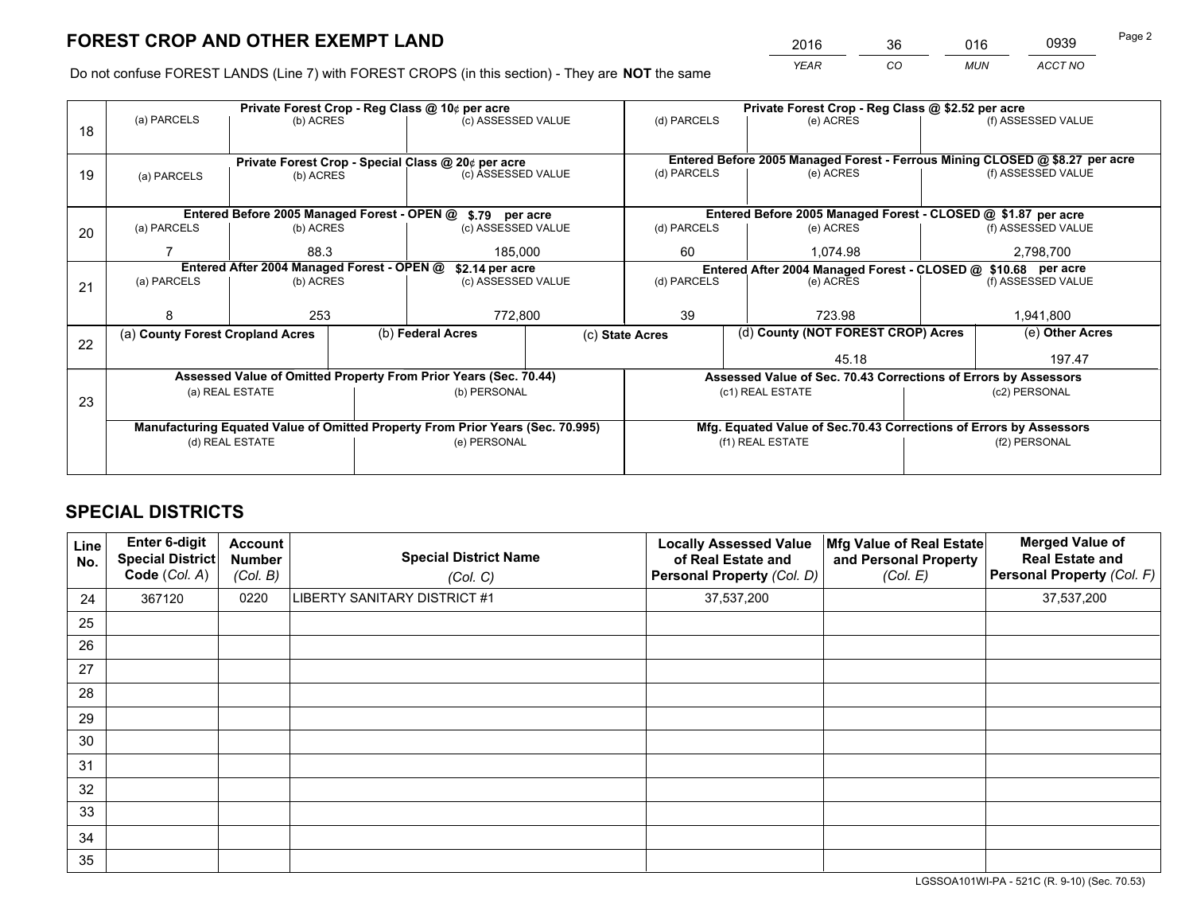# FOREST CROP AND OTHER EXEMPT LAND

| 2016 | 36 | 016 | 0939 |
|---|---|---|---|
| *YEAR* | *CO* | *MUN* | *ACCT NO* |

Do not confuse FOREST LANDS (Line 7) with FOREST CROPS (in this section) - They are **NOT** the same

| | Private Forest Crop - Reg Class @ 10¢ per acre | | | Private Forest Crop - Reg Class @ $2.52 per acre | | |
|---|---|---|---|---|---|---|
| 18 | (a) PARCELS | (b) ACRES | (c) ASSESSED VALUE | (d) PARCELS | (e) ACRES | (f) ASSESSED VALUE |
| | | | | | | |
| | **Private Forest Crop - Special Class @ 20¢ per acre** | | | **Entered Before 2005 Managed Forest - Ferrous Mining CLOSED @ $8.27 per acre** | | |
| 19 | (a) PARCELS | (b) ACRES | (c) ASSESSED VALUE | (d) PARCELS | (e) ACRES | (f) ASSESSED VALUE |
| | | | | | | |
| | **Entered Before 2005 Managed Forest - OPEN @ $.79 per acre** | | | **Entered Before 2005 Managed Forest - CLOSED @ $1.87 per acre** | | |
| 20 | (a) PARCELS | (b) ACRES | (c) ASSESSED VALUE | (d) PARCELS | (e) ACRES | (f) ASSESSED VALUE |
| | 7 | 88.3 | 185,000 | 60 | 1,074.98 | 2,798,700 |
| | **Entered After 2004 Managed Forest - OPEN @ $2.14 per acre** | | | **Entered After 2004 Managed Forest - CLOSED @ $10.68 per acre** | | |
| 21 | (a) PARCELS | (b) ACRES | (c) ASSESSED VALUE | (d) PARCELS | (e) ACRES | (f) ASSESSED VALUE |
| | 8 | 253 | 772,800 | 39 | 723.98 | 1,941,800 |

| | (a) County Forest Cropland Acres | (b) Federal Acres | (c) State Acres | (d) County (NOT FOREST CROP) Acres | (e) Other Acres |
|---|---|---|---|---|---|
| 22 | | | | 45.18 | 197.47 |

| | Assessed Value of Omitted Property From Prior Years (Sec. 70.44) | | Assessed Value of Sec. 70.43 Corrections of Errors by Assessors | |
|---|---|---|---|---|
| 23 | (a) REAL ESTATE | (b) PERSONAL | (c1) REAL ESTATE | (c2) PERSONAL |
| | | | | |
| | **Manufacturing Equated Value of Omitted Property From Prior Years (Sec. 70.995)** | | **Mfg. Equated Value of Sec.70.43 Corrections of Errors by Assessors** | |
| | (d) REAL ESTATE | (e) PERSONAL | (f1) REAL ESTATE | (f2) PERSONAL |
| | | | | |

# SPECIAL DISTRICTS

| Line No. | Enter 6-digit Special District Code (Col. A) | Account Number (Col. B) | Special District Name (Col. C) | Locally Assessed Value of Real Estate and Personal Property (Col. D) | Mfg Value of Real Estate and Personal Property (Col. E) | Merged Value of Real Estate and Personal Property (Col. F) |
|---|---|---|---|---|---|---|
| 24 | 367120 | 0220 | LIBERTY SANITARY DISTRICT #1 | 37,537,200 | | 37,537,200 |
| 25 | | | | | | |
| 26 | | | | | | |
| 27 | | | | | | |
| 28 | | | | | | |
| 29 | | | | | | |
| 30 | | | | | | |
| 31 | | | | | | |
| 32 | | | | | | |
| 33 | | | | | | |
| 34 | | | | | | |
| 35 | | | | | | |

LGSSOA101WI-PA - 521C (R. 9-10) (Sec. 70.53)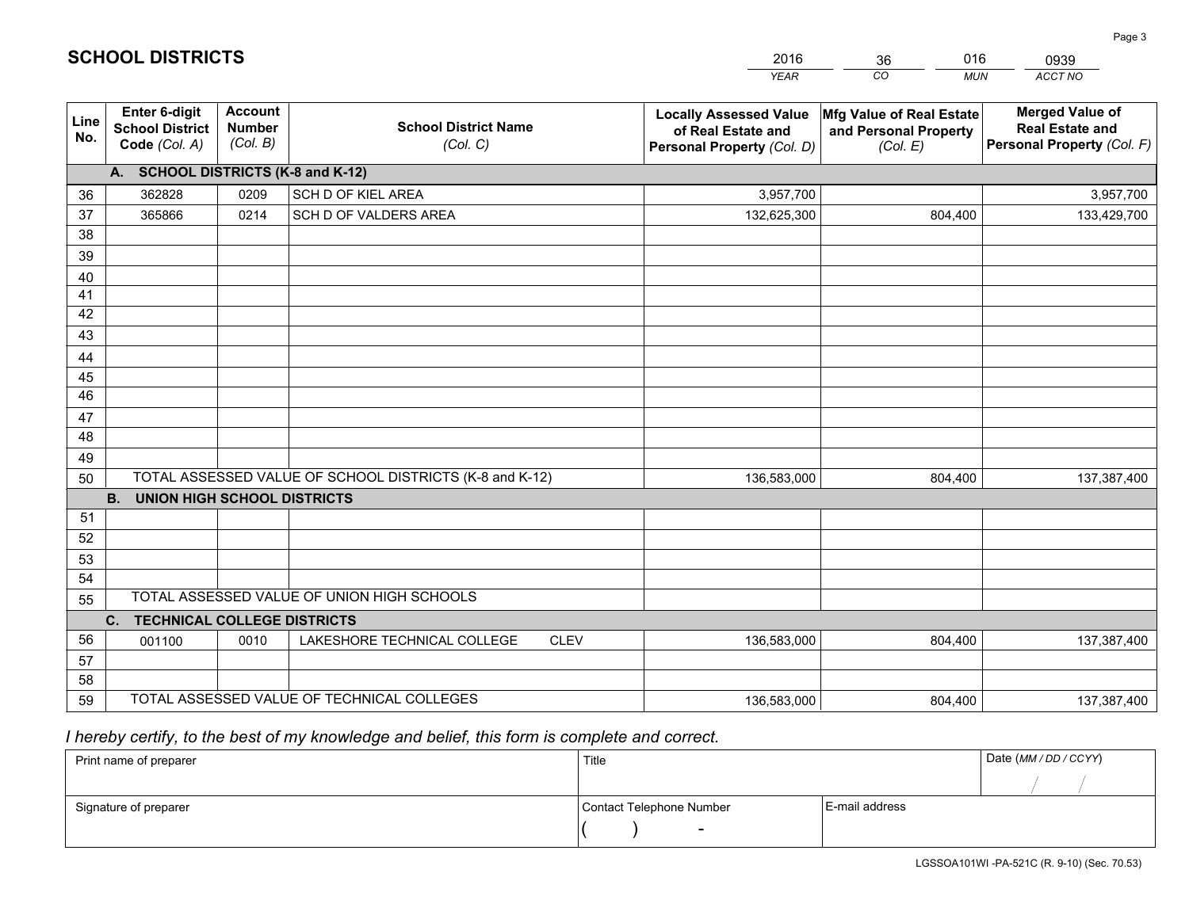# SCHOOL DISTRICTS

| 2016 | 36 | 016 | 0939 |
|---|---|---|---|
| *YEAR* | *CO* | *MUN* | *ACCT NO* |

| Line No. | Enter 6-digit School District Code *(Col. A)* | Account Number *(Col. B)* | School District Name *(Col. C)* | Locally Assessed Value of Real Estate and Personal Property *(Col. D)* | Mfg Value of Real Estate and Personal Property *(Col. E)* | Merged Value of Real Estate and Personal Property *(Col. F)* |
|---|---|---|---|---|---|---|
| **A. SCHOOL DISTRICTS (K-8 and K-12)** | | | | | | |
| 36 | 362828 | 0209 | SCH D OF KIEL AREA | 3,957,700 | | 3,957,700 |
| 37 | 365866 | 0214 | SCH D OF VALDERS AREA | 132,625,300 | 804,400 | 133,429,700 |
| 38 | | | | | | |
| 39 | | | | | | |
| 40 | | | | | | |
| 41 | | | | | | |
| 42 | | | | | | |
| 43 | | | | | | |
| 44 | | | | | | |
| 45 | | | | | | |
| 46 | | | | | | |
| 47 | | | | | | |
| 48 | | | | | | |
| 49 | | | | | | |
| 50 | TOTAL ASSESSED VALUE OF SCHOOL DISTRICTS (K-8 and K-12) | | | 136,583,000 | 804,400 | 137,387,400 |
| **B. UNION HIGH SCHOOL DISTRICTS** | | | | | | |
| 51 | | | | | | |
| 52 | | | | | | |
| 53 | | | | | | |
| 54 | | | | | | |
| 55 | TOTAL ASSESSED VALUE OF UNION HIGH SCHOOLS | | | | | |
| **C. TECHNICAL COLLEGE DISTRICTS** | | | | | | |
| 56 | 001100 | 0010 | LAKESHORE TECHNICAL COLLEGE CLEV | 136,583,000 | 804,400 | 137,387,400 |
| 57 | | | | | | |
| 58 | | | | | | |
| 59 | TOTAL ASSESSED VALUE OF TECHNICAL COLLEGES | | | 136,583,000 | 804,400 | 137,387,400 |

*I hereby certify, to the best of my knowledge and belief, this form is complete and correct.*

| Print name of preparer | Title | | Date *(MM / DD / CCYY)* |
|---|---|---|---|
| | | | / / |
| Signature of preparer | Contact Telephone Number | E-mail address | |
| | ( ) - | | |

LGSSOA101WI -PA-521C (R. 9-10) (Sec. 70.53)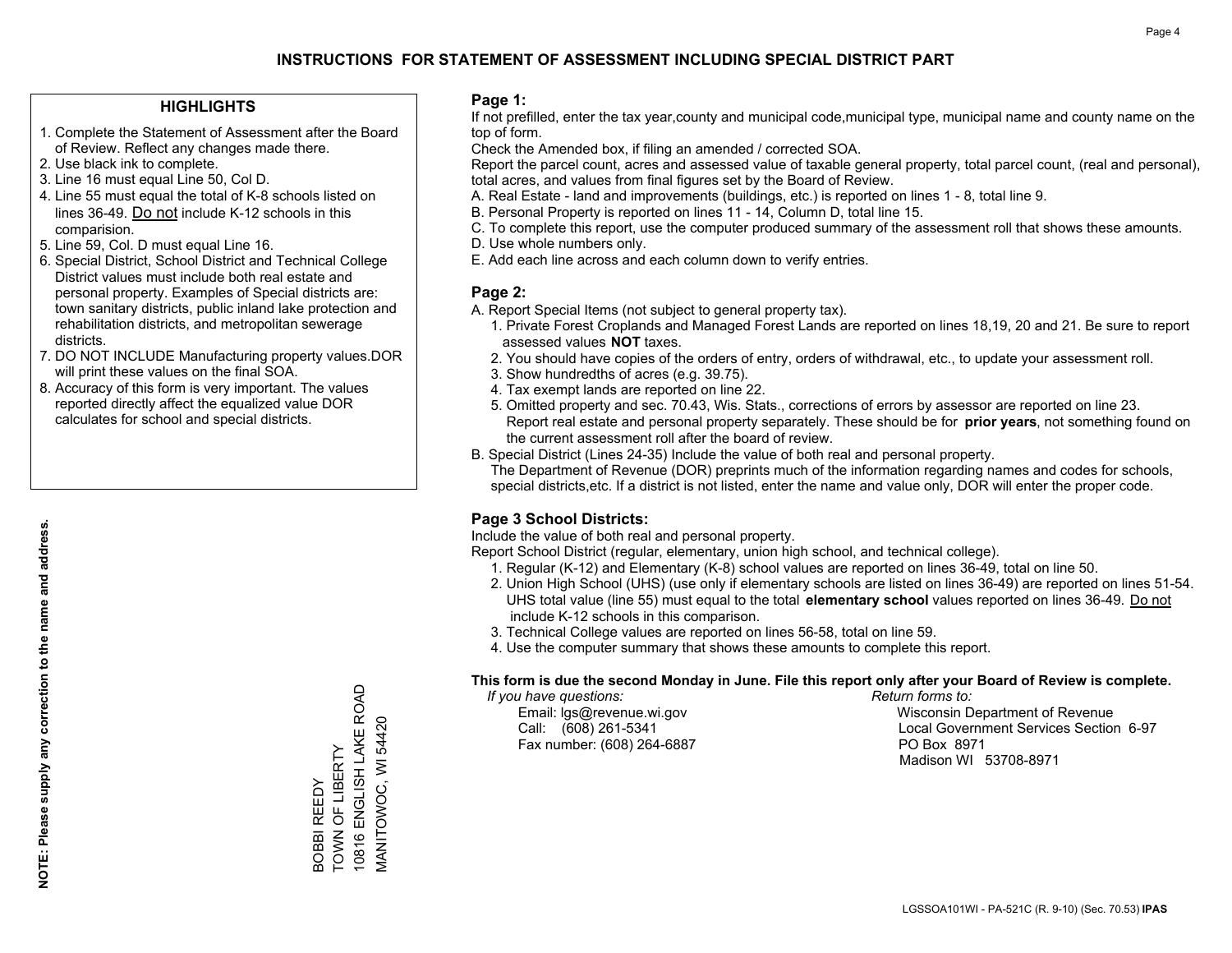# INSTRUCTIONS FOR STATEMENT OF ASSESSMENT INCLUDING SPECIAL DISTRICT PART

## HIGHLIGHTS

1. Complete the Statement of Assessment after the Board of Review. Reflect any changes made there.
2. Use black ink to complete.
3. Line 16 must equal Line 50, Col D.
4. Line 55 must equal the total of K-8 schools listed on lines 36-49. Do not include K-12 schools in this comparision.
5. Line 59, Col. D must equal Line 16.
6. Special District, School District and Technical College District values must include both real estate and personal property. Examples of Special districts are: town sanitary districts, public inland lake protection and rehabilitation districts, and metropolitan sewerage districts.
7. DO NOT INCLUDE Manufacturing property values.DOR will print these values on the final SOA.
8. Accuracy of this form is very important. The values reported directly affect the equalized value DOR calculates for school and special districts.

**NOTE: Please supply any correction to the name and address.**

BOBBI REEDY
TOWN OF LIBERTY
10816 ENGLISH LAKE ROAD
MANITOWOC, WI 54420

## Page 1:

If not prefilled, enter the tax year,county and municipal code,municipal type, municipal name and county name on the top of form.

Check the Amended box, if filing an amended / corrected SOA.

Report the parcel count, acres and assessed value of taxable general property, total parcel count, (real and personal), total acres, and values from final figures set by the Board of Review.

A. Real Estate - land and improvements (buildings, etc.) is reported on lines 1 - 8, total line 9.
B. Personal Property is reported on lines 11 - 14, Column D, total line 15.
C. To complete this report, use the computer produced summary of the assessment roll that shows these amounts.
D. Use whole numbers only.
E. Add each line across and each column down to verify entries.

## Page 2:

A. Report Special Items (not subject to general property tax).
   1. Private Forest Croplands and Managed Forest Lands are reported on lines 18,19, 20 and 21. Be sure to report assessed values **NOT** taxes.
   2. You should have copies of the orders of entry, orders of withdrawal, etc., to update your assessment roll.
   3. Show hundredths of acres (e.g. 39.75).
   4. Tax exempt lands are reported on line 22.
   5. Omitted property and sec. 70.43, Wis. Stats., corrections of errors by assessor are reported on line 23. Report real estate and personal property separately. These should be for **prior years**, not something found on the current assessment roll after the board of review.

B. Special District (Lines 24-35) Include the value of both real and personal property.
   The Department of Revenue (DOR) preprints much of the information regarding names and codes for schools, special districts,etc. If a district is not listed, enter the name and value only, DOR will enter the proper code.

## Page 3 School Districts:

Include the value of both real and personal property.

Report School District (regular, elementary, union high school, and technical college).

1. Regular (K-12) and Elementary (K-8) school values are reported on lines 36-49, total on line 50.
2. Union High School (UHS) (use only if elementary schools are listed on lines 36-49) are reported on lines 51-54. UHS total value (line 55) must equal to the total **elementary school** values reported on lines 36-49. Do not include K-12 schools in this comparison.
3. Technical College values are reported on lines 56-58, total on line 59.
4. Use the computer summary that shows these amounts to complete this report.

**This form is due the second Monday in June. File this report only after your Board of Review is complete.**

*If you have questions:*
Email: lgs@revenue.wi.gov
Call: (608) 261-5341
Fax number: (608) 264-6887

*Return forms to:*
Wisconsin Department of Revenue
Local Government Services Section 6-97
PO Box 8971
Madison WI 53708-8971

LGSSOA101WI - PA-521C (R. 9-10) (Sec. 70.53) **IPAS**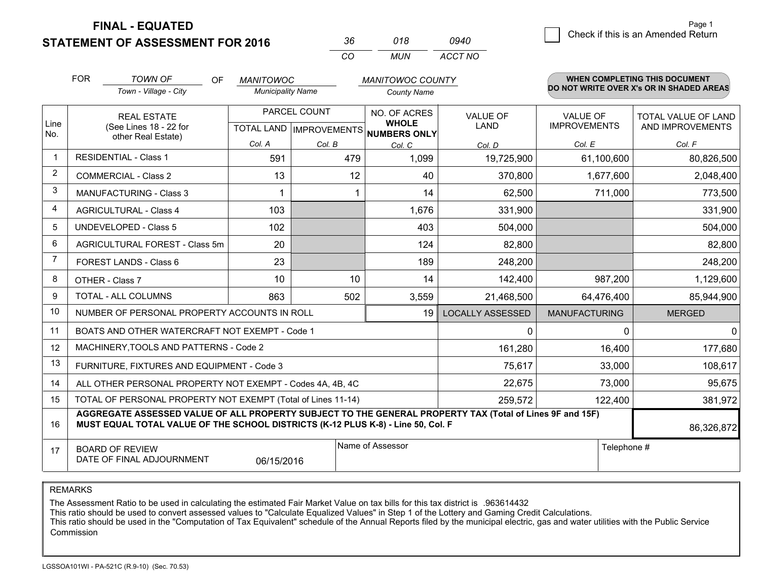# FINAL - EQUATED

## STATEMENT OF ASSESSMENT FOR 2016

| 36 | 018 | 0940 |
|---|---|---|
| CO | MUN | ACCT NO |

Page 1

☐ Check if this is an Amended Return

FOR *TOWN OF* (Town - Village - City) OF *MANITOWOC* (Municipality Name) *MANITOWOC COUNTY* (County Name)

**WHEN COMPLETING THIS DOCUMENT DO NOT WRITE OVER X's OR IN SHADED AREAS**

| Line No. | REAL ESTATE (See Lines 18 - 22 for other Real Estate) | PARCEL COUNT | | NO. OF ACRES WHOLE NUMBERS ONLY | VALUE OF LAND | VALUE OF IMPROVEMENTS | TOTAL VALUE OF LAND AND IMPROVEMENTS |
|---|---|---|---|---|---|---|---|
| | | TOTAL LAND | IMPROVEMENTS | | | | |
| | | Col. A | Col. B | Col. C | Col. D | Col. E | Col. F |
| 1 | RESIDENTIAL - Class 1 | 591 | 479 | 1,099 | 19,725,900 | 61,100,600 | 80,826,500 |
| 2 | COMMERCIAL - Class 2 | 13 | 12 | 40 | 370,800 | 1,677,600 | 2,048,400 |
| 3 | MANUFACTURING - Class 3 | 1 | 1 | 14 | 62,500 | 711,000 | 773,500 |
| 4 | AGRICULTURAL - Class 4 | 103 | | 1,676 | 331,900 | | 331,900 |
| 5 | UNDEVELOPED - Class 5 | 102 | | 403 | 504,000 | | 504,000 |
| 6 | AGRICULTURAL FOREST - Class 5m | 20 | | 124 | 82,800 | | 82,800 |
| 7 | FOREST LANDS - Class 6 | 23 | | 189 | 248,200 | | 248,200 |
| 8 | OTHER - Class 7 | 10 | 10 | 14 | 142,400 | 987,200 | 1,129,600 |
| 9 | TOTAL - ALL COLUMNS | 863 | 502 | 3,559 | 21,468,500 | 64,476,400 | 85,944,900 |
| 10 | NUMBER OF PERSONAL PROPERTY ACCOUNTS IN ROLL | | | 19 | LOCALLY ASSESSED | MANUFACTURING | MERGED |
| 11 | BOATS AND OTHER WATERCRAFT NOT EXEMPT - Code 1 | | | | 0 | 0 | 0 |
| 12 | MACHINERY,TOOLS AND PATTERNS - Code 2 | | | | 161,280 | 16,400 | 177,680 |
| 13 | FURNITURE, FIXTURES AND EQUIPMENT - Code 3 | | | | 75,617 | 33,000 | 108,617 |
| 14 | ALL OTHER PERSONAL PROPERTY NOT EXEMPT - Codes 4A, 4B, 4C | | | | 22,675 | 73,000 | 95,675 |
| 15 | TOTAL OF PERSONAL PROPERTY NOT EXEMPT (Total of Lines 11-14) | | | | 259,572 | 122,400 | 381,972 |
| 16 | **AGGREGATE ASSESSED VALUE OF ALL PROPERTY SUBJECT TO THE GENERAL PROPERTY TAX (Total of Lines 9F and 15F) MUST EQUAL TOTAL VALUE OF THE SCHOOL DISTRICTS (K-12 PLUS K-8) - Line 50, Col. F** | | | | | | 86,326,872 |
| 17 | BOARD OF REVIEW DATE OF FINAL ADJOURNMENT | 06/15/2016 | Name of Assessor | | | Telephone # | |

REMARKS

The Assessment Ratio to be used in calculating the estimated Fair Market Value on tax bills for this tax district is .963614432
This ratio should be used to convert assessed values to "Calculate Equalized Values" in Step 1 of the Lottery and Gaming Credit Calculations.
This ratio should be used in the "Computation of Tax Equivalent" schedule of the Annual Reports filed by the municipal electric, gas and water utilities with the Public Service Commission

LGSSOA101WI - PA-521C (R.9-10) (Sec. 70.53)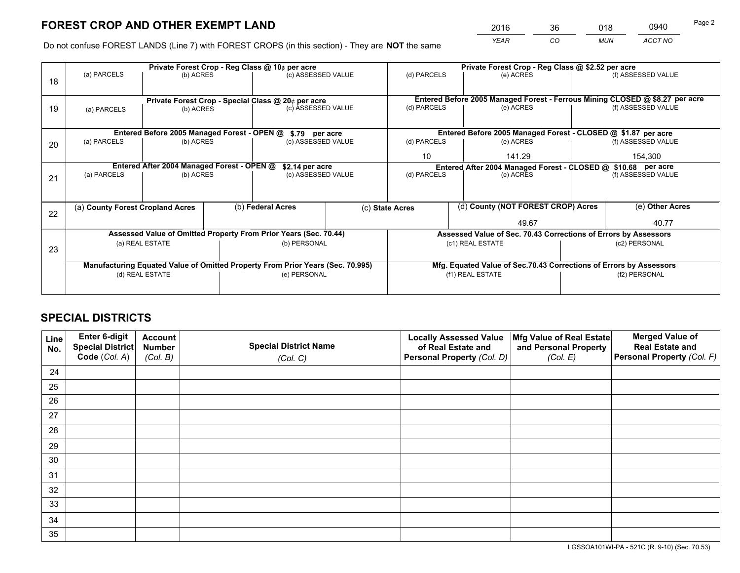# FOREST CROP AND OTHER EXEMPT LAND

| 2016 | 36 | 018 | 0940 |
|---|---|---|---|
| *YEAR* | *CO* | *MUN* | *ACCT NO* |

Do not confuse FOREST LANDS (Line 7) with FOREST CROPS (in this section) - They are **NOT** the same

| Line | Private Forest Crop - Reg Class @ 10¢ per acre | | | Private Forest Crop - Reg Class @ $2.52 per acre | | |
|---|---|---|---|---|---|---|
| 18 | (a) PARCELS | (b) ACRES | (c) ASSESSED VALUE | (d) PARCELS | (e) ACRES | (f) ASSESSED VALUE |
| | **Private Forest Crop - Special Class @ 20¢ per acre** | | | **Entered Before 2005 Managed Forest - Ferrous Mining CLOSED @ $8.27 per acre** | | |
| 19 | (a) PARCELS | (b) ACRES | (c) ASSESSED VALUE | (d) PARCELS | (e) ACRES | (f) ASSESSED VALUE |
| | **Entered Before 2005 Managed Forest - OPEN @ $.79 per acre** | | | **Entered Before 2005 Managed Forest - CLOSED @ $1.87 per acre** | | |
| 20 | (a) PARCELS | (b) ACRES | (c) ASSESSED VALUE | (d) PARCELS | (e) ACRES | (f) ASSESSED VALUE |
| | | | | 10 | 141.29 | 154,300 |
| | **Entered After 2004 Managed Forest - OPEN @ $2.14 per acre** | | | **Entered After 2004 Managed Forest - CLOSED @ $10.68 per acre** | | |
| 21 | (a) PARCELS | (b) ACRES | (c) ASSESSED VALUE | (d) PARCELS | (e) ACRES | (f) ASSESSED VALUE |

| Line | (a) County Forest Cropland Acres | (b) Federal Acres | (c) State Acres | (d) County (NOT FOREST CROP) Acres | (e) Other Acres |
|---|---|---|---|---|---|
| 22 | | | | 49.67 | 40.77 |

| Line | Assessed Value of Omitted Property From Prior Years (Sec. 70.44) | | Assessed Value of Sec. 70.43 Corrections of Errors by Assessors | |
|---|---|---|---|---|
| 23 | (a) REAL ESTATE | (b) PERSONAL | (c1) REAL ESTATE | (c2) PERSONAL |
| | **Manufacturing Equated Value of Omitted Property From Prior Years (Sec. 70.995)** | | **Mfg. Equated Value of Sec.70.43 Corrections of Errors by Assessors** | |
| | (d) REAL ESTATE | (e) PERSONAL | (f1) REAL ESTATE | (f2) PERSONAL |

# SPECIAL DISTRICTS

| Line No. | Enter 6-digit Special District Code (*Col. A*) | Account Number (*Col. B*) | Special District Name (*Col. C*) | Locally Assessed Value of Real Estate and Personal Property (*Col. D*) | Mfg Value of Real Estate and Personal Property (*Col. E*) | Merged Value of Real Estate and Personal Property (*Col. F*) |
|---|---|---|---|---|---|---|
| 24 | | | | | | |
| 25 | | | | | | |
| 26 | | | | | | |
| 27 | | | | | | |
| 28 | | | | | | |
| 29 | | | | | | |
| 30 | | | | | | |
| 31 | | | | | | |
| 32 | | | | | | |
| 33 | | | | | | |
| 34 | | | | | | |
| 35 | | | | | | |

LGSSOA101WI-PA - 521C (R. 9-10) (Sec. 70.53)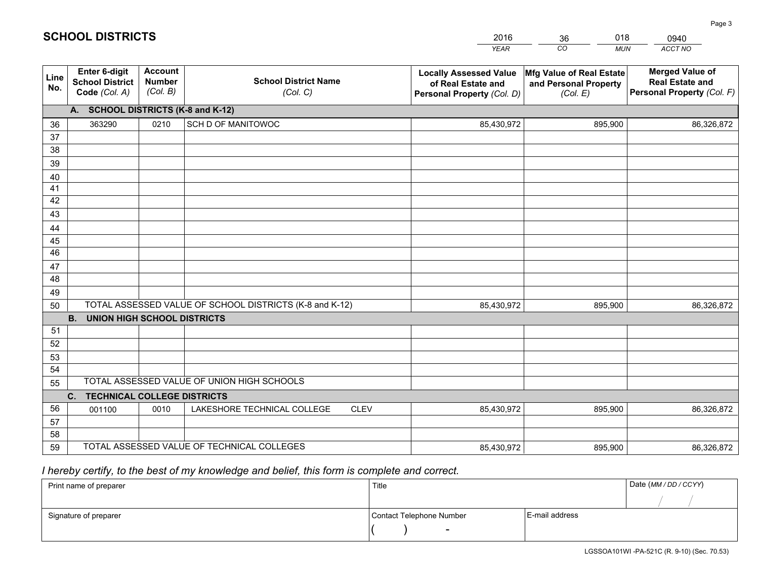# SCHOOL DISTRICTS

| 2016 | 36 | 018 | 0940 |
|---|---|---|---|
| *YEAR* | *CO* | *MUN* | *ACCT NO* |

| Line No. | Enter 6-digit School District Code *(Col. A)* | Account Number *(Col. B)* | School District Name *(Col. C)* | Locally Assessed Value of Real Estate and Personal Property *(Col. D)* | Mfg Value of Real Estate and Personal Property *(Col. E)* | Merged Value of Real Estate and Personal Property *(Col. F)* |
|---|---|---|---|---|---|---|
| | **A. SCHOOL DISTRICTS (K-8 and K-12)** | | | | | |
| 36 | 363290 | 0210 | SCH D OF MANITOWOC | 85,430,972 | 895,900 | 86,326,872 |
| 37 | | | | | | |
| 38 | | | | | | |
| 39 | | | | | | |
| 40 | | | | | | |
| 41 | | | | | | |
| 42 | | | | | | |
| 43 | | | | | | |
| 44 | | | | | | |
| 45 | | | | | | |
| 46 | | | | | | |
| 47 | | | | | | |
| 48 | | | | | | |
| 49 | | | | | | |
| 50 | TOTAL ASSESSED VALUE OF SCHOOL DISTRICTS (K-8 and K-12) | | | 85,430,972 | 895,900 | 86,326,872 |
| | **B. UNION HIGH SCHOOL DISTRICTS** | | | | | |
| 51 | | | | | | |
| 52 | | | | | | |
| 53 | | | | | | |
| 54 | | | | | | |
| 55 | TOTAL ASSESSED VALUE OF UNION HIGH SCHOOLS | | | | | |
| | **C. TECHNICAL COLLEGE DISTRICTS** | | | | | |
| 56 | 001100 | 0010 | LAKESHORE TECHNICAL COLLEGE CLEV | 85,430,972 | 895,900 | 86,326,872 |
| 57 | | | | | | |
| 58 | | | | | | |
| 59 | TOTAL ASSESSED VALUE OF TECHNICAL COLLEGES | | | 85,430,972 | 895,900 | 86,326,872 |

*I hereby certify, to the best of my knowledge and belief, this form is complete and correct.*

| Print name of preparer | Title | | Date *(MM / DD / CCYY)* |
|---|---|---|---|
| | | | / / |
| Signature of preparer | Contact Telephone Number | E-mail address | |
| | ( ) - | | |

LGSSOA101WI -PA-521C (R. 9-10) (Sec. 70.53)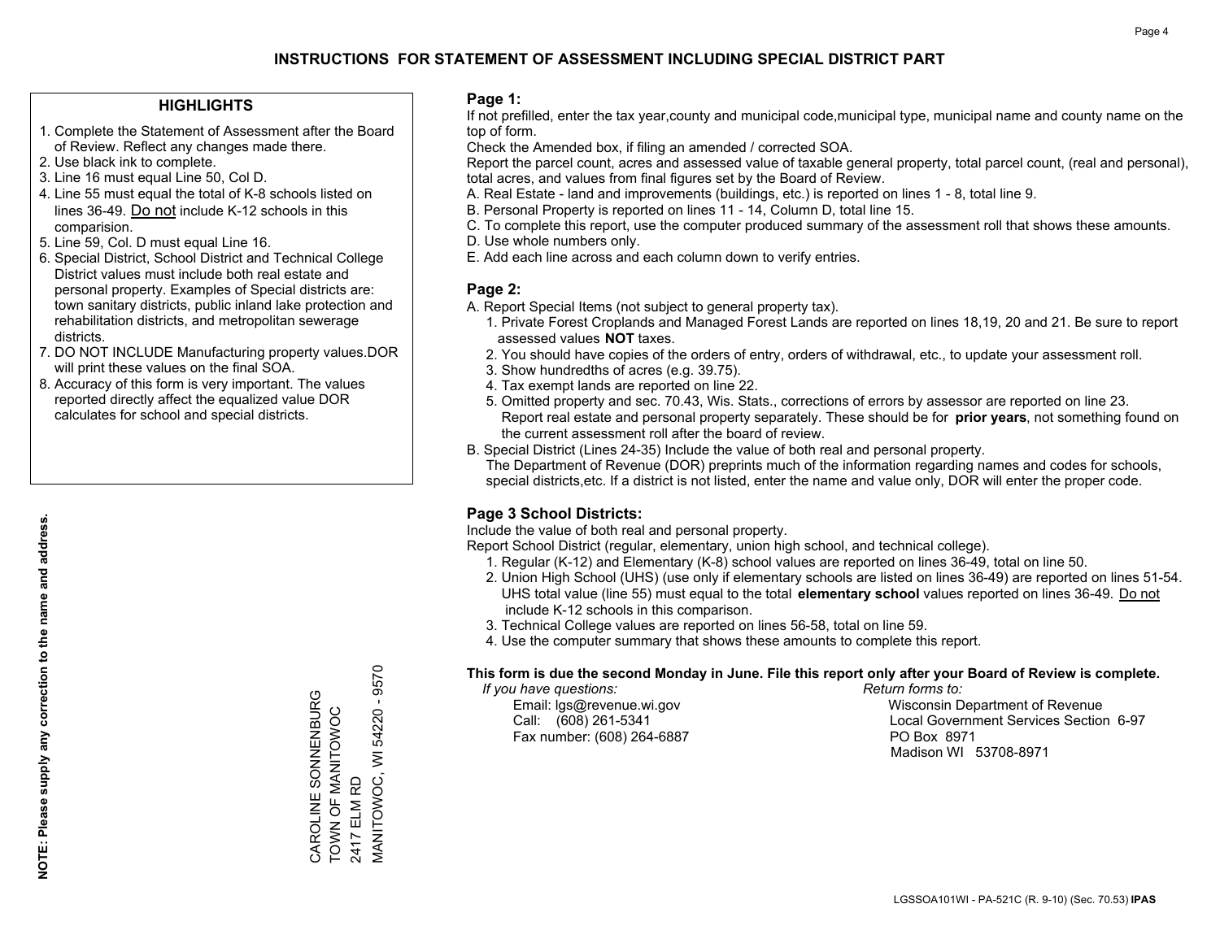# INSTRUCTIONS FOR STATEMENT OF ASSESSMENT INCLUDING SPECIAL DISTRICT PART

## HIGHLIGHTS

1. Complete the Statement of Assessment after the Board of Review. Reflect any changes made there.
2. Use black ink to complete.
3. Line 16 must equal Line 50, Col D.
4. Line 55 must equal the total of K-8 schools listed on lines 36-49. Do not include K-12 schools in this comparision.
5. Line 59, Col. D must equal Line 16.
6. Special District, School District and Technical College District values must include both real estate and personal property. Examples of Special districts are: town sanitary districts, public inland lake protection and rehabilitation districts, and metropolitan sewerage districts.
7. DO NOT INCLUDE Manufacturing property values.DOR will print these values on the final SOA.
8. Accuracy of this form is very important. The values reported directly affect the equalized value DOR calculates for school and special districts.

**NOTE: Please supply any correction to the name and address.**

CAROLINE SONNENBURG
TOWN OF MANITOWOC
2417 ELM RD
MANITOWOC, WI 54220 - 9570

## Page 1:

If not prefilled, enter the tax year,county and municipal code,municipal type, municipal name and county name on the top of form.

Check the Amended box, if filing an amended / corrected SOA.

Report the parcel count, acres and assessed value of taxable general property, total parcel count, (real and personal), total acres, and values from final figures set by the Board of Review.

A. Real Estate - land and improvements (buildings, etc.) is reported on lines 1 - 8, total line 9.
B. Personal Property is reported on lines 11 - 14, Column D, total line 15.
C. To complete this report, use the computer produced summary of the assessment roll that shows these amounts.
D. Use whole numbers only.
E. Add each line across and each column down to verify entries.

## Page 2:

A. Report Special Items (not subject to general property tax).
   1. Private Forest Croplands and Managed Forest Lands are reported on lines 18,19, 20 and 21. Be sure to report assessed values **NOT** taxes.
   2. You should have copies of the orders of entry, orders of withdrawal, etc., to update your assessment roll.
   3. Show hundredths of acres (e.g. 39.75).
   4. Tax exempt lands are reported on line 22.
   5. Omitted property and sec. 70.43, Wis. Stats., corrections of errors by assessor are reported on line 23. Report real estate and personal property separately. These should be for **prior years**, not something found on the current assessment roll after the board of review.

B. Special District (Lines 24-35) Include the value of both real and personal property.
   The Department of Revenue (DOR) preprints much of the information regarding names and codes for schools, special districts,etc. If a district is not listed, enter the name and value only, DOR will enter the proper code.

## Page 3 School Districts:

Include the value of both real and personal property.

Report School District (regular, elementary, union high school, and technical college).

1. Regular (K-12) and Elementary (K-8) school values are reported on lines 36-49, total on line 50.
2. Union High School (UHS) (use only if elementary schools are listed on lines 36-49) are reported on lines 51-54. UHS total value (line 55) must equal to the total **elementary school** values reported on lines 36-49. Do not include K-12 schools in this comparison.
3. Technical College values are reported on lines 56-58, total on line 59.
4. Use the computer summary that shows these amounts to complete this report.

**This form is due the second Monday in June. File this report only after your Board of Review is complete.**

*If you have questions:*
Email: lgs@revenue.wi.gov
Call: (608) 261-5341
Fax number: (608) 264-6887

*Return forms to:*
Wisconsin Department of Revenue
Local Government Services Section 6-97
PO Box 8971
Madison WI 53708-8971

LGSSOA101WI - PA-521C (R. 9-10) (Sec. 70.53) **IPAS**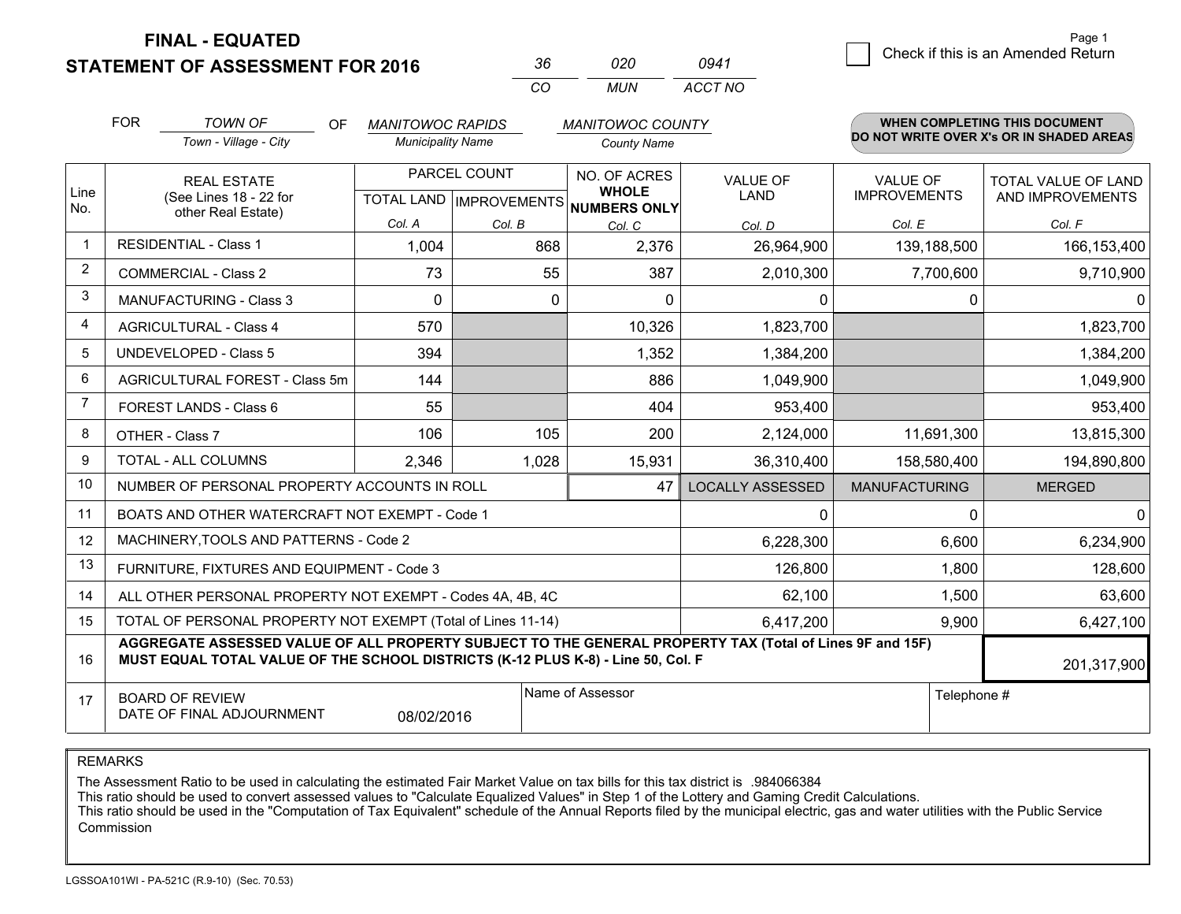# FINAL - EQUATED
## STATEMENT OF ASSESSMENT FOR 2016

| 36 | 020 | 0941 |
|---|---|---|
| CO | MUN | ACCT NO |

Page 1

☐ Check if this is an Amended Return

FOR *TOWN OF* (Town - Village - City) OF *MANITOWOC RAPIDS* (Municipality Name) *MANITOWOC COUNTY* (County Name)

**WHEN COMPLETING THIS DOCUMENT DO NOT WRITE OVER X's OR IN SHADED AREAS**

| Line No. | REAL ESTATE (See Lines 18 - 22 for other Real Estate) | PARCEL COUNT | | NO. OF ACRES **WHOLE NUMBERS ONLY** | VALUE OF LAND | VALUE OF IMPROVEMENTS | TOTAL VALUE OF LAND AND IMPROVEMENTS |
|---|---|---|---|---|---|---|---|
| | | TOTAL LAND | IMPROVEMENTS | | | | |
| | | Col. A | Col. B | Col. C | Col. D | Col. E | Col. F |
| 1 | RESIDENTIAL - Class 1 | 1,004 | 868 | 2,376 | 26,964,900 | 139,188,500 | 166,153,400 |
| 2 | COMMERCIAL - Class 2 | 73 | 55 | 387 | 2,010,300 | 7,700,600 | 9,710,900 |
| 3 | MANUFACTURING - Class 3 | 0 | 0 | 0 | 0 | 0 | 0 |
| 4 | AGRICULTURAL - Class 4 | 570 | | 10,326 | 1,823,700 | | 1,823,700 |
| 5 | UNDEVELOPED - Class 5 | 394 | | 1,352 | 1,384,200 | | 1,384,200 |
| 6 | AGRICULTURAL FOREST - Class 5m | 144 | | 886 | 1,049,900 | | 1,049,900 |
| 7 | FOREST LANDS - Class 6 | 55 | | 404 | 953,400 | | 953,400 |
| 8 | OTHER - Class 7 | 106 | 105 | 200 | 2,124,000 | 11,691,300 | 13,815,300 |
| 9 | TOTAL - ALL COLUMNS | 2,346 | 1,028 | 15,931 | 36,310,400 | 158,580,400 | 194,890,800 |
| 10 | NUMBER OF PERSONAL PROPERTY ACCOUNTS IN ROLL | | | 47 | LOCALLY ASSESSED | MANUFACTURING | MERGED |
| 11 | BOATS AND OTHER WATERCRAFT NOT EXEMPT - Code 1 | | | | 0 | 0 | 0 |
| 12 | MACHINERY,TOOLS AND PATTERNS - Code 2 | | | | 6,228,300 | 6,600 | 6,234,900 |
| 13 | FURNITURE, FIXTURES AND EQUIPMENT - Code 3 | | | | 126,800 | 1,800 | 128,600 |
| 14 | ALL OTHER PERSONAL PROPERTY NOT EXEMPT - Codes 4A, 4B, 4C | | | | 62,100 | 1,500 | 63,600 |
| 15 | TOTAL OF PERSONAL PROPERTY NOT EXEMPT (Total of Lines 11-14) | | | | 6,417,200 | 9,900 | 6,427,100 |
| 16 | **AGGREGATE ASSESSED VALUE OF ALL PROPERTY SUBJECT TO THE GENERAL PROPERTY TAX (Total of Lines 9F and 15F) MUST EQUAL TOTAL VALUE OF THE SCHOOL DISTRICTS (K-12 PLUS K-8) - Line 50, Col. F** | | | | | | 201,317,900 |
| 17 | BOARD OF REVIEW DATE OF FINAL ADJOURNMENT | 08/02/2016 | | Name of Assessor | | Telephone # | |

REMARKS

The Assessment Ratio to be used in calculating the estimated Fair Market Value on tax bills for this tax district is .984066384
This ratio should be used to convert assessed values to "Calculate Equalized Values" in Step 1 of the Lottery and Gaming Credit Calculations.
This ratio should be used in the "Computation of Tax Equivalent" schedule of the Annual Reports filed by the municipal electric, gas and water utilities with the Public Service Commission

LGSSOA101WI - PA-521C (R.9-10) (Sec. 70.53)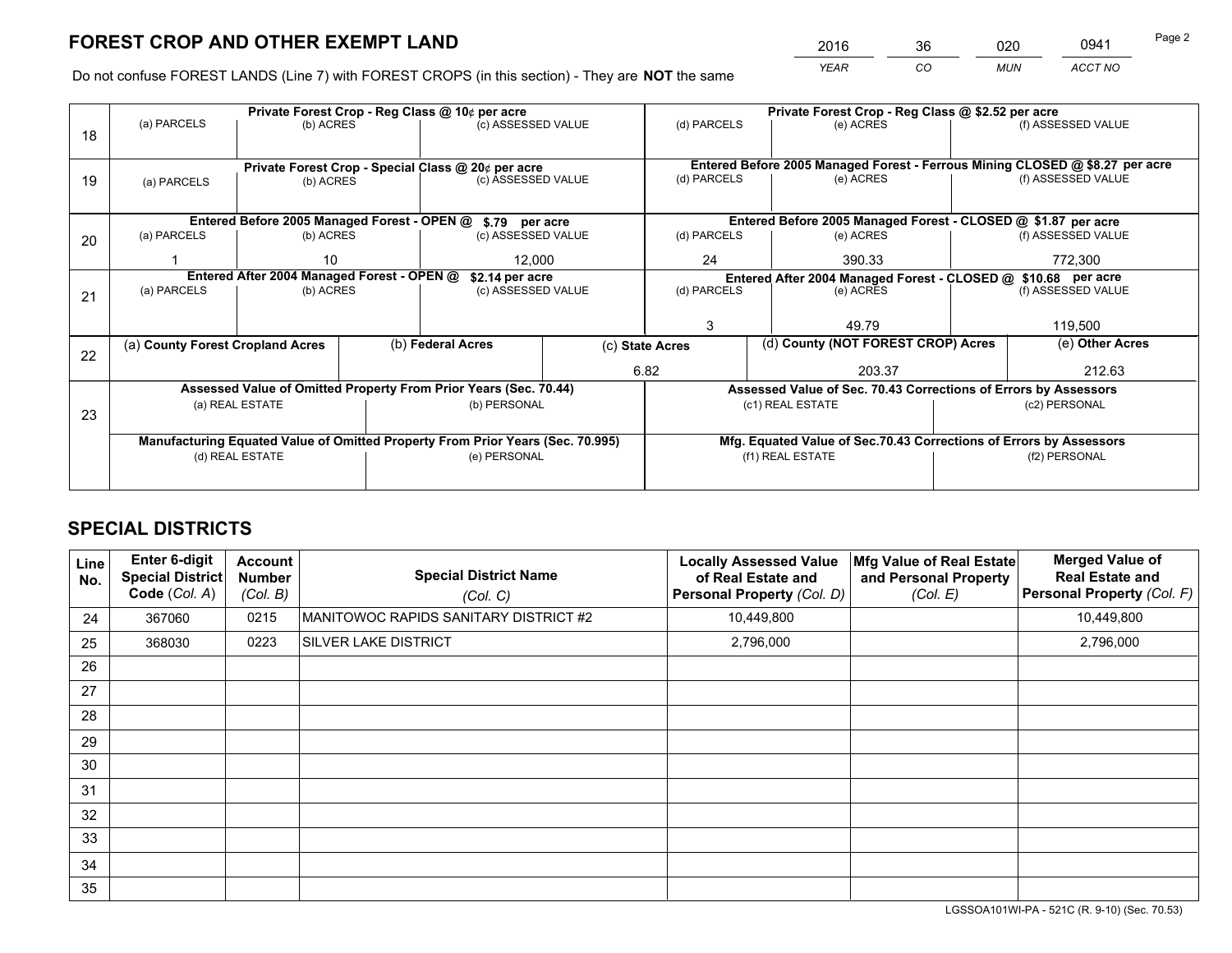# FOREST CROP AND OTHER EXEMPT LAND

| YEAR | CO | MUN | ACCT NO |
|---|---|---|---|
| 2016 | 36 | 020 | 0941 |

Do not confuse FOREST LANDS (Line 7) with FOREST CROPS (in this section) - They are **NOT** the same

| Line | Private Forest Crop - Reg Class @ 10¢ per acre | | | Private Forest Crop - Reg Class @ $2.52 per acre | | |
|---|---|---|---|---|---|---|
| 18 | (a) PARCELS | (b) ACRES | (c) ASSESSED VALUE | (d) PARCELS | (e) ACRES | (f) ASSESSED VALUE |
| | | | | | | |
| | **Private Forest Crop - Special Class @ 20¢ per acre** | | | **Entered Before 2005 Managed Forest - Ferrous Mining CLOSED @ $8.27 per acre** | | |
| 19 | (a) PARCELS | (b) ACRES | (c) ASSESSED VALUE | (d) PARCELS | (e) ACRES | (f) ASSESSED VALUE |
| | | | | | | |
| | **Entered Before 2005 Managed Forest - OPEN @ $.79 per acre** | | | **Entered Before 2005 Managed Forest - CLOSED @ $1.87 per acre** | | |
| 20 | (a) PARCELS | (b) ACRES | (c) ASSESSED VALUE | (d) PARCELS | (e) ACRES | (f) ASSESSED VALUE |
| | 1 | 10 | 12,000 | 24 | 390.33 | 772,300 |
| | **Entered After 2004 Managed Forest - OPEN @ $2.14 per acre** | | | **Entered After 2004 Managed Forest - CLOSED @ $10.68 per acre** | | |
| 21 | (a) PARCELS | (b) ACRES | (c) ASSESSED VALUE | (d) PARCELS | (e) ACRES | (f) ASSESSED VALUE |
| | | | | 3 | 49.79 | 119,500 |

| Line | (a) County Forest Cropland Acres | (b) Federal Acres | (c) State Acres | (d) County (NOT FOREST CROP) Acres | (e) Other Acres |
|---|---|---|---|---|---|
| 22 | | | 6.82 | 203.37 | 212.63 |

| Line | Assessed Value of Omitted Property From Prior Years (Sec. 70.44) | | Assessed Value of Sec. 70.43 Corrections of Errors by Assessors | |
|---|---|---|---|---|
| 23 | (a) REAL ESTATE | (b) PERSONAL | (c1) REAL ESTATE | (c2) PERSONAL |
| | | | | |
| | **Manufacturing Equated Value of Omitted Property From Prior Years (Sec. 70.995)** | | **Mfg. Equated Value of Sec.70.43 Corrections of Errors by Assessors** | |
| | (d) REAL ESTATE | (e) PERSONAL | (f1) REAL ESTATE | (f2) PERSONAL |
| | | | | |

# SPECIAL DISTRICTS

| Line No. | Enter 6-digit Special District Code (Col. A) | Account Number (Col. B) | Special District Name (Col. C) | Locally Assessed Value of Real Estate and Personal Property (Col. D) | Mfg Value of Real Estate and Personal Property (Col. E) | Merged Value of Real Estate and Personal Property (Col. F) |
|---|---|---|---|---|---|---|
| 24 | 367060 | 0215 | MANITOWOC RAPIDS SANITARY DISTRICT #2 | 10,449,800 | | 10,449,800 |
| 25 | 368030 | 0223 | SILVER LAKE DISTRICT | 2,796,000 | | 2,796,000 |
| 26 | | | | | | |
| 27 | | | | | | |
| 28 | | | | | | |
| 29 | | | | | | |
| 30 | | | | | | |
| 31 | | | | | | |
| 32 | | | | | | |
| 33 | | | | | | |
| 34 | | | | | | |
| 35 | | | | | | |

LGSSOA101WI-PA - 521C (R. 9-10) (Sec. 70.53)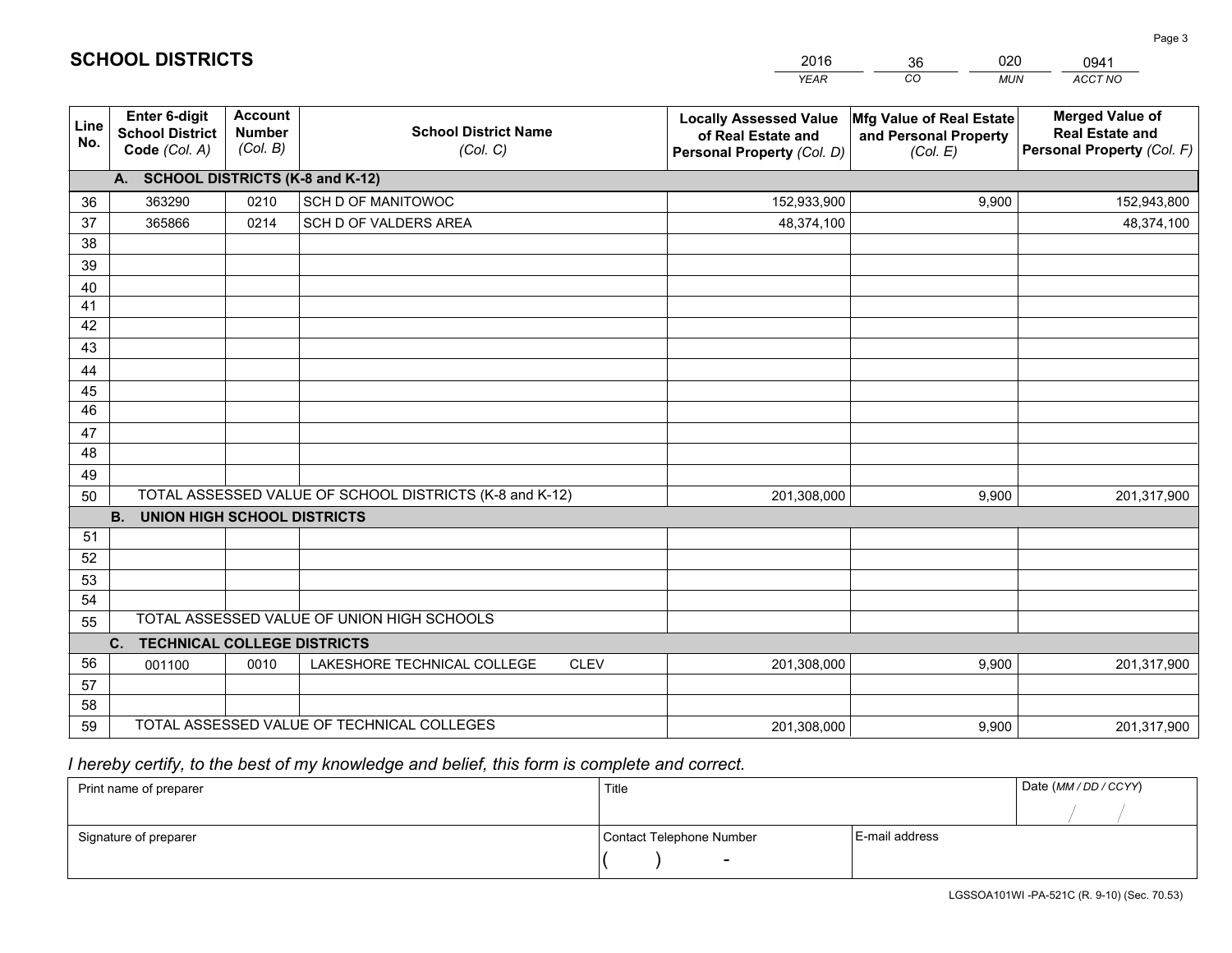# SCHOOL DISTRICTS

| 2016 | 36 | 020 | 0941 |
|---|---|---|---|
| *YEAR* | *CO* | *MUN* | *ACCT NO* |

| Line No. | Enter 6-digit School District Code *(Col. A)* | Account Number *(Col. B)* | School District Name *(Col. C)* | Locally Assessed Value of Real Estate and Personal Property *(Col. D)* | Mfg Value of Real Estate and Personal Property *(Col. E)* | Merged Value of Real Estate and Personal Property *(Col. F)* |
|---|---|---|---|---|---|---|
| | **A. SCHOOL DISTRICTS (K-8 and K-12)** | | | | | |
| 36 | 363290 | 0210 | SCH D OF MANITOWOC | 152,933,900 | 9,900 | 152,943,800 |
| 37 | 365866 | 0214 | SCH D OF VALDERS AREA | 48,374,100 | | 48,374,100 |
| 38 | | | | | | |
| 39 | | | | | | |
| 40 | | | | | | |
| 41 | | | | | | |
| 42 | | | | | | |
| 43 | | | | | | |
| 44 | | | | | | |
| 45 | | | | | | |
| 46 | | | | | | |
| 47 | | | | | | |
| 48 | | | | | | |
| 49 | | | | | | |
| 50 | TOTAL ASSESSED VALUE OF SCHOOL DISTRICTS (K-8 and K-12) | | | 201,308,000 | 9,900 | 201,317,900 |
| | **B. UNION HIGH SCHOOL DISTRICTS** | | | | | |
| 51 | | | | | | |
| 52 | | | | | | |
| 53 | | | | | | |
| 54 | | | | | | |
| 55 | TOTAL ASSESSED VALUE OF UNION HIGH SCHOOLS | | | | | |
| | **C. TECHNICAL COLLEGE DISTRICTS** | | | | | |
| 56 | 001100 | 0010 | LAKESHORE TECHNICAL COLLEGE CLEV | 201,308,000 | 9,900 | 201,317,900 |
| 57 | | | | | | |
| 58 | | | | | | |
| 59 | TOTAL ASSESSED VALUE OF TECHNICAL COLLEGES | | | 201,308,000 | 9,900 | 201,317,900 |

*I hereby certify, to the best of my knowledge and belief, this form is complete and correct.*

| Print name of preparer | Title | | Date *(MM / DD / CCYY)* |
|---|---|---|---|
| | | | / / |
| Signature of preparer | Contact Telephone Number | E-mail address | |
| | ( ) - | | |

LGSSOA101WI -PA-521C (R. 9-10) (Sec. 70.53)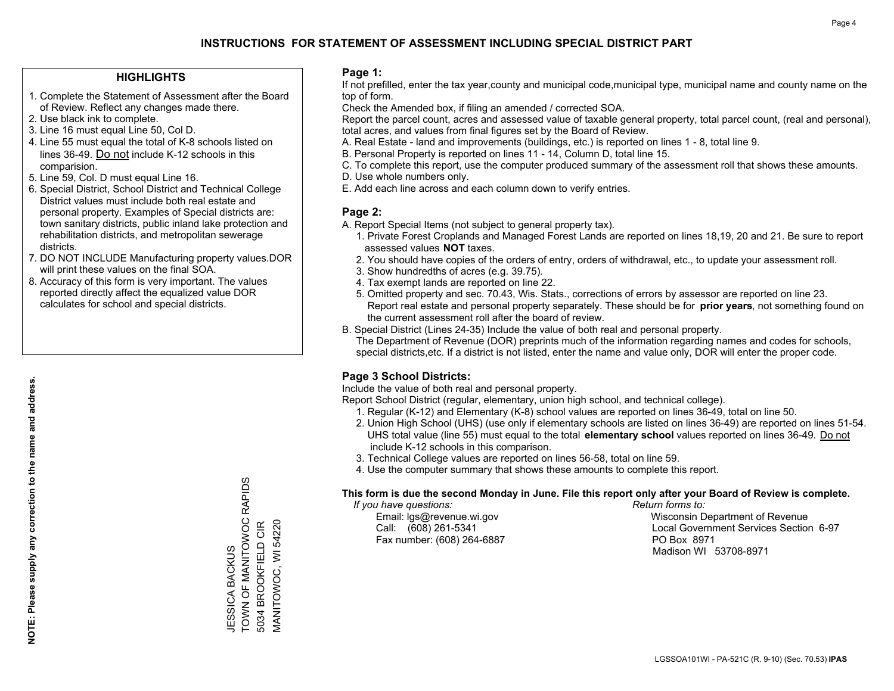# INSTRUCTIONS FOR STATEMENT OF ASSESSMENT INCLUDING SPECIAL DISTRICT PART

## HIGHLIGHTS

1. Complete the Statement of Assessment after the Board of Review. Reflect any changes made there.
2. Use black ink to complete.
3. Line 16 must equal Line 50, Col D.
4. Line 55 must equal the total of K-8 schools listed on lines 36-49. Do not include K-12 schools in this comparision.
5. Line 59, Col. D must equal Line 16.
6. Special District, School District and Technical College District values must include both real estate and personal property. Examples of Special districts are: town sanitary districts, public inland lake protection and rehabilitation districts, and metropolitan sewerage districts.
7. DO NOT INCLUDE Manufacturing property values.DOR will print these values on the final SOA.
8. Accuracy of this form is very important. The values reported directly affect the equalized value DOR calculates for school and special districts.

**NOTE: Please supply any correction to the name and address.**

JESSICA BACKUS
TOWN OF MANITOWOC RAPIDS
5034 BROOKFIELD CIR
MANITOWOC, WI 54220

## Page 1:

If not prefilled, enter the tax year,county and municipal code,municipal type, municipal name and county name on the top of form.

Check the Amended box, if filing an amended / corrected SOA.

Report the parcel count, acres and assessed value of taxable general property, total parcel count, (real and personal), total acres, and values from final figures set by the Board of Review.

A. Real Estate - land and improvements (buildings, etc.) is reported on lines 1 - 8, total line 9.
B. Personal Property is reported on lines 11 - 14, Column D, total line 15.
C. To complete this report, use the computer produced summary of the assessment roll that shows these amounts.
D. Use whole numbers only.
E. Add each line across and each column down to verify entries.

## Page 2:

A. Report Special Items (not subject to general property tax).
   1. Private Forest Croplands and Managed Forest Lands are reported on lines 18,19, 20 and 21. Be sure to report assessed values **NOT** taxes.
   2. You should have copies of the orders of entry, orders of withdrawal, etc., to update your assessment roll.
   3. Show hundredths of acres (e.g. 39.75).
   4. Tax exempt lands are reported on line 22.
   5. Omitted property and sec. 70.43, Wis. Stats., corrections of errors by assessor are reported on line 23. Report real estate and personal property separately. These should be for **prior years**, not something found on the current assessment roll after the board of review.
B. Special District (Lines 24-35) Include the value of both real and personal property.
   The Department of Revenue (DOR) preprints much of the information regarding names and codes for schools, special districts,etc. If a district is not listed, enter the name and value only, DOR will enter the proper code.

## Page 3 School Districts:

Include the value of both real and personal property.

Report School District (regular, elementary, union high school, and technical college).

1. Regular (K-12) and Elementary (K-8) school values are reported on lines 36-49, total on line 50.
2. Union High School (UHS) (use only if elementary schools are listed on lines 36-49) are reported on lines 51-54. UHS total value (line 55) must equal to the total **elementary school** values reported on lines 36-49. Do not include K-12 schools in this comparison.
3. Technical College values are reported on lines 56-58, total on line 59.
4. Use the computer summary that shows these amounts to complete this report.

**This form is due the second Monday in June. File this report only after your Board of Review is complete.**

*If you have questions:*
Email: lgs@revenue.wi.gov
Call: (608) 261-5341
Fax number: (608) 264-6887

*Return forms to:*
Wisconsin Department of Revenue
Local Government Services Section 6-97
PO Box 8971
Madison WI 53708-8971

LGSSOA101WI - PA-521C (R. 9-10) (Sec. 70.53) **IPAS**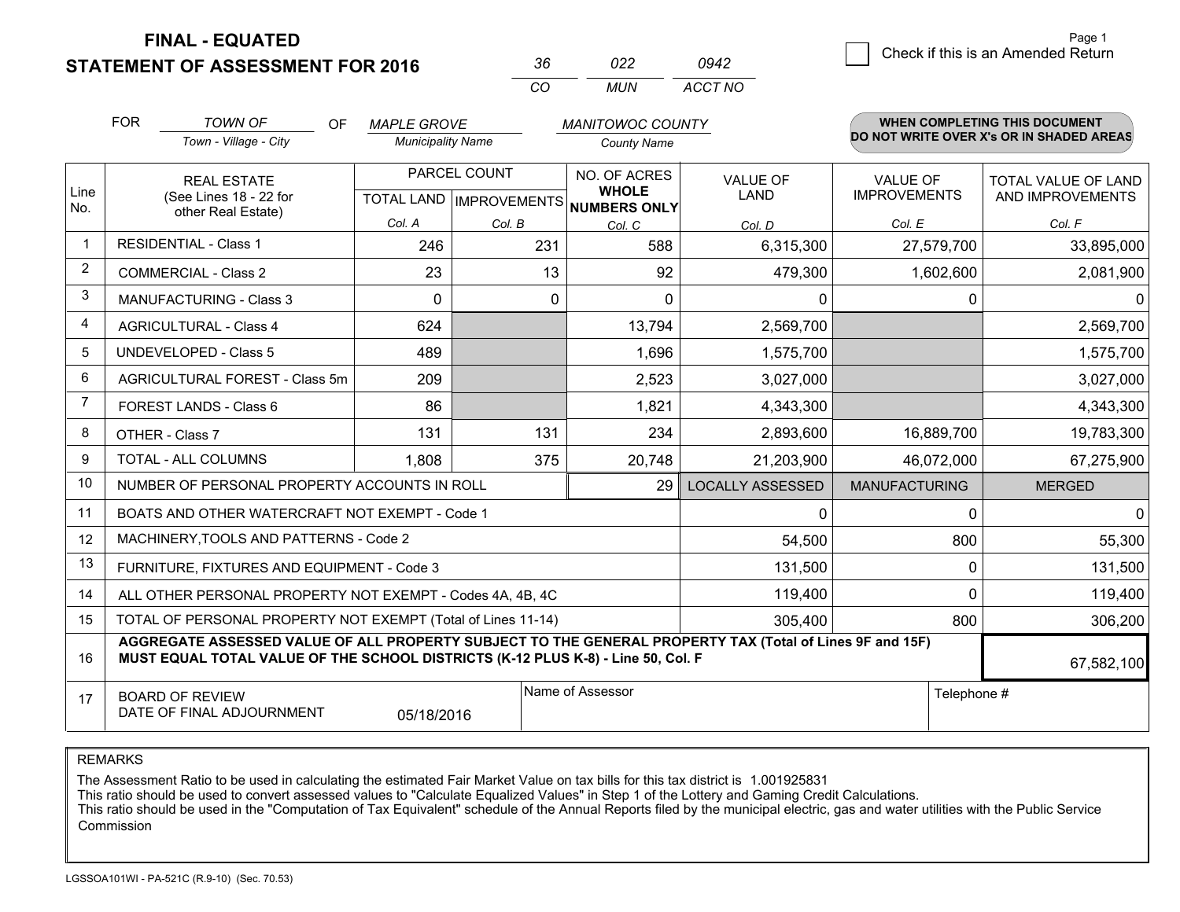**FINAL - EQUATED**
**STATEMENT OF ASSESSMENT FOR 2016**

| 36 | 022 | 0942 |
|---|---|---|
| CO | MUN | ACCT NO |

☐ Check if this is an Amended Return

FOR *TOWN OF* (Town - Village - City) OF *MAPLE GROVE* (Municipality Name) *MANITOWOC COUNTY* (County Name)

**WHEN COMPLETING THIS DOCUMENT DO NOT WRITE OVER X's OR IN SHADED AREAS**

| Line No. | REAL ESTATE (See Lines 18 - 22 for other Real Estate) | PARCEL COUNT TOTAL LAND Col. A | PARCEL COUNT IMPROVEMENTS Col. B | NO. OF ACRES WHOLE NUMBERS ONLY Col. C | VALUE OF LAND Col. D | VALUE OF IMPROVEMENTS Col. E | TOTAL VALUE OF LAND AND IMPROVEMENTS Col. F |
|---|---|---|---|---|---|---|---|
| 1 | RESIDENTIAL - Class 1 | 246 | 231 | 588 | 6,315,300 | 27,579,700 | 33,895,000 |
| 2 | COMMERCIAL - Class 2 | 23 | 13 | 92 | 479,300 | 1,602,600 | 2,081,900 |
| 3 | MANUFACTURING - Class 3 | 0 | 0 | 0 | 0 | 0 | 0 |
| 4 | AGRICULTURAL - Class 4 | 624 | | 13,794 | 2,569,700 | | 2,569,700 |
| 5 | UNDEVELOPED - Class 5 | 489 | | 1,696 | 1,575,700 | | 1,575,700 |
| 6 | AGRICULTURAL FOREST - Class 5m | 209 | | 2,523 | 3,027,000 | | 3,027,000 |
| 7 | FOREST LANDS - Class 6 | 86 | | 1,821 | 4,343,300 | | 4,343,300 |
| 8 | OTHER - Class 7 | 131 | 131 | 234 | 2,893,600 | 16,889,700 | 19,783,300 |
| 9 | TOTAL - ALL COLUMNS | 1,808 | 375 | 20,748 | 21,203,900 | 46,072,000 | 67,275,900 |
| 10 | NUMBER OF PERSONAL PROPERTY ACCOUNTS IN ROLL | | | 29 | LOCALLY ASSESSED | MANUFACTURING | MERGED |
| 11 | BOATS AND OTHER WATERCRAFT NOT EXEMPT - Code 1 | | | | 0 | 0 | 0 |
| 12 | MACHINERY,TOOLS AND PATTERNS - Code 2 | | | | 54,500 | 800 | 55,300 |
| 13 | FURNITURE, FIXTURES AND EQUIPMENT - Code 3 | | | | 131,500 | 0 | 131,500 |
| 14 | ALL OTHER PERSONAL PROPERTY NOT EXEMPT - Codes 4A, 4B, 4C | | | | 119,400 | 0 | 119,400 |
| 15 | TOTAL OF PERSONAL PROPERTY NOT EXEMPT (Total of Lines 11-14) | | | | 305,400 | 800 | 306,200 |
| 16 | **AGGREGATE ASSESSED VALUE OF ALL PROPERTY SUBJECT TO THE GENERAL PROPERTY TAX (Total of Lines 9F and 15F) MUST EQUAL TOTAL VALUE OF THE SCHOOL DISTRICTS (K-12 PLUS K-8) - Line 50, Col. F** | | | | | | 67,582,100 |
| 17 | BOARD OF REVIEW DATE OF FINAL ADJOURNMENT | 05/18/2016 | | Name of Assessor | | Telephone # | |

REMARKS

The Assessment Ratio to be used in calculating the estimated Fair Market Value on tax bills for this tax district is 1.001925831
This ratio should be used to convert assessed values to "Calculate Equalized Values" in Step 1 of the Lottery and Gaming Credit Calculations.
This ratio should be used in the "Computation of Tax Equivalent" schedule of the Annual Reports filed by the municipal electric, gas and water utilities with the Public Service Commission

LGSSOA101WI - PA-521C (R.9-10) (Sec. 70.53)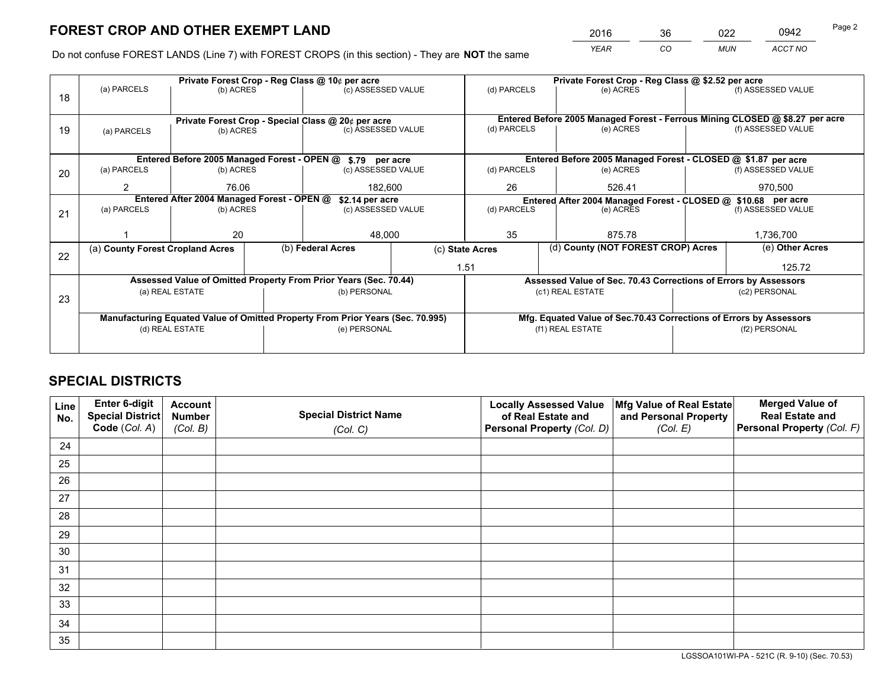# FOREST CROP AND OTHER EXEMPT LAND

| 2016 | 36 | 022 | 0942 |
|---|---|---|---|
| *YEAR* | *CO* | *MUN* | *ACCT NO* |

Do not confuse FOREST LANDS (Line 7) with FOREST CROPS (in this section) - They are **NOT** the same

| Line | | | | | | |
|---|---|---|---|---|---|---|
| 18 | Private Forest Crop - Reg Class @ 10¢ per acre | | | Private Forest Crop - Reg Class @ $2.52 per acre | | |
| | (a) PARCELS | (b) ACRES | (c) ASSESSED VALUE | (d) PARCELS | (e) ACRES | (f) ASSESSED VALUE |
| | | | | | | |
| 19 | Private Forest Crop - Special Class @ 20¢ per acre | | | Entered Before 2005 Managed Forest - Ferrous Mining CLOSED @ $8.27 per acre | | |
| | (a) PARCELS | (b) ACRES | (c) ASSESSED VALUE | (d) PARCELS | (e) ACRES | (f) ASSESSED VALUE |
| | | | | | | |
| 20 | Entered Before 2005 Managed Forest - OPEN @ $.79 per acre | | | Entered Before 2005 Managed Forest - CLOSED @ $1.87 per acre | | |
| | (a) PARCELS | (b) ACRES | (c) ASSESSED VALUE | (d) PARCELS | (e) ACRES | (f) ASSESSED VALUE |
| | 2 | 76.06 | 182,600 | 26 | 526.41 | 970,500 |
| 21 | Entered After 2004 Managed Forest - OPEN @ $2.14 per acre | | | Entered After 2004 Managed Forest - CLOSED @ $10.68 per acre | | |
| | (a) PARCELS | (b) ACRES | (c) ASSESSED VALUE | (d) PARCELS | (e) ACRES | (f) ASSESSED VALUE |
| | 1 | 20 | 48,000 | 35 | 875.78 | 1,736,700 |

| Line | (a) County Forest Cropland Acres | (b) Federal Acres | (c) State Acres | (d) County (NOT FOREST CROP) Acres | (e) Other Acres |
|---|---|---|---|---|---|
| 22 | | | 1.51 | | 125.72 |

| Line | Assessed Value of Omitted Property From Prior Years (Sec. 70.44) | | Assessed Value of Sec. 70.43 Corrections of Errors by Assessors | |
|---|---|---|---|---|
| 23 | (a) REAL ESTATE | (b) PERSONAL | (c1) REAL ESTATE | (c2) PERSONAL |
| | | | | |
| | **Manufacturing Equated Value of Omitted Property From Prior Years (Sec. 70.995)** | | **Mfg. Equated Value of Sec.70.43 Corrections of Errors by Assessors** | |
| | (d) REAL ESTATE | (e) PERSONAL | (f1) REAL ESTATE | (f2) PERSONAL |
| | | | | |

# SPECIAL DISTRICTS

| Line No. | Enter 6-digit Special District Code (*Col. A*) | Account Number (*Col. B*) | Special District Name (*Col. C*) | Locally Assessed Value of Real Estate and Personal Property (*Col. D*) | Mfg Value of Real Estate and Personal Property (*Col. E*) | Merged Value of Real Estate and Personal Property (*Col. F*) |
|---|---|---|---|---|---|---|
| 24 | | | | | | |
| 25 | | | | | | |
| 26 | | | | | | |
| 27 | | | | | | |
| 28 | | | | | | |
| 29 | | | | | | |
| 30 | | | | | | |
| 31 | | | | | | |
| 32 | | | | | | |
| 33 | | | | | | |
| 34 | | | | | | |
| 35 | | | | | | |

LGSSOA101WI-PA - 521C (R. 9-10) (Sec. 70.53)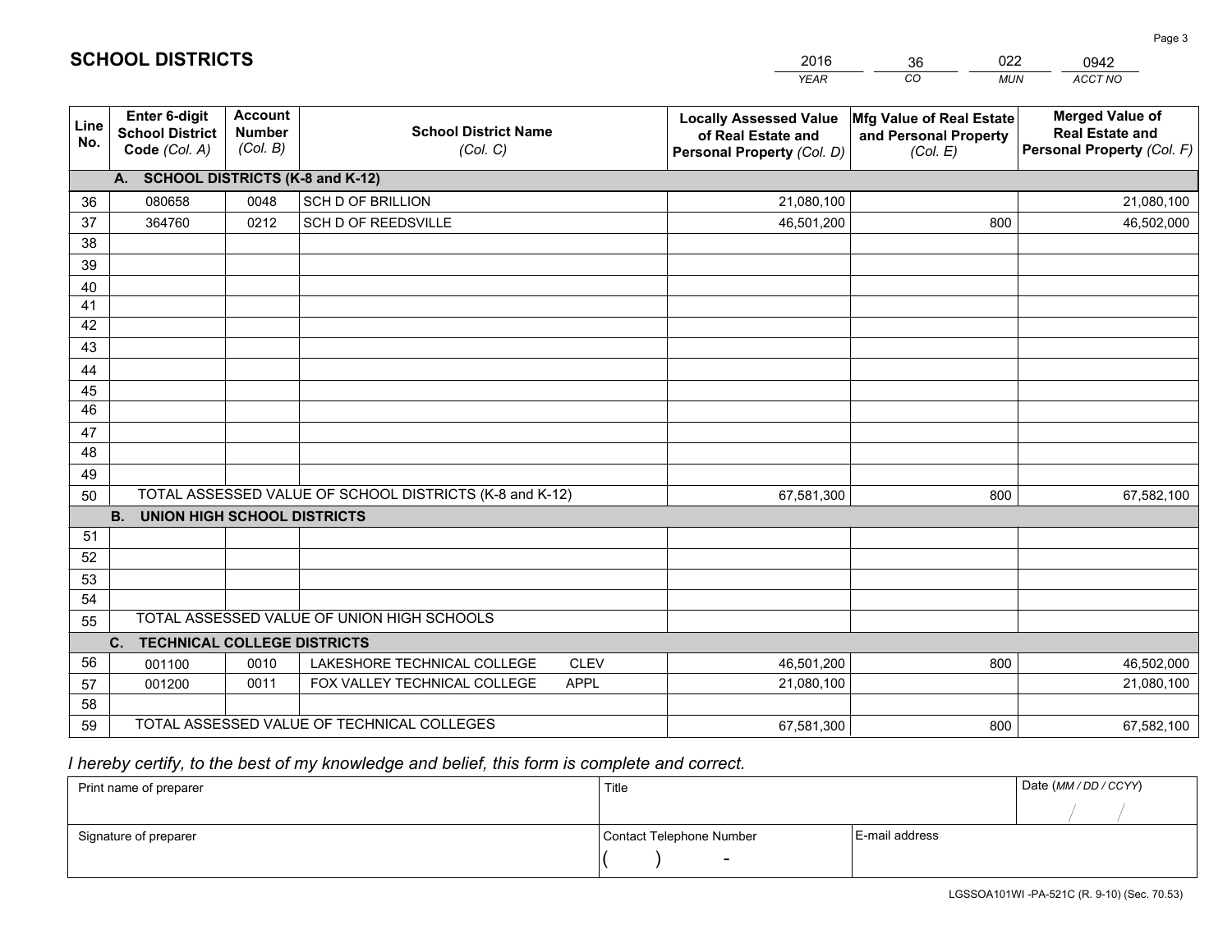# SCHOOL DISTRICTS

| 2016 | 36 | 022 | 0942 |
|---|---|---|---|
| *YEAR* | *CO* | *MUN* | *ACCT NO* |

| Line No. | Enter 6-digit School District Code *(Col. A)* | Account Number *(Col. B)* | School District Name *(Col. C)* | Locally Assessed Value of Real Estate and Personal Property *(Col. D)* | Mfg Value of Real Estate and Personal Property *(Col. E)* | Merged Value of Real Estate and Personal Property *(Col. F)* |
|---|---|---|---|---|---|---|
| | **A. SCHOOL DISTRICTS (K-8 and K-12)** | | | | | |
| 36 | 080658 | 0048 | SCH D OF BRILLION | 21,080,100 | | 21,080,100 |
| 37 | 364760 | 0212 | SCH D OF REEDSVILLE | 46,501,200 | 800 | 46,502,000 |
| 38 | | | | | | |
| 39 | | | | | | |
| 40 | | | | | | |
| 41 | | | | | | |
| 42 | | | | | | |
| 43 | | | | | | |
| 44 | | | | | | |
| 45 | | | | | | |
| 46 | | | | | | |
| 47 | | | | | | |
| 48 | | | | | | |
| 49 | | | | | | |
| 50 | TOTAL ASSESSED VALUE OF SCHOOL DISTRICTS (K-8 and K-12) | | | 67,581,300 | 800 | 67,582,100 |
| | **B. UNION HIGH SCHOOL DISTRICTS** | | | | | |
| 51 | | | | | | |
| 52 | | | | | | |
| 53 | | | | | | |
| 54 | | | | | | |
| 55 | TOTAL ASSESSED VALUE OF UNION HIGH SCHOOLS | | | | | |
| | **C. TECHNICAL COLLEGE DISTRICTS** | | | | | |
| 56 | 001100 | 0010 | LAKESHORE TECHNICAL COLLEGE CLEV | 46,501,200 | 800 | 46,502,000 |
| 57 | 001200 | 0011 | FOX VALLEY TECHNICAL COLLEGE APPL | 21,080,100 | | 21,080,100 |
| 58 | | | | | | |
| 59 | TOTAL ASSESSED VALUE OF TECHNICAL COLLEGES | | | 67,581,300 | 800 | 67,582,100 |

*I hereby certify, to the best of my knowledge and belief, this form is complete and correct.*

| Print name of preparer | Title | | Date *(MM / DD / CCYY)* |
|---|---|---|---|
| | | | / / |
| Signature of preparer | Contact Telephone Number | E-mail address | |
| | ( ) - | | |

LGSSOA101WI -PA-521C (R. 9-10) (Sec. 70.53)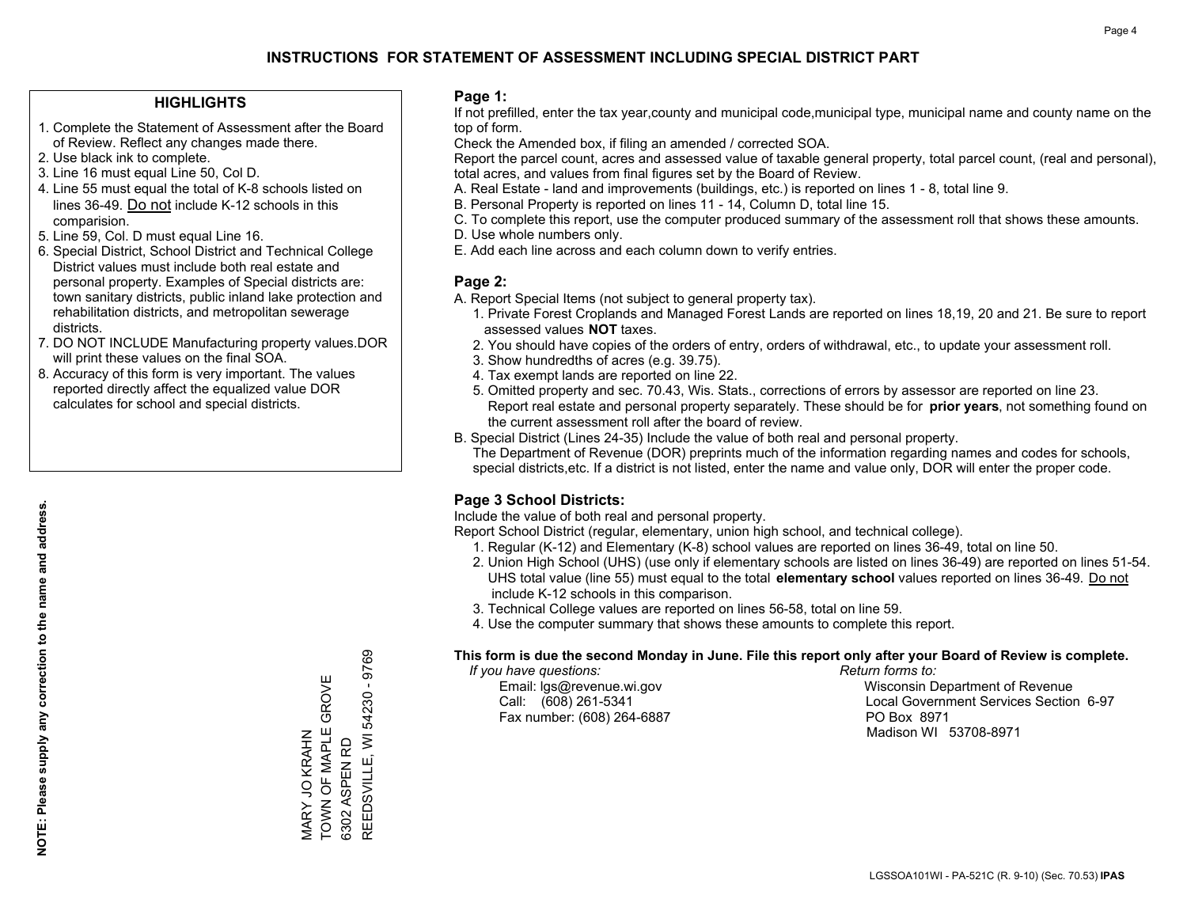# INSTRUCTIONS FOR STATEMENT OF ASSESSMENT INCLUDING SPECIAL DISTRICT PART

## HIGHLIGHTS

1. Complete the Statement of Assessment after the Board of Review. Reflect any changes made there.
2. Use black ink to complete.
3. Line 16 must equal Line 50, Col D.
4. Line 55 must equal the total of K-8 schools listed on lines 36-49. Do not include K-12 schools in this comparision.
5. Line 59, Col. D must equal Line 16.
6. Special District, School District and Technical College District values must include both real estate and personal property. Examples of Special districts are: town sanitary districts, public inland lake protection and rehabilitation districts, and metropolitan sewerage districts.
7. DO NOT INCLUDE Manufacturing property values.DOR will print these values on the final SOA.
8. Accuracy of this form is very important. The values reported directly affect the equalized value DOR calculates for school and special districts.

**NOTE: Please supply any correction to the name and address.**

MARY JO KRAHN
TOWN OF MAPLE GROVE
6302 ASPEN RD
REEDSVILLE, WI 54230 - 9769

## Page 1:

If not prefilled, enter the tax year,county and municipal code,municipal type, municipal name and county name on the top of form.

Check the Amended box, if filing an amended / corrected SOA.

Report the parcel count, acres and assessed value of taxable general property, total parcel count, (real and personal), total acres, and values from final figures set by the Board of Review.

A. Real Estate - land and improvements (buildings, etc.) is reported on lines 1 - 8, total line 9.
B. Personal Property is reported on lines 11 - 14, Column D, total line 15.
C. To complete this report, use the computer produced summary of the assessment roll that shows these amounts.
D. Use whole numbers only.
E. Add each line across and each column down to verify entries.

## Page 2:

A. Report Special Items (not subject to general property tax).
   1. Private Forest Croplands and Managed Forest Lands are reported on lines 18,19, 20 and 21. Be sure to report assessed values **NOT** taxes.
   2. You should have copies of the orders of entry, orders of withdrawal, etc., to update your assessment roll.
   3. Show hundredths of acres (e.g. 39.75).
   4. Tax exempt lands are reported on line 22.
   5. Omitted property and sec. 70.43, Wis. Stats., corrections of errors by assessor are reported on line 23. Report real estate and personal property separately. These should be for **prior years**, not something found on the current assessment roll after the board of review.
B. Special District (Lines 24-35) Include the value of both real and personal property.
   The Department of Revenue (DOR) preprints much of the information regarding names and codes for schools, special districts,etc. If a district is not listed, enter the name and value only, DOR will enter the proper code.

## Page 3 School Districts:

Include the value of both real and personal property.

Report School District (regular, elementary, union high school, and technical college).

1. Regular (K-12) and Elementary (K-8) school values are reported on lines 36-49, total on line 50.
2. Union High School (UHS) (use only if elementary schools are listed on lines 36-49) are reported on lines 51-54. UHS total value (line 55) must equal to the total **elementary school** values reported on lines 36-49. Do not include K-12 schools in this comparison.
3. Technical College values are reported on lines 56-58, total on line 59.
4. Use the computer summary that shows these amounts to complete this report.

**This form is due the second Monday in June. File this report only after your Board of Review is complete.**

*If you have questions:*
Email: lgs@revenue.wi.gov
Call: (608) 261-5341
Fax number: (608) 264-6887

*Return forms to:*
Wisconsin Department of Revenue
Local Government Services Section 6-97
PO Box 8971
Madison WI 53708-8971

LGSSOA101WI - PA-521C (R. 9-10) (Sec. 70.53) **IPAS**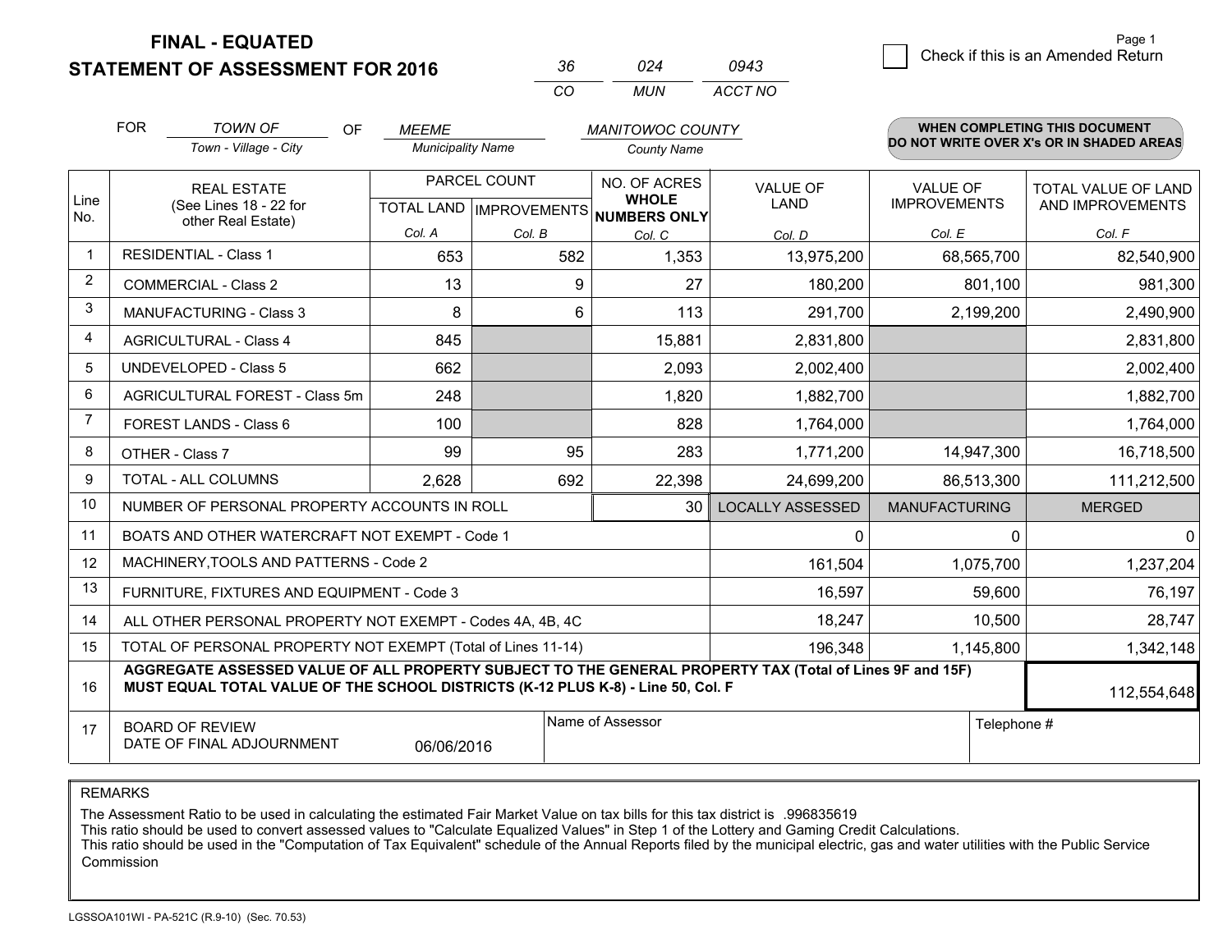**FINAL - EQUATED**
**STATEMENT OF ASSESSMENT FOR 2016**

| 36 | 024 | 0943 |
|---|---|---|
| CO | MUN | ACCT NO |

☐ Check if this is an Amended Return

FOR *TOWN OF* (Town - Village - City) OF *MEEME* (Municipality Name) *MANITOWOC COUNTY* (County Name)

**WHEN COMPLETING THIS DOCUMENT DO NOT WRITE OVER X's OR IN SHADED AREAS**

| Line No. | REAL ESTATE (See Lines 18 - 22 for other Real Estate) | PARCEL COUNT TOTAL LAND Col. A | PARCEL COUNT IMPROVEMENTS Col. B | NO. OF ACRES WHOLE NUMBERS ONLY Col. C | VALUE OF LAND Col. D | VALUE OF IMPROVEMENTS Col. E | TOTAL VALUE OF LAND AND IMPROVEMENTS Col. F |
|---|---|---|---|---|---|---|---|
| 1 | RESIDENTIAL - Class 1 | 653 | 582 | 1,353 | 13,975,200 | 68,565,700 | 82,540,900 |
| 2 | COMMERCIAL - Class 2 | 13 | 9 | 27 | 180,200 | 801,100 | 981,300 |
| 3 | MANUFACTURING - Class 3 | 8 | 6 | 113 | 291,700 | 2,199,200 | 2,490,900 |
| 4 | AGRICULTURAL - Class 4 | 845 | | 15,881 | 2,831,800 | | 2,831,800 |
| 5 | UNDEVELOPED - Class 5 | 662 | | 2,093 | 2,002,400 | | 2,002,400 |
| 6 | AGRICULTURAL FOREST - Class 5m | 248 | | 1,820 | 1,882,700 | | 1,882,700 |
| 7 | FOREST LANDS - Class 6 | 100 | | 828 | 1,764,000 | | 1,764,000 |
| 8 | OTHER - Class 7 | 99 | 95 | 283 | 1,771,200 | 14,947,300 | 16,718,500 |
| 9 | TOTAL - ALL COLUMNS | 2,628 | 692 | 22,398 | 24,699,200 | 86,513,300 | 111,212,500 |
| 10 | NUMBER OF PERSONAL PROPERTY ACCOUNTS IN ROLL | | | 30 | LOCALLY ASSESSED | MANUFACTURING | MERGED |
| 11 | BOATS AND OTHER WATERCRAFT NOT EXEMPT - Code 1 | | | | 0 | 0 | 0 |
| 12 | MACHINERY,TOOLS AND PATTERNS - Code 2 | | | | 161,504 | 1,075,700 | 1,237,204 |
| 13 | FURNITURE, FIXTURES AND EQUIPMENT - Code 3 | | | | 16,597 | 59,600 | 76,197 |
| 14 | ALL OTHER PERSONAL PROPERTY NOT EXEMPT - Codes 4A, 4B, 4C | | | | 18,247 | 10,500 | 28,747 |
| 15 | TOTAL OF PERSONAL PROPERTY NOT EXEMPT (Total of Lines 11-14) | | | | 196,348 | 1,145,800 | 1,342,148 |
| 16 | **AGGREGATE ASSESSED VALUE OF ALL PROPERTY SUBJECT TO THE GENERAL PROPERTY TAX (Total of Lines 9F and 15F) MUST EQUAL TOTAL VALUE OF THE SCHOOL DISTRICTS (K-12 PLUS K-8) - Line 50, Col. F** | | | | | | 112,554,648 |
| 17 | BOARD OF REVIEW DATE OF FINAL ADJOURNMENT | 06/06/2016 | Name of Assessor | | | Telephone # | |

REMARKS

The Assessment Ratio to be used in calculating the estimated Fair Market Value on tax bills for this tax district is .996835619
This ratio should be used to convert assessed values to "Calculate Equalized Values" in Step 1 of the Lottery and Gaming Credit Calculations.
This ratio should be used in the "Computation of Tax Equivalent" schedule of the Annual Reports filed by the municipal electric, gas and water utilities with the Public Service Commission

LGSSOA101WI - PA-521C (R.9-10) (Sec. 70.53)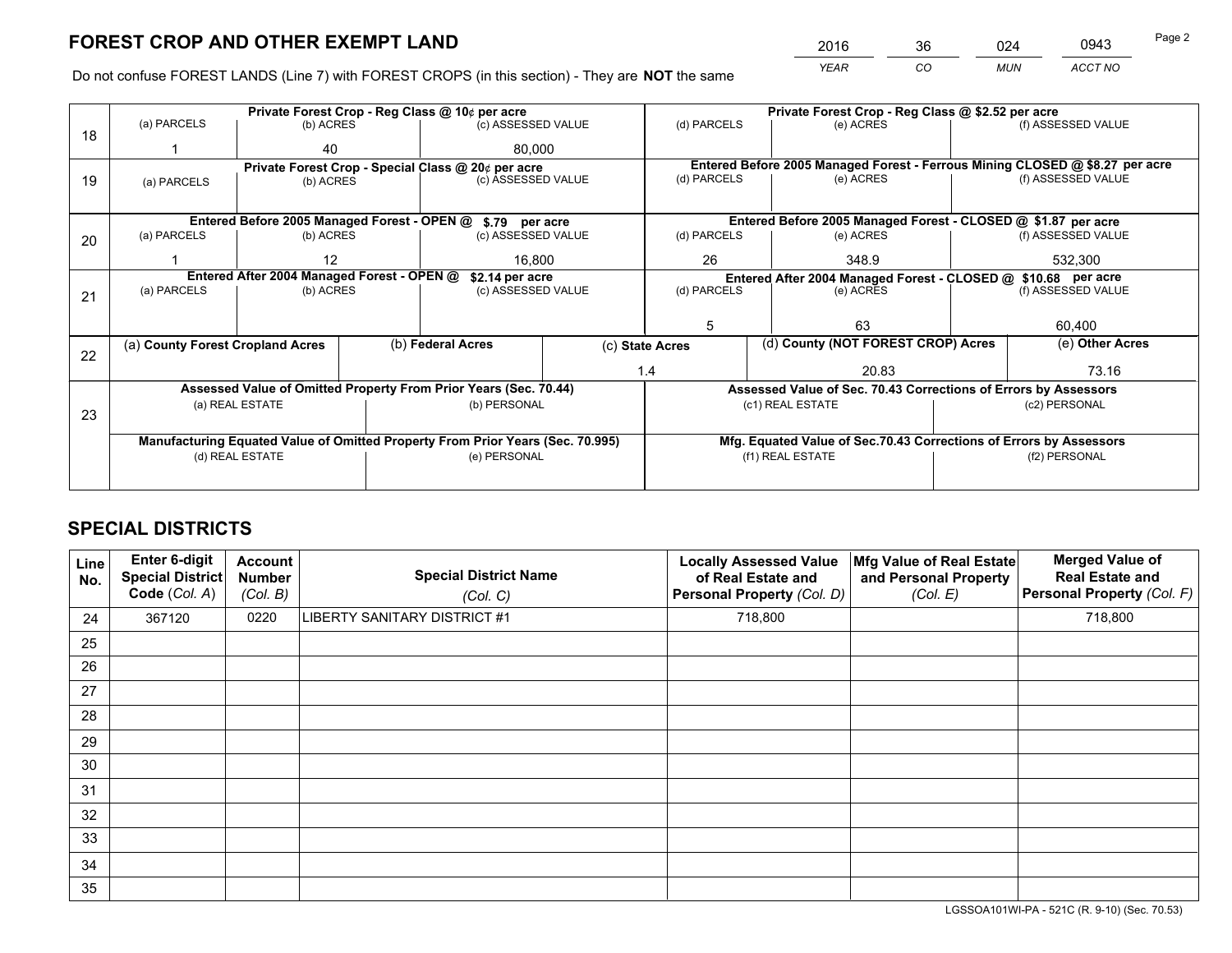# FOREST CROP AND OTHER EXEMPT LAND

| 2016 | 36 | 024 | 0943 |
|---|---|---|---|
| *YEAR* | *CO* | *MUN* | *ACCT NO* |

Do not confuse FOREST LANDS (Line 7) with FOREST CROPS (in this section) - They are **NOT** the same

| Line | | | | | | |
|---|---|---|---|---|---|---|
| 18 | Private Forest Crop - Reg Class @ 10¢ per acre | | | Private Forest Crop - Reg Class @ $2.52 per acre | | |
| | (a) PARCELS | (b) ACRES | (c) ASSESSED VALUE | (d) PARCELS | (e) ACRES | (f) ASSESSED VALUE |
| | 1 | 40 | 80,000 | | | |
| 19 | Private Forest Crop - Special Class @ 20¢ per acre | | | Entered Before 2005 Managed Forest - Ferrous Mining CLOSED @ $8.27 per acre | | |
| | (a) PARCELS | (b) ACRES | (c) ASSESSED VALUE | (d) PARCELS | (e) ACRES | (f) ASSESSED VALUE |
| | | | | | | |
| 20 | Entered Before 2005 Managed Forest - OPEN @ $.79 per acre | | | Entered Before 2005 Managed Forest - CLOSED @ $1.87 per acre | | |
| | (a) PARCELS | (b) ACRES | (c) ASSESSED VALUE | (d) PARCELS | (e) ACRES | (f) ASSESSED VALUE |
| | 1 | 12 | 16,800 | 26 | 348.9 | 532,300 |
| 21 | Entered After 2004 Managed Forest - OPEN @ $2.14 per acre | | | Entered After 2004 Managed Forest - CLOSED @ $10.68 per acre | | |
| | (a) PARCELS | (b) ACRES | (c) ASSESSED VALUE | (d) PARCELS | (e) ACRES | (f) ASSESSED VALUE |
| | | | | 5 | 63 | 60,400 |

| Line | (a) County Forest Cropland Acres | (b) Federal Acres | (c) State Acres | (d) County (NOT FOREST CROP) Acres | (e) Other Acres |
|---|---|---|---|---|---|
| 22 | | | 1.4 | 20.83 | 73.16 |

| Line | Assessed Value of Omitted Property From Prior Years (Sec. 70.44) | | Assessed Value of Sec. 70.43 Corrections of Errors by Assessors | |
|---|---|---|---|---|
| 23 | (a) REAL ESTATE | (b) PERSONAL | (c1) REAL ESTATE | (c2) PERSONAL |
| | | | | |
| | **Manufacturing Equated Value of Omitted Property From Prior Years (Sec. 70.995)** | | **Mfg. Equated Value of Sec.70.43 Corrections of Errors by Assessors** | |
| | (d) REAL ESTATE | (e) PERSONAL | (f1) REAL ESTATE | (f2) PERSONAL |
| | | | | |

# SPECIAL DISTRICTS

| Line No. | Enter 6-digit Special District Code (Col. A) | Account Number (Col. B) | Special District Name (Col. C) | Locally Assessed Value of Real Estate and Personal Property (Col. D) | Mfg Value of Real Estate and Personal Property (Col. E) | Merged Value of Real Estate and Personal Property (Col. F) |
|---|---|---|---|---|---|---|
| 24 | 367120 | 0220 | LIBERTY SANITARY DISTRICT #1 | 718,800 | | 718,800 |
| 25 | | | | | | |
| 26 | | | | | | |
| 27 | | | | | | |
| 28 | | | | | | |
| 29 | | | | | | |
| 30 | | | | | | |
| 31 | | | | | | |
| 32 | | | | | | |
| 33 | | | | | | |
| 34 | | | | | | |
| 35 | | | | | | |

LGSSOA101WI-PA - 521C (R. 9-10) (Sec. 70.53)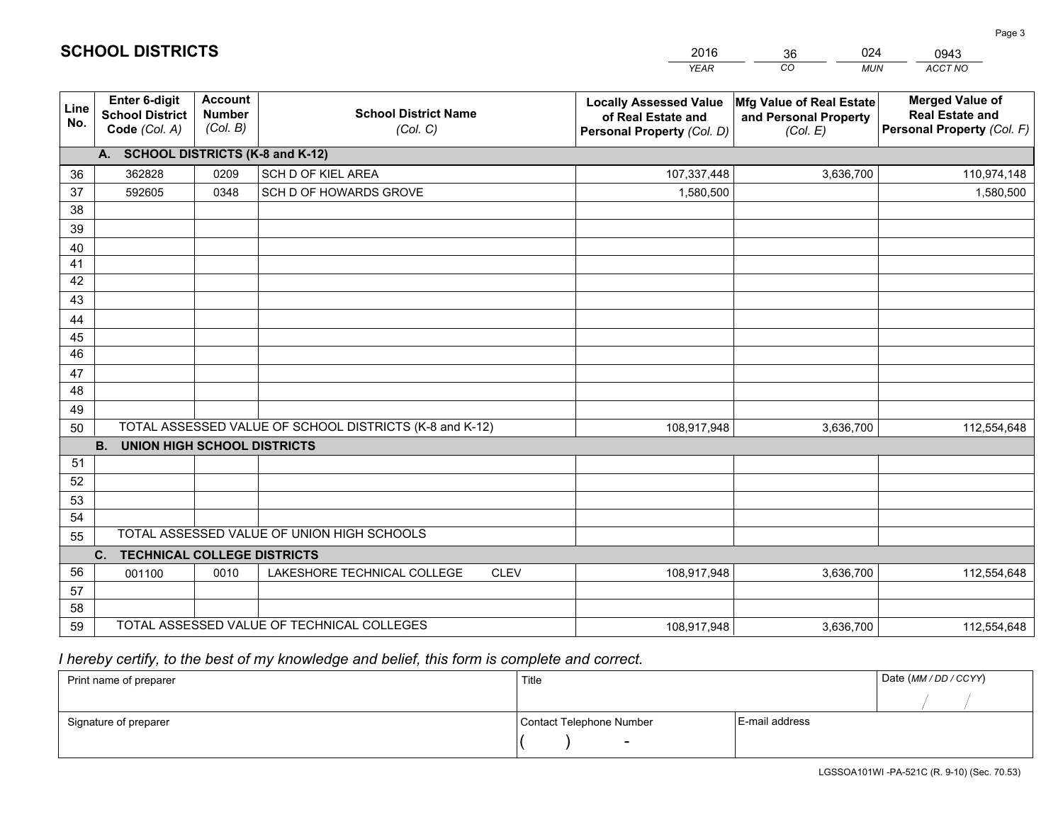# SCHOOL DISTRICTS

| 2016 | 36 | 024 | 0943 |
|---|---|---|---|
| *YEAR* | *CO* | *MUN* | *ACCT NO* |

| Line No. | Enter 6-digit School District Code *(Col. A)* | Account Number *(Col. B)* | School District Name *(Col. C)* | Locally Assessed Value of Real Estate and Personal Property *(Col. D)* | Mfg Value of Real Estate and Personal Property *(Col. E)* | Merged Value of Real Estate and Personal Property *(Col. F)* |
|---|---|---|---|---|---|---|
| **A. SCHOOL DISTRICTS (K-8 and K-12)** | | | | | | |
| 36 | 362828 | 0209 | SCH D OF KIEL AREA | 107,337,448 | 3,636,700 | 110,974,148 |
| 37 | 592605 | 0348 | SCH D OF HOWARDS GROVE | 1,580,500 | | 1,580,500 |
| 38 | | | | | | |
| 39 | | | | | | |
| 40 | | | | | | |
| 41 | | | | | | |
| 42 | | | | | | |
| 43 | | | | | | |
| 44 | | | | | | |
| 45 | | | | | | |
| 46 | | | | | | |
| 47 | | | | | | |
| 48 | | | | | | |
| 49 | | | | | | |
| 50 | TOTAL ASSESSED VALUE OF SCHOOL DISTRICTS (K-8 and K-12) | | | 108,917,948 | 3,636,700 | 112,554,648 |
| **B. UNION HIGH SCHOOL DISTRICTS** | | | | | | |
| 51 | | | | | | |
| 52 | | | | | | |
| 53 | | | | | | |
| 54 | | | | | | |
| 55 | TOTAL ASSESSED VALUE OF UNION HIGH SCHOOLS | | | | | |
| **C. TECHNICAL COLLEGE DISTRICTS** | | | | | | |
| 56 | 001100 | 0010 | LAKESHORE TECHNICAL COLLEGE CLEV | 108,917,948 | 3,636,700 | 112,554,648 |
| 57 | | | | | | |
| 58 | | | | | | |
| 59 | TOTAL ASSESSED VALUE OF TECHNICAL COLLEGES | | | 108,917,948 | 3,636,700 | 112,554,648 |

*I hereby certify, to the best of my knowledge and belief, this form is complete and correct.*

| Print name of preparer | Title | | Date *(MM / DD / CCYY)* |
|---|---|---|---|
| | | | / / |
| Signature of preparer | Contact Telephone Number | E-mail address | |
| | ( ) - | | |

LGSSOA101WI -PA-521C (R. 9-10) (Sec. 70.53)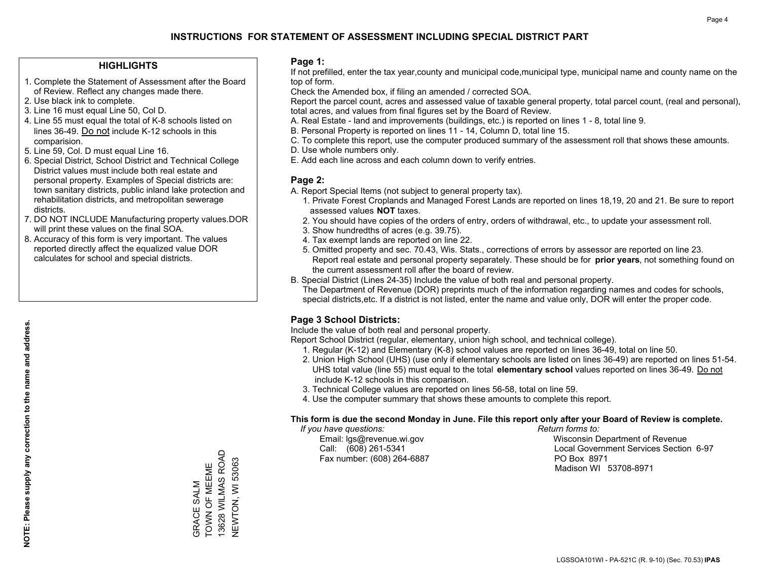# INSTRUCTIONS FOR STATEMENT OF ASSESSMENT INCLUDING SPECIAL DISTRICT PART

## HIGHLIGHTS

1. Complete the Statement of Assessment after the Board of Review. Reflect any changes made there.
2. Use black ink to complete.
3. Line 16 must equal Line 50, Col D.
4. Line 55 must equal the total of K-8 schools listed on lines 36-49. Do not include K-12 schools in this comparision.
5. Line 59, Col. D must equal Line 16.
6. Special District, School District and Technical College District values must include both real estate and personal property. Examples of Special districts are: town sanitary districts, public inland lake protection and rehabilitation districts, and metropolitan sewerage districts.
7. DO NOT INCLUDE Manufacturing property values.DOR will print these values on the final SOA.
8. Accuracy of this form is very important. The values reported directly affect the equalized value DOR calculates for school and special districts.

**NOTE: Please supply any correction to the name and address.**

GRACE SALM
TOWN OF MEEME
13628 WILMAS ROAD
NEWTON, WI 53063

## Page 1:

If not prefilled, enter the tax year,county and municipal code,municipal type, municipal name and county name on the top of form.

Check the Amended box, if filing an amended / corrected SOA.

Report the parcel count, acres and assessed value of taxable general property, total parcel count, (real and personal), total acres, and values from final figures set by the Board of Review.

A. Real Estate - land and improvements (buildings, etc.) is reported on lines 1 - 8, total line 9.
B. Personal Property is reported on lines 11 - 14, Column D, total line 15.
C. To complete this report, use the computer produced summary of the assessment roll that shows these amounts.
D. Use whole numbers only.
E. Add each line across and each column down to verify entries.

## Page 2:

A. Report Special Items (not subject to general property tax).
   1. Private Forest Croplands and Managed Forest Lands are reported on lines 18,19, 20 and 21. Be sure to report assessed values **NOT** taxes.
   2. You should have copies of the orders of entry, orders of withdrawal, etc., to update your assessment roll.
   3. Show hundredths of acres (e.g. 39.75).
   4. Tax exempt lands are reported on line 22.
   5. Omitted property and sec. 70.43, Wis. Stats., corrections of errors by assessor are reported on line 23. Report real estate and personal property separately. These should be for **prior years**, not something found on the current assessment roll after the board of review.
B. Special District (Lines 24-35) Include the value of both real and personal property.
   The Department of Revenue (DOR) preprints much of the information regarding names and codes for schools, special districts,etc. If a district is not listed, enter the name and value only, DOR will enter the proper code.

## Page 3 School Districts:

Include the value of both real and personal property.

Report School District (regular, elementary, union high school, and technical college).

1. Regular (K-12) and Elementary (K-8) school values are reported on lines 36-49, total on line 50.
2. Union High School (UHS) (use only if elementary schools are listed on lines 36-49) are reported on lines 51-54. UHS total value (line 55) must equal to the total **elementary school** values reported on lines 36-49. Do not include K-12 schools in this comparison.
3. Technical College values are reported on lines 56-58, total on line 59.
4. Use the computer summary that shows these amounts to complete this report.

**This form is due the second Monday in June. File this report only after your Board of Review is complete.**

*If you have questions:*
Email: lgs@revenue.wi.gov
Call: (608) 261-5341
Fax number: (608) 264-6887

*Return forms to:*
Wisconsin Department of Revenue
Local Government Services Section 6-97
PO Box 8971
Madison WI 53708-8971

LGSSOA101WI - PA-521C (R. 9-10) (Sec. 70.53) **IPAS**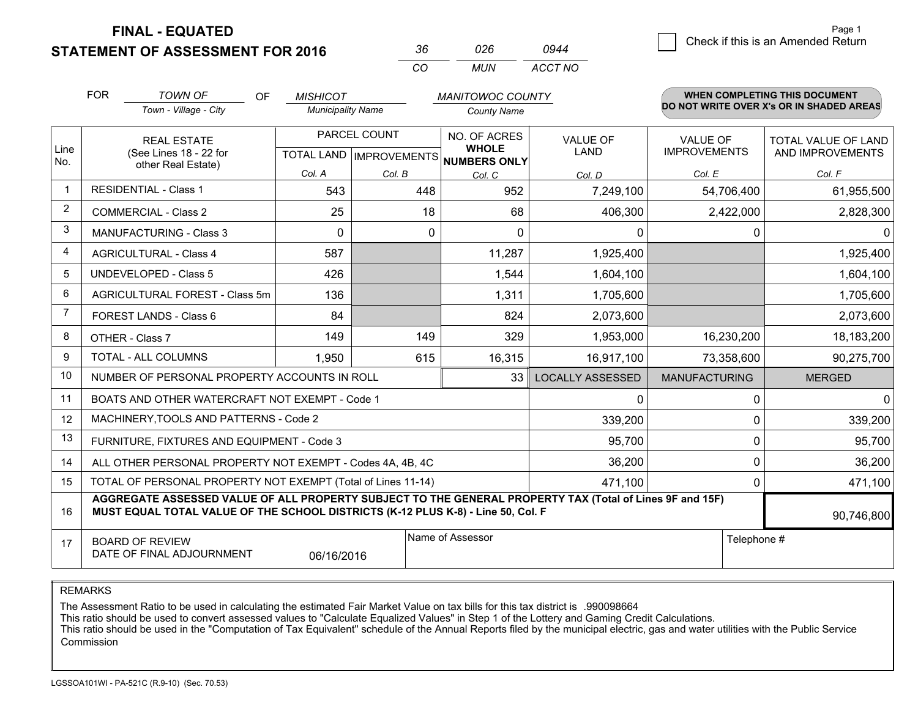# FINAL - EQUATED
# STATEMENT OF ASSESSMENT FOR 2016

| 36 | 026 | 0944 |
|---|---|---|
| CO | MUN | ACCT NO |

Check if this is an Amended Return

FOR *TOWN OF* (Town - Village - City) OF *MISHICOT* (Municipality Name) *MANITOWOC COUNTY* (County Name)

**WHEN COMPLETING THIS DOCUMENT DO NOT WRITE OVER X's OR IN SHADED AREAS**

| Line No. | REAL ESTATE (See Lines 18 - 22 for other Real Estate) | PARCEL COUNT TOTAL LAND Col. A | PARCEL COUNT IMPROVEMENTS Col. B | NO. OF ACRES WHOLE NUMBERS ONLY Col. C | VALUE OF LAND Col. D | VALUE OF IMPROVEMENTS Col. E | TOTAL VALUE OF LAND AND IMPROVEMENTS Col. F |
|---|---|---|---|---|---|---|---|
| 1 | RESIDENTIAL - Class 1 | 543 | 448 | 952 | 7,249,100 | 54,706,400 | 61,955,500 |
| 2 | COMMERCIAL - Class 2 | 25 | 18 | 68 | 406,300 | 2,422,000 | 2,828,300 |
| 3 | MANUFACTURING - Class 3 | 0 | 0 | 0 | 0 | 0 | 0 |
| 4 | AGRICULTURAL - Class 4 | 587 | | 11,287 | 1,925,400 | | 1,925,400 |
| 5 | UNDEVELOPED - Class 5 | 426 | | 1,544 | 1,604,100 | | 1,604,100 |
| 6 | AGRICULTURAL FOREST - Class 5m | 136 | | 1,311 | 1,705,600 | | 1,705,600 |
| 7 | FOREST LANDS - Class 6 | 84 | | 824 | 2,073,600 | | 2,073,600 |
| 8 | OTHER - Class 7 | 149 | 149 | 329 | 1,953,000 | 16,230,200 | 18,183,200 |
| 9 | TOTAL - ALL COLUMNS | 1,950 | 615 | 16,315 | 16,917,100 | 73,358,600 | 90,275,700 |
| 10 | NUMBER OF PERSONAL PROPERTY ACCOUNTS IN ROLL | | | 33 | LOCALLY ASSESSED | MANUFACTURING | MERGED |
| 11 | BOATS AND OTHER WATERCRAFT NOT EXEMPT - Code 1 | | | | 0 | 0 | 0 |
| 12 | MACHINERY,TOOLS AND PATTERNS - Code 2 | | | | 339,200 | 0 | 339,200 |
| 13 | FURNITURE, FIXTURES AND EQUIPMENT - Code 3 | | | | 95,700 | 0 | 95,700 |
| 14 | ALL OTHER PERSONAL PROPERTY NOT EXEMPT - Codes 4A, 4B, 4C | | | | 36,200 | 0 | 36,200 |
| 15 | TOTAL OF PERSONAL PROPERTY NOT EXEMPT (Total of Lines 11-14) | | | | 471,100 | 0 | 471,100 |
| 16 | **AGGREGATE ASSESSED VALUE OF ALL PROPERTY SUBJECT TO THE GENERAL PROPERTY TAX (Total of Lines 9F and 15F) MUST EQUAL TOTAL VALUE OF THE SCHOOL DISTRICTS (K-12 PLUS K-8) - Line 50, Col. F** | | | | | | 90,746,800 |
| 17 | BOARD OF REVIEW DATE OF FINAL ADJOURNMENT | 06/16/2016 | Name of Assessor | | | Telephone # | |

REMARKS

The Assessment Ratio to be used in calculating the estimated Fair Market Value on tax bills for this tax district is .990098664
This ratio should be used to convert assessed values to "Calculate Equalized Values" in Step 1 of the Lottery and Gaming Credit Calculations.
This ratio should be used in the "Computation of Tax Equivalent" schedule of the Annual Reports filed by the municipal electric, gas and water utilities with the Public Service Commission

LGSSOA101WI - PA-521C (R.9-10) (Sec. 70.53)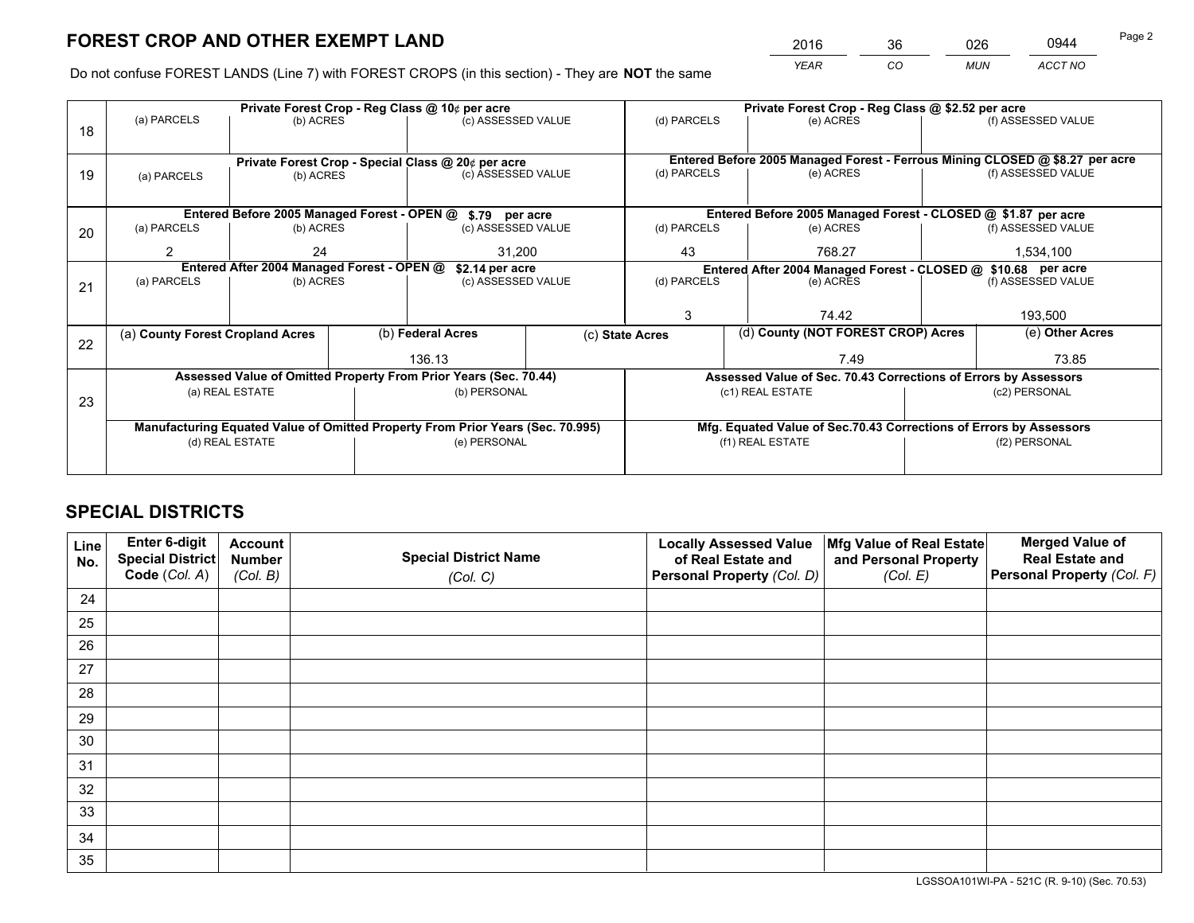# FOREST CROP AND OTHER EXEMPT LAND

| YEAR | CO | MUN | ACCT NO |
|---|---|---|---|
| 2016 | 36 | 026 | 0944 |

Do not confuse FOREST LANDS (Line 7) with FOREST CROPS (in this section) - They are **NOT** the same

| Line | Private Forest Crop - Reg Class @ 10¢ per acre | | | Private Forest Crop - Reg Class @ $2.52 per acre | | |
|---|---|---|---|---|---|---|
| 18 | (a) PARCELS | (b) ACRES | (c) ASSESSED VALUE | (d) PARCELS | (e) ACRES | (f) ASSESSED VALUE |
| | | | | | | |
| | **Private Forest Crop - Special Class @ 20¢ per acre** | | | **Entered Before 2005 Managed Forest - Ferrous Mining CLOSED @ $8.27 per acre** | | |
| 19 | (a) PARCELS | (b) ACRES | (c) ASSESSED VALUE | (d) PARCELS | (e) ACRES | (f) ASSESSED VALUE |
| | | | | | | |
| | **Entered Before 2005 Managed Forest - OPEN @ $.79 per acre** | | | **Entered Before 2005 Managed Forest - CLOSED @ $1.87 per acre** | | |
| 20 | (a) PARCELS | (b) ACRES | (c) ASSESSED VALUE | (d) PARCELS | (e) ACRES | (f) ASSESSED VALUE |
| | 2 | 24 | 31,200 | 43 | 768.27 | 1,534,100 |
| | **Entered After 2004 Managed Forest - OPEN @ $2.14 per acre** | | | **Entered After 2004 Managed Forest - CLOSED @ $10.68 per acre** | | |
| 21 | (a) PARCELS | (b) ACRES | (c) ASSESSED VALUE | (d) PARCELS | (e) ACRES | (f) ASSESSED VALUE |
| | | | | 3 | 74.42 | 193,500 |

| Line | (a) County Forest Cropland Acres | (b) Federal Acres | (c) State Acres | (d) County (NOT FOREST CROP) Acres | (e) Other Acres |
|---|---|---|---|---|---|
| 22 | | 136.13 | | 7.49 | 73.85 |

| Line | Assessed Value of Omitted Property From Prior Years (Sec. 70.44) | | Assessed Value of Sec. 70.43 Corrections of Errors by Assessors | |
|---|---|---|---|---|
| 23 | (a) REAL ESTATE | (b) PERSONAL | (c1) REAL ESTATE | (c2) PERSONAL |
| | | | | |
| | **Manufacturing Equated Value of Omitted Property From Prior Years (Sec. 70.995)** | | **Mfg. Equated Value of Sec.70.43 Corrections of Errors by Assessors** | |
| | (d) REAL ESTATE | (e) PERSONAL | (f1) REAL ESTATE | (f2) PERSONAL |
| | | | | |

# SPECIAL DISTRICTS

| Line No. | Enter 6-digit Special District Code (Col. A) | Account Number (Col. B) | Special District Name (Col. C) | Locally Assessed Value of Real Estate and Personal Property (Col. D) | Mfg Value of Real Estate and Personal Property (Col. E) | Merged Value of Real Estate and Personal Property (Col. F) |
|---|---|---|---|---|---|---|
| 24 | | | | | | |
| 25 | | | | | | |
| 26 | | | | | | |
| 27 | | | | | | |
| 28 | | | | | | |
| 29 | | | | | | |
| 30 | | | | | | |
| 31 | | | | | | |
| 32 | | | | | | |
| 33 | | | | | | |
| 34 | | | | | | |
| 35 | | | | | | |

LGSSOA101WI-PA - 521C (R. 9-10) (Sec. 70.53)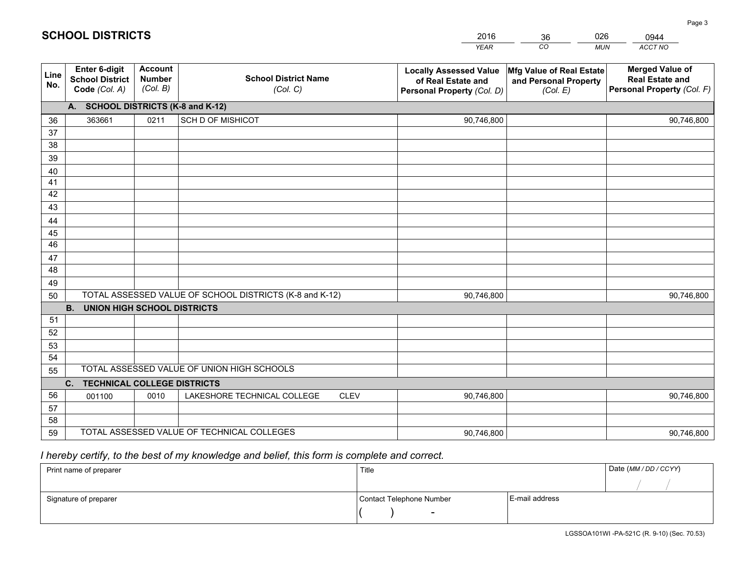# SCHOOL DISTRICTS

| 2016 | 36 | 026 | 0944 |
|---|---|---|---|
| YEAR | CO | MUN | ACCT NO |

| Line No. | Enter 6-digit School District Code (Col. A) | Account Number (Col. B) | School District Name (Col. C) | Locally Assessed Value of Real Estate and Personal Property (Col. D) | Mfg Value of Real Estate and Personal Property (Col. E) | Merged Value of Real Estate and Personal Property (Col. F) |
|---|---|---|---|---|---|---|
| | **A. SCHOOL DISTRICTS (K-8 and K-12)** | | | | | |
| 36 | 363661 | 0211 | SCH D OF MISHICOT | 90,746,800 | | 90,746,800 |
| 37 | | | | | | |
| 38 | | | | | | |
| 39 | | | | | | |
| 40 | | | | | | |
| 41 | | | | | | |
| 42 | | | | | | |
| 43 | | | | | | |
| 44 | | | | | | |
| 45 | | | | | | |
| 46 | | | | | | |
| 47 | | | | | | |
| 48 | | | | | | |
| 49 | | | | | | |
| 50 | TOTAL ASSESSED VALUE OF SCHOOL DISTRICTS (K-8 and K-12) | | | 90,746,800 | | 90,746,800 |
| | **B. UNION HIGH SCHOOL DISTRICTS** | | | | | |
| 51 | | | | | | |
| 52 | | | | | | |
| 53 | | | | | | |
| 54 | | | | | | |
| 55 | TOTAL ASSESSED VALUE OF UNION HIGH SCHOOLS | | | | | |
| | **C. TECHNICAL COLLEGE DISTRICTS** | | | | | |
| 56 | 001100 | 0010 | LAKESHORE TECHNICAL COLLEGE CLEV | 90,746,800 | | 90,746,800 |
| 57 | | | | | | |
| 58 | | | | | | |
| 59 | TOTAL ASSESSED VALUE OF TECHNICAL COLLEGES | | | 90,746,800 | | 90,746,800 |

*I hereby certify, to the best of my knowledge and belief, this form is complete and correct.*

| Print name of preparer | Title | | Date (MM / DD / CCYY) |
|---|---|---|---|
| | | | / / |
| Signature of preparer | Contact Telephone Number | E-mail address | |
| | ( ) - | | |

LGSSOA101WI -PA-521C (R. 9-10) (Sec. 70.53)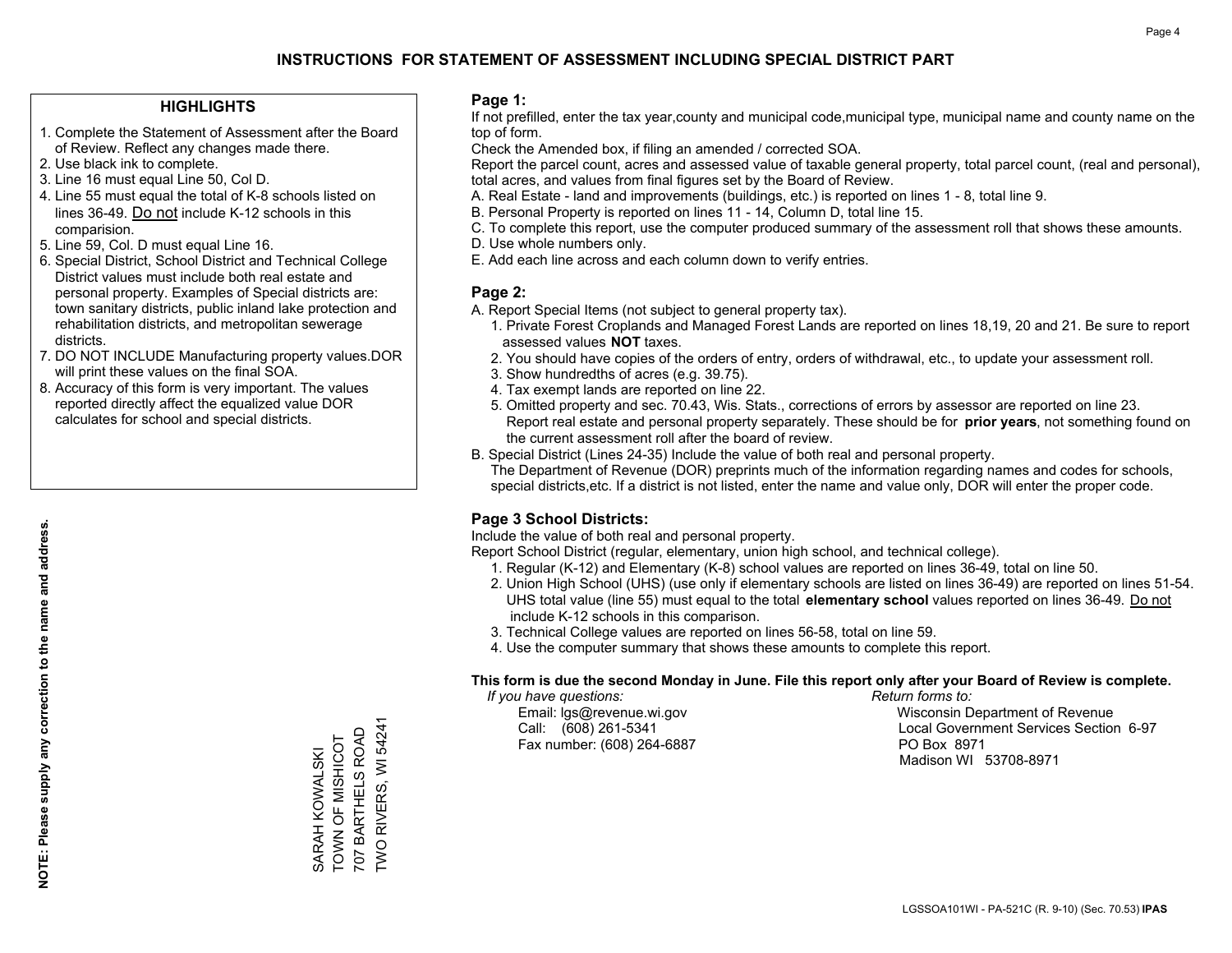# INSTRUCTIONS FOR STATEMENT OF ASSESSMENT INCLUDING SPECIAL DISTRICT PART

## HIGHLIGHTS

1. Complete the Statement of Assessment after the Board of Review. Reflect any changes made there.
2. Use black ink to complete.
3. Line 16 must equal Line 50, Col D.
4. Line 55 must equal the total of K-8 schools listed on lines 36-49. Do not include K-12 schools in this comparision.
5. Line 59, Col. D must equal Line 16.
6. Special District, School District and Technical College District values must include both real estate and personal property. Examples of Special districts are: town sanitary districts, public inland lake protection and rehabilitation districts, and metropolitan sewerage districts.
7. DO NOT INCLUDE Manufacturing property values.DOR will print these values on the final SOA.
8. Accuracy of this form is very important. The values reported directly affect the equalized value DOR calculates for school and special districts.

**NOTE: Please supply any correction to the name and address.**

SARAH KOWALSKI
TOWN OF MISHICOT
707 BARTHELS ROAD
TWO RIVERS, WI 54241

## Page 1:

If not prefilled, enter the tax year,county and municipal code,municipal type, municipal name and county name on the top of form.

Check the Amended box, if filing an amended / corrected SOA.

Report the parcel count, acres and assessed value of taxable general property, total parcel count, (real and personal), total acres, and values from final figures set by the Board of Review.

A. Real Estate - land and improvements (buildings, etc.) is reported on lines 1 - 8, total line 9.
B. Personal Property is reported on lines 11 - 14, Column D, total line 15.
C. To complete this report, use the computer produced summary of the assessment roll that shows these amounts.
D. Use whole numbers only.
E. Add each line across and each column down to verify entries.

## Page 2:

A. Report Special Items (not subject to general property tax).
   1. Private Forest Croplands and Managed Forest Lands are reported on lines 18,19, 20 and 21. Be sure to report assessed values **NOT** taxes.
   2. You should have copies of the orders of entry, orders of withdrawal, etc., to update your assessment roll.
   3. Show hundredths of acres (e.g. 39.75).
   4. Tax exempt lands are reported on line 22.
   5. Omitted property and sec. 70.43, Wis. Stats., corrections of errors by assessor are reported on line 23. Report real estate and personal property separately. These should be for **prior years**, not something found on the current assessment roll after the board of review.
B. Special District (Lines 24-35) Include the value of both real and personal property.
   The Department of Revenue (DOR) preprints much of the information regarding names and codes for schools, special districts,etc. If a district is not listed, enter the name and value only, DOR will enter the proper code.

## Page 3 School Districts:

Include the value of both real and personal property.

Report School District (regular, elementary, union high school, and technical college).

1. Regular (K-12) and Elementary (K-8) school values are reported on lines 36-49, total on line 50.
2. Union High School (UHS) (use only if elementary schools are listed on lines 36-49) are reported on lines 51-54. UHS total value (line 55) must equal to the total **elementary school** values reported on lines 36-49. Do not include K-12 schools in this comparison.
3. Technical College values are reported on lines 56-58, total on line 59.
4. Use the computer summary that shows these amounts to complete this report.

**This form is due the second Monday in June. File this report only after your Board of Review is complete.**

*If you have questions:*
Email: lgs@revenue.wi.gov
Call: (608) 261-5341
Fax number: (608) 264-6887

*Return forms to:*
Wisconsin Department of Revenue
Local Government Services Section 6-97
PO Box 8971
Madison WI 53708-8971

LGSSOA101WI - PA-521C (R. 9-10) (Sec. 70.53) **IPAS**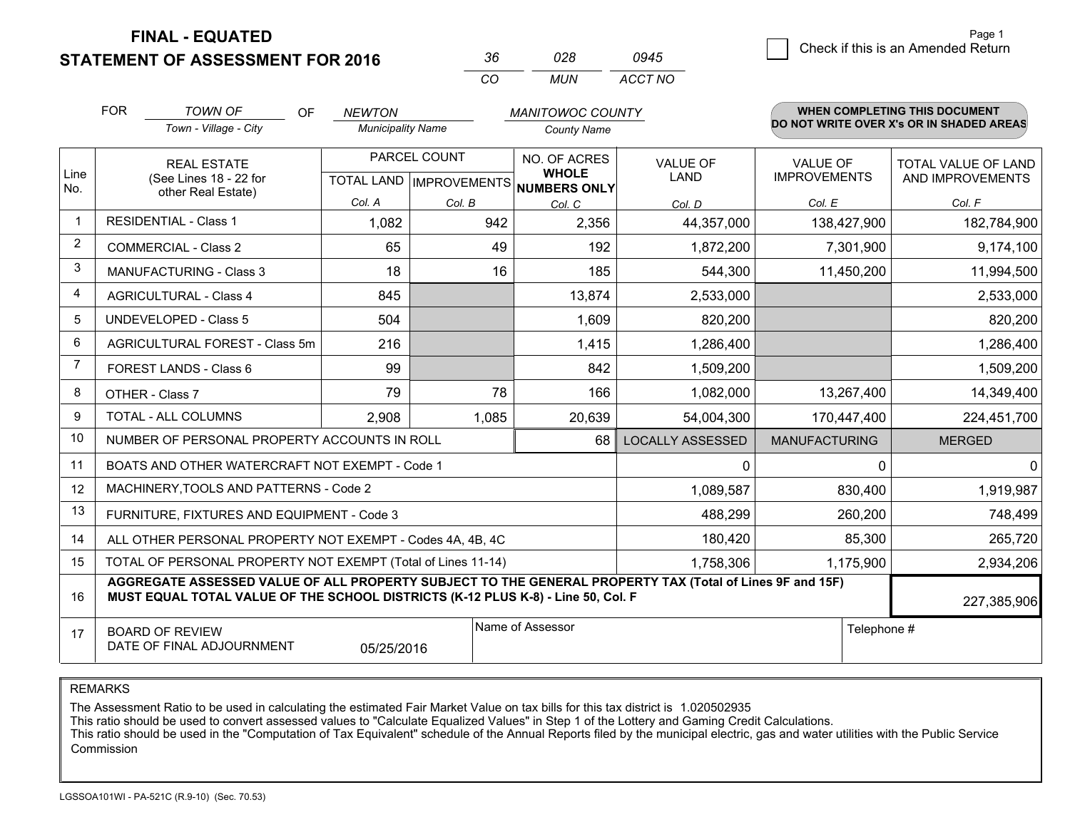# FINAL - EQUATED
# STATEMENT OF ASSESSMENT FOR 2016

| 36 | 028 | 0945 |
|---|---|---|
| CO | MUN | ACCT NO |

☐ Check if this is an Amended Return

Page 1

FOR *TOWN OF* (Town - Village - City) OF *NEWTON* (Municipality Name) *MANITOWOC COUNTY* (County Name)

**WHEN COMPLETING THIS DOCUMENT DO NOT WRITE OVER X's OR IN SHADED AREAS**

| Line No. | REAL ESTATE (See Lines 18 - 22 for other Real Estate) | PARCEL COUNT | | NO. OF ACRES WHOLE NUMBERS ONLY | VALUE OF LAND | VALUE OF IMPROVEMENTS | TOTAL VALUE OF LAND AND IMPROVEMENTS |
|---|---|---|---|---|---|---|---|
| | | TOTAL LAND | IMPROVEMENTS | | | | |
| | | Col. A | Col. B | Col. C | Col. D | Col. E | Col. F |
| 1 | RESIDENTIAL - Class 1 | 1,082 | 942 | 2,356 | 44,357,000 | 138,427,900 | 182,784,900 |
| 2 | COMMERCIAL - Class 2 | 65 | 49 | 192 | 1,872,200 | 7,301,900 | 9,174,100 |
| 3 | MANUFACTURING - Class 3 | 18 | 16 | 185 | 544,300 | 11,450,200 | 11,994,500 |
| 4 | AGRICULTURAL - Class 4 | 845 | | 13,874 | 2,533,000 | | 2,533,000 |
| 5 | UNDEVELOPED - Class 5 | 504 | | 1,609 | 820,200 | | 820,200 |
| 6 | AGRICULTURAL FOREST - Class 5m | 216 | | 1,415 | 1,286,400 | | 1,286,400 |
| 7 | FOREST LANDS - Class 6 | 99 | | 842 | 1,509,200 | | 1,509,200 |
| 8 | OTHER - Class 7 | 79 | 78 | 166 | 1,082,000 | 13,267,400 | 14,349,400 |
| 9 | TOTAL - ALL COLUMNS | 2,908 | 1,085 | 20,639 | 54,004,300 | 170,447,400 | 224,451,700 |
| 10 | NUMBER OF PERSONAL PROPERTY ACCOUNTS IN ROLL | | | 68 | LOCALLY ASSESSED | MANUFACTURING | MERGED |
| 11 | BOATS AND OTHER WATERCRAFT NOT EXEMPT - Code 1 | | | | 0 | 0 | 0 |
| 12 | MACHINERY,TOOLS AND PATTERNS - Code 2 | | | | 1,089,587 | 830,400 | 1,919,987 |
| 13 | FURNITURE, FIXTURES AND EQUIPMENT - Code 3 | | | | 488,299 | 260,200 | 748,499 |
| 14 | ALL OTHER PERSONAL PROPERTY NOT EXEMPT - Codes 4A, 4B, 4C | | | | 180,420 | 85,300 | 265,720 |
| 15 | TOTAL OF PERSONAL PROPERTY NOT EXEMPT (Total of Lines 11-14) | | | | 1,758,306 | 1,175,900 | 2,934,206 |
| 16 | **AGGREGATE ASSESSED VALUE OF ALL PROPERTY SUBJECT TO THE GENERAL PROPERTY TAX (Total of Lines 9F and 15F) MUST EQUAL TOTAL VALUE OF THE SCHOOL DISTRICTS (K-12 PLUS K-8) - Line 50, Col. F** | | | | | | 227,385,906 |
| 17 | BOARD OF REVIEW DATE OF FINAL ADJOURNMENT | 05/25/2016 | | Name of Assessor | | Telephone # | |

REMARKS

The Assessment Ratio to be used in calculating the estimated Fair Market Value on tax bills for this tax district is 1.020502935
This ratio should be used to convert assessed values to "Calculate Equalized Values" in Step 1 of the Lottery and Gaming Credit Calculations.
This ratio should be used in the "Computation of Tax Equivalent" schedule of the Annual Reports filed by the municipal electric, gas and water utilities with the Public Service Commission

LGSSOA101WI - PA-521C (R.9-10) (Sec. 70.53)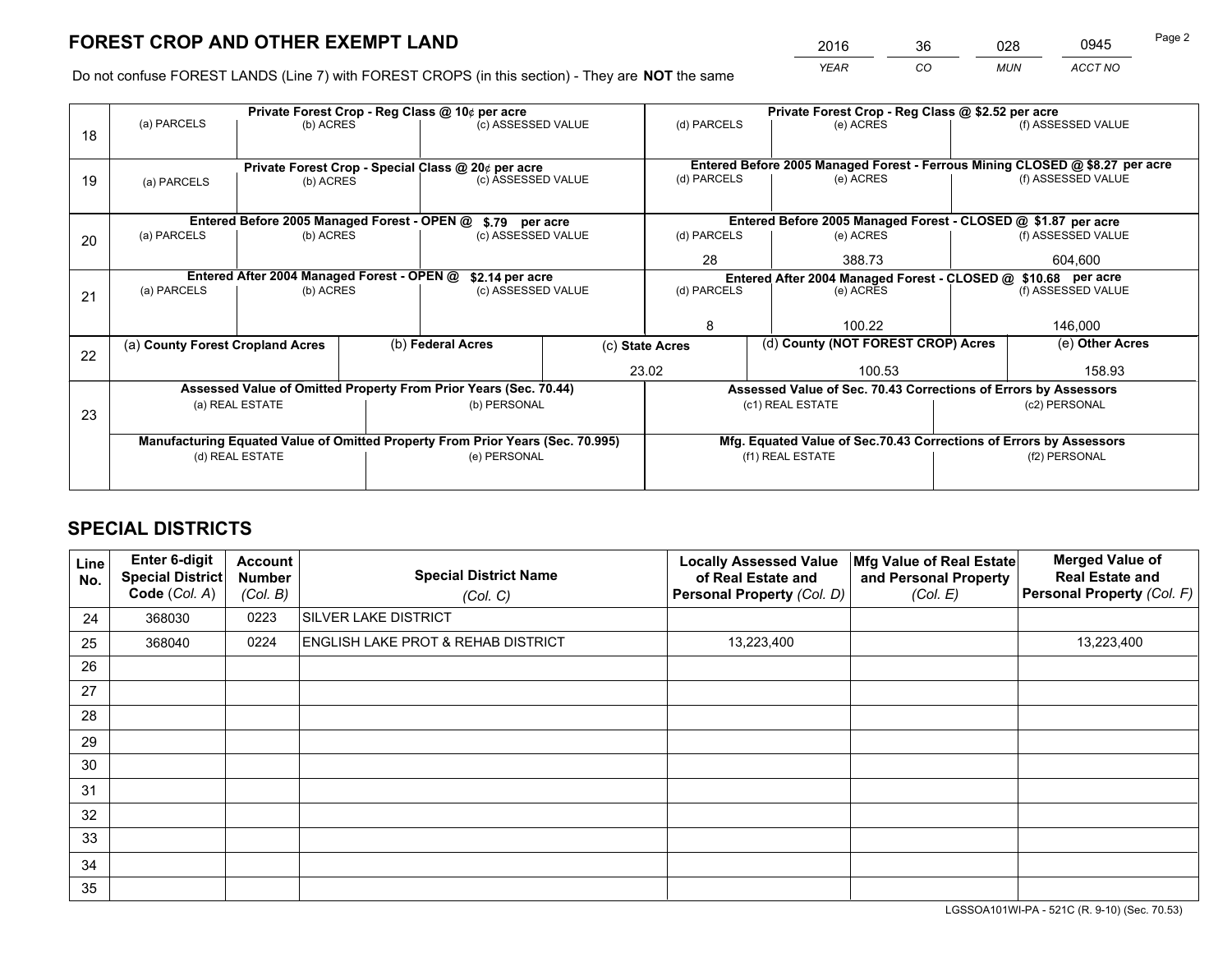# FOREST CROP AND OTHER EXEMPT LAND

| 2016 | 36 | 028 | 0945 |
|---|---|---|---|
| *YEAR* | *CO* | *MUN* | *ACCT NO* |

Do not confuse FOREST LANDS (Line 7) with FOREST CROPS (in this section) - They are **NOT** the same

| Line | Private Forest Crop - Reg Class @ 10¢ per acre | | | Private Forest Crop - Reg Class @ $2.52 per acre | | |
|---|---|---|---|---|---|---|
| 18 | (a) PARCELS | (b) ACRES | (c) ASSESSED VALUE | (d) PARCELS | (e) ACRES | (f) ASSESSED VALUE |
| | | | | | | |
| | **Private Forest Crop - Special Class @ 20¢ per acre** | | | **Entered Before 2005 Managed Forest - Ferrous Mining CLOSED @ $8.27 per acre** | | |
| 19 | (a) PARCELS | (b) ACRES | (c) ASSESSED VALUE | (d) PARCELS | (e) ACRES | (f) ASSESSED VALUE |
| | | | | | | |
| | **Entered Before 2005 Managed Forest - OPEN @ $.79 per acre** | | | **Entered Before 2005 Managed Forest - CLOSED @ $1.87 per acre** | | |
| 20 | (a) PARCELS | (b) ACRES | (c) ASSESSED VALUE | (d) PARCELS | (e) ACRES | (f) ASSESSED VALUE |
| | | | | 28 | 388.73 | 604,600 |
| | **Entered After 2004 Managed Forest - OPEN @ $2.14 per acre** | | | **Entered After 2004 Managed Forest - CLOSED @ $10.68 per acre** | | |
| 21 | (a) PARCELS | (b) ACRES | (c) ASSESSED VALUE | (d) PARCELS | (e) ACRES | (f) ASSESSED VALUE |
| | | | | 8 | 100.22 | 146,000 |

| Line | (a) County Forest Cropland Acres | (b) Federal Acres | (c) State Acres | (d) County (NOT FOREST CROP) Acres | (e) Other Acres |
|---|---|---|---|---|---|
| 22 | | | 23.02 | 100.53 | 158.93 |

| Line | Assessed Value of Omitted Property From Prior Years (Sec. 70.44) | | Assessed Value of Sec. 70.43 Corrections of Errors by Assessors | |
|---|---|---|---|---|
| 23 | (a) REAL ESTATE | (b) PERSONAL | (c1) REAL ESTATE | (c2) PERSONAL |
| | | | | |
| | **Manufacturing Equated Value of Omitted Property From Prior Years (Sec. 70.995)** | | **Mfg. Equated Value of Sec.70.43 Corrections of Errors by Assessors** | |
| | (d) REAL ESTATE | (e) PERSONAL | (f1) REAL ESTATE | (f2) PERSONAL |
| | | | | |

## SPECIAL DISTRICTS

| Line No. | Enter 6-digit Special District Code (Col. A) | Account Number (Col. B) | Special District Name (Col. C) | Locally Assessed Value of Real Estate and Personal Property (Col. D) | Mfg Value of Real Estate and Personal Property (Col. E) | Merged Value of Real Estate and Personal Property (Col. F) |
|---|---|---|---|---|---|---|
| 24 | 368030 | 0223 | SILVER LAKE DISTRICT | | | |
| 25 | 368040 | 0224 | ENGLISH LAKE PROT & REHAB DISTRICT | 13,223,400 | | 13,223,400 |
| 26 | | | | | | |
| 27 | | | | | | |
| 28 | | | | | | |
| 29 | | | | | | |
| 30 | | | | | | |
| 31 | | | | | | |
| 32 | | | | | | |
| 33 | | | | | | |
| 34 | | | | | | |
| 35 | | | | | | |

LGSSOA101WI-PA - 521C (R. 9-10) (Sec. 70.53)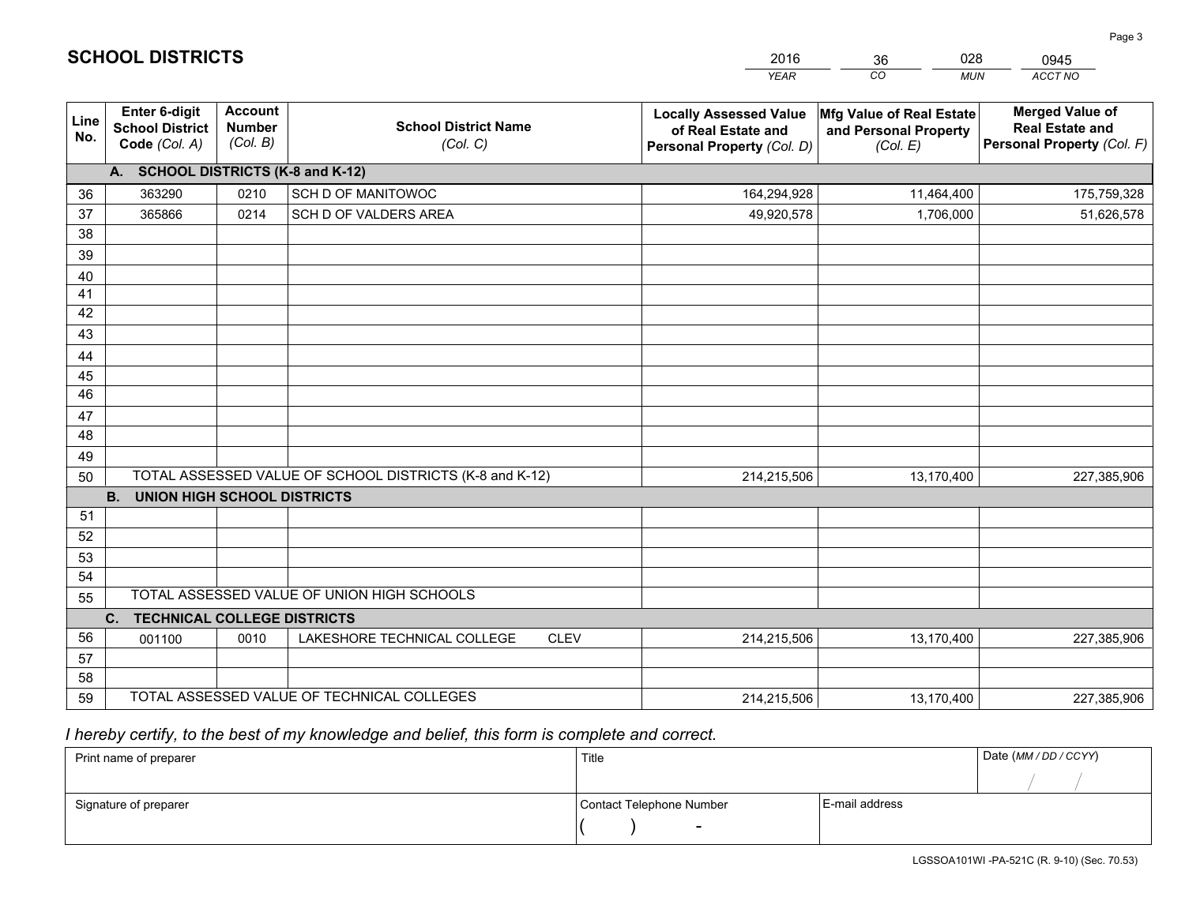# SCHOOL DISTRICTS

| 2016 | 36 | 028 | 0945 |
|---|---|---|---|
| *YEAR* | *CO* | *MUN* | *ACCT NO* |

| Line No. | Enter 6-digit School District Code *(Col. A)* | Account Number *(Col. B)* | School District Name *(Col. C)* | Locally Assessed Value of Real Estate and Personal Property *(Col. D)* | Mfg Value of Real Estate and Personal Property *(Col. E)* | Merged Value of Real Estate and Personal Property *(Col. F)* |
|---|---|---|---|---|---|---|
| **A.** | **SCHOOL DISTRICTS (K-8 and K-12)** | | | | | |
| 36 | 363290 | 0210 | SCH D OF MANITOWOC | 164,294,928 | 11,464,400 | 175,759,328 |
| 37 | 365866 | 0214 | SCH D OF VALDERS AREA | 49,920,578 | 1,706,000 | 51,626,578 |
| 38 | | | | | | |
| 39 | | | | | | |
| 40 | | | | | | |
| 41 | | | | | | |
| 42 | | | | | | |
| 43 | | | | | | |
| 44 | | | | | | |
| 45 | | | | | | |
| 46 | | | | | | |
| 47 | | | | | | |
| 48 | | | | | | |
| 49 | | | | | | |
| 50 | TOTAL ASSESSED VALUE OF SCHOOL DISTRICTS (K-8 and K-12) | | | 214,215,506 | 13,170,400 | 227,385,906 |
| **B.** | **UNION HIGH SCHOOL DISTRICTS** | | | | | |
| 51 | | | | | | |
| 52 | | | | | | |
| 53 | | | | | | |
| 54 | | | | | | |
| 55 | TOTAL ASSESSED VALUE OF UNION HIGH SCHOOLS | | | | | |
| **C.** | **TECHNICAL COLLEGE DISTRICTS** | | | | | |
| 56 | 001100 | 0010 | LAKESHORE TECHNICAL COLLEGE CLEV | 214,215,506 | 13,170,400 | 227,385,906 |
| 57 | | | | | | |
| 58 | | | | | | |
| 59 | TOTAL ASSESSED VALUE OF TECHNICAL COLLEGES | | | 214,215,506 | 13,170,400 | 227,385,906 |

*I hereby certify, to the best of my knowledge and belief, this form is complete and correct.*

| Print name of preparer | Title | | Date *(MM / DD / CCYY)* |
|---|---|---|---|
| | | | / / |
| Signature of preparer | Contact Telephone Number | E-mail address | |
| | ( ) - | | |

LGSSOA101WI -PA-521C (R. 9-10) (Sec. 70.53)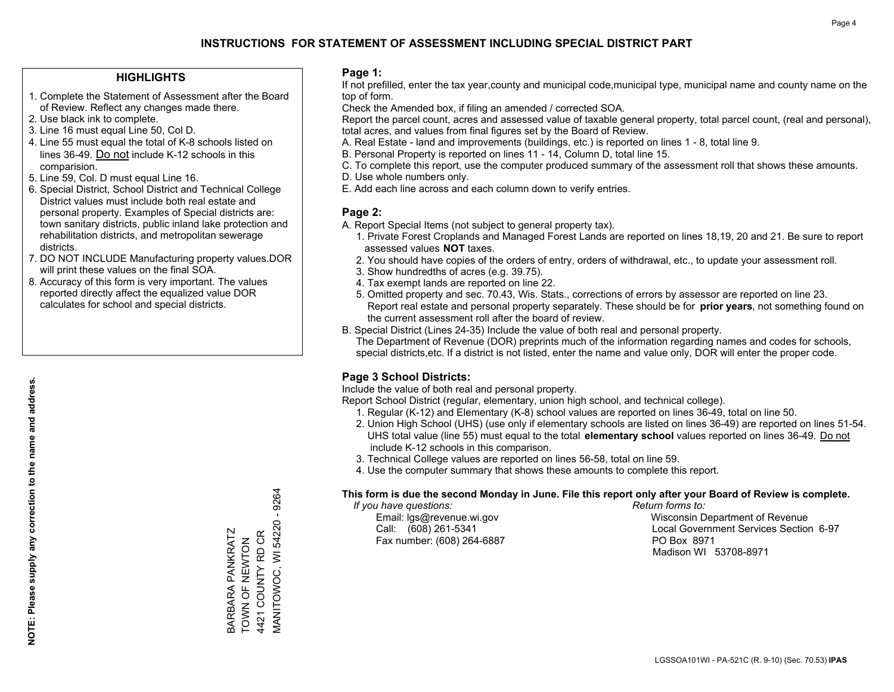# INSTRUCTIONS FOR STATEMENT OF ASSESSMENT INCLUDING SPECIAL DISTRICT PART

## HIGHLIGHTS

1. Complete the Statement of Assessment after the Board of Review. Reflect any changes made there.
2. Use black ink to complete.
3. Line 16 must equal Line 50, Col D.
4. Line 55 must equal the total of K-8 schools listed on lines 36-49. Do not include K-12 schools in this comparision.
5. Line 59, Col. D must equal Line 16.
6. Special District, School District and Technical College District values must include both real estate and personal property. Examples of Special districts are: town sanitary districts, public inland lake protection and rehabilitation districts, and metropolitan sewerage districts.
7. DO NOT INCLUDE Manufacturing property values.DOR will print these values on the final SOA.
8. Accuracy of this form is very important. The values reported directly affect the equalized value DOR calculates for school and special districts.

**NOTE: Please supply any correction to the name and address.**

BARBARA PANKRATZ
TOWN OF NEWTON
4421 COUNTY RD CR
MANITOWOC, WI 54220 - 9264

## Page 1:

If not prefilled, enter the tax year,county and municipal code,municipal type, municipal name and county name on the top of form.

Check the Amended box, if filing an amended / corrected SOA.

Report the parcel count, acres and assessed value of taxable general property, total parcel count, (real and personal), total acres, and values from final figures set by the Board of Review.

A. Real Estate - land and improvements (buildings, etc.) is reported on lines 1 - 8, total line 9.
B. Personal Property is reported on lines 11 - 14, Column D, total line 15.
C. To complete this report, use the computer produced summary of the assessment roll that shows these amounts.
D. Use whole numbers only.
E. Add each line across and each column down to verify entries.

## Page 2:

A. Report Special Items (not subject to general property tax).
   1. Private Forest Croplands and Managed Forest Lands are reported on lines 18,19, 20 and 21. Be sure to report assessed values **NOT** taxes.
   2. You should have copies of the orders of entry, orders of withdrawal, etc., to update your assessment roll.
   3. Show hundredths of acres (e.g. 39.75).
   4. Tax exempt lands are reported on line 22.
   5. Omitted property and sec. 70.43, Wis. Stats., corrections of errors by assessor are reported on line 23. Report real estate and personal property separately. These should be for **prior years**, not something found on the current assessment roll after the board of review.
B. Special District (Lines 24-35) Include the value of both real and personal property.
   The Department of Revenue (DOR) preprints much of the information regarding names and codes for schools, special districts,etc. If a district is not listed, enter the name and value only, DOR will enter the proper code.

## Page 3 School Districts:

Include the value of both real and personal property.

Report School District (regular, elementary, union high school, and technical college).

1. Regular (K-12) and Elementary (K-8) school values are reported on lines 36-49, total on line 50.
2. Union High School (UHS) (use only if elementary schools are listed on lines 36-49) are reported on lines 51-54. UHS total value (line 55) must equal to the total **elementary school** values reported on lines 36-49. Do not include K-12 schools in this comparison.
3. Technical College values are reported on lines 56-58, total on line 59.
4. Use the computer summary that shows these amounts to complete this report.

**This form is due the second Monday in June. File this report only after your Board of Review is complete.**

*If you have questions:*
Email: lgs@revenue.wi.gov
Call: (608) 261-5341
Fax number: (608) 264-6887

*Return forms to:*
Wisconsin Department of Revenue
Local Government Services Section 6-97
PO Box 8971
Madison WI 53708-8971

LGSSOA101WI - PA-521C (R. 9-10) (Sec. 70.53) **IPAS**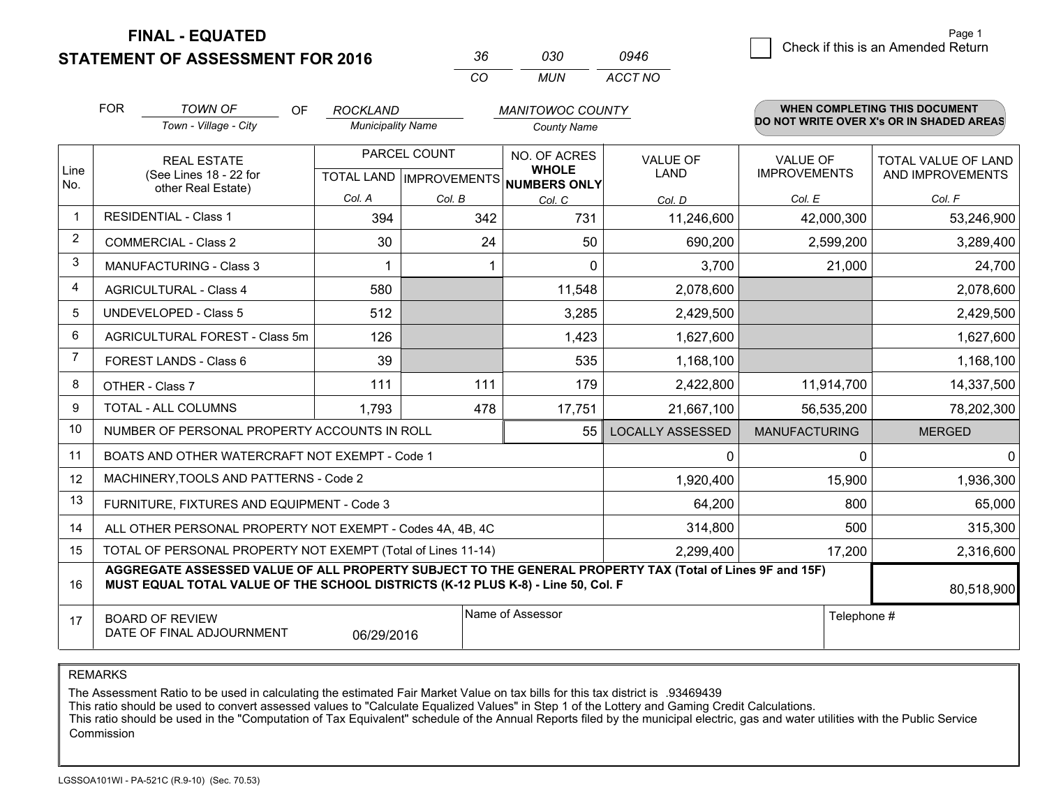**FINAL - EQUATED**
**STATEMENT OF ASSESSMENT FOR 2016**

| 36 | 030 | 0946 |
|---|---|---|
| CO | MUN | ACCT NO |

Page 1

☐ Check if this is an Amended Return

FOR *TOWN OF* (Town - Village - City) OF *ROCKLAND* (Municipality Name) *MANITOWOC COUNTY* (County Name)

**WHEN COMPLETING THIS DOCUMENT DO NOT WRITE OVER X's OR IN SHADED AREAS**

| Line No. | REAL ESTATE (See Lines 18 - 22 for other Real Estate) | PARCEL COUNT TOTAL LAND Col. A | PARCEL COUNT IMPROVEMENTS Col. B | NO. OF ACRES WHOLE NUMBERS ONLY Col. C | VALUE OF LAND Col. D | VALUE OF IMPROVEMENTS Col. E | TOTAL VALUE OF LAND AND IMPROVEMENTS Col. F |
|---|---|---|---|---|---|---|---|
| 1 | RESIDENTIAL - Class 1 | 394 | 342 | 731 | 11,246,600 | 42,000,300 | 53,246,900 |
| 2 | COMMERCIAL - Class 2 | 30 | 24 | 50 | 690,200 | 2,599,200 | 3,289,400 |
| 3 | MANUFACTURING - Class 3 | 1 | 1 | 0 | 3,700 | 21,000 | 24,700 |
| 4 | AGRICULTURAL - Class 4 | 580 | | 11,548 | 2,078,600 | | 2,078,600 |
| 5 | UNDEVELOPED - Class 5 | 512 | | 3,285 | 2,429,500 | | 2,429,500 |
| 6 | AGRICULTURAL FOREST - Class 5m | 126 | | 1,423 | 1,627,600 | | 1,627,600 |
| 7 | FOREST LANDS - Class 6 | 39 | | 535 | 1,168,100 | | 1,168,100 |
| 8 | OTHER - Class 7 | 111 | 111 | 179 | 2,422,800 | 11,914,700 | 14,337,500 |
| 9 | TOTAL - ALL COLUMNS | 1,793 | 478 | 17,751 | 21,667,100 | 56,535,200 | 78,202,300 |
| 10 | NUMBER OF PERSONAL PROPERTY ACCOUNTS IN ROLL | | | 55 | LOCALLY ASSESSED | MANUFACTURING | MERGED |
| 11 | BOATS AND OTHER WATERCRAFT NOT EXEMPT - Code 1 | | | | 0 | 0 | 0 |
| 12 | MACHINERY,TOOLS AND PATTERNS - Code 2 | | | | 1,920,400 | 15,900 | 1,936,300 |
| 13 | FURNITURE, FIXTURES AND EQUIPMENT - Code 3 | | | | 64,200 | 800 | 65,000 |
| 14 | ALL OTHER PERSONAL PROPERTY NOT EXEMPT - Codes 4A, 4B, 4C | | | | 314,800 | 500 | 315,300 |
| 15 | TOTAL OF PERSONAL PROPERTY NOT EXEMPT (Total of Lines 11-14) | | | | 2,299,400 | 17,200 | 2,316,600 |
| 16 | **AGGREGATE ASSESSED VALUE OF ALL PROPERTY SUBJECT TO THE GENERAL PROPERTY TAX (Total of Lines 9F and 15F) MUST EQUAL TOTAL VALUE OF THE SCHOOL DISTRICTS (K-12 PLUS K-8) - Line 50, Col. F** | | | | | | 80,518,900 |
| 17 | BOARD OF REVIEW DATE OF FINAL ADJOURNMENT | 06/29/2016 | | Name of Assessor | | Telephone # | |

REMARKS

The Assessment Ratio to be used in calculating the estimated Fair Market Value on tax bills for this tax district is .93469439
This ratio should be used to convert assessed values to "Calculate Equalized Values" in Step 1 of the Lottery and Gaming Credit Calculations.
This ratio should be used in the "Computation of Tax Equivalent" schedule of the Annual Reports filed by the municipal electric, gas and water utilities with the Public Service Commission

LGSSOA101WI - PA-521C (R.9-10) (Sec. 70.53)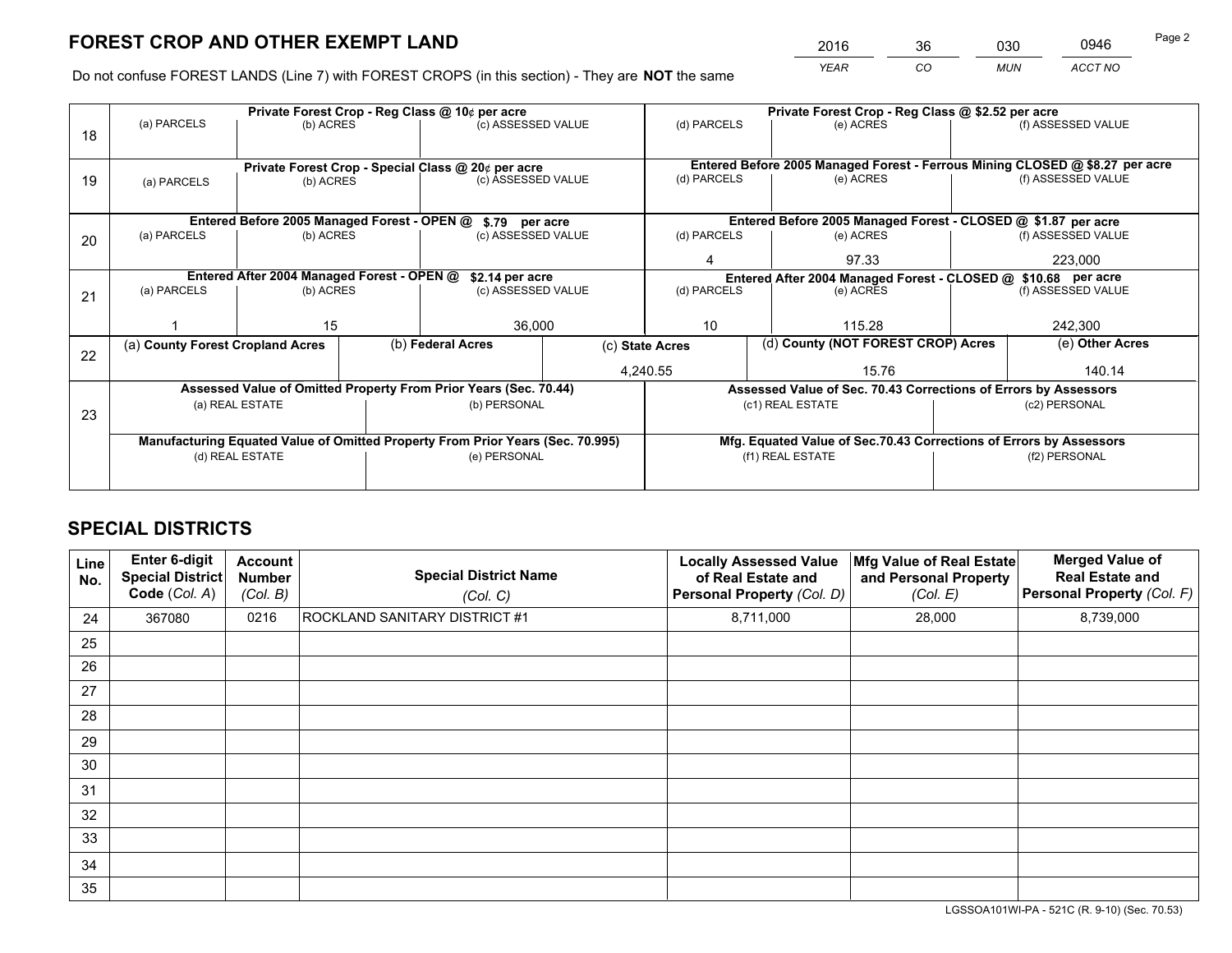# FOREST CROP AND OTHER EXEMPT LAND

| 2016 | 36 | 030 | 0946 |
|---|---|---|---|
| YEAR | CO | MUN | ACCT NO |

Do not confuse FOREST LANDS (Line 7) with FOREST CROPS (in this section) - They are **NOT** the same

| Line | Private Forest Crop - Reg Class @ 10¢ per acre | | | Private Forest Crop - Reg Class @ $2.52 per acre | | |
|---|---|---|---|---|---|---|
| 18 | (a) PARCELS | (b) ACRES | (c) ASSESSED VALUE | (d) PARCELS | (e) ACRES | (f) ASSESSED VALUE |
| | | | | | | |
| | **Private Forest Crop - Special Class @ 20¢ per acre** | | | **Entered Before 2005 Managed Forest - Ferrous Mining CLOSED @ $8.27 per acre** | | |
| 19 | (a) PARCELS | (b) ACRES | (c) ASSESSED VALUE | (d) PARCELS | (e) ACRES | (f) ASSESSED VALUE |
| | | | | | | |
| | **Entered Before 2005 Managed Forest - OPEN @ $.79 per acre** | | | **Entered Before 2005 Managed Forest - CLOSED @ $1.87 per acre** | | |
| 20 | (a) PARCELS | (b) ACRES | (c) ASSESSED VALUE | (d) PARCELS | (e) ACRES | (f) ASSESSED VALUE |
| | | | | 4 | 97.33 | 223,000 |
| | **Entered After 2004 Managed Forest - OPEN @ $2.14 per acre** | | | **Entered After 2004 Managed Forest - CLOSED @ $10.68 per acre** | | |
| 21 | (a) PARCELS | (b) ACRES | (c) ASSESSED VALUE | (d) PARCELS | (e) ACRES | (f) ASSESSED VALUE |
| | 1 | 15 | 36,000 | 10 | 115.28 | 242,300 |

| Line | (a) County Forest Cropland Acres | (b) Federal Acres | (c) State Acres | (d) County (NOT FOREST CROP) Acres | (e) Other Acres |
|---|---|---|---|---|---|
| 22 | | | 4,240.55 | 15.76 | 140.14 |

| Line | Assessed Value of Omitted Property From Prior Years (Sec. 70.44) | | Assessed Value of Sec. 70.43 Corrections of Errors by Assessors | |
|---|---|---|---|---|
| 23 | (a) REAL ESTATE | (b) PERSONAL | (c1) REAL ESTATE | (c2) PERSONAL |
| | | | | |
| | **Manufacturing Equated Value of Omitted Property From Prior Years (Sec. 70.995)** | | **Mfg. Equated Value of Sec.70.43 Corrections of Errors by Assessors** | |
| | (d) REAL ESTATE | (e) PERSONAL | (f1) REAL ESTATE | (f2) PERSONAL |
| | | | | |

# SPECIAL DISTRICTS

| Line No. | Enter 6-digit Special District Code (Col. A) | Account Number (Col. B) | Special District Name (Col. C) | Locally Assessed Value of Real Estate and Personal Property (Col. D) | Mfg Value of Real Estate and Personal Property (Col. E) | Merged Value of Real Estate and Personal Property (Col. F) |
|---|---|---|---|---|---|---|
| 24 | 367080 | 0216 | ROCKLAND SANITARY DISTRICT #1 | 8,711,000 | 28,000 | 8,739,000 |
| 25 | | | | | | |
| 26 | | | | | | |
| 27 | | | | | | |
| 28 | | | | | | |
| 29 | | | | | | |
| 30 | | | | | | |
| 31 | | | | | | |
| 32 | | | | | | |
| 33 | | | | | | |
| 34 | | | | | | |
| 35 | | | | | | |

LGSSOA101WI-PA - 521C (R. 9-10) (Sec. 70.53)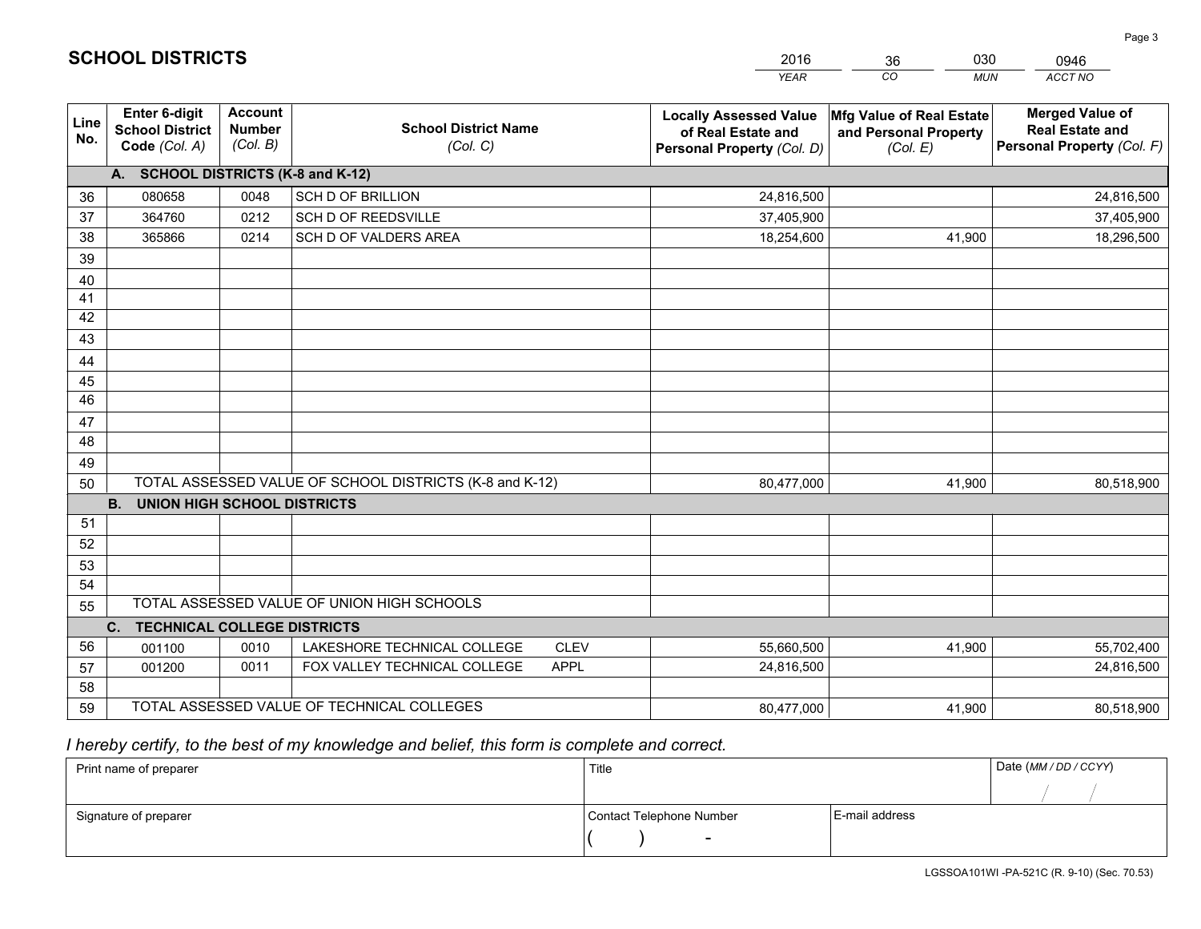# SCHOOL DISTRICTS

| 2016 | 36 | 030 | 0946 |
|---|---|---|---|
| *YEAR* | *CO* | *MUN* | *ACCT NO* |

| Line No. | Enter 6-digit School District Code *(Col. A)* | Account Number *(Col. B)* | School District Name *(Col. C)* | Locally Assessed Value of Real Estate and Personal Property *(Col. D)* | Mfg Value of Real Estate and Personal Property *(Col. E)* | Merged Value of Real Estate and Personal Property *(Col. F)* |
|---|---|---|---|---|---|---|
| | **A. SCHOOL DISTRICTS (K-8 and K-12)** | | | | | |
| 36 | 080658 | 0048 | SCH D OF BRILLION | 24,816,500 | | 24,816,500 |
| 37 | 364760 | 0212 | SCH D OF REEDSVILLE | 37,405,900 | | 37,405,900 |
| 38 | 365866 | 0214 | SCH D OF VALDERS AREA | 18,254,600 | 41,900 | 18,296,500 |
| 39 | | | | | | |
| 40 | | | | | | |
| 41 | | | | | | |
| 42 | | | | | | |
| 43 | | | | | | |
| 44 | | | | | | |
| 45 | | | | | | |
| 46 | | | | | | |
| 47 | | | | | | |
| 48 | | | | | | |
| 49 | | | | | | |
| 50 | TOTAL ASSESSED VALUE OF SCHOOL DISTRICTS (K-8 and K-12) | | | 80,477,000 | 41,900 | 80,518,900 |
| | **B. UNION HIGH SCHOOL DISTRICTS** | | | | | |
| 51 | | | | | | |
| 52 | | | | | | |
| 53 | | | | | | |
| 54 | | | | | | |
| 55 | TOTAL ASSESSED VALUE OF UNION HIGH SCHOOLS | | | | | |
| | **C. TECHNICAL COLLEGE DISTRICTS** | | | | | |
| 56 | 001100 | 0010 | LAKESHORE TECHNICAL COLLEGE CLEV | 55,660,500 | 41,900 | 55,702,400 |
| 57 | 001200 | 0011 | FOX VALLEY TECHNICAL COLLEGE APPL | 24,816,500 | | 24,816,500 |
| 58 | | | | | | |
| 59 | TOTAL ASSESSED VALUE OF TECHNICAL COLLEGES | | | 80,477,000 | 41,900 | 80,518,900 |

*I hereby certify, to the best of my knowledge and belief, this form is complete and correct.*

| Print name of preparer | Title | | Date *(MM / DD / CCYY)* |
|---|---|---|---|
| | | | / / |
| Signature of preparer | Contact Telephone Number | E-mail address | |
| | ( ) - | | |

LGSSOA101WI -PA-521C (R. 9-10) (Sec. 70.53)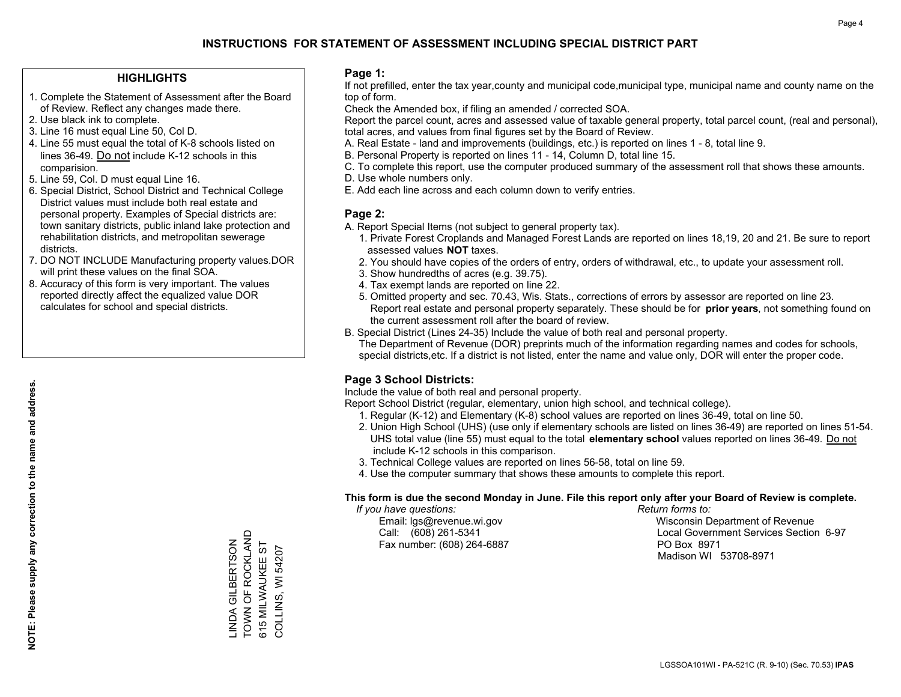# INSTRUCTIONS FOR STATEMENT OF ASSESSMENT INCLUDING SPECIAL DISTRICT PART

## HIGHLIGHTS

1. Complete the Statement of Assessment after the Board of Review. Reflect any changes made there.
2. Use black ink to complete.
3. Line 16 must equal Line 50, Col D.
4. Line 55 must equal the total of K-8 schools listed on lines 36-49. Do not include K-12 schools in this comparision.
5. Line 59, Col. D must equal Line 16.
6. Special District, School District and Technical College District values must include both real estate and personal property. Examples of Special districts are: town sanitary districts, public inland lake protection and rehabilitation districts, and metropolitan sewerage districts.
7. DO NOT INCLUDE Manufacturing property values.DOR will print these values on the final SOA.
8. Accuracy of this form is very important. The values reported directly affect the equalized value DOR calculates for school and special districts.

**NOTE: Please supply any correction to the name and address.**

LINDA GILBERTSON
TOWN OF ROCKLAND
615 MILWAUKEE ST
COLLINS, WI 54207

## Page 1:

If not prefilled, enter the tax year,county and municipal code,municipal type, municipal name and county name on the top of form.

Check the Amended box, if filing an amended / corrected SOA.

Report the parcel count, acres and assessed value of taxable general property, total parcel count, (real and personal), total acres, and values from final figures set by the Board of Review.

A. Real Estate - land and improvements (buildings, etc.) is reported on lines 1 - 8, total line 9.
B. Personal Property is reported on lines 11 - 14, Column D, total line 15.
C. To complete this report, use the computer produced summary of the assessment roll that shows these amounts.
D. Use whole numbers only.
E. Add each line across and each column down to verify entries.

## Page 2:

A. Report Special Items (not subject to general property tax).
   1. Private Forest Croplands and Managed Forest Lands are reported on lines 18,19, 20 and 21. Be sure to report assessed values **NOT** taxes.
   2. You should have copies of the orders of entry, orders of withdrawal, etc., to update your assessment roll.
   3. Show hundredths of acres (e.g. 39.75).
   4. Tax exempt lands are reported on line 22.
   5. Omitted property and sec. 70.43, Wis. Stats., corrections of errors by assessor are reported on line 23. Report real estate and personal property separately. These should be for **prior years**, not something found on the current assessment roll after the board of review.
B. Special District (Lines 24-35) Include the value of both real and personal property.
   The Department of Revenue (DOR) preprints much of the information regarding names and codes for schools, special districts,etc. If a district is not listed, enter the name and value only, DOR will enter the proper code.

## Page 3 School Districts:

Include the value of both real and personal property.

Report School District (regular, elementary, union high school, and technical college).

1. Regular (K-12) and Elementary (K-8) school values are reported on lines 36-49, total on line 50.
2. Union High School (UHS) (use only if elementary schools are listed on lines 36-49) are reported on lines 51-54. UHS total value (line 55) must equal to the total **elementary school** values reported on lines 36-49. Do not include K-12 schools in this comparison.
3. Technical College values are reported on lines 56-58, total on line 59.
4. Use the computer summary that shows these amounts to complete this report.

**This form is due the second Monday in June. File this report only after your Board of Review is complete.**

*If you have questions:*
Email: lgs@revenue.wi.gov
Call: (608) 261-5341
Fax number: (608) 264-6887

*Return forms to:*
Wisconsin Department of Revenue
Local Government Services Section 6-97
PO Box 8971
Madison WI 53708-8971

LGSSOA101WI - PA-521C (R. 9-10) (Sec. 70.53) **IPAS**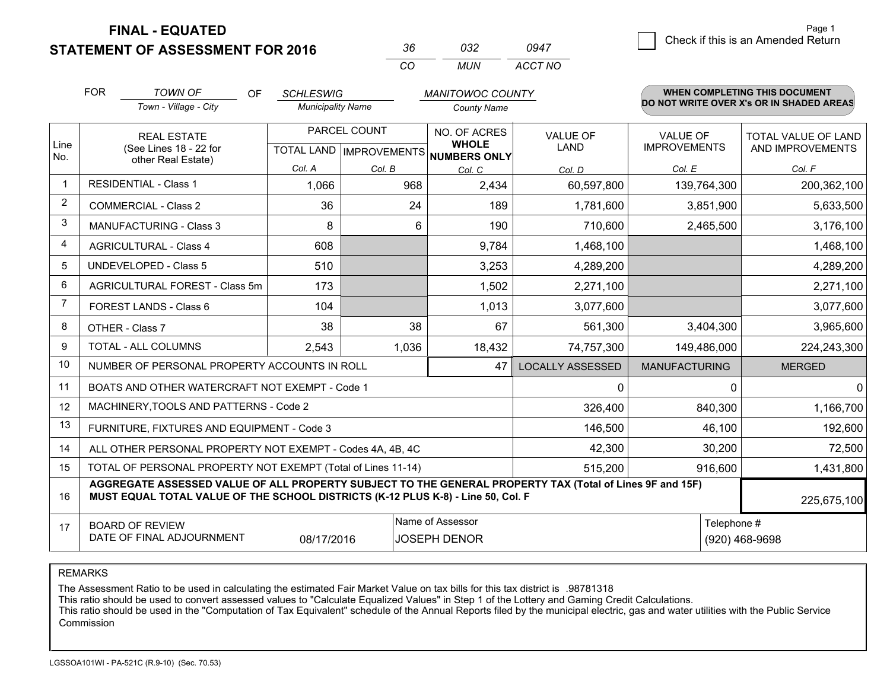**FINAL - EQUATED**
**STATEMENT OF ASSESSMENT FOR 2016**

| 36 | 032 | 0947 |
|---|---|---|
| CO | MUN | ACCT NO |

Page 1

☐ Check if this is an Amended Return

FOR *TOWN OF* (Town - Village - City) OF *SCHLESWIG* (Municipality Name) *MANITOWOC COUNTY* (County Name)

**WHEN COMPLETING THIS DOCUMENT DO NOT WRITE OVER X's OR IN SHADED AREAS**

| Line No. | REAL ESTATE (See Lines 18 - 22 for other Real Estate) | PARCEL COUNT | | NO. OF ACRES WHOLE NUMBERS ONLY | VALUE OF LAND | VALUE OF IMPROVEMENTS | TOTAL VALUE OF LAND AND IMPROVEMENTS |
|---|---|---|---|---|---|---|---|
| | | TOTAL LAND | IMPROVEMENTS | | | | |
| | | Col. A | Col. B | Col. C | Col. D | Col. E | Col. F |
| 1 | RESIDENTIAL - Class 1 | 1,066 | 968 | 2,434 | 60,597,800 | 139,764,300 | 200,362,100 |
| 2 | COMMERCIAL - Class 2 | 36 | 24 | 189 | 1,781,600 | 3,851,900 | 5,633,500 |
| 3 | MANUFACTURING - Class 3 | 8 | 6 | 190 | 710,600 | 2,465,500 | 3,176,100 |
| 4 | AGRICULTURAL - Class 4 | 608 | | 9,784 | 1,468,100 | | 1,468,100 |
| 5 | UNDEVELOPED - Class 5 | 510 | | 3,253 | 4,289,200 | | 4,289,200 |
| 6 | AGRICULTURAL FOREST - Class 5m | 173 | | 1,502 | 2,271,100 | | 2,271,100 |
| 7 | FOREST LANDS - Class 6 | 104 | | 1,013 | 3,077,600 | | 3,077,600 |
| 8 | OTHER - Class 7 | 38 | 38 | 67 | 561,300 | 3,404,300 | 3,965,600 |
| 9 | TOTAL - ALL COLUMNS | 2,543 | 1,036 | 18,432 | 74,757,300 | 149,486,000 | 224,243,300 |
| 10 | NUMBER OF PERSONAL PROPERTY ACCOUNTS IN ROLL | | | 47 | LOCALLY ASSESSED | MANUFACTURING | MERGED |
| 11 | BOATS AND OTHER WATERCRAFT NOT EXEMPT - Code 1 | | | | 0 | 0 | 0 |
| 12 | MACHINERY,TOOLS AND PATTERNS - Code 2 | | | | 326,400 | 840,300 | 1,166,700 |
| 13 | FURNITURE, FIXTURES AND EQUIPMENT - Code 3 | | | | 146,500 | 46,100 | 192,600 |
| 14 | ALL OTHER PERSONAL PROPERTY NOT EXEMPT - Codes 4A, 4B, 4C | | | | 42,300 | 30,200 | 72,500 |
| 15 | TOTAL OF PERSONAL PROPERTY NOT EXEMPT (Total of Lines 11-14) | | | | 515,200 | 916,600 | 1,431,800 |
| 16 | **AGGREGATE ASSESSED VALUE OF ALL PROPERTY SUBJECT TO THE GENERAL PROPERTY TAX (Total of Lines 9F and 15F) MUST EQUAL TOTAL VALUE OF THE SCHOOL DISTRICTS (K-12 PLUS K-8) - Line 50, Col. F** | | | | | | 225,675,100 |
| 17 | BOARD OF REVIEW DATE OF FINAL ADJOURNMENT | 08/17/2016 | | Name of Assessor: JOSEPH DENOR | | Telephone #: (920) 468-9698 | |

REMARKS

The Assessment Ratio to be used in calculating the estimated Fair Market Value on tax bills for this tax district is .98781318
This ratio should be used to convert assessed values to "Calculate Equalized Values" in Step 1 of the Lottery and Gaming Credit Calculations.
This ratio should be used in the "Computation of Tax Equivalent" schedule of the Annual Reports filed by the municipal electric, gas and water utilities with the Public Service Commission

LGSSOA101WI - PA-521C (R.9-10) (Sec. 70.53)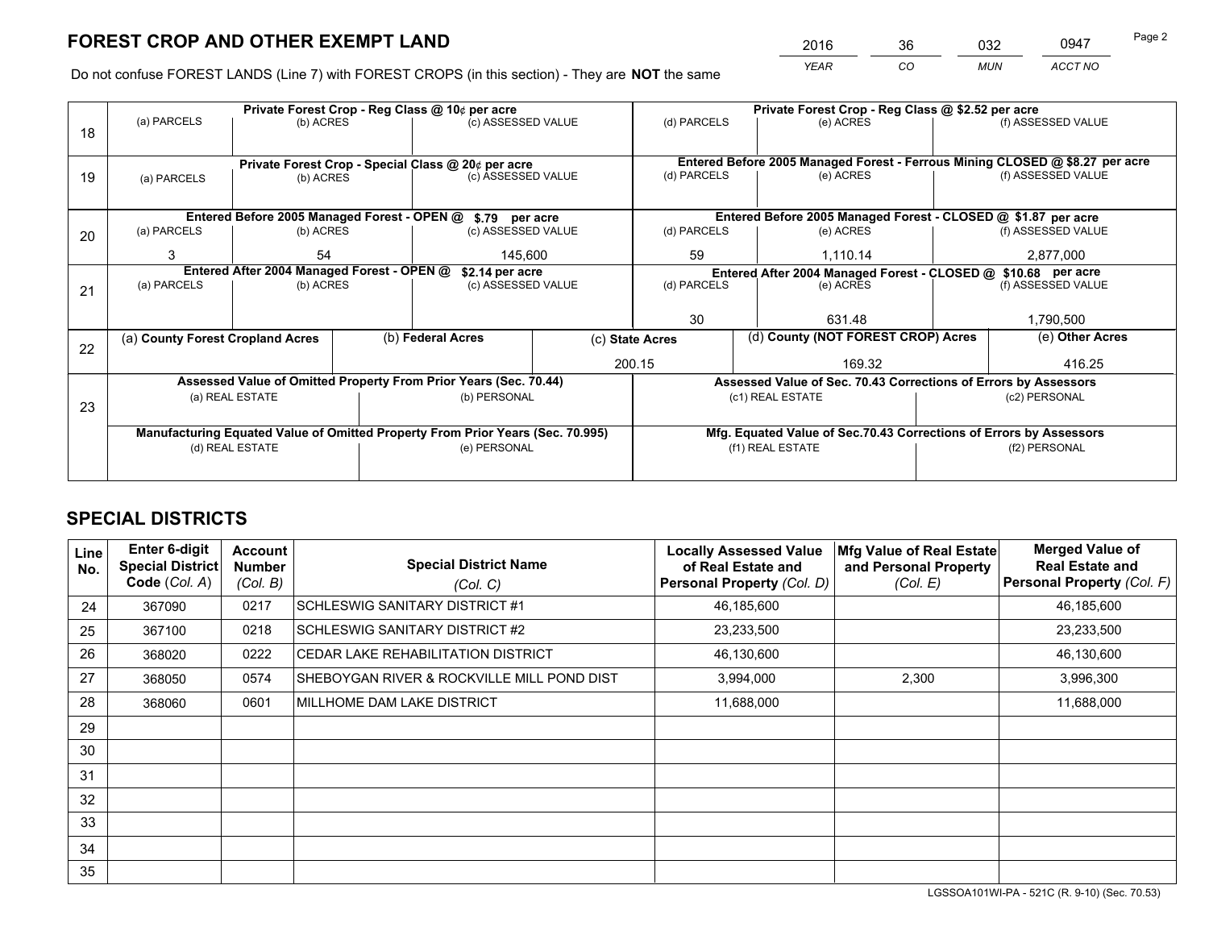# FOREST CROP AND OTHER EXEMPT LAND

| 2016 | 36 | 032 | 0947 |
|---|---|---|---|
| *YEAR* | *CO* | *MUN* | *ACCT NO* |

Do not confuse FOREST LANDS (Line 7) with FOREST CROPS (in this section) - They are **NOT** the same

| Line | Private Forest Crop - Reg Class @ 10¢ per acre | | | Private Forest Crop - Reg Class @ $2.52 per acre | | |
|---|---|---|---|---|---|---|
| | (a) PARCELS | (b) ACRES | (c) ASSESSED VALUE | (d) PARCELS | (e) ACRES | (f) ASSESSED VALUE |
| 18 | | | | | | |
| | **Private Forest Crop - Special Class @ 20¢ per acre** | | | **Entered Before 2005 Managed Forest - Ferrous Mining CLOSED @ $8.27 per acre** | | |
| | (a) PARCELS | (b) ACRES | (c) ASSESSED VALUE | (d) PARCELS | (e) ACRES | (f) ASSESSED VALUE |
| 19 | | | | | | |
| | **Entered Before 2005 Managed Forest - OPEN @ $.79 per acre** | | | **Entered Before 2005 Managed Forest - CLOSED @ $1.87 per acre** | | |
| | (a) PARCELS | (b) ACRES | (c) ASSESSED VALUE | (d) PARCELS | (e) ACRES | (f) ASSESSED VALUE |
| 20 | 3 | 54 | 145,600 | 59 | 1,110.14 | 2,877,000 |
| | **Entered After 2004 Managed Forest - OPEN @ $2.14 per acre** | | | **Entered After 2004 Managed Forest - CLOSED @ $10.68 per acre** | | |
| | (a) PARCELS | (b) ACRES | (c) ASSESSED VALUE | (d) PARCELS | (e) ACRES | (f) ASSESSED VALUE |
| 21 | | | | 30 | 631.48 | 1,790,500 |

| Line | (a) County Forest Cropland Acres | (b) Federal Acres | (c) State Acres | (d) County (NOT FOREST CROP) Acres | (e) Other Acres |
|---|---|---|---|---|---|
| 22 | | | 200.15 | 169.32 | 416.25 |

| Line | Assessed Value of Omitted Property From Prior Years (Sec. 70.44) | | Assessed Value of Sec. 70.43 Corrections of Errors by Assessors | |
|---|---|---|---|---|
| 23 | (a) REAL ESTATE | (b) PERSONAL | (c1) REAL ESTATE | (c2) PERSONAL |
| | | | | |
| | **Manufacturing Equated Value of Omitted Property From Prior Years (Sec. 70.995)** | | **Mfg. Equated Value of Sec.70.43 Corrections of Errors by Assessors** | |
| | (d) REAL ESTATE | (e) PERSONAL | (f1) REAL ESTATE | (f2) PERSONAL |
| | | | | |

# SPECIAL DISTRICTS

| Line No. | Enter 6-digit Special District Code (Col. A) | Account Number (Col. B) | Special District Name (Col. C) | Locally Assessed Value of Real Estate and Personal Property (Col. D) | Mfg Value of Real Estate and Personal Property (Col. E) | Merged Value of Real Estate and Personal Property (Col. F) |
|---|---|---|---|---|---|---|
| 24 | 367090 | 0217 | SCHLESWIG SANITARY DISTRICT #1 | 46,185,600 | | 46,185,600 |
| 25 | 367100 | 0218 | SCHLESWIG SANITARY DISTRICT #2 | 23,233,500 | | 23,233,500 |
| 26 | 368020 | 0222 | CEDAR LAKE REHABILITATION DISTRICT | 46,130,600 | | 46,130,600 |
| 27 | 368050 | 0574 | SHEBOYGAN RIVER & ROCKVILLE MILL POND DIST | 3,994,000 | 2,300 | 3,996,300 |
| 28 | 368060 | 0601 | MILLHOME DAM LAKE DISTRICT | 11,688,000 | | 11,688,000 |
| 29 | | | | | | |
| 30 | | | | | | |
| 31 | | | | | | |
| 32 | | | | | | |
| 33 | | | | | | |
| 34 | | | | | | |
| 35 | | | | | | |

LGSSOA101WI-PA - 521C (R. 9-10) (Sec. 70.53)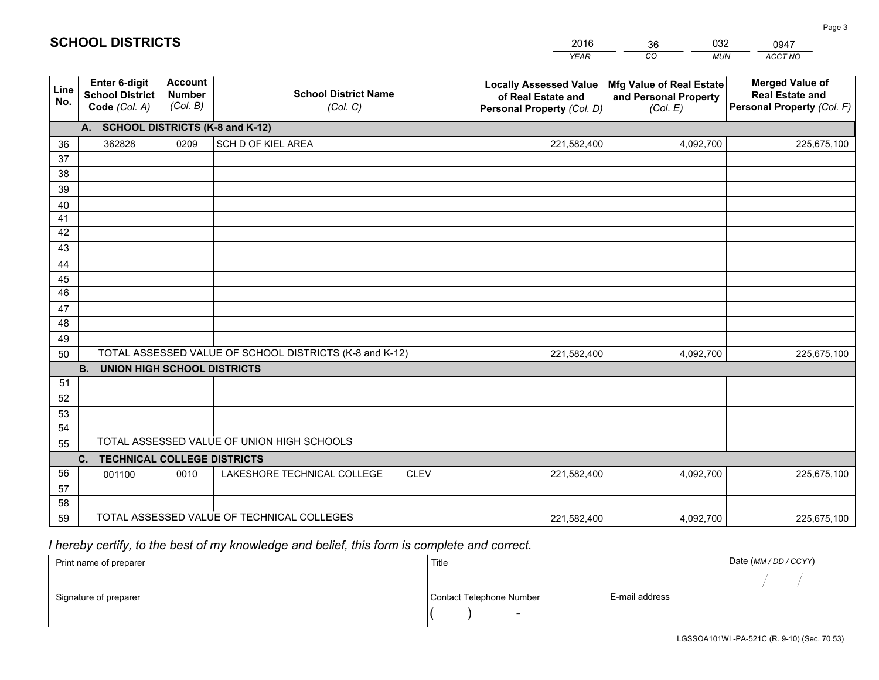## SCHOOL DISTRICTS

| 2016 | 36 | 032 | 0947 |
|---|---|---|---|
| *YEAR* | *CO* | *MUN* | *ACCT NO* |

| Line No. | Enter 6-digit School District Code *(Col. A)* | Account Number *(Col. B)* | School District Name *(Col. C)* | Locally Assessed Value of Real Estate and Personal Property *(Col. D)* | Mfg Value of Real Estate and Personal Property *(Col. E)* | Merged Value of Real Estate and Personal Property *(Col. F)* |
|---|---|---|---|---|---|---|
| | **A. SCHOOL DISTRICTS (K-8 and K-12)** | | | | | |
| 36 | 362828 | 0209 | SCH D OF KIEL AREA | 221,582,400 | 4,092,700 | 225,675,100 |
| 37 | | | | | | |
| 38 | | | | | | |
| 39 | | | | | | |
| 40 | | | | | | |
| 41 | | | | | | |
| 42 | | | | | | |
| 43 | | | | | | |
| 44 | | | | | | |
| 45 | | | | | | |
| 46 | | | | | | |
| 47 | | | | | | |
| 48 | | | | | | |
| 49 | | | | | | |
| 50 | TOTAL ASSESSED VALUE OF SCHOOL DISTRICTS (K-8 and K-12) | | | 221,582,400 | 4,092,700 | 225,675,100 |
| | **B. UNION HIGH SCHOOL DISTRICTS** | | | | | |
| 51 | | | | | | |
| 52 | | | | | | |
| 53 | | | | | | |
| 54 | | | | | | |
| 55 | TOTAL ASSESSED VALUE OF UNION HIGH SCHOOLS | | | | | |
| | **C. TECHNICAL COLLEGE DISTRICTS** | | | | | |
| 56 | 001100 | 0010 | LAKESHORE TECHNICAL COLLEGE CLEV | 221,582,400 | 4,092,700 | 225,675,100 |
| 57 | | | | | | |
| 58 | | | | | | |
| 59 | TOTAL ASSESSED VALUE OF TECHNICAL COLLEGES | | | 221,582,400 | 4,092,700 | 225,675,100 |

*I hereby certify, to the best of my knowledge and belief, this form is complete and correct.*

| Print name of preparer | Title | | Date *(MM / DD / CCYY)* |
|---|---|---|---|
| | | | / / |
| Signature of preparer | Contact Telephone Number | E-mail address | |
| | ( ) - | | |

LGSSOA101WI -PA-521C (R. 9-10) (Sec. 70.53)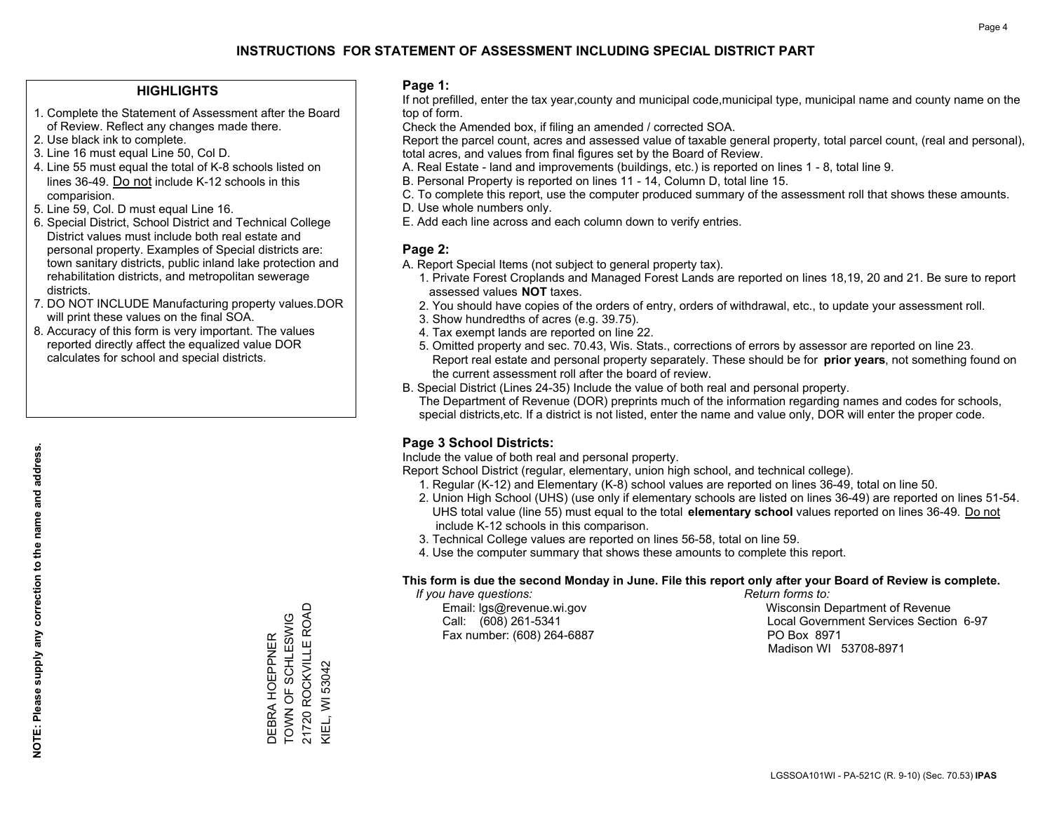# INSTRUCTIONS FOR STATEMENT OF ASSESSMENT INCLUDING SPECIAL DISTRICT PART

## HIGHLIGHTS

1. Complete the Statement of Assessment after the Board of Review. Reflect any changes made there.
2. Use black ink to complete.
3. Line 16 must equal Line 50, Col D.
4. Line 55 must equal the total of K-8 schools listed on lines 36-49. Do not include K-12 schools in this comparision.
5. Line 59, Col. D must equal Line 16.
6. Special District, School District and Technical College District values must include both real estate and personal property. Examples of Special districts are: town sanitary districts, public inland lake protection and rehabilitation districts, and metropolitan sewerage districts.
7. DO NOT INCLUDE Manufacturing property values.DOR will print these values on the final SOA.
8. Accuracy of this form is very important. The values reported directly affect the equalized value DOR calculates for school and special districts.

**NOTE: Please supply any correction to the name and address.**

DEBRA HOEPPNER
TOWN OF SCHLESWIG
21720 ROCKVILLE ROAD
KIEL, WI 53042

## Page 1:

If not prefilled, enter the tax year,county and municipal code,municipal type, municipal name and county name on the top of form.

Check the Amended box, if filing an amended / corrected SOA.

Report the parcel count, acres and assessed value of taxable general property, total parcel count, (real and personal), total acres, and values from final figures set by the Board of Review.

A. Real Estate - land and improvements (buildings, etc.) is reported on lines 1 - 8, total line 9.
B. Personal Property is reported on lines 11 - 14, Column D, total line 15.
C. To complete this report, use the computer produced summary of the assessment roll that shows these amounts.
D. Use whole numbers only.
E. Add each line across and each column down to verify entries.

## Page 2:

A. Report Special Items (not subject to general property tax).
   1. Private Forest Croplands and Managed Forest Lands are reported on lines 18,19, 20 and 21. Be sure to report assessed values **NOT** taxes.
   2. You should have copies of the orders of entry, orders of withdrawal, etc., to update your assessment roll.
   3. Show hundredths of acres (e.g. 39.75).
   4. Tax exempt lands are reported on line 22.
   5. Omitted property and sec. 70.43, Wis. Stats., corrections of errors by assessor are reported on line 23. Report real estate and personal property separately. These should be for **prior years**, not something found on the current assessment roll after the board of review.
B. Special District (Lines 24-35) Include the value of both real and personal property.
   The Department of Revenue (DOR) preprints much of the information regarding names and codes for schools, special districts,etc. If a district is not listed, enter the name and value only, DOR will enter the proper code.

## Page 3 School Districts:

Include the value of both real and personal property.

Report School District (regular, elementary, union high school, and technical college).

1. Regular (K-12) and Elementary (K-8) school values are reported on lines 36-49, total on line 50.
2. Union High School (UHS) (use only if elementary schools are listed on lines 36-49) are reported on lines 51-54. UHS total value (line 55) must equal to the total **elementary school** values reported on lines 36-49. Do not include K-12 schools in this comparison.
3. Technical College values are reported on lines 56-58, total on line 59.
4. Use the computer summary that shows these amounts to complete this report.

**This form is due the second Monday in June. File this report only after your Board of Review is complete.**

*If you have questions:*
Email: lgs@revenue.wi.gov
Call: (608) 261-5341
Fax number: (608) 264-6887

*Return forms to:*
Wisconsin Department of Revenue
Local Government Services Section 6-97
PO Box 8971
Madison WI 53708-8971

LGSSOA101WI - PA-521C (R. 9-10) (Sec. 70.53) **IPAS**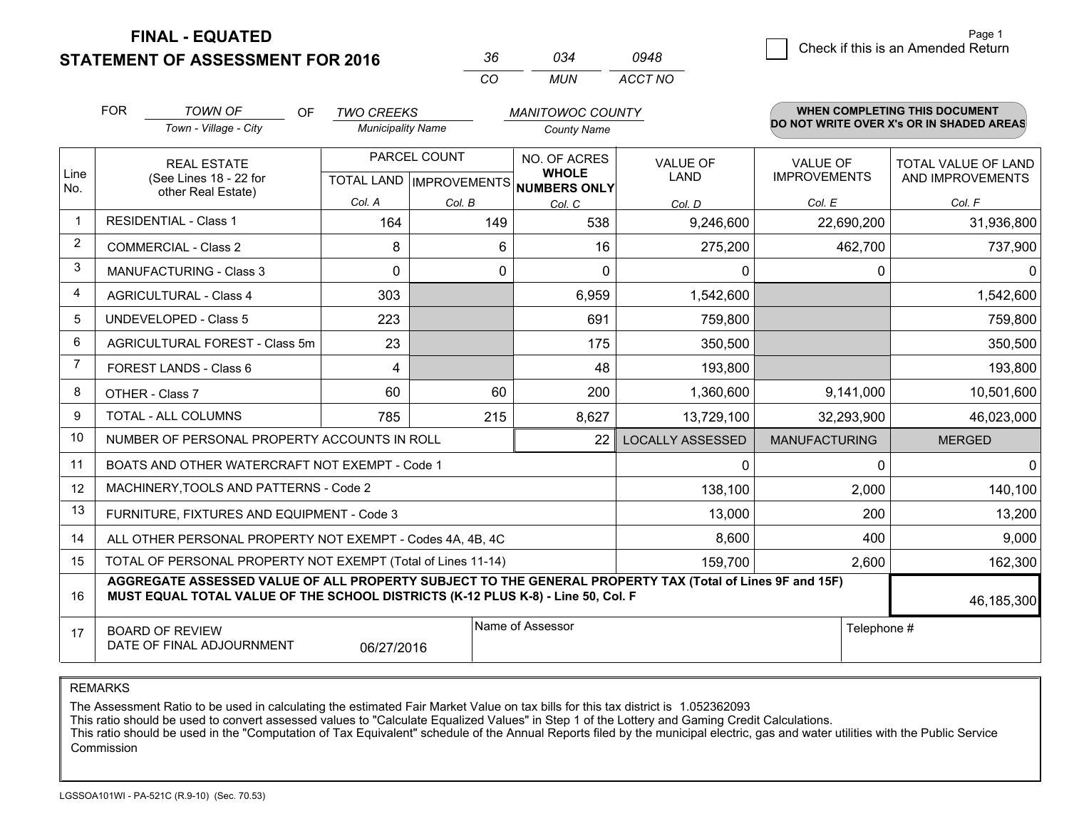# FINAL - EQUATED
## STATEMENT OF ASSESSMENT FOR 2016

| 36 | 034 | 0948 |
|---|---|---|
| CO | MUN | ACCT NO |

☐ Check if this is an Amended Return

FOR *TOWN OF* (Town - Village - City) OF *TWO CREEKS* (Municipality Name) *MANITOWOC COUNTY* (County Name)

**WHEN COMPLETING THIS DOCUMENT DO NOT WRITE OVER X's OR IN SHADED AREAS**

| Line No. | REAL ESTATE (See Lines 18 - 22 for other Real Estate) | PARCEL COUNT TOTAL LAND Col. A | PARCEL COUNT IMPROVEMENTS Col. B | NO. OF ACRES WHOLE NUMBERS ONLY Col. C | VALUE OF LAND Col. D | VALUE OF IMPROVEMENTS Col. E | TOTAL VALUE OF LAND AND IMPROVEMENTS Col. F |
|---|---|---|---|---|---|---|---|
| 1 | RESIDENTIAL - Class 1 | 164 | 149 | 538 | 9,246,600 | 22,690,200 | 31,936,800 |
| 2 | COMMERCIAL - Class 2 | 8 | 6 | 16 | 275,200 | 462,700 | 737,900 |
| 3 | MANUFACTURING - Class 3 | 0 | 0 | 0 | 0 | 0 | 0 |
| 4 | AGRICULTURAL - Class 4 | 303 | | 6,959 | 1,542,600 | | 1,542,600 |
| 5 | UNDEVELOPED - Class 5 | 223 | | 691 | 759,800 | | 759,800 |
| 6 | AGRICULTURAL FOREST - Class 5m | 23 | | 175 | 350,500 | | 350,500 |
| 7 | FOREST LANDS - Class 6 | 4 | | 48 | 193,800 | | 193,800 |
| 8 | OTHER - Class 7 | 60 | 60 | 200 | 1,360,600 | 9,141,000 | 10,501,600 |
| 9 | TOTAL - ALL COLUMNS | 785 | 215 | 8,627 | 13,729,100 | 32,293,900 | 46,023,000 |
| 10 | NUMBER OF PERSONAL PROPERTY ACCOUNTS IN ROLL | | | 22 | LOCALLY ASSESSED | MANUFACTURING | MERGED |
| 11 | BOATS AND OTHER WATERCRAFT NOT EXEMPT - Code 1 | | | | 0 | 0 | 0 |
| 12 | MACHINERY,TOOLS AND PATTERNS - Code 2 | | | | 138,100 | 2,000 | 140,100 |
| 13 | FURNITURE, FIXTURES AND EQUIPMENT - Code 3 | | | | 13,000 | 200 | 13,200 |
| 14 | ALL OTHER PERSONAL PROPERTY NOT EXEMPT - Codes 4A, 4B, 4C | | | | 8,600 | 400 | 9,000 |
| 15 | TOTAL OF PERSONAL PROPERTY NOT EXEMPT (Total of Lines 11-14) | | | | 159,700 | 2,600 | 162,300 |
| 16 | **AGGREGATE ASSESSED VALUE OF ALL PROPERTY SUBJECT TO THE GENERAL PROPERTY TAX (Total of Lines 9F and 15F) MUST EQUAL TOTAL VALUE OF THE SCHOOL DISTRICTS (K-12 PLUS K-8) - Line 50, Col. F** | | | | | | 46,185,300 |
| 17 | BOARD OF REVIEW DATE OF FINAL ADJOURNMENT | 06/27/2016 | | Name of Assessor | | Telephone # | |

REMARKS

The Assessment Ratio to be used in calculating the estimated Fair Market Value on tax bills for this tax district is 1.052362093
This ratio should be used to convert assessed values to "Calculate Equalized Values" in Step 1 of the Lottery and Gaming Credit Calculations.
This ratio should be used in the "Computation of Tax Equivalent" schedule of the Annual Reports filed by the municipal electric, gas and water utilities with the Public Service Commission

LGSSOA101WI - PA-521C (R.9-10) (Sec. 70.53)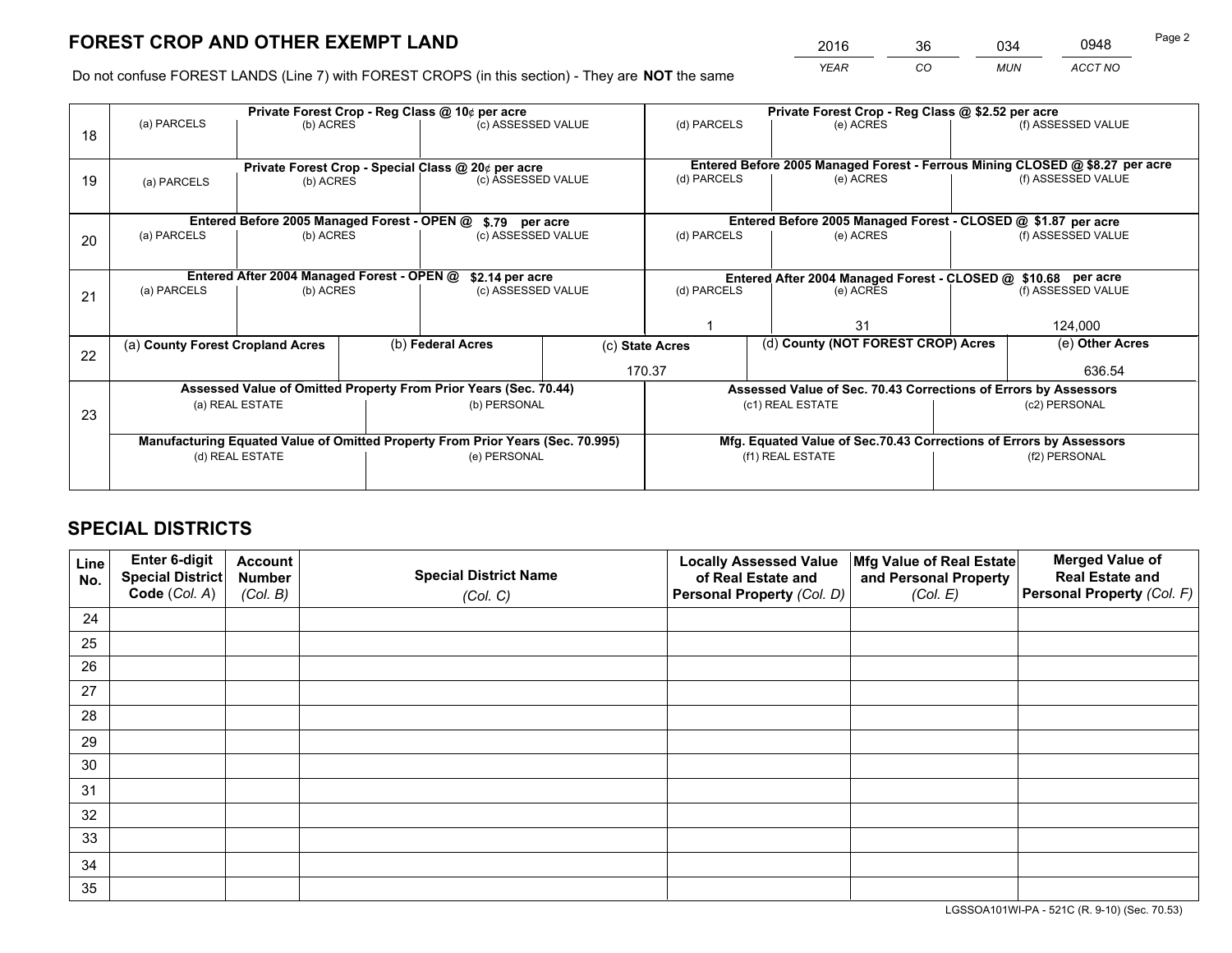# FOREST CROP AND OTHER EXEMPT LAND

| 2016 | 36 | 034 | 0948 |
|---|---|---|---|
| *YEAR* | *CO* | *MUN* | *ACCT NO* |

Do not confuse FOREST LANDS (Line 7) with FOREST CROPS (in this section) - They are **NOT** the same

| Line | (a) PARCELS | (b) ACRES | (c) ASSESSED VALUE | (d) PARCELS | (e) ACRES | (f) ASSESSED VALUE |
|---|---|---|---|---|---|---|
| 18 | Private Forest Crop - Reg Class @ 10¢ per acre | | | Private Forest Crop - Reg Class @ $2.52 per acre | | |
| | | | | | | |
| 19 | Private Forest Crop - Special Class @ 20¢ per acre | | | Entered Before 2005 Managed Forest - Ferrous Mining CLOSED @ $8.27 per acre | | |
| | | | | | | |
| 20 | Entered Before 2005 Managed Forest - OPEN @ $.79 per acre | | | Entered Before 2005 Managed Forest - CLOSED @ $1.87 per acre | | |
| | | | | | | |
| 21 | Entered After 2004 Managed Forest - OPEN @ $2.14 per acre | | | Entered After 2004 Managed Forest - CLOSED @ $10.68 per acre | | |
| | | | | 1 | 31 | 124,000 |

| Line | (a) **County Forest Cropland Acres** | (b) **Federal Acres** | (c) **State Acres** | (d) **County (NOT FOREST CROP) Acres** | (e) **Other Acres** |
|---|---|---|---|---|---|
| 22 | | | 170.37 | | 636.54 |

| Line | Assessed Value of Omitted Property From Prior Years (Sec. 70.44) | | Assessed Value of Sec. 70.43 Corrections of Errors by Assessors | |
|---|---|---|---|---|
| 23 | (a) REAL ESTATE | (b) PERSONAL | (c1) REAL ESTATE | (c2) PERSONAL |
| | | | | |
| | **Manufacturing Equated Value of Omitted Property From Prior Years (Sec. 70.995)** | | **Mfg. Equated Value of Sec.70.43 Corrections of Errors by Assessors** | |
| | (d) REAL ESTATE | (e) PERSONAL | (f1) REAL ESTATE | (f2) PERSONAL |
| | | | | |

# SPECIAL DISTRICTS

| Line No. | Enter 6-digit Special District Code (*Col. A*) | Account Number (*Col. B*) | Special District Name (*Col. C*) | Locally Assessed Value of Real Estate and Personal Property (*Col. D*) | Mfg Value of Real Estate and Personal Property (*Col. E*) | Merged Value of Real Estate and Personal Property (*Col. F*) |
|---|---|---|---|---|---|---|
| 24 | | | | | | |
| 25 | | | | | | |
| 26 | | | | | | |
| 27 | | | | | | |
| 28 | | | | | | |
| 29 | | | | | | |
| 30 | | | | | | |
| 31 | | | | | | |
| 32 | | | | | | |
| 33 | | | | | | |
| 34 | | | | | | |
| 35 | | | | | | |

LGSSOA101WI-PA - 521C (R. 9-10) (Sec. 70.53)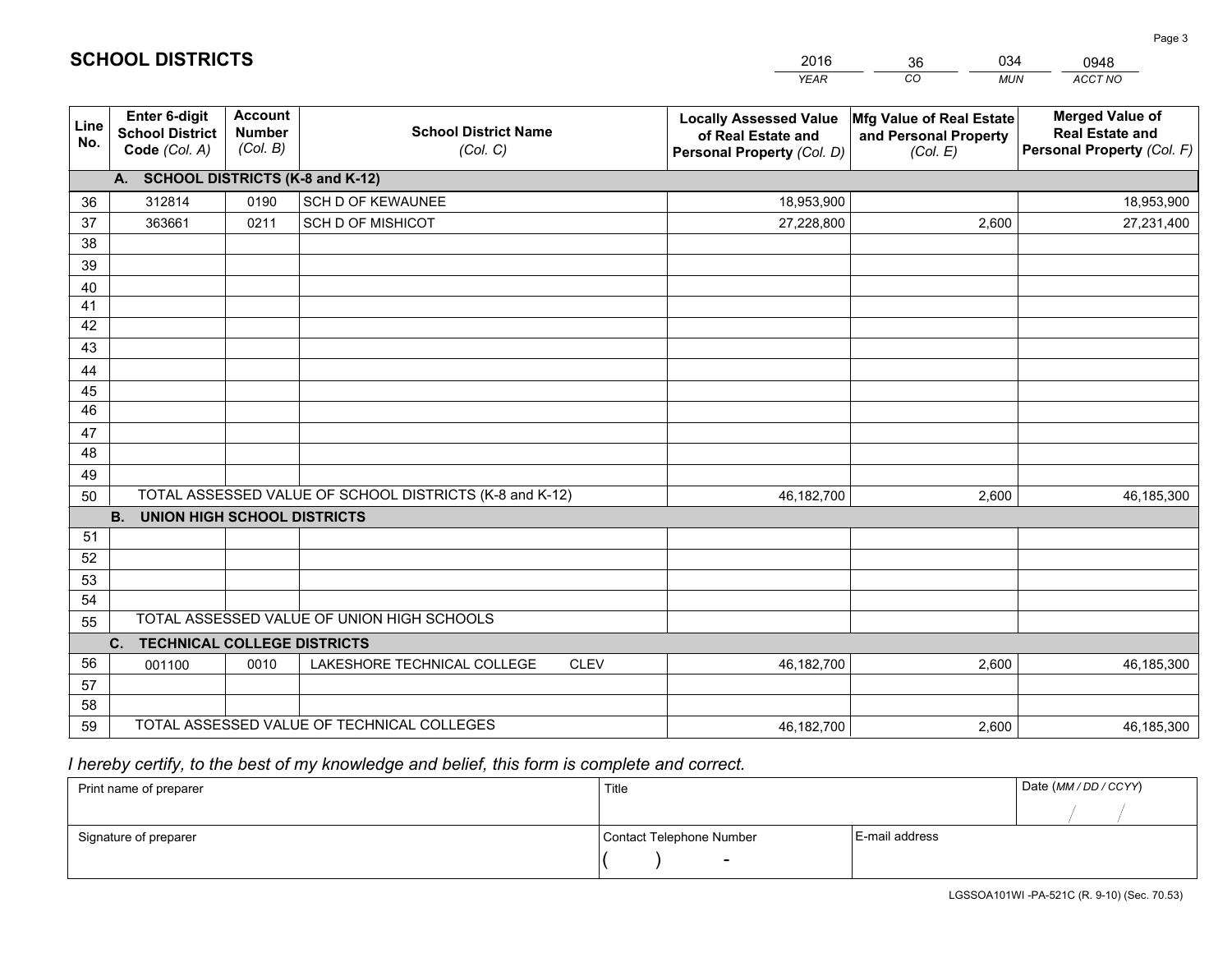# SCHOOL DISTRICTS

| 2016 | 36 | 034 | 0948 |
|---|---|---|---|
| *YEAR* | *CO* | *MUN* | *ACCT NO* |

| Line No. | Enter 6-digit School District Code *(Col. A)* | Account Number *(Col. B)* | School District Name *(Col. C)* | Locally Assessed Value of Real Estate and Personal Property *(Col. D)* | Mfg Value of Real Estate and Personal Property *(Col. E)* | Merged Value of Real Estate and Personal Property *(Col. F)* |
|---|---|---|---|---|---|---|
| | **A. SCHOOL DISTRICTS (K-8 and K-12)** | | | | | |
| 36 | 312814 | 0190 | SCH D OF KEWAUNEE | 18,953,900 | | 18,953,900 |
| 37 | 363661 | 0211 | SCH D OF MISHICOT | 27,228,800 | 2,600 | 27,231,400 |
| 38 | | | | | | |
| 39 | | | | | | |
| 40 | | | | | | |
| 41 | | | | | | |
| 42 | | | | | | |
| 43 | | | | | | |
| 44 | | | | | | |
| 45 | | | | | | |
| 46 | | | | | | |
| 47 | | | | | | |
| 48 | | | | | | |
| 49 | | | | | | |
| 50 | TOTAL ASSESSED VALUE OF SCHOOL DISTRICTS (K-8 and K-12) | | | 46,182,700 | 2,600 | 46,185,300 |
| | **B. UNION HIGH SCHOOL DISTRICTS** | | | | | |
| 51 | | | | | | |
| 52 | | | | | | |
| 53 | | | | | | |
| 54 | | | | | | |
| 55 | TOTAL ASSESSED VALUE OF UNION HIGH SCHOOLS | | | | | |
| | **C. TECHNICAL COLLEGE DISTRICTS** | | | | | |
| 56 | 001100 | 0010 | LAKESHORE TECHNICAL COLLEGE CLEV | 46,182,700 | 2,600 | 46,185,300 |
| 57 | | | | | | |
| 58 | | | | | | |
| 59 | TOTAL ASSESSED VALUE OF TECHNICAL COLLEGES | | | 46,182,700 | 2,600 | 46,185,300 |

*I hereby certify, to the best of my knowledge and belief, this form is complete and correct.*

| Print name of preparer | Title | | Date *(MM / DD / CCYY)* |
|---|---|---|---|
| | | | / / |
| Signature of preparer | Contact Telephone Number | E-mail address | |
| | ( ) - | | |

LGSSOA101WI -PA-521C (R. 9-10) (Sec. 70.53)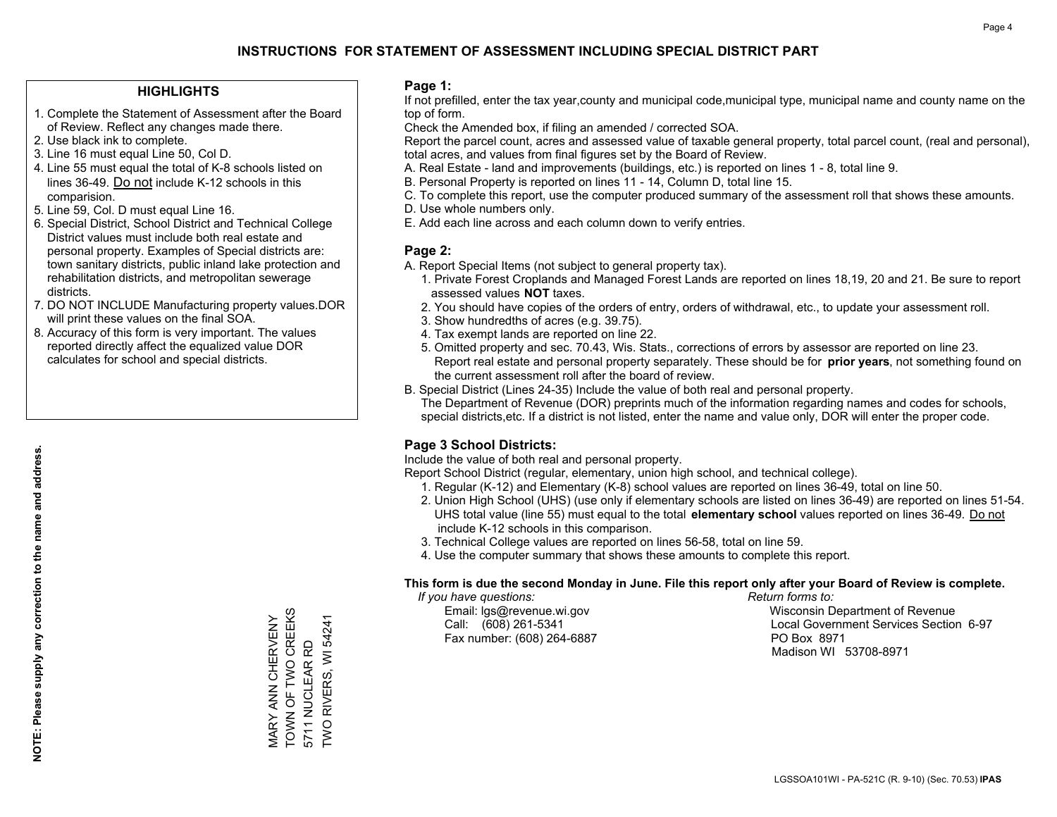# INSTRUCTIONS FOR STATEMENT OF ASSESSMENT INCLUDING SPECIAL DISTRICT PART

## HIGHLIGHTS

1. Complete the Statement of Assessment after the Board of Review. Reflect any changes made there.
2. Use black ink to complete.
3. Line 16 must equal Line 50, Col D.
4. Line 55 must equal the total of K-8 schools listed on lines 36-49. Do not include K-12 schools in this comparision.
5. Line 59, Col. D must equal Line 16.
6. Special District, School District and Technical College District values must include both real estate and personal property. Examples of Special districts are: town sanitary districts, public inland lake protection and rehabilitation districts, and metropolitan sewerage districts.
7. DO NOT INCLUDE Manufacturing property values.DOR will print these values on the final SOA.
8. Accuracy of this form is very important. The values reported directly affect the equalized value DOR calculates for school and special districts.

**NOTE: Please supply any correction to the name and address.**

MARY ANN CHERVENY
TOWN OF TWO CREEKS
5711 NUCLEAR RD
TWO RIVERS, WI 54241

## Page 1:

If not prefilled, enter the tax year,county and municipal code,municipal type, municipal name and county name on the top of form.

Check the Amended box, if filing an amended / corrected SOA.

Report the parcel count, acres and assessed value of taxable general property, total parcel count, (real and personal), total acres, and values from final figures set by the Board of Review.

A. Real Estate - land and improvements (buildings, etc.) is reported on lines 1 - 8, total line 9.
B. Personal Property is reported on lines 11 - 14, Column D, total line 15.
C. To complete this report, use the computer produced summary of the assessment roll that shows these amounts.
D. Use whole numbers only.
E. Add each line across and each column down to verify entries.

## Page 2:

A. Report Special Items (not subject to general property tax).
   1. Private Forest Croplands and Managed Forest Lands are reported on lines 18,19, 20 and 21. Be sure to report assessed values **NOT** taxes.
   2. You should have copies of the orders of entry, orders of withdrawal, etc., to update your assessment roll.
   3. Show hundredths of acres (e.g. 39.75).
   4. Tax exempt lands are reported on line 22.
   5. Omitted property and sec. 70.43, Wis. Stats., corrections of errors by assessor are reported on line 23. Report real estate and personal property separately. These should be for **prior years**, not something found on the current assessment roll after the board of review.
B. Special District (Lines 24-35) Include the value of both real and personal property.
   The Department of Revenue (DOR) preprints much of the information regarding names and codes for schools, special districts,etc. If a district is not listed, enter the name and value only, DOR will enter the proper code.

## Page 3 School Districts:

Include the value of both real and personal property.

Report School District (regular, elementary, union high school, and technical college).

1. Regular (K-12) and Elementary (K-8) school values are reported on lines 36-49, total on line 50.
2. Union High School (UHS) (use only if elementary schools are listed on lines 36-49) are reported on lines 51-54. UHS total value (line 55) must equal to the total **elementary school** values reported on lines 36-49. Do not include K-12 schools in this comparison.
3. Technical College values are reported on lines 56-58, total on line 59.
4. Use the computer summary that shows these amounts to complete this report.

**This form is due the second Monday in June. File this report only after your Board of Review is complete.**

*If you have questions:*
Email: lgs@revenue.wi.gov
Call: (608) 261-5341
Fax number: (608) 264-6887

*Return forms to:*
Wisconsin Department of Revenue
Local Government Services Section 6-97
PO Box 8971
Madison WI 53708-8971

LGSSOA101WI - PA-521C (R. 9-10) (Sec. 70.53) **IPAS**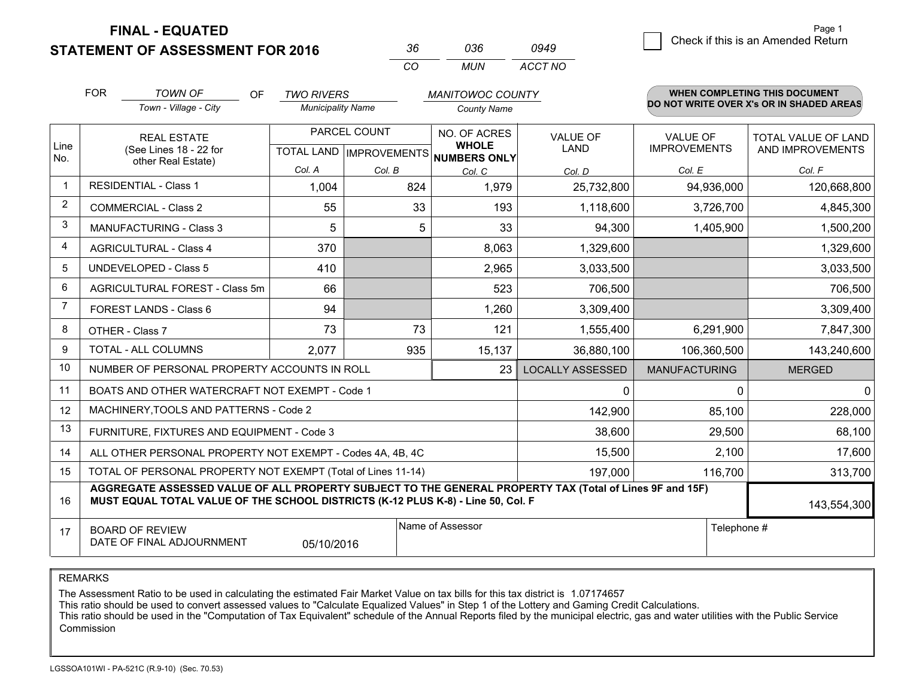# FINAL - EQUATED
## STATEMENT OF ASSESSMENT FOR 2016

| 36 | 036 | 0949 |
|---|---|---|
| CO | MUN | ACCT NO |

Page 1

☐ Check if this is an Amended Return

FOR *TOWN OF* (Town - Village - City) OF *TWO RIVERS* (Municipality Name) *MANITOWOC COUNTY* (County Name)

**WHEN COMPLETING THIS DOCUMENT DO NOT WRITE OVER X's OR IN SHADED AREAS**

| Line No. | REAL ESTATE (See Lines 18 - 22 for other Real Estate) | PARCEL COUNT TOTAL LAND Col. A | PARCEL COUNT IMPROVEMENTS Col. B | NO. OF ACRES WHOLE NUMBERS ONLY Col. C | VALUE OF LAND Col. D | VALUE OF IMPROVEMENTS Col. E | TOTAL VALUE OF LAND AND IMPROVEMENTS Col. F |
|---|---|---|---|---|---|---|---|
| 1 | RESIDENTIAL - Class 1 | 1,004 | 824 | 1,979 | 25,732,800 | 94,936,000 | 120,668,800 |
| 2 | COMMERCIAL - Class 2 | 55 | 33 | 193 | 1,118,600 | 3,726,700 | 4,845,300 |
| 3 | MANUFACTURING - Class 3 | 5 | 5 | 33 | 94,300 | 1,405,900 | 1,500,200 |
| 4 | AGRICULTURAL - Class 4 | 370 | | 8,063 | 1,329,600 | | 1,329,600 |
| 5 | UNDEVELOPED - Class 5 | 410 | | 2,965 | 3,033,500 | | 3,033,500 |
| 6 | AGRICULTURAL FOREST - Class 5m | 66 | | 523 | 706,500 | | 706,500 |
| 7 | FOREST LANDS - Class 6 | 94 | | 1,260 | 3,309,400 | | 3,309,400 |
| 8 | OTHER - Class 7 | 73 | 73 | 121 | 1,555,400 | 6,291,900 | 7,847,300 |
| 9 | TOTAL - ALL COLUMNS | 2,077 | 935 | 15,137 | 36,880,100 | 106,360,500 | 143,240,600 |
| 10 | NUMBER OF PERSONAL PROPERTY ACCOUNTS IN ROLL | | | 23 | LOCALLY ASSESSED | MANUFACTURING | MERGED |
| 11 | BOATS AND OTHER WATERCRAFT NOT EXEMPT - Code 1 | | | | 0 | 0 | 0 |
| 12 | MACHINERY,TOOLS AND PATTERNS - Code 2 | | | | 142,900 | 85,100 | 228,000 |
| 13 | FURNITURE, FIXTURES AND EQUIPMENT - Code 3 | | | | 38,600 | 29,500 | 68,100 |
| 14 | ALL OTHER PERSONAL PROPERTY NOT EXEMPT - Codes 4A, 4B, 4C | | | | 15,500 | 2,100 | 17,600 |
| 15 | TOTAL OF PERSONAL PROPERTY NOT EXEMPT (Total of Lines 11-14) | | | | 197,000 | 116,700 | 313,700 |
| 16 | **AGGREGATE ASSESSED VALUE OF ALL PROPERTY SUBJECT TO THE GENERAL PROPERTY TAX (Total of Lines 9F and 15F) MUST EQUAL TOTAL VALUE OF THE SCHOOL DISTRICTS (K-12 PLUS K-8) - Line 50, Col. F** | | | | | | 143,554,300 |
| 17 | BOARD OF REVIEW DATE OF FINAL ADJOURNMENT | 05/10/2016 | Name of Assessor | | | Telephone # | |

REMARKS

The Assessment Ratio to be used in calculating the estimated Fair Market Value on tax bills for this tax district is 1.07174657

This ratio should be used to convert assessed values to "Calculate Equalized Values" in Step 1 of the Lottery and Gaming Credit Calculations.

This ratio should be used in the "Computation of Tax Equivalent" schedule of the Annual Reports filed by the municipal electric, gas and water utilities with the Public Service Commission

LGSSOA101WI - PA-521C (R.9-10) (Sec. 70.53)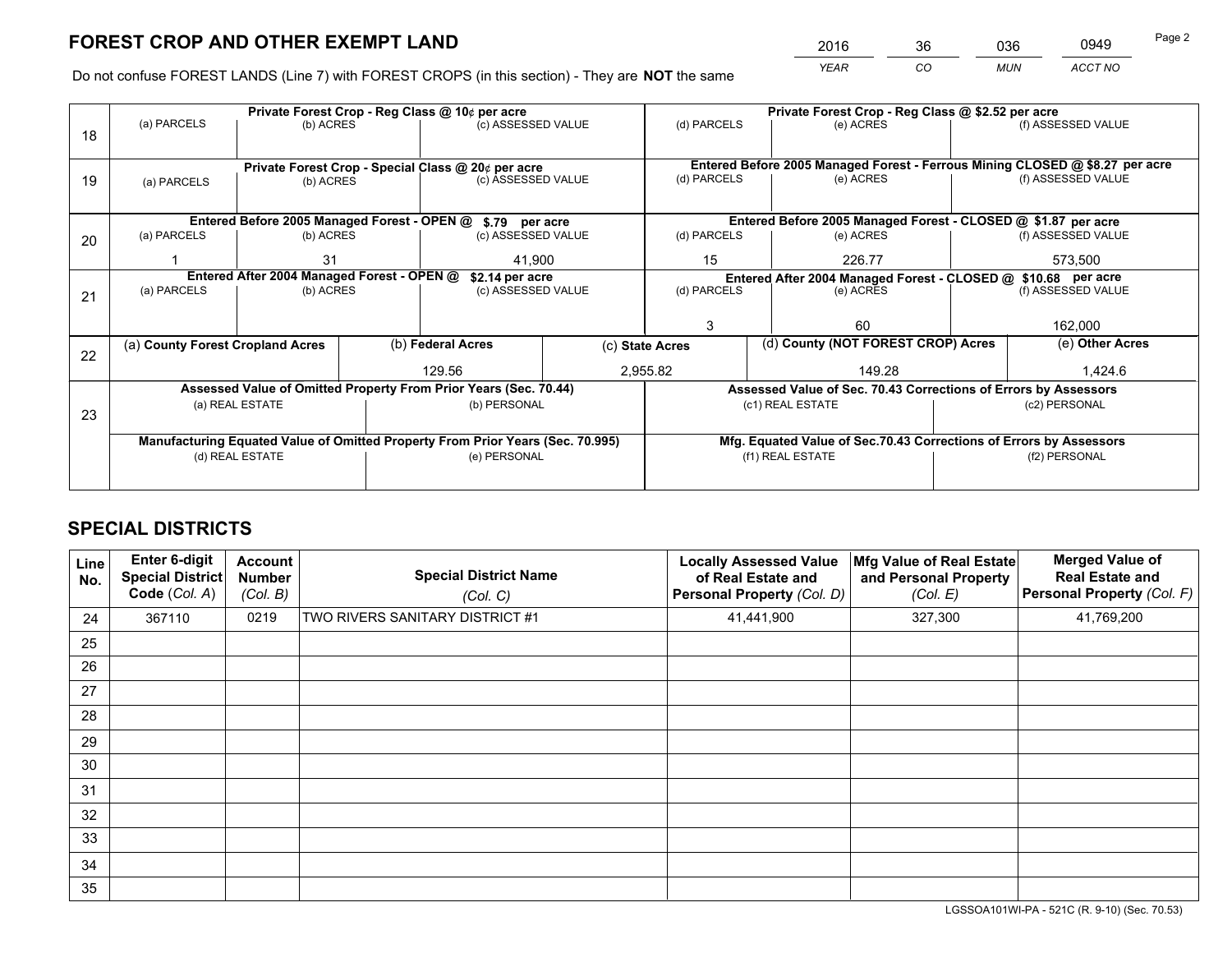# FOREST CROP AND OTHER EXEMPT LAND

| 2016 | 36 | 036 | 0949 |
|---|---|---|---|
| *YEAR* | *CO* | *MUN* | *ACCT NO* |

Do not confuse FOREST LANDS (Line 7) with FOREST CROPS (in this section) - They are **NOT** the same

| Line | Private Forest Crop - Reg Class @ 10¢ per acre | | | Private Forest Crop - Reg Class @ $2.52 per acre | | |
|---|---|---|---|---|---|---|
| 18 | (a) PARCELS | (b) ACRES | (c) ASSESSED VALUE | (d) PARCELS | (e) ACRES | (f) ASSESSED VALUE |
| | | | | | | |
| | **Private Forest Crop - Special Class @ 20¢ per acre** | | | **Entered Before 2005 Managed Forest - Ferrous Mining CLOSED @ $8.27 per acre** | | |
| 19 | (a) PARCELS | (b) ACRES | (c) ASSESSED VALUE | (d) PARCELS | (e) ACRES | (f) ASSESSED VALUE |
| | | | | | | |
| | **Entered Before 2005 Managed Forest - OPEN @ $.79 per acre** | | | **Entered Before 2005 Managed Forest - CLOSED @ $1.87 per acre** | | |
| 20 | (a) PARCELS | (b) ACRES | (c) ASSESSED VALUE | (d) PARCELS | (e) ACRES | (f) ASSESSED VALUE |
| | 1 | 31 | 41,900 | 15 | 226.77 | 573,500 |
| | **Entered After 2004 Managed Forest - OPEN @ $2.14 per acre** | | | **Entered After 2004 Managed Forest - CLOSED @ $10.68 per acre** | | |
| 21 | (a) PARCELS | (b) ACRES | (c) ASSESSED VALUE | (d) PARCELS | (e) ACRES | (f) ASSESSED VALUE |
| | | | | 3 | 60 | 162,000 |

| Line | (a) County Forest Cropland Acres | (b) Federal Acres | (c) State Acres | (d) County (NOT FOREST CROP) Acres | (e) Other Acres |
|---|---|---|---|---|---|
| 22 | | 129.56 | 2,955.82 | 149.28 | 1,424.6 |

| Line | Assessed Value of Omitted Property From Prior Years (Sec. 70.44) | | Assessed Value of Sec. 70.43 Corrections of Errors by Assessors | |
|---|---|---|---|---|
| 23 | (a) REAL ESTATE | (b) PERSONAL | (c1) REAL ESTATE | (c2) PERSONAL |
| | | | | |
| | **Manufacturing Equated Value of Omitted Property From Prior Years (Sec. 70.995)** | | **Mfg. Equated Value of Sec.70.43 Corrections of Errors by Assessors** | |
| | (d) REAL ESTATE | (e) PERSONAL | (f1) REAL ESTATE | (f2) PERSONAL |
| | | | | |

# SPECIAL DISTRICTS

| Line No. | Enter 6-digit Special District Code (*Col. A*) | Account Number (*Col. B*) | Special District Name (*Col. C*) | Locally Assessed Value of Real Estate and Personal Property (*Col. D*) | Mfg Value of Real Estate and Personal Property (*Col. E*) | Merged Value of Real Estate and Personal Property (*Col. F*) |
|---|---|---|---|---|---|---|
| 24 | 367110 | 0219 | TWO RIVERS SANITARY DISTRICT #1 | 41,441,900 | 327,300 | 41,769,200 |
| 25 | | | | | | |
| 26 | | | | | | |
| 27 | | | | | | |
| 28 | | | | | | |
| 29 | | | | | | |
| 30 | | | | | | |
| 31 | | | | | | |
| 32 | | | | | | |
| 33 | | | | | | |
| 34 | | | | | | |
| 35 | | | | | | |

LGSSOA101WI-PA - 521C (R. 9-10) (Sec. 70.53)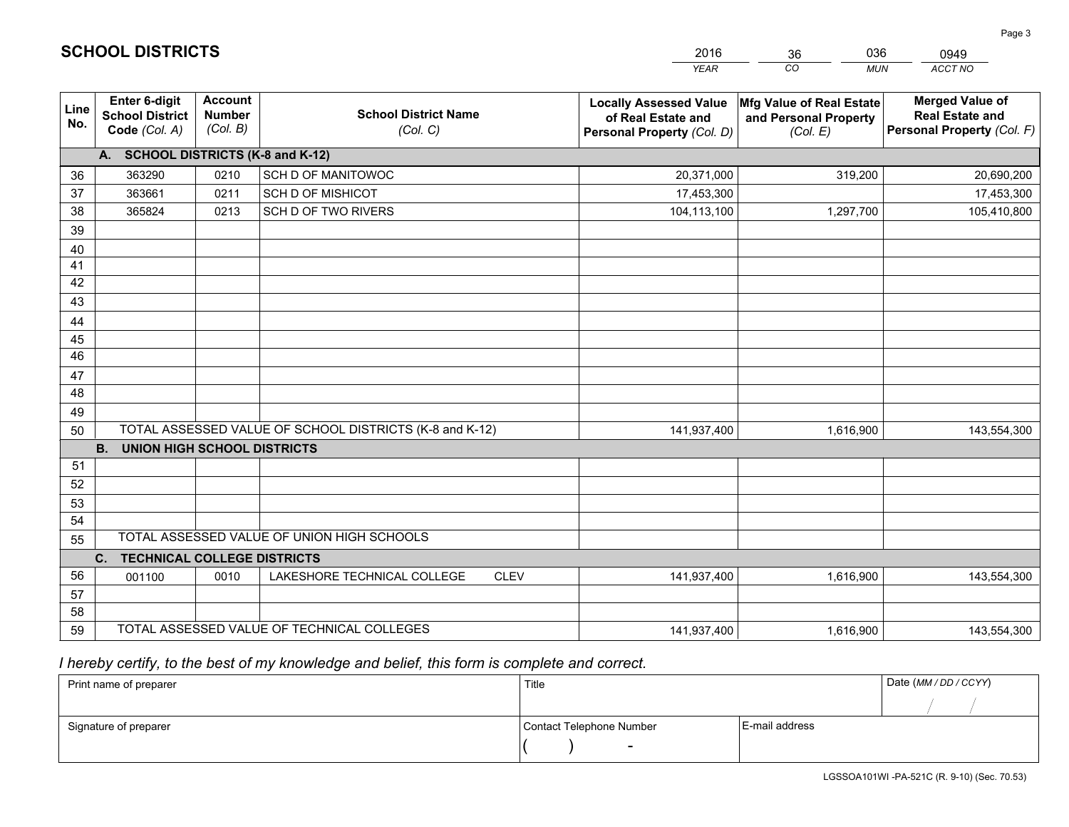# SCHOOL DISTRICTS

| 2016 | 36 | 036 | 0949 |
|---|---|---|---|
| YEAR | CO | MUN | ACCT NO |

| Line No. | Enter 6-digit School District Code (Col. A) | Account Number (Col. B) | School District Name (Col. C) | Locally Assessed Value of Real Estate and Personal Property (Col. D) | Mfg Value of Real Estate and Personal Property (Col. E) | Merged Value of Real Estate and Personal Property (Col. F) |
|---|---|---|---|---|---|---|
| | **A. SCHOOL DISTRICTS (K-8 and K-12)** | | | | | |
| 36 | 363290 | 0210 | SCH D OF MANITOWOC | 20,371,000 | 319,200 | 20,690,200 |
| 37 | 363661 | 0211 | SCH D OF MISHICOT | 17,453,300 | | 17,453,300 |
| 38 | 365824 | 0213 | SCH D OF TWO RIVERS | 104,113,100 | 1,297,700 | 105,410,800 |
| 39 | | | | | | |
| 40 | | | | | | |
| 41 | | | | | | |
| 42 | | | | | | |
| 43 | | | | | | |
| 44 | | | | | | |
| 45 | | | | | | |
| 46 | | | | | | |
| 47 | | | | | | |
| 48 | | | | | | |
| 49 | | | | | | |
| 50 | TOTAL ASSESSED VALUE OF SCHOOL DISTRICTS (K-8 and K-12) | | | 141,937,400 | 1,616,900 | 143,554,300 |
| | **B. UNION HIGH SCHOOL DISTRICTS** | | | | | |
| 51 | | | | | | |
| 52 | | | | | | |
| 53 | | | | | | |
| 54 | | | | | | |
| 55 | TOTAL ASSESSED VALUE OF UNION HIGH SCHOOLS | | | | | |
| | **C. TECHNICAL COLLEGE DISTRICTS** | | | | | |
| 56 | 001100 | 0010 | LAKESHORE TECHNICAL COLLEGE CLEV | 141,937,400 | 1,616,900 | 143,554,300 |
| 57 | | | | | | |
| 58 | | | | | | |
| 59 | TOTAL ASSESSED VALUE OF TECHNICAL COLLEGES | | | 141,937,400 | 1,616,900 | 143,554,300 |

*I hereby certify, to the best of my knowledge and belief, this form is complete and correct.*

| Print name of preparer | Title | | Date (MM / DD / CCYY) |
|---|---|---|---|
| | | | / / |
| Signature of preparer | Contact Telephone Number | E-mail address | |
| | ( ) - | | |

LGSSOA101WI -PA-521C (R. 9-10) (Sec. 70.53)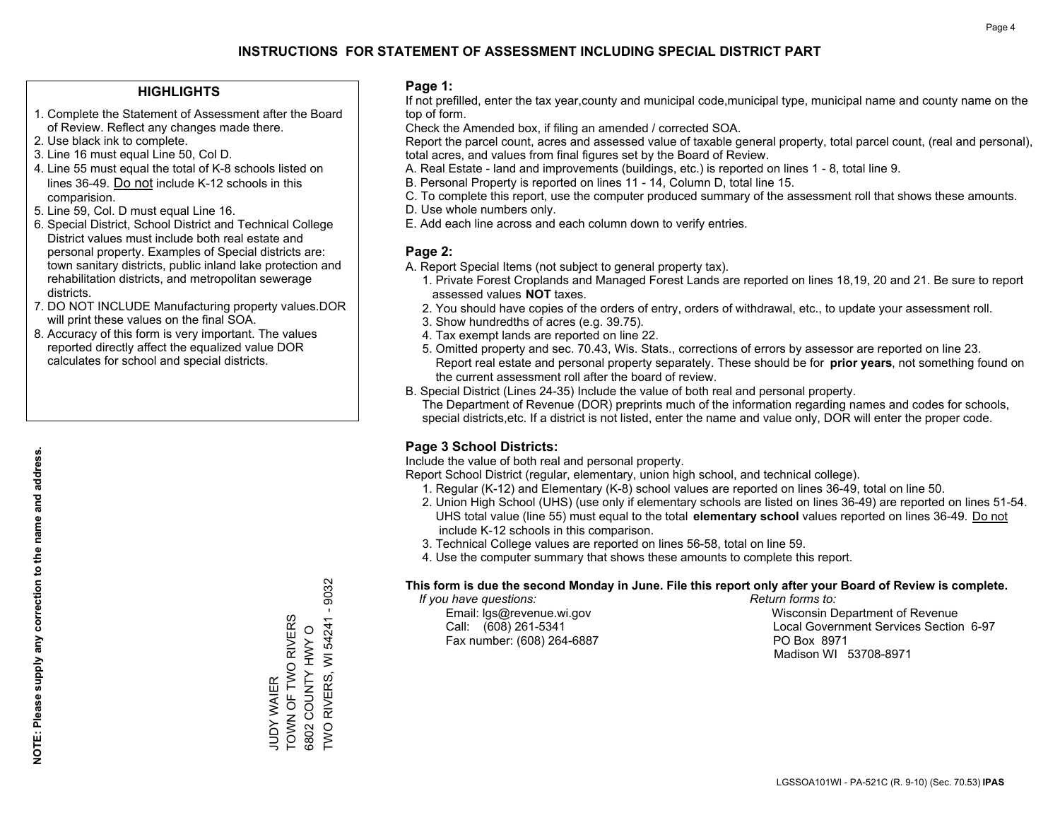# INSTRUCTIONS FOR STATEMENT OF ASSESSMENT INCLUDING SPECIAL DISTRICT PART

## HIGHLIGHTS

1. Complete the Statement of Assessment after the Board of Review. Reflect any changes made there.
2. Use black ink to complete.
3. Line 16 must equal Line 50, Col D.
4. Line 55 must equal the total of K-8 schools listed on lines 36-49. Do not include K-12 schools in this comparision.
5. Line 59, Col. D must equal Line 16.
6. Special District, School District and Technical College District values must include both real estate and personal property. Examples of Special districts are: town sanitary districts, public inland lake protection and rehabilitation districts, and metropolitan sewerage districts.
7. DO NOT INCLUDE Manufacturing property values.DOR will print these values on the final SOA.
8. Accuracy of this form is very important. The values reported directly affect the equalized value DOR calculates for school and special districts.

**NOTE: Please supply any correction to the name and address.**

JUDY WAIER
TOWN OF TWO RIVERS
6802 COUNTY HWY O
TWO RIVERS, WI 54241 - 9032

## Page 1:

If not prefilled, enter the tax year,county and municipal code,municipal type, municipal name and county name on the top of form.

Check the Amended box, if filing an amended / corrected SOA.

Report the parcel count, acres and assessed value of taxable general property, total parcel count, (real and personal), total acres, and values from final figures set by the Board of Review.

A. Real Estate - land and improvements (buildings, etc.) is reported on lines 1 - 8, total line 9.
B. Personal Property is reported on lines 11 - 14, Column D, total line 15.
C. To complete this report, use the computer produced summary of the assessment roll that shows these amounts.
D. Use whole numbers only.
E. Add each line across and each column down to verify entries.

## Page 2:

A. Report Special Items (not subject to general property tax).
   1. Private Forest Croplands and Managed Forest Lands are reported on lines 18,19, 20 and 21. Be sure to report assessed values **NOT** taxes.
   2. You should have copies of the orders of entry, orders of withdrawal, etc., to update your assessment roll.
   3. Show hundredths of acres (e.g. 39.75).
   4. Tax exempt lands are reported on line 22.
   5. Omitted property and sec. 70.43, Wis. Stats., corrections of errors by assessor are reported on line 23. Report real estate and personal property separately. These should be for **prior years**, not something found on the current assessment roll after the board of review.
B. Special District (Lines 24-35) Include the value of both real and personal property.
   The Department of Revenue (DOR) preprints much of the information regarding names and codes for schools, special districts,etc. If a district is not listed, enter the name and value only, DOR will enter the proper code.

## Page 3 School Districts:

Include the value of both real and personal property.

Report School District (regular, elementary, union high school, and technical college).

1. Regular (K-12) and Elementary (K-8) school values are reported on lines 36-49, total on line 50.
2. Union High School (UHS) (use only if elementary schools are listed on lines 36-49) are reported on lines 51-54. UHS total value (line 55) must equal to the total **elementary school** values reported on lines 36-49. Do not include K-12 schools in this comparison.
3. Technical College values are reported on lines 56-58, total on line 59.
4. Use the computer summary that shows these amounts to complete this report.

**This form is due the second Monday in June. File this report only after your Board of Review is complete.**

*If you have questions:*
Email: lgs@revenue.wi.gov
Call: (608) 261-5341
Fax number: (608) 264-6887

*Return forms to:*
Wisconsin Department of Revenue
Local Government Services Section 6-97
PO Box 8971
Madison WI 53708-8971

LGSSOA101WI - PA-521C (R. 9-10) (Sec. 70.53) **IPAS**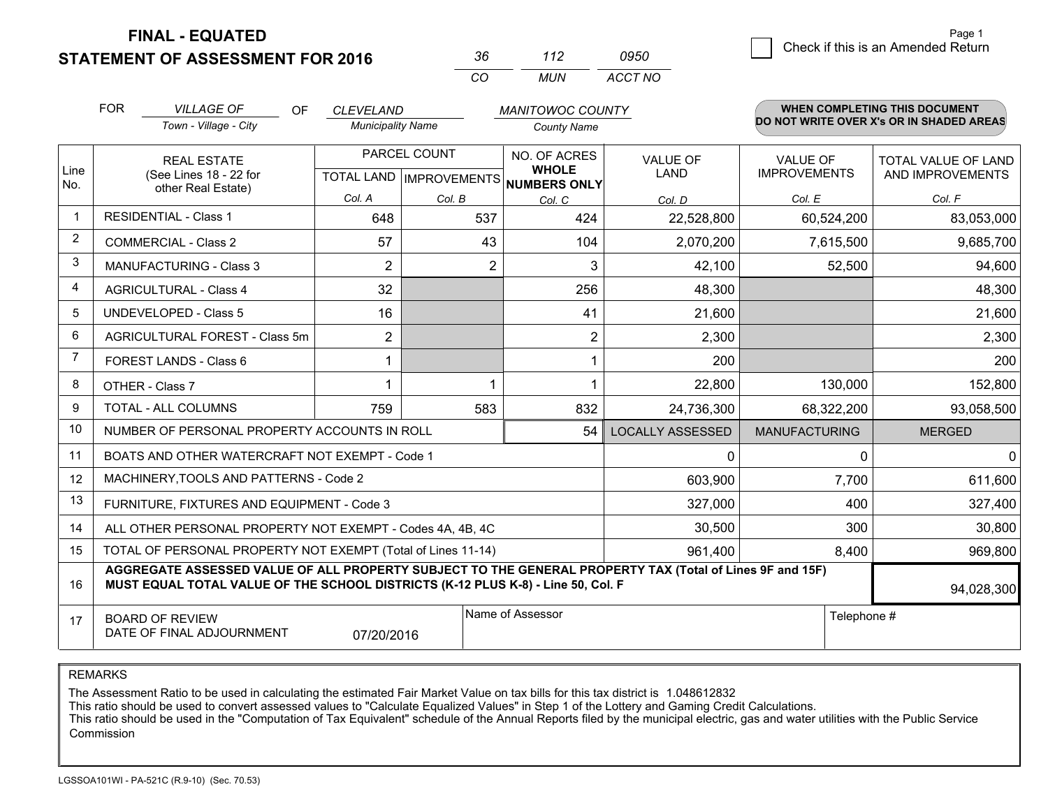**FINAL - EQUATED**
**STATEMENT OF ASSESSMENT FOR 2016**

| 36 | 112 | 0950 |
|---|---|---|
| CO | MUN | ACCT NO |

☐ Check if this is an Amended Return

FOR *VILLAGE OF* (Town - Village - City) OF *CLEVELAND* (Municipality Name) *MANITOWOC COUNTY* (County Name)

**WHEN COMPLETING THIS DOCUMENT DO NOT WRITE OVER X's OR IN SHADED AREAS**

| Line No. | REAL ESTATE (See Lines 18 - 22 for other Real Estate) | PARCEL COUNT | | NO. OF ACRES WHOLE NUMBERS ONLY | VALUE OF LAND | VALUE OF IMPROVEMENTS | TOTAL VALUE OF LAND AND IMPROVEMENTS |
|---|---|---|---|---|---|---|---|
| | | TOTAL LAND | IMPROVEMENTS | | | | |
| | | Col. A | Col. B | Col. C | Col. D | Col. E | Col. F |
| 1 | RESIDENTIAL - Class 1 | 648 | 537 | 424 | 22,528,800 | 60,524,200 | 83,053,000 |
| 2 | COMMERCIAL - Class 2 | 57 | 43 | 104 | 2,070,200 | 7,615,500 | 9,685,700 |
| 3 | MANUFACTURING - Class 3 | 2 | 2 | 3 | 42,100 | 52,500 | 94,600 |
| 4 | AGRICULTURAL - Class 4 | 32 | | 256 | 48,300 | | 48,300 |
| 5 | UNDEVELOPED - Class 5 | 16 | | 41 | 21,600 | | 21,600 |
| 6 | AGRICULTURAL FOREST - Class 5m | 2 | | 2 | 2,300 | | 2,300 |
| 7 | FOREST LANDS - Class 6 | 1 | | 1 | 200 | | 200 |
| 8 | OTHER - Class 7 | 1 | 1 | 1 | 22,800 | 130,000 | 152,800 |
| 9 | TOTAL - ALL COLUMNS | 759 | 583 | 832 | 24,736,300 | 68,322,200 | 93,058,500 |
| 10 | NUMBER OF PERSONAL PROPERTY ACCOUNTS IN ROLL | | | 54 | LOCALLY ASSESSED | MANUFACTURING | MERGED |
| 11 | BOATS AND OTHER WATERCRAFT NOT EXEMPT - Code 1 | | | | 0 | 0 | 0 |
| 12 | MACHINERY,TOOLS AND PATTERNS - Code 2 | | | | 603,900 | 7,700 | 611,600 |
| 13 | FURNITURE, FIXTURES AND EQUIPMENT - Code 3 | | | | 327,000 | 400 | 327,400 |
| 14 | ALL OTHER PERSONAL PROPERTY NOT EXEMPT - Codes 4A, 4B, 4C | | | | 30,500 | 300 | 30,800 |
| 15 | TOTAL OF PERSONAL PROPERTY NOT EXEMPT (Total of Lines 11-14) | | | | 961,400 | 8,400 | 969,800 |
| 16 | **AGGREGATE ASSESSED VALUE OF ALL PROPERTY SUBJECT TO THE GENERAL PROPERTY TAX (Total of Lines 9F and 15F) MUST EQUAL TOTAL VALUE OF THE SCHOOL DISTRICTS (K-12 PLUS K-8) - Line 50, Col. F** | | | | | | 94,028,300 |
| 17 | BOARD OF REVIEW DATE OF FINAL ADJOURNMENT | 07/20/2016 | Name of Assessor | | | Telephone # | |

REMARKS

The Assessment Ratio to be used in calculating the estimated Fair Market Value on tax bills for this tax district is 1.048612832
This ratio should be used to convert assessed values to "Calculate Equalized Values" in Step 1 of the Lottery and Gaming Credit Calculations.
This ratio should be used in the "Computation of Tax Equivalent" schedule of the Annual Reports filed by the municipal electric, gas and water utilities with the Public Service Commission

LGSSOA101WI - PA-521C (R.9-10) (Sec. 70.53)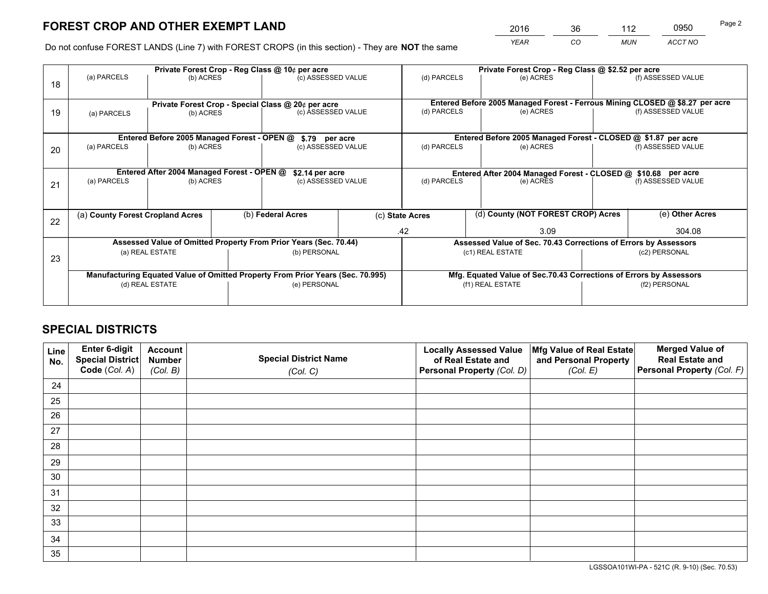# FOREST CROP AND OTHER EXEMPT LAND

| 2016 | 36 | 112 | 0950 |
|---|---|---|---|
| YEAR | CO | MUN | ACCT NO |

Do not confuse FOREST LANDS (Line 7) with FOREST CROPS (in this section) - They are **NOT** the same

| Line | Private Forest Crop - Reg Class @ 10¢ per acre | | | Private Forest Crop - Reg Class @ $2.52 per acre | | |
|---|---|---|---|---|---|---|
| 18 | (a) PARCELS | (b) ACRES | (c) ASSESSED VALUE | (d) PARCELS | (e) ACRES | (f) ASSESSED VALUE |
| | **Private Forest Crop - Special Class @ 20¢ per acre** | | | **Entered Before 2005 Managed Forest - Ferrous Mining CLOSED @ $8.27 per acre** | | |
| 19 | (a) PARCELS | (b) ACRES | (c) ASSESSED VALUE | (d) PARCELS | (e) ACRES | (f) ASSESSED VALUE |
| | **Entered Before 2005 Managed Forest - OPEN @ $.79 per acre** | | | **Entered Before 2005 Managed Forest - CLOSED @ $1.87 per acre** | | |
| 20 | (a) PARCELS | (b) ACRES | (c) ASSESSED VALUE | (d) PARCELS | (e) ACRES | (f) ASSESSED VALUE |
| | **Entered After 2004 Managed Forest - OPEN @ $2.14 per acre** | | | **Entered After 2004 Managed Forest - CLOSED @ $10.68 per acre** | | |
| 21 | (a) PARCELS | (b) ACRES | (c) ASSESSED VALUE | (d) PARCELS | (e) ACRES | (f) ASSESSED VALUE |

| Line | (a) County Forest Cropland Acres | (b) Federal Acres | (c) State Acres | (d) County (NOT FOREST CROP) Acres | (e) Other Acres |
|---|---|---|---|---|---|
| 22 | | | .42 | 3.09 | 304.08 |

| Line | Assessed Value of Omitted Property From Prior Years (Sec. 70.44) | | Assessed Value of Sec. 70.43 Corrections of Errors by Assessors | |
|---|---|---|---|---|
| 23 | (a) REAL ESTATE | (b) PERSONAL | (c1) REAL ESTATE | (c2) PERSONAL |
| | **Manufacturing Equated Value of Omitted Property From Prior Years (Sec. 70.995)** | | **Mfg. Equated Value of Sec.70.43 Corrections of Errors by Assessors** | |
| | (d) REAL ESTATE | (e) PERSONAL | (f1) REAL ESTATE | (f2) PERSONAL |

# SPECIAL DISTRICTS

| Line No. | Enter 6-digit Special District Code (Col. A) | Account Number (Col. B) | Special District Name (Col. C) | Locally Assessed Value of Real Estate and Personal Property (Col. D) | Mfg Value of Real Estate and Personal Property (Col. E) | Merged Value of Real Estate and Personal Property (Col. F) |
|---|---|---|---|---|---|---|
| 24 | | | | | | |
| 25 | | | | | | |
| 26 | | | | | | |
| 27 | | | | | | |
| 28 | | | | | | |
| 29 | | | | | | |
| 30 | | | | | | |
| 31 | | | | | | |
| 32 | | | | | | |
| 33 | | | | | | |
| 34 | | | | | | |
| 35 | | | | | | |

LGSSOA101WI-PA - 521C (R. 9-10) (Sec. 70.53)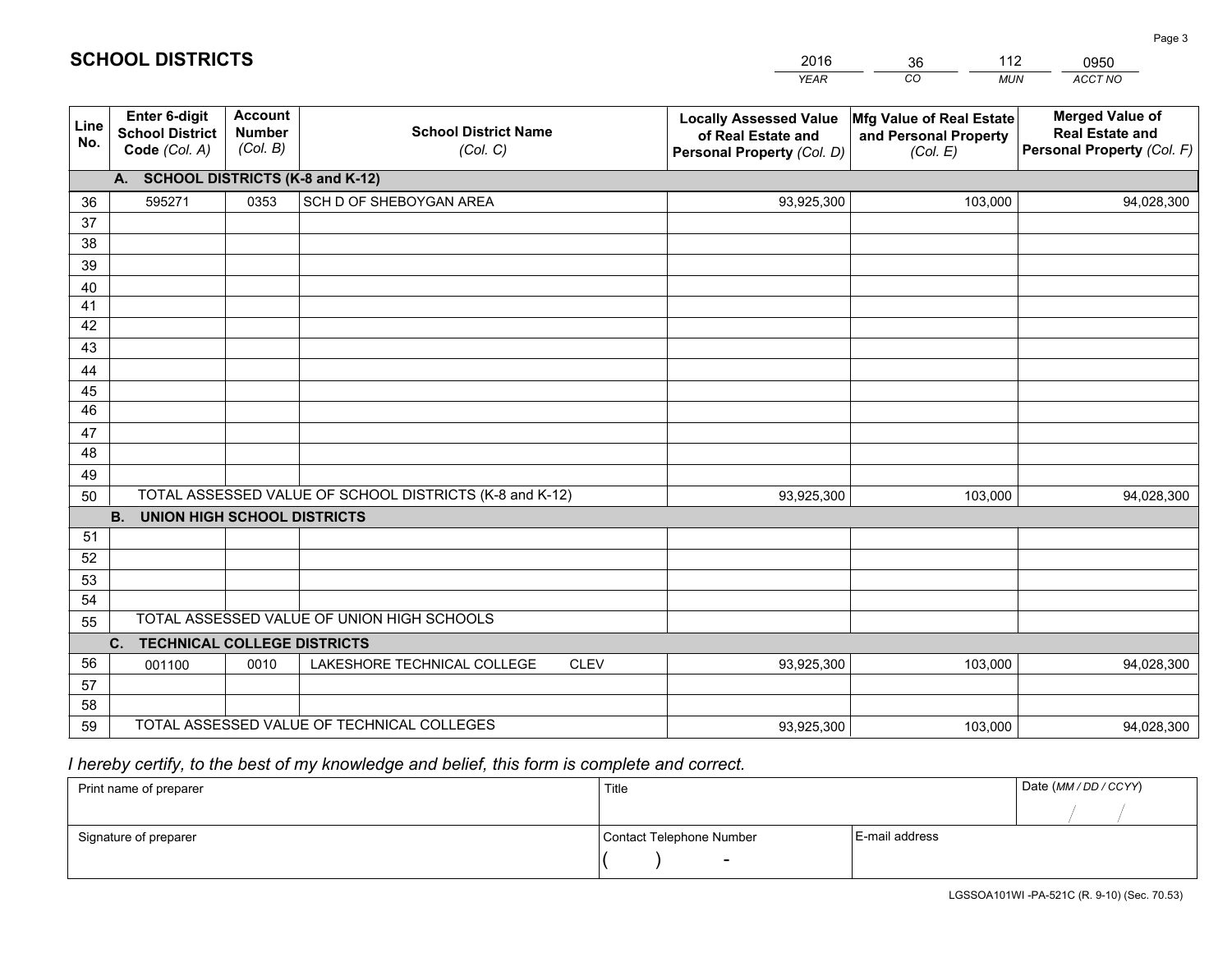# SCHOOL DISTRICTS

| 2016 | 36 | 112 | 0950 |
|---|---|---|---|
| *YEAR* | *CO* | *MUN* | *ACCT NO* |

| Line No. | Enter 6-digit School District Code *(Col. A)* | Account Number *(Col. B)* | School District Name *(Col. C)* | Locally Assessed Value of Real Estate and Personal Property *(Col. D)* | Mfg Value of Real Estate and Personal Property *(Col. E)* | Merged Value of Real Estate and Personal Property *(Col. F)* |
|---|---|---|---|---|---|---|
| | **A. SCHOOL DISTRICTS (K-8 and K-12)** | | | | | |
| 36 | 595271 | 0353 | SCH D OF SHEBOYGAN AREA | 93,925,300 | 103,000 | 94,028,300 |
| 37 | | | | | | |
| 38 | | | | | | |
| 39 | | | | | | |
| 40 | | | | | | |
| 41 | | | | | | |
| 42 | | | | | | |
| 43 | | | | | | |
| 44 | | | | | | |
| 45 | | | | | | |
| 46 | | | | | | |
| 47 | | | | | | |
| 48 | | | | | | |
| 49 | | | | | | |
| 50 | TOTAL ASSESSED VALUE OF SCHOOL DISTRICTS (K-8 and K-12) | | | 93,925,300 | 103,000 | 94,028,300 |
| | **B. UNION HIGH SCHOOL DISTRICTS** | | | | | |
| 51 | | | | | | |
| 52 | | | | | | |
| 53 | | | | | | |
| 54 | | | | | | |
| 55 | TOTAL ASSESSED VALUE OF UNION HIGH SCHOOLS | | | | | |
| | **C. TECHNICAL COLLEGE DISTRICTS** | | | | | |
| 56 | 001100 | 0010 | LAKESHORE TECHNICAL COLLEGE CLEV | 93,925,300 | 103,000 | 94,028,300 |
| 57 | | | | | | |
| 58 | | | | | | |
| 59 | TOTAL ASSESSED VALUE OF TECHNICAL COLLEGES | | | 93,925,300 | 103,000 | 94,028,300 |

*I hereby certify, to the best of my knowledge and belief, this form is complete and correct.*

| Print name of preparer | Title | | Date *(MM / DD / CCYY)* |
|---|---|---|---|
| | | | / / |
| Signature of preparer | Contact Telephone Number | E-mail address | |
| | ( ) - | | |

LGSSOA101WI -PA-521C (R. 9-10) (Sec. 70.53)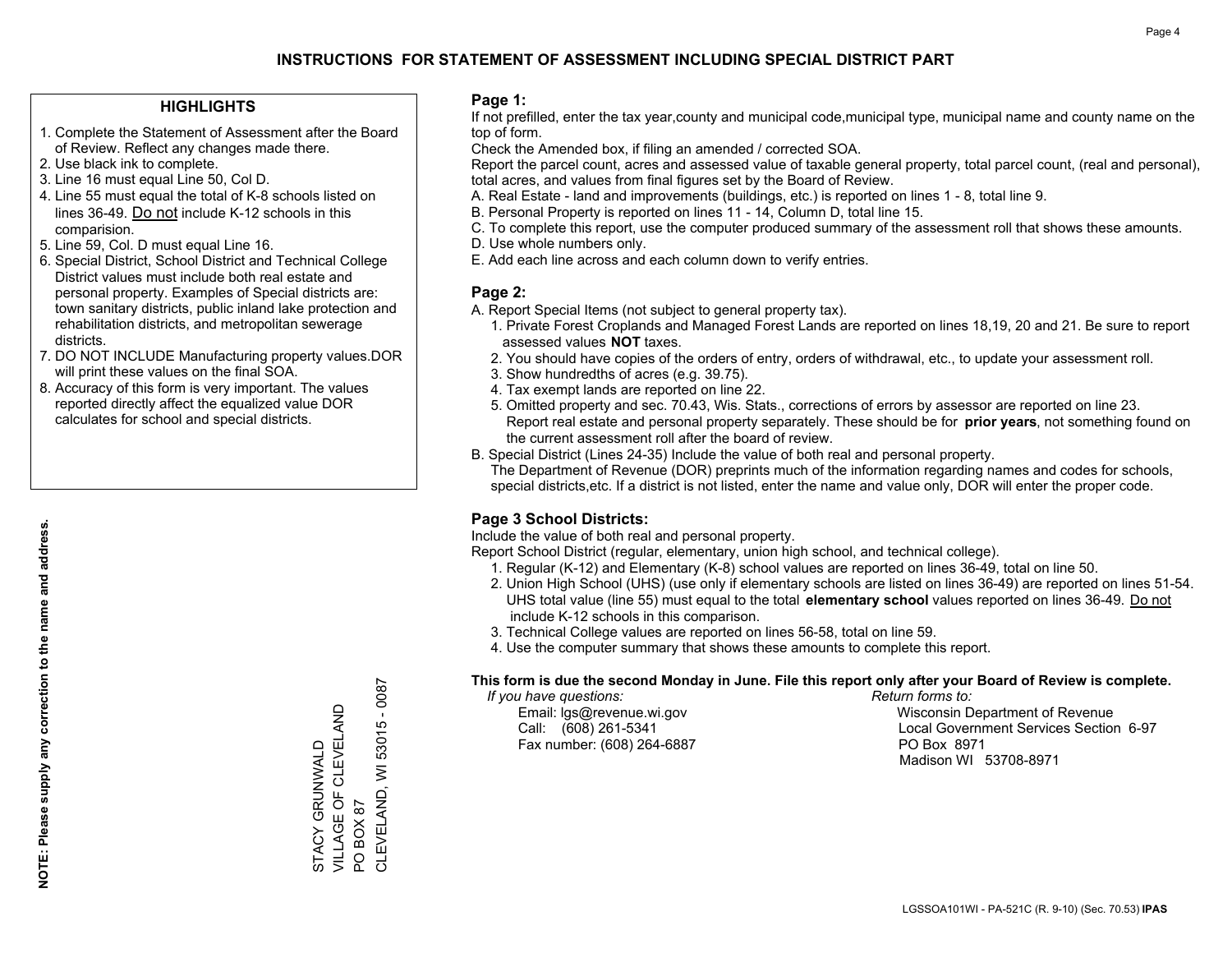# INSTRUCTIONS FOR STATEMENT OF ASSESSMENT INCLUDING SPECIAL DISTRICT PART

## HIGHLIGHTS

1. Complete the Statement of Assessment after the Board of Review. Reflect any changes made there.
2. Use black ink to complete.
3. Line 16 must equal Line 50, Col D.
4. Line 55 must equal the total of K-8 schools listed on lines 36-49. Do not include K-12 schools in this comparision.
5. Line 59, Col. D must equal Line 16.
6. Special District, School District and Technical College District values must include both real estate and personal property. Examples of Special districts are: town sanitary districts, public inland lake protection and rehabilitation districts, and metropolitan sewerage districts.
7. DO NOT INCLUDE Manufacturing property values.DOR will print these values on the final SOA.
8. Accuracy of this form is very important. The values reported directly affect the equalized value DOR calculates for school and special districts.

**NOTE: Please supply any correction to the name and address.**

STACY GRUNWALD
VILLAGE OF CLEVELAND
PO BOX 87
CLEVELAND, WI 53015 - 0087

## Page 1:

If not prefilled, enter the tax year,county and municipal code,municipal type, municipal name and county name on the top of form.

Check the Amended box, if filing an amended / corrected SOA.

Report the parcel count, acres and assessed value of taxable general property, total parcel count, (real and personal), total acres, and values from final figures set by the Board of Review.

A. Real Estate - land and improvements (buildings, etc.) is reported on lines 1 - 8, total line 9.
B. Personal Property is reported on lines 11 - 14, Column D, total line 15.
C. To complete this report, use the computer produced summary of the assessment roll that shows these amounts.
D. Use whole numbers only.
E. Add each line across and each column down to verify entries.

## Page 2:

A. Report Special Items (not subject to general property tax).
   1. Private Forest Croplands and Managed Forest Lands are reported on lines 18,19, 20 and 21. Be sure to report assessed values **NOT** taxes.
   2. You should have copies of the orders of entry, orders of withdrawal, etc., to update your assessment roll.
   3. Show hundredths of acres (e.g. 39.75).
   4. Tax exempt lands are reported on line 22.
   5. Omitted property and sec. 70.43, Wis. Stats., corrections of errors by assessor are reported on line 23. Report real estate and personal property separately. These should be for **prior years**, not something found on the current assessment roll after the board of review.
B. Special District (Lines 24-35) Include the value of both real and personal property.
   The Department of Revenue (DOR) preprints much of the information regarding names and codes for schools, special districts,etc. If a district is not listed, enter the name and value only, DOR will enter the proper code.

## Page 3 School Districts:

Include the value of both real and personal property.

Report School District (regular, elementary, union high school, and technical college).

1. Regular (K-12) and Elementary (K-8) school values are reported on lines 36-49, total on line 50.
2. Union High School (UHS) (use only if elementary schools are listed on lines 36-49) are reported on lines 51-54. UHS total value (line 55) must equal to the total **elementary school** values reported on lines 36-49. Do not include K-12 schools in this comparison.
3. Technical College values are reported on lines 56-58, total on line 59.
4. Use the computer summary that shows these amounts to complete this report.

**This form is due the second Monday in June. File this report only after your Board of Review is complete.**

*If you have questions:*
Email: lgs@revenue.wi.gov
Call: (608) 261-5341
Fax number: (608) 264-6887

*Return forms to:*
Wisconsin Department of Revenue
Local Government Services Section 6-97
PO Box 8971
Madison WI 53708-8971

LGSSOA101WI - PA-521C (R. 9-10) (Sec. 70.53) **IPAS**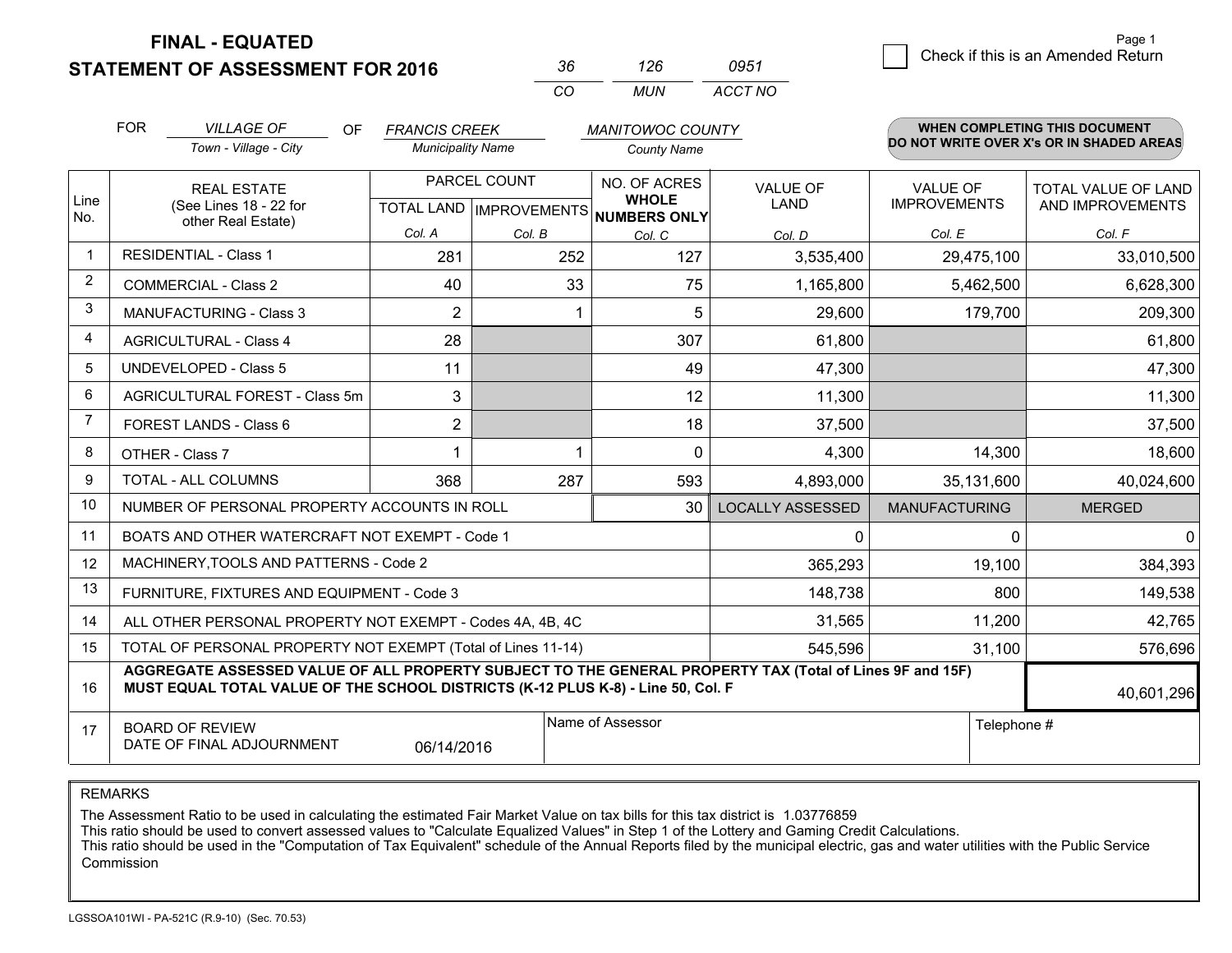**FINAL - EQUATED**
**STATEMENT OF ASSESSMENT FOR 2016**

| 36 | 126 | 0951 |
|---|---|---|
| CO | MUN | ACCT NO |

Page 1

☐ Check if this is an Amended Return

FOR *VILLAGE OF* (Town - Village - City) OF *FRANCIS CREEK* (Municipality Name) *MANITOWOC COUNTY* (County Name)

**WHEN COMPLETING THIS DOCUMENT DO NOT WRITE OVER X's OR IN SHADED AREAS**

| Line No. | REAL ESTATE (See Lines 18 - 22 for other Real Estate) | PARCEL COUNT TOTAL LAND Col. A | PARCEL COUNT IMPROVEMENTS Col. B | NO. OF ACRES WHOLE NUMBERS ONLY Col. C | VALUE OF LAND Col. D | VALUE OF IMPROVEMENTS Col. E | TOTAL VALUE OF LAND AND IMPROVEMENTS Col. F |
|---|---|---|---|---|---|---|---|
| 1 | RESIDENTIAL - Class 1 | 281 | 252 | 127 | 3,535,400 | 29,475,100 | 33,010,500 |
| 2 | COMMERCIAL - Class 2 | 40 | 33 | 75 | 1,165,800 | 5,462,500 | 6,628,300 |
| 3 | MANUFACTURING - Class 3 | 2 | 1 | 5 | 29,600 | 179,700 | 209,300 |
| 4 | AGRICULTURAL - Class 4 | 28 | | 307 | 61,800 | | 61,800 |
| 5 | UNDEVELOPED - Class 5 | 11 | | 49 | 47,300 | | 47,300 |
| 6 | AGRICULTURAL FOREST - Class 5m | 3 | | 12 | 11,300 | | 11,300 |
| 7 | FOREST LANDS - Class 6 | 2 | | 18 | 37,500 | | 37,500 |
| 8 | OTHER - Class 7 | 1 | 1 | 0 | 4,300 | 14,300 | 18,600 |
| 9 | TOTAL - ALL COLUMNS | 368 | 287 | 593 | 4,893,000 | 35,131,600 | 40,024,600 |
| 10 | NUMBER OF PERSONAL PROPERTY ACCOUNTS IN ROLL | | | 30 | LOCALLY ASSESSED | MANUFACTURING | MERGED |
| 11 | BOATS AND OTHER WATERCRAFT NOT EXEMPT - Code 1 | | | | 0 | 0 | 0 |
| 12 | MACHINERY,TOOLS AND PATTERNS - Code 2 | | | | 365,293 | 19,100 | 384,393 |
| 13 | FURNITURE, FIXTURES AND EQUIPMENT - Code 3 | | | | 148,738 | 800 | 149,538 |
| 14 | ALL OTHER PERSONAL PROPERTY NOT EXEMPT - Codes 4A, 4B, 4C | | | | 31,565 | 11,200 | 42,765 |
| 15 | TOTAL OF PERSONAL PROPERTY NOT EXEMPT (Total of Lines 11-14) | | | | 545,596 | 31,100 | 576,696 |
| 16 | **AGGREGATE ASSESSED VALUE OF ALL PROPERTY SUBJECT TO THE GENERAL PROPERTY TAX (Total of Lines 9F and 15F) MUST EQUAL TOTAL VALUE OF THE SCHOOL DISTRICTS (K-12 PLUS K-8) - Line 50, Col. F** | | | | | | 40,601,296 |
| 17 | BOARD OF REVIEW DATE OF FINAL ADJOURNMENT | 06/14/2016 | Name of Assessor | | | Telephone # | |

REMARKS

The Assessment Ratio to be used in calculating the estimated Fair Market Value on tax bills for this tax district is 1.03776859
This ratio should be used to convert assessed values to "Calculate Equalized Values" in Step 1 of the Lottery and Gaming Credit Calculations.
This ratio should be used in the "Computation of Tax Equivalent" schedule of the Annual Reports filed by the municipal electric, gas and water utilities with the Public Service Commission

LGSSOA101WI - PA-521C (R.9-10) (Sec. 70.53)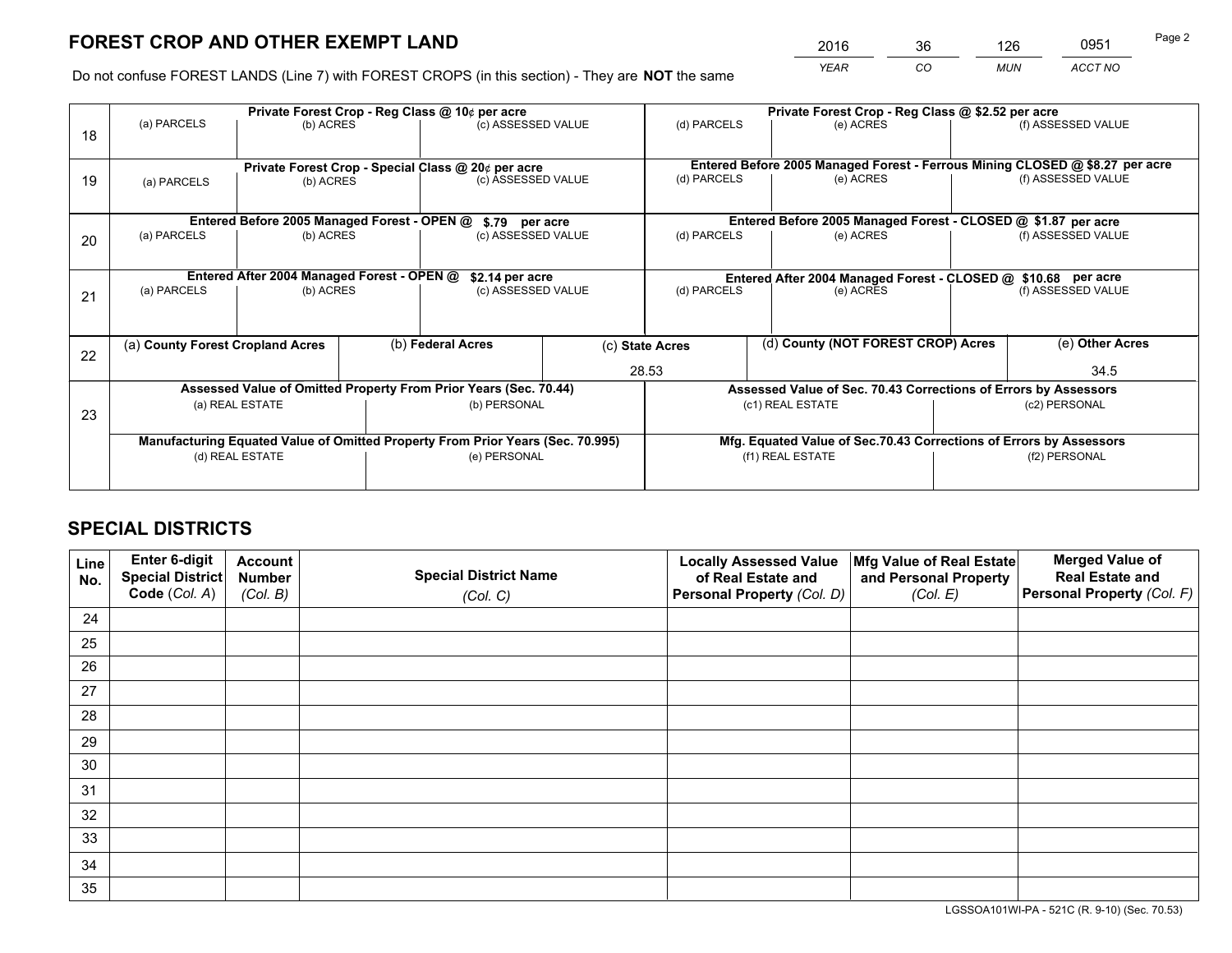# FOREST CROP AND OTHER EXEMPT LAND

| 2016 | 36 | 126 | 0951 |
|---|---|---|---|
| *YEAR* | *CO* | *MUN* | *ACCT NO* |

Do not confuse FOREST LANDS (Line 7) with FOREST CROPS (in this section) - They are **NOT** the same

| Line | Private Forest Crop - Reg Class @ 10¢ per acre | | | Private Forest Crop - Reg Class @ $2.52 per acre | | |
|---|---|---|---|---|---|---|
| 18 | (a) PARCELS | (b) ACRES | (c) ASSESSED VALUE | (d) PARCELS | (e) ACRES | (f) ASSESSED VALUE |
| | | | | | | |
| | **Private Forest Crop - Special Class @ 20¢ per acre** | | | **Entered Before 2005 Managed Forest - Ferrous Mining CLOSED @ $8.27 per acre** | | |
| 19 | (a) PARCELS | (b) ACRES | (c) ASSESSED VALUE | (d) PARCELS | (e) ACRES | (f) ASSESSED VALUE |
| | | | | | | |
| | **Entered Before 2005 Managed Forest - OPEN @ $.79 per acre** | | | **Entered Before 2005 Managed Forest - CLOSED @ $1.87 per acre** | | |
| 20 | (a) PARCELS | (b) ACRES | (c) ASSESSED VALUE | (d) PARCELS | (e) ACRES | (f) ASSESSED VALUE |
| | | | | | | |
| | **Entered After 2004 Managed Forest - OPEN @ $2.14 per acre** | | | **Entered After 2004 Managed Forest - CLOSED @ $10.68 per acre** | | |
| 21 | (a) PARCELS | (b) ACRES | (c) ASSESSED VALUE | (d) PARCELS | (e) ACRES | (f) ASSESSED VALUE |
| | | | | | | |

| Line | (a) County Forest Cropland Acres | (b) Federal Acres | (c) State Acres | (d) County (NOT FOREST CROP) Acres | (e) Other Acres |
|---|---|---|---|---|---|
| 22 | | | 28.53 | | 34.5 |

| Line | Assessed Value of Omitted Property From Prior Years (Sec. 70.44) | | Assessed Value of Sec. 70.43 Corrections of Errors by Assessors | |
|---|---|---|---|---|
| 23 | (a) REAL ESTATE | (b) PERSONAL | (c1) REAL ESTATE | (c2) PERSONAL |
| | | | | |
| | **Manufacturing Equated Value of Omitted Property From Prior Years (Sec. 70.995)** | | **Mfg. Equated Value of Sec.70.43 Corrections of Errors by Assessors** | |
| | (d) REAL ESTATE | (e) PERSONAL | (f1) REAL ESTATE | (f2) PERSONAL |
| | | | | |

# SPECIAL DISTRICTS

| Line No. | Enter 6-digit Special District Code (Col. A) | Account Number (Col. B) | Special District Name (Col. C) | Locally Assessed Value of Real Estate and Personal Property (Col. D) | Mfg Value of Real Estate and Personal Property (Col. E) | Merged Value of Real Estate and Personal Property (Col. F) |
|---|---|---|---|---|---|---|
| 24 | | | | | | |
| 25 | | | | | | |
| 26 | | | | | | |
| 27 | | | | | | |
| 28 | | | | | | |
| 29 | | | | | | |
| 30 | | | | | | |
| 31 | | | | | | |
| 32 | | | | | | |
| 33 | | | | | | |
| 34 | | | | | | |
| 35 | | | | | | |

LGSSOA101WI-PA - 521C (R. 9-10) (Sec. 70.53)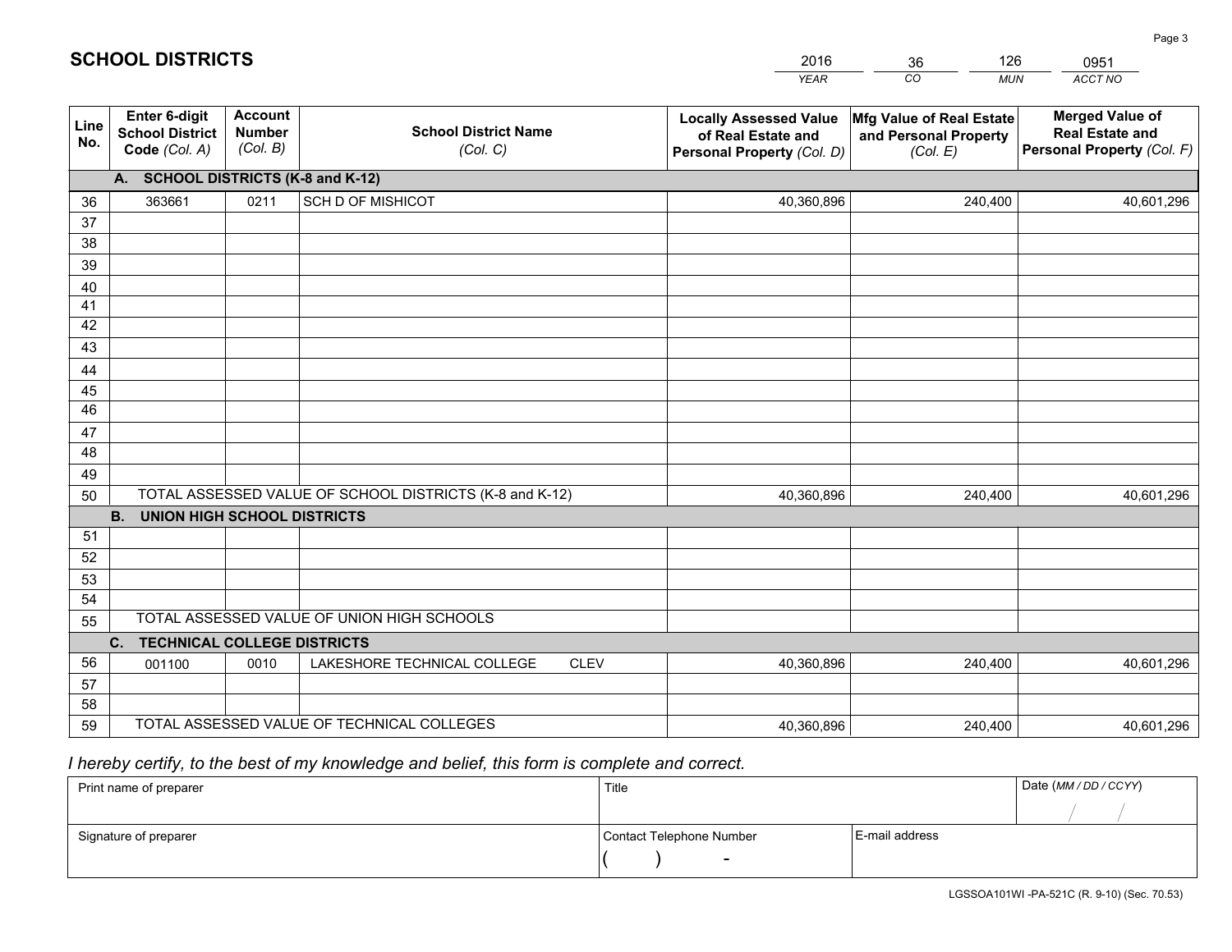## SCHOOL DISTRICTS

| 2016 | 36 | 126 | 0951 |
|---|---|---|---|
| *YEAR* | *CO* | *MUN* | *ACCT NO* |

| Line No. | Enter 6-digit School District Code *(Col. A)* | Account Number *(Col. B)* | School District Name *(Col. C)* | Locally Assessed Value of Real Estate and Personal Property *(Col. D)* | Mfg Value of Real Estate and Personal Property *(Col. E)* | Merged Value of Real Estate and Personal Property *(Col. F)* |
|---|---|---|---|---|---|---|
| **A. SCHOOL DISTRICTS (K-8 and K-12)** | | | | | | |
| 36 | 363661 | 0211 | SCH D OF MISHICOT | 40,360,896 | 240,400 | 40,601,296 |
| 37 | | | | | | |
| 38 | | | | | | |
| 39 | | | | | | |
| 40 | | | | | | |
| 41 | | | | | | |
| 42 | | | | | | |
| 43 | | | | | | |
| 44 | | | | | | |
| 45 | | | | | | |
| 46 | | | | | | |
| 47 | | | | | | |
| 48 | | | | | | |
| 49 | | | | | | |
| 50 | TOTAL ASSESSED VALUE OF SCHOOL DISTRICTS (K-8 and K-12) | | | 40,360,896 | 240,400 | 40,601,296 |
| **B. UNION HIGH SCHOOL DISTRICTS** | | | | | | |
| 51 | | | | | | |
| 52 | | | | | | |
| 53 | | | | | | |
| 54 | | | | | | |
| 55 | TOTAL ASSESSED VALUE OF UNION HIGH SCHOOLS | | | | | |
| **C. TECHNICAL COLLEGE DISTRICTS** | | | | | | |
| 56 | 001100 | 0010 | LAKESHORE TECHNICAL COLLEGE CLEV | 40,360,896 | 240,400 | 40,601,296 |
| 57 | | | | | | |
| 58 | | | | | | |
| 59 | TOTAL ASSESSED VALUE OF TECHNICAL COLLEGES | | | 40,360,896 | 240,400 | 40,601,296 |

*I hereby certify, to the best of my knowledge and belief, this form is complete and correct.*

| Print name of preparer | Title | | Date *(MM / DD / CCYY)* |
|---|---|---|---|
| | | | / / |
| Signature of preparer | Contact Telephone Number | E-mail address | |
| | ( ) - | | |

LGSSOA101WI -PA-521C (R. 9-10) (Sec. 70.53)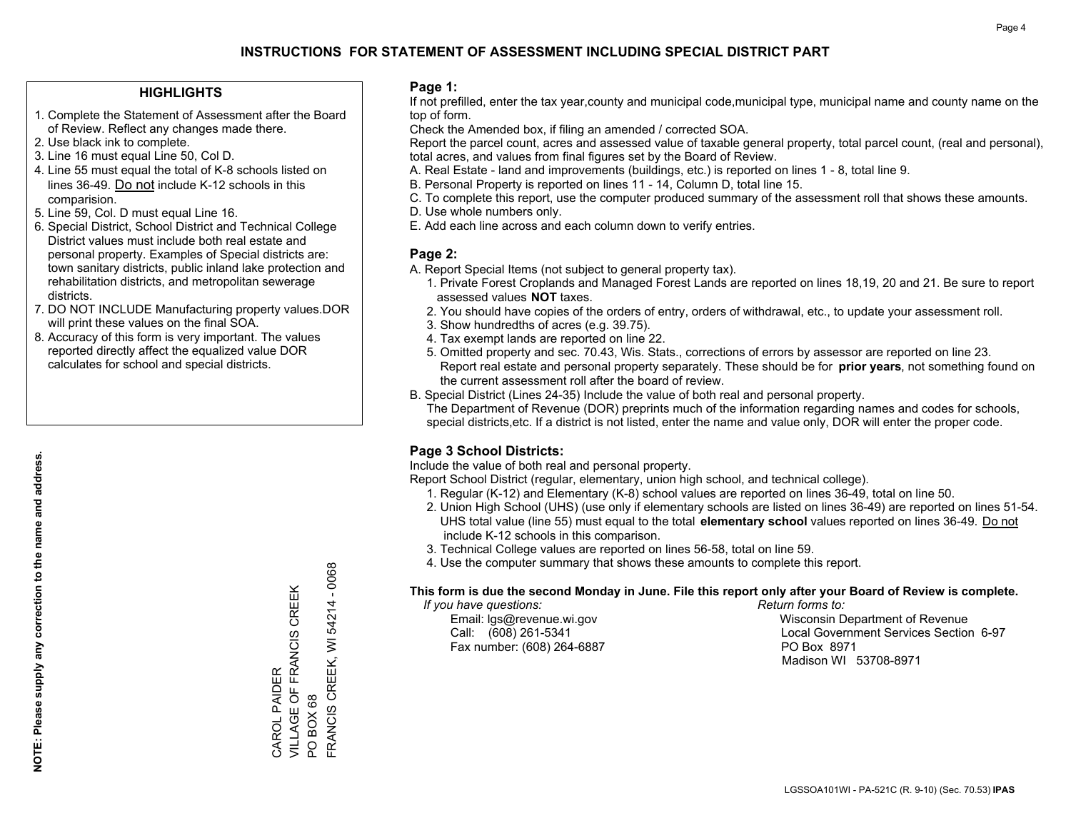# INSTRUCTIONS FOR STATEMENT OF ASSESSMENT INCLUDING SPECIAL DISTRICT PART

## HIGHLIGHTS

1. Complete the Statement of Assessment after the Board of Review. Reflect any changes made there.
2. Use black ink to complete.
3. Line 16 must equal Line 50, Col D.
4. Line 55 must equal the total of K-8 schools listed on lines 36-49. Do not include K-12 schools in this comparision.
5. Line 59, Col. D must equal Line 16.
6. Special District, School District and Technical College District values must include both real estate and personal property. Examples of Special districts are: town sanitary districts, public inland lake protection and rehabilitation districts, and metropolitan sewerage districts.
7. DO NOT INCLUDE Manufacturing property values.DOR will print these values on the final SOA.
8. Accuracy of this form is very important. The values reported directly affect the equalized value DOR calculates for school and special districts.

**NOTE: Please supply any correction to the name and address.**

CAROL PAIDER
VILLAGE OF FRANCIS CREEK
PO BOX 68
FRANCIS CREEK, WI 54214 - 0068

## Page 1:

If not prefilled, enter the tax year,county and municipal code,municipal type, municipal name and county name on the top of form.

Check the Amended box, if filing an amended / corrected SOA.

Report the parcel count, acres and assessed value of taxable general property, total parcel count, (real and personal), total acres, and values from final figures set by the Board of Review.

A. Real Estate - land and improvements (buildings, etc.) is reported on lines 1 - 8, total line 9.
B. Personal Property is reported on lines 11 - 14, Column D, total line 15.
C. To complete this report, use the computer produced summary of the assessment roll that shows these amounts.
D. Use whole numbers only.
E. Add each line across and each column down to verify entries.

## Page 2:

A. Report Special Items (not subject to general property tax).
   1. Private Forest Croplands and Managed Forest Lands are reported on lines 18,19, 20 and 21. Be sure to report assessed values **NOT** taxes.
   2. You should have copies of the orders of entry, orders of withdrawal, etc., to update your assessment roll.
   3. Show hundredths of acres (e.g. 39.75).
   4. Tax exempt lands are reported on line 22.
   5. Omitted property and sec. 70.43, Wis. Stats., corrections of errors by assessor are reported on line 23. Report real estate and personal property separately. These should be for **prior years**, not something found on the current assessment roll after the board of review.

B. Special District (Lines 24-35) Include the value of both real and personal property.
   The Department of Revenue (DOR) preprints much of the information regarding names and codes for schools, special districts,etc. If a district is not listed, enter the name and value only, DOR will enter the proper code.

## Page 3 School Districts:

Include the value of both real and personal property.

Report School District (regular, elementary, union high school, and technical college).

1. Regular (K-12) and Elementary (K-8) school values are reported on lines 36-49, total on line 50.
2. Union High School (UHS) (use only if elementary schools are listed on lines 36-49) are reported on lines 51-54. UHS total value (line 55) must equal to the total **elementary school** values reported on lines 36-49. Do not include K-12 schools in this comparison.
3. Technical College values are reported on lines 56-58, total on line 59.
4. Use the computer summary that shows these amounts to complete this report.

**This form is due the second Monday in June. File this report only after your Board of Review is complete.**

*If you have questions:*
Email: lgs@revenue.wi.gov
Call: (608) 261-5341
Fax number: (608) 264-6887

*Return forms to:*
Wisconsin Department of Revenue
Local Government Services Section 6-97
PO Box 8971
Madison WI 53708-8971

LGSSOA101WI - PA-521C (R. 9-10) (Sec. 70.53) **IPAS**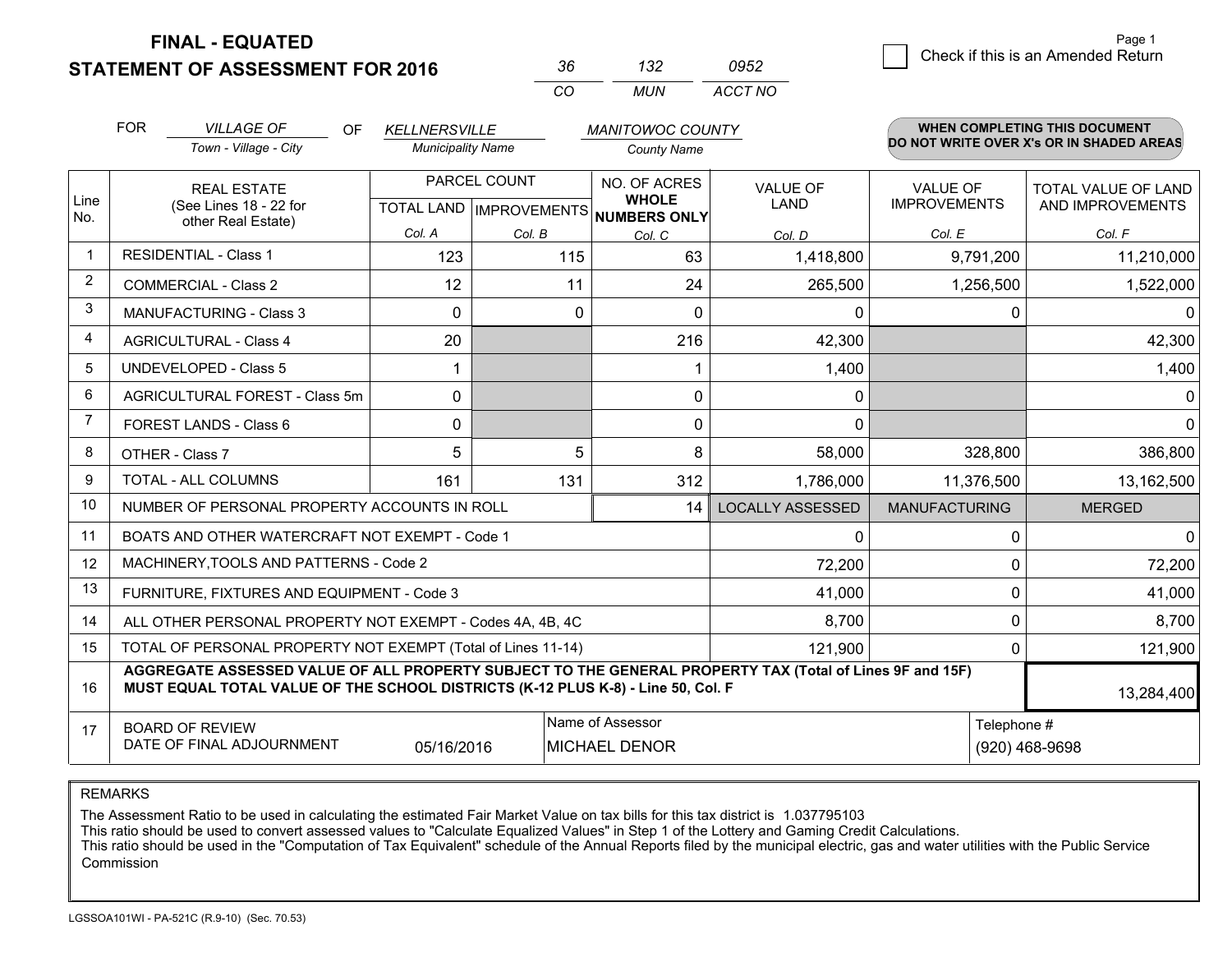**FINAL - EQUATED**
**STATEMENT OF ASSESSMENT FOR 2016**

| 36 | 132 | 0952 |
|---|---|---|
| CO | MUN | ACCT NO |

Page 1

☐ Check if this is an Amended Return

FOR *VILLAGE OF* (Town - Village - City) OF *KELLNERSVILLE* (Municipality Name) *MANITOWOC COUNTY* (County Name)

**WHEN COMPLETING THIS DOCUMENT DO NOT WRITE OVER X's OR IN SHADED AREAS**

| Line No. | REAL ESTATE (See Lines 18 - 22 for other Real Estate) | PARCEL COUNT TOTAL LAND Col. A | PARCEL COUNT IMPROVEMENTS Col. B | NO. OF ACRES WHOLE NUMBERS ONLY Col. C | VALUE OF LAND Col. D | VALUE OF IMPROVEMENTS Col. E | TOTAL VALUE OF LAND AND IMPROVEMENTS Col. F |
|---|---|---|---|---|---|---|---|
| 1 | RESIDENTIAL - Class 1 | 123 | 115 | 63 | 1,418,800 | 9,791,200 | 11,210,000 |
| 2 | COMMERCIAL - Class 2 | 12 | 11 | 24 | 265,500 | 1,256,500 | 1,522,000 |
| 3 | MANUFACTURING - Class 3 | 0 | 0 | 0 | 0 | 0 | 0 |
| 4 | AGRICULTURAL - Class 4 | 20 | | 216 | 42,300 | | 42,300 |
| 5 | UNDEVELOPED - Class 5 | 1 | | 1 | 1,400 | | 1,400 |
| 6 | AGRICULTURAL FOREST - Class 5m | 0 | | 0 | 0 | | 0 |
| 7 | FOREST LANDS - Class 6 | 0 | | 0 | 0 | | 0 |
| 8 | OTHER - Class 7 | 5 | 5 | 8 | 58,000 | 328,800 | 386,800 |
| 9 | TOTAL - ALL COLUMNS | 161 | 131 | 312 | 1,786,000 | 11,376,500 | 13,162,500 |
| 10 | NUMBER OF PERSONAL PROPERTY ACCOUNTS IN ROLL | | | 14 | LOCALLY ASSESSED | MANUFACTURING | MERGED |
| 11 | BOATS AND OTHER WATERCRAFT NOT EXEMPT - Code 1 | | | | 0 | 0 | 0 |
| 12 | MACHINERY,TOOLS AND PATTERNS - Code 2 | | | | 72,200 | 0 | 72,200 |
| 13 | FURNITURE, FIXTURES AND EQUIPMENT - Code 3 | | | | 41,000 | 0 | 41,000 |
| 14 | ALL OTHER PERSONAL PROPERTY NOT EXEMPT - Codes 4A, 4B, 4C | | | | 8,700 | 0 | 8,700 |
| 15 | TOTAL OF PERSONAL PROPERTY NOT EXEMPT (Total of Lines 11-14) | | | | 121,900 | 0 | 121,900 |
| 16 | **AGGREGATE ASSESSED VALUE OF ALL PROPERTY SUBJECT TO THE GENERAL PROPERTY TAX (Total of Lines 9F and 15F) MUST EQUAL TOTAL VALUE OF THE SCHOOL DISTRICTS (K-12 PLUS K-8) - Line 50, Col. F** | | | | | | 13,284,400 |
| 17 | BOARD OF REVIEW DATE OF FINAL ADJOURNMENT | 05/16/2016 | | Name of Assessor: MICHAEL DENOR | | | Telephone #: (920) 468-9698 |

REMARKS

The Assessment Ratio to be used in calculating the estimated Fair Market Value on tax bills for this tax district is 1.037795103
This ratio should be used to convert assessed values to "Calculate Equalized Values" in Step 1 of the Lottery and Gaming Credit Calculations.
This ratio should be used in the "Computation of Tax Equivalent" schedule of the Annual Reports filed by the municipal electric, gas and water utilities with the Public Service Commission

LGSSOA101WI - PA-521C (R.9-10) (Sec. 70.53)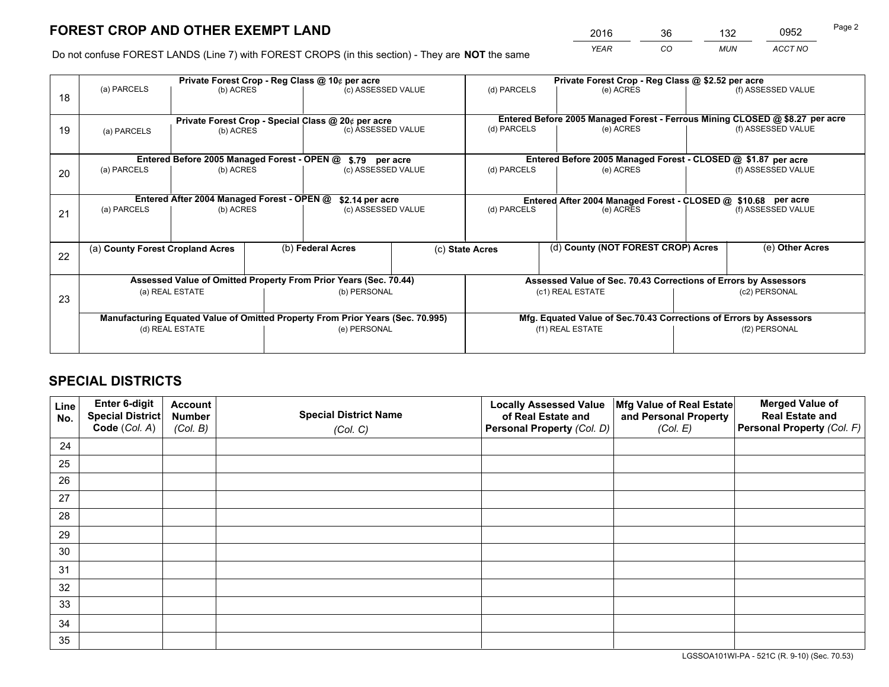# FOREST CROP AND OTHER EXEMPT LAND

| 2016 | 36 | 132 | 0952 |
|---|---|---|---|
| *YEAR* | *CO* | *MUN* | *ACCT NO* |

Do not confuse FOREST LANDS (Line 7) with FOREST CROPS (in this section) - They are **NOT** the same

| Line | Private Forest Crop - Reg Class @ 10¢ per acre | | | Private Forest Crop - Reg Class @ $2.52 per acre | | |
|---|---|---|---|---|---|---|
| | (a) PARCELS | (b) ACRES | (c) ASSESSED VALUE | (d) PARCELS | (e) ACRES | (f) ASSESSED VALUE |
| 18 | | | | | | |
| | **Private Forest Crop - Special Class @ 20¢ per acre** | | | **Entered Before 2005 Managed Forest - Ferrous Mining CLOSED @ $8.27 per acre** | | |
| | (a) PARCELS | (b) ACRES | (c) ASSESSED VALUE | (d) PARCELS | (e) ACRES | (f) ASSESSED VALUE |
| 19 | | | | | | |
| | **Entered Before 2005 Managed Forest - OPEN @ $.79 per acre** | | | **Entered Before 2005 Managed Forest - CLOSED @ $1.87 per acre** | | |
| | (a) PARCELS | (b) ACRES | (c) ASSESSED VALUE | (d) PARCELS | (e) ACRES | (f) ASSESSED VALUE |
| 20 | | | | | | |
| | **Entered After 2004 Managed Forest - OPEN @ $2.14 per acre** | | | **Entered After 2004 Managed Forest - CLOSED @ $10.68 per acre** | | |
| | (a) PARCELS | (b) ACRES | (c) ASSESSED VALUE | (d) PARCELS | (e) ACRES | (f) ASSESSED VALUE |
| 21 | | | | | | |

| Line | (a) County Forest Cropland Acres | (b) Federal Acres | (c) State Acres | (d) County (NOT FOREST CROP) Acres | (e) Other Acres |
|---|---|---|---|---|---|
| 22 | | | | | |

| Line | Assessed Value of Omitted Property From Prior Years (Sec. 70.44) | | Assessed Value of Sec. 70.43 Corrections of Errors by Assessors | |
|---|---|---|---|---|
| | (a) REAL ESTATE | (b) PERSONAL | (c1) REAL ESTATE | (c2) PERSONAL |
| 23 | | | | |
| | **Manufacturing Equated Value of Omitted Property From Prior Years (Sec. 70.995)** | | **Mfg. Equated Value of Sec.70.43 Corrections of Errors by Assessors** | |
| | (d) REAL ESTATE | (e) PERSONAL | (f1) REAL ESTATE | (f2) PERSONAL |
| | | | | |

# SPECIAL DISTRICTS

| Line No. | Enter 6-digit Special District Code (*Col. A*) | Account Number (*Col. B*) | Special District Name (*Col. C*) | Locally Assessed Value of Real Estate and Personal Property (*Col. D*) | Mfg Value of Real Estate and Personal Property (*Col. E*) | Merged Value of Real Estate and Personal Property (*Col. F*) |
|---|---|---|---|---|---|---|
| 24 | | | | | | |
| 25 | | | | | | |
| 26 | | | | | | |
| 27 | | | | | | |
| 28 | | | | | | |
| 29 | | | | | | |
| 30 | | | | | | |
| 31 | | | | | | |
| 32 | | | | | | |
| 33 | | | | | | |
| 34 | | | | | | |
| 35 | | | | | | |

LGSSOA101WI-PA - 521C (R. 9-10) (Sec. 70.53)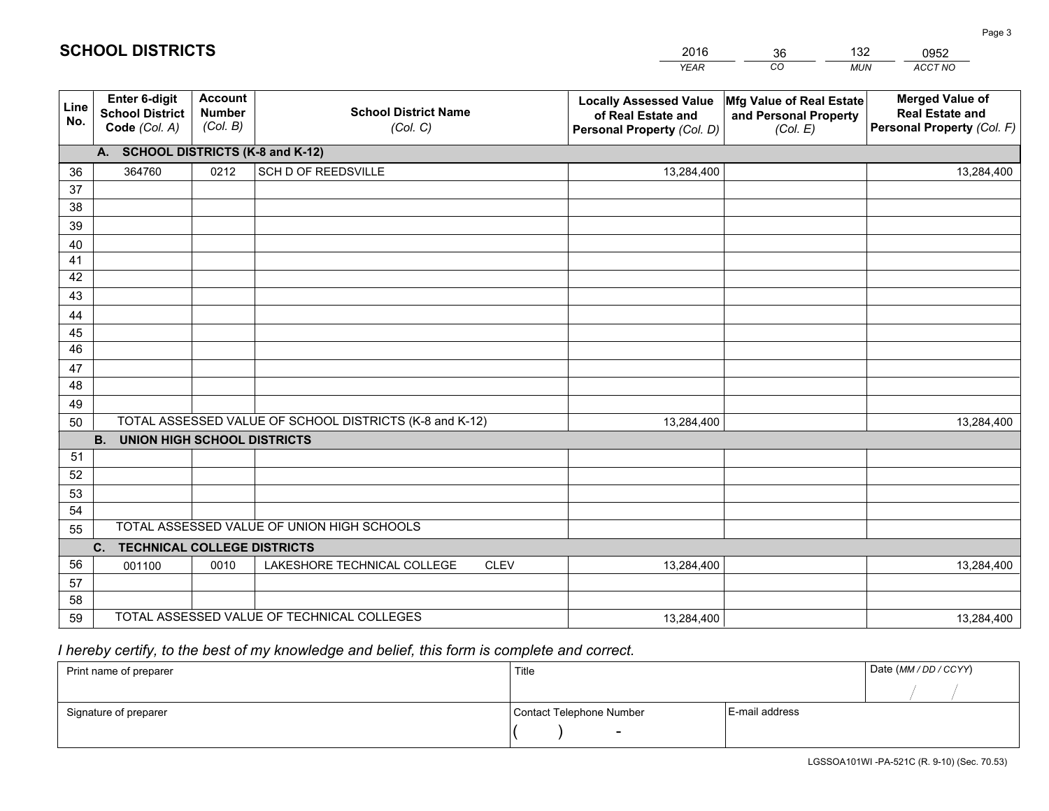# SCHOOL DISTRICTS

| 2016 | 36 | 132 | 0952 |
|---|---|---|---|
| *YEAR* | *CO* | *MUN* | *ACCT NO* |

| Line No. | Enter 6-digit School District Code *(Col. A)* | Account Number *(Col. B)* | School District Name *(Col. C)* | Locally Assessed Value of Real Estate and Personal Property *(Col. D)* | Mfg Value of Real Estate and Personal Property *(Col. E)* | Merged Value of Real Estate and Personal Property *(Col. F)* |
|---|---|---|---|---|---|---|
| | **A. SCHOOL DISTRICTS (K-8 and K-12)** | | | | | |
| 36 | 364760 | 0212 | SCH D OF REEDSVILLE | 13,284,400 | | 13,284,400 |
| 37 | | | | | | |
| 38 | | | | | | |
| 39 | | | | | | |
| 40 | | | | | | |
| 41 | | | | | | |
| 42 | | | | | | |
| 43 | | | | | | |
| 44 | | | | | | |
| 45 | | | | | | |
| 46 | | | | | | |
| 47 | | | | | | |
| 48 | | | | | | |
| 49 | | | | | | |
| 50 | TOTAL ASSESSED VALUE OF SCHOOL DISTRICTS (K-8 and K-12) | | | 13,284,400 | | 13,284,400 |
| | **B. UNION HIGH SCHOOL DISTRICTS** | | | | | |
| 51 | | | | | | |
| 52 | | | | | | |
| 53 | | | | | | |
| 54 | | | | | | |
| 55 | TOTAL ASSESSED VALUE OF UNION HIGH SCHOOLS | | | | | |
| | **C. TECHNICAL COLLEGE DISTRICTS** | | | | | |
| 56 | 001100 | 0010 | LAKESHORE TECHNICAL COLLEGE CLEV | 13,284,400 | | 13,284,400 |
| 57 | | | | | | |
| 58 | | | | | | |
| 59 | TOTAL ASSESSED VALUE OF TECHNICAL COLLEGES | | | 13,284,400 | | 13,284,400 |

*I hereby certify, to the best of my knowledge and belief, this form is complete and correct.*

| Print name of preparer | Title | | Date *(MM / DD / CCYY)* |
|---|---|---|---|
| | | | / / |
| Signature of preparer | Contact Telephone Number | E-mail address | |
| | ( ) - | | |

LGSSOA101WI -PA-521C (R. 9-10) (Sec. 70.53)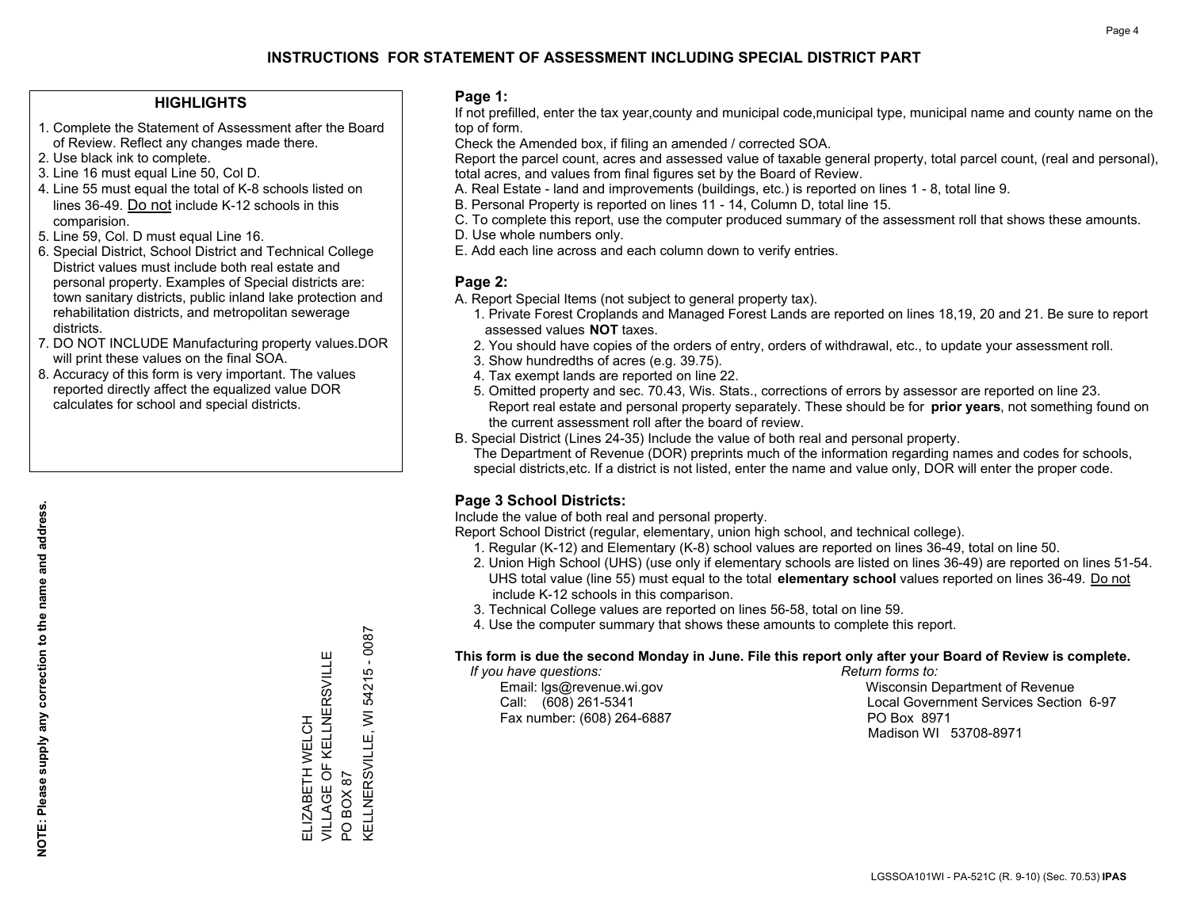# INSTRUCTIONS FOR STATEMENT OF ASSESSMENT INCLUDING SPECIAL DISTRICT PART

## HIGHLIGHTS

1. Complete the Statement of Assessment after the Board of Review. Reflect any changes made there.
2. Use black ink to complete.
3. Line 16 must equal Line 50, Col D.
4. Line 55 must equal the total of K-8 schools listed on lines 36-49. Do not include K-12 schools in this comparision.
5. Line 59, Col. D must equal Line 16.
6. Special District, School District and Technical College District values must include both real estate and personal property. Examples of Special districts are: town sanitary districts, public inland lake protection and rehabilitation districts, and metropolitan sewerage districts.
7. DO NOT INCLUDE Manufacturing property values.DOR will print these values on the final SOA.
8. Accuracy of this form is very important. The values reported directly affect the equalized value DOR calculates for school and special districts.

**NOTE: Please supply any correction to the name and address.**

ELIZABETH WELCH
VILLAGE OF KELLNERSVILLE
PO BOX 87
KELLNERSVILLE, WI 54215 - 0087

## Page 1:

If not prefilled, enter the tax year,county and municipal code,municipal type, municipal name and county name on the top of form.

Check the Amended box, if filing an amended / corrected SOA.

Report the parcel count, acres and assessed value of taxable general property, total parcel count, (real and personal), total acres, and values from final figures set by the Board of Review.

A. Real Estate - land and improvements (buildings, etc.) is reported on lines 1 - 8, total line 9.
B. Personal Property is reported on lines 11 - 14, Column D, total line 15.
C. To complete this report, use the computer produced summary of the assessment roll that shows these amounts.
D. Use whole numbers only.
E. Add each line across and each column down to verify entries.

## Page 2:

A. Report Special Items (not subject to general property tax).
   1. Private Forest Croplands and Managed Forest Lands are reported on lines 18,19, 20 and 21. Be sure to report assessed values **NOT** taxes.
   2. You should have copies of the orders of entry, orders of withdrawal, etc., to update your assessment roll.
   3. Show hundredths of acres (e.g. 39.75).
   4. Tax exempt lands are reported on line 22.
   5. Omitted property and sec. 70.43, Wis. Stats., corrections of errors by assessor are reported on line 23. Report real estate and personal property separately. These should be for **prior years**, not something found on the current assessment roll after the board of review.

B. Special District (Lines 24-35) Include the value of both real and personal property.
   The Department of Revenue (DOR) preprints much of the information regarding names and codes for schools, special districts,etc. If a district is not listed, enter the name and value only, DOR will enter the proper code.

## Page 3 School Districts:

Include the value of both real and personal property.

Report School District (regular, elementary, union high school, and technical college).

1. Regular (K-12) and Elementary (K-8) school values are reported on lines 36-49, total on line 50.
2. Union High School (UHS) (use only if elementary schools are listed on lines 36-49) are reported on lines 51-54. UHS total value (line 55) must equal to the total **elementary school** values reported on lines 36-49. Do not include K-12 schools in this comparison.
3. Technical College values are reported on lines 56-58, total on line 59.
4. Use the computer summary that shows these amounts to complete this report.

**This form is due the second Monday in June. File this report only after your Board of Review is complete.**

*If you have questions:*
Email: lgs@revenue.wi.gov
Call: (608) 261-5341
Fax number: (608) 264-6887

*Return forms to:*
Wisconsin Department of Revenue
Local Government Services Section 6-97
PO Box 8971
Madison WI 53708-8971

LGSSOA101WI - PA-521C (R. 9-10) (Sec. 70.53) **IPAS**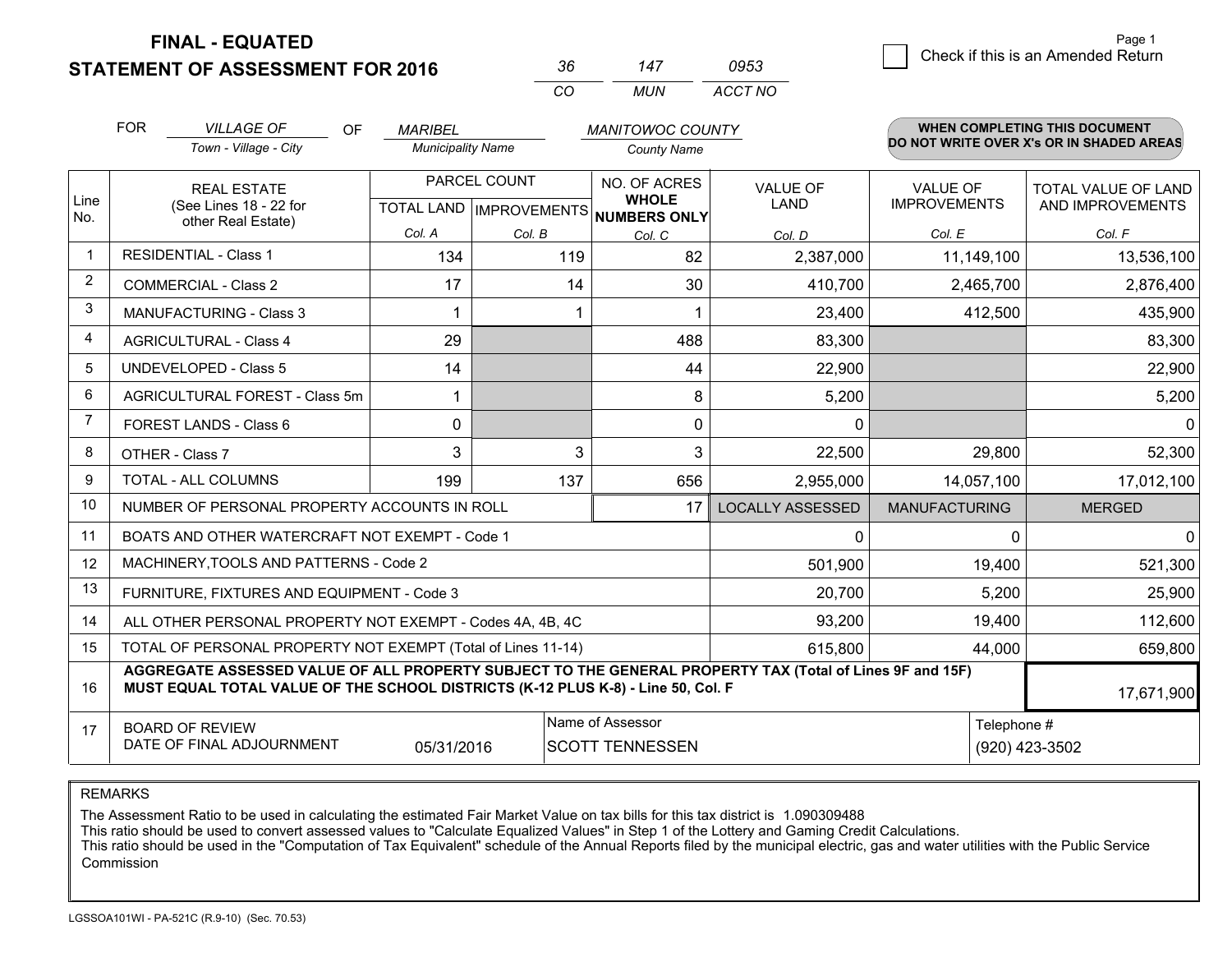**FINAL - EQUATED**
**STATEMENT OF ASSESSMENT FOR 2016**

| 36 | 147 | 0953 |
|---|---|---|
| CO | MUN | ACCT NO |

☐ Check if this is an Amended Return

FOR *VILLAGE OF* (Town - Village - City) OF *MARIBEL* (Municipality Name) *MANITOWOC COUNTY* (County Name)

**WHEN COMPLETING THIS DOCUMENT DO NOT WRITE OVER X's OR IN SHADED AREAS**

| Line No. | REAL ESTATE (See Lines 18 - 22 for other Real Estate) | PARCEL COUNT TOTAL LAND Col. A | PARCEL COUNT IMPROVEMENTS Col. B | NO. OF ACRES WHOLE NUMBERS ONLY Col. C | VALUE OF LAND Col. D | VALUE OF IMPROVEMENTS Col. E | TOTAL VALUE OF LAND AND IMPROVEMENTS Col. F |
|---|---|---|---|---|---|---|---|
| 1 | RESIDENTIAL - Class 1 | 134 | 119 | 82 | 2,387,000 | 11,149,100 | 13,536,100 |
| 2 | COMMERCIAL - Class 2 | 17 | 14 | 30 | 410,700 | 2,465,700 | 2,876,400 |
| 3 | MANUFACTURING - Class 3 | 1 | 1 | 1 | 23,400 | 412,500 | 435,900 |
| 4 | AGRICULTURAL - Class 4 | 29 | | 488 | 83,300 | | 83,300 |
| 5 | UNDEVELOPED - Class 5 | 14 | | 44 | 22,900 | | 22,900 |
| 6 | AGRICULTURAL FOREST - Class 5m | 1 | | 8 | 5,200 | | 5,200 |
| 7 | FOREST LANDS - Class 6 | 0 | | 0 | 0 | | 0 |
| 8 | OTHER - Class 7 | 3 | 3 | 3 | 22,500 | 29,800 | 52,300 |
| 9 | TOTAL - ALL COLUMNS | 199 | 137 | 656 | 2,955,000 | 14,057,100 | 17,012,100 |
| 10 | NUMBER OF PERSONAL PROPERTY ACCOUNTS IN ROLL | | | 17 | LOCALLY ASSESSED | MANUFACTURING | MERGED |
| 11 | BOATS AND OTHER WATERCRAFT NOT EXEMPT - Code 1 | | | | 0 | 0 | 0 |
| 12 | MACHINERY,TOOLS AND PATTERNS - Code 2 | | | | 501,900 | 19,400 | 521,300 |
| 13 | FURNITURE, FIXTURES AND EQUIPMENT - Code 3 | | | | 20,700 | 5,200 | 25,900 |
| 14 | ALL OTHER PERSONAL PROPERTY NOT EXEMPT - Codes 4A, 4B, 4C | | | | 93,200 | 19,400 | 112,600 |
| 15 | TOTAL OF PERSONAL PROPERTY NOT EXEMPT (Total of Lines 11-14) | | | | 615,800 | 44,000 | 659,800 |
| 16 | **AGGREGATE ASSESSED VALUE OF ALL PROPERTY SUBJECT TO THE GENERAL PROPERTY TAX (Total of Lines 9F and 15F) MUST EQUAL TOTAL VALUE OF THE SCHOOL DISTRICTS (K-12 PLUS K-8) - Line 50, Col. F** | | | | | | 17,671,900 |
| 17 | BOARD OF REVIEW DATE OF FINAL ADJOURNMENT | 05/31/2016 | Name of Assessor: SCOTT TENNESSEN | | | Telephone #: (920) 423-3502 | |

REMARKS

The Assessment Ratio to be used in calculating the estimated Fair Market Value on tax bills for this tax district is 1.090309488
This ratio should be used to convert assessed values to "Calculate Equalized Values" in Step 1 of the Lottery and Gaming Credit Calculations.
This ratio should be used in the "Computation of Tax Equivalent" schedule of the Annual Reports filed by the municipal electric, gas and water utilities with the Public Service Commission

LGSSOA101WI - PA-521C (R.9-10) (Sec. 70.53)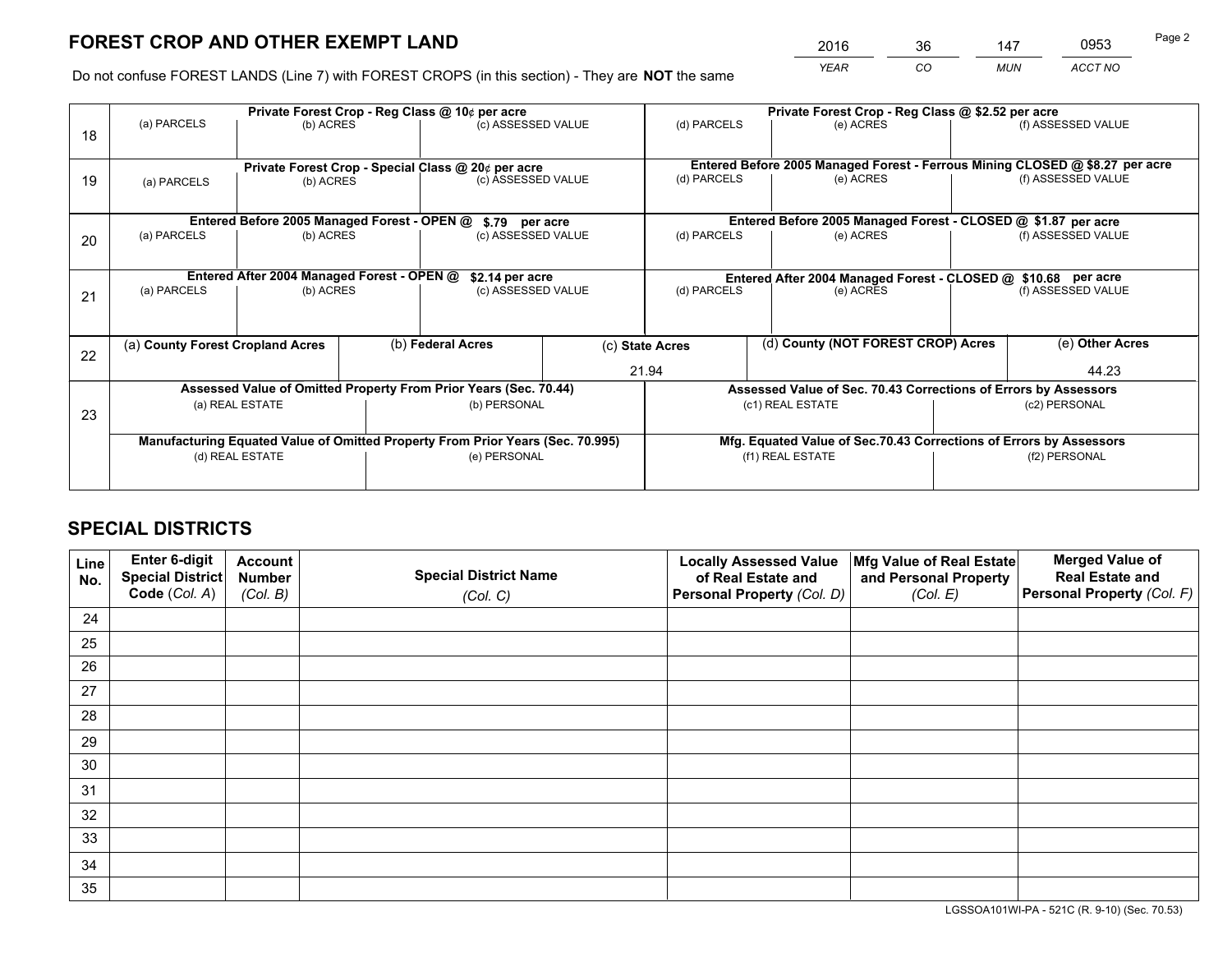## FOREST CROP AND OTHER EXEMPT LAND

| 2016 | 36 | 147 | 0953 |
|---|---|---|---|
| YEAR | CO | MUN | ACCT NO |

Do not confuse FOREST LANDS (Line 7) with FOREST CROPS (in this section) - They are **NOT** the same

| Line | Private Forest Crop - Reg Class @ 10¢ per acre | | | Private Forest Crop - Reg Class @ $2.52 per acre | | |
|---|---|---|---|---|---|---|
| 18 | (a) PARCELS | (b) ACRES | (c) ASSESSED VALUE | (d) PARCELS | (e) ACRES | (f) ASSESSED VALUE |
| | | | | | | |
| | **Private Forest Crop - Special Class @ 20¢ per acre** | | | **Entered Before 2005 Managed Forest - Ferrous Mining CLOSED @ $8.27 per acre** | | |
| 19 | (a) PARCELS | (b) ACRES | (c) ASSESSED VALUE | (d) PARCELS | (e) ACRES | (f) ASSESSED VALUE |
| | | | | | | |
| | **Entered Before 2005 Managed Forest - OPEN @ $.79 per acre** | | | **Entered Before 2005 Managed Forest - CLOSED @ $1.87 per acre** | | |
| 20 | (a) PARCELS | (b) ACRES | (c) ASSESSED VALUE | (d) PARCELS | (e) ACRES | (f) ASSESSED VALUE |
| | | | | | | |
| | **Entered After 2004 Managed Forest - OPEN @ $2.14 per acre** | | | **Entered After 2004 Managed Forest - CLOSED @ $10.68 per acre** | | |
| 21 | (a) PARCELS | (b) ACRES | (c) ASSESSED VALUE | (d) PARCELS | (e) ACRES | (f) ASSESSED VALUE |
| | | | | | | |

| Line | (a) County Forest Cropland Acres | (b) Federal Acres | (c) State Acres | (d) County (NOT FOREST CROP) Acres | (e) Other Acres |
|---|---|---|---|---|---|
| 22 | | | 21.94 | | 44.23 |

| Line | Assessed Value of Omitted Property From Prior Years (Sec. 70.44) | | Assessed Value of Sec. 70.43 Corrections of Errors by Assessors | |
|---|---|---|---|---|
| 23 | (a) REAL ESTATE | (b) PERSONAL | (c1) REAL ESTATE | (c2) PERSONAL |
| | | | | |
| | **Manufacturing Equated Value of Omitted Property From Prior Years (Sec. 70.995)** | | **Mfg. Equated Value of Sec.70.43 Corrections of Errors by Assessors** | |
| | (d) REAL ESTATE | (e) PERSONAL | (f1) REAL ESTATE | (f2) PERSONAL |
| | | | | |

## SPECIAL DISTRICTS

| Line No. | Enter 6-digit Special District Code (Col. A) | Account Number (Col. B) | Special District Name (Col. C) | Locally Assessed Value of Real Estate and Personal Property (Col. D) | Mfg Value of Real Estate and Personal Property (Col. E) | Merged Value of Real Estate and Personal Property (Col. F) |
|---|---|---|---|---|---|---|
| 24 | | | | | | |
| 25 | | | | | | |
| 26 | | | | | | |
| 27 | | | | | | |
| 28 | | | | | | |
| 29 | | | | | | |
| 30 | | | | | | |
| 31 | | | | | | |
| 32 | | | | | | |
| 33 | | | | | | |
| 34 | | | | | | |
| 35 | | | | | | |

LGSSOA101WI-PA - 521C (R. 9-10) (Sec. 70.53)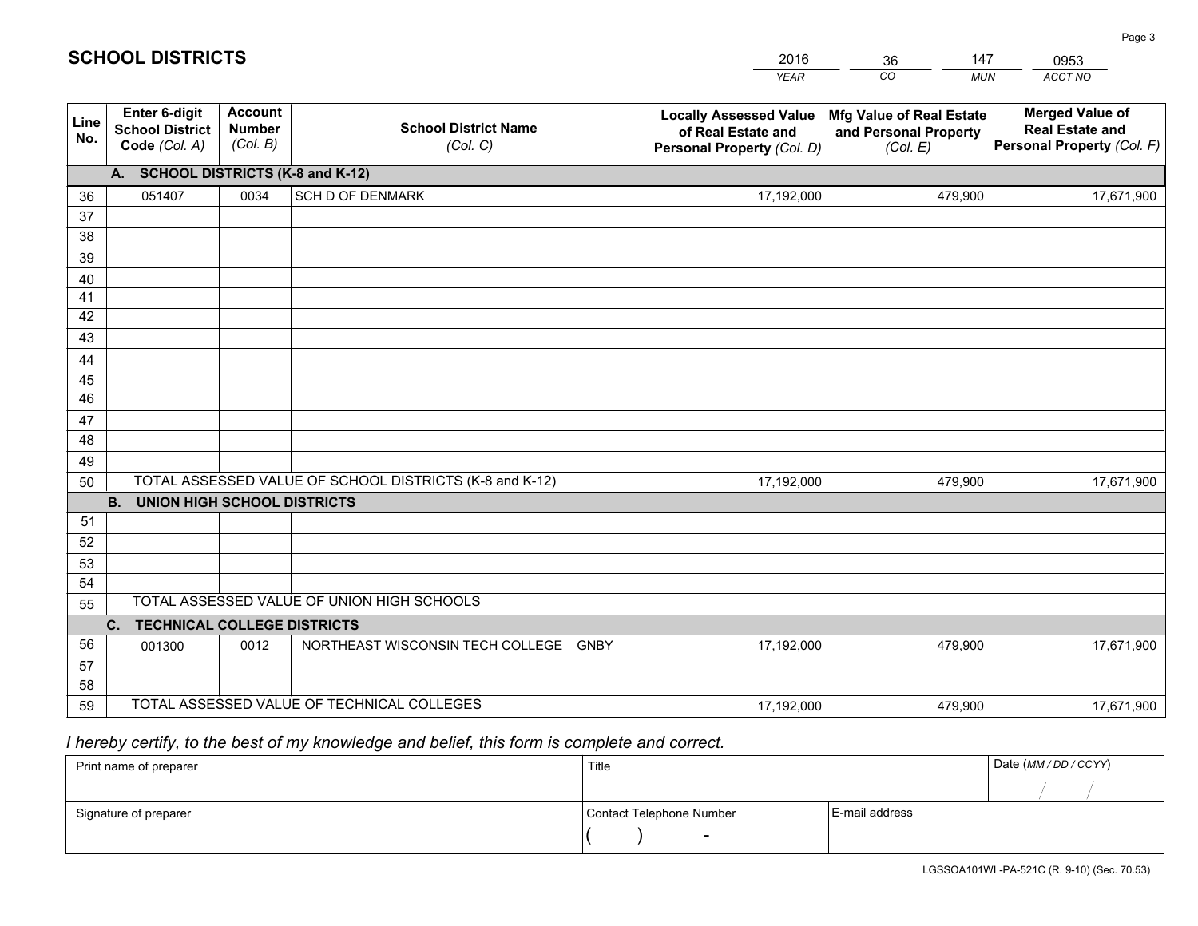# SCHOOL DISTRICTS

| 2016 | 36 | 147 | 0953 |
|---|---|---|---|
| *YEAR* | *CO* | *MUN* | *ACCT NO* |

| Line No. | Enter 6-digit School District Code *(Col. A)* | Account Number *(Col. B)* | School District Name *(Col. C)* | Locally Assessed Value of Real Estate and Personal Property *(Col. D)* | Mfg Value of Real Estate and Personal Property *(Col. E)* | Merged Value of Real Estate and Personal Property *(Col. F)* |
|---|---|---|---|---|---|---|
| **A. SCHOOL DISTRICTS (K-8 and K-12)** | | | | | | |
| 36 | 051407 | 0034 | SCH D OF DENMARK | 17,192,000 | 479,900 | 17,671,900 |
| 37 | | | | | | |
| 38 | | | | | | |
| 39 | | | | | | |
| 40 | | | | | | |
| 41 | | | | | | |
| 42 | | | | | | |
| 43 | | | | | | |
| 44 | | | | | | |
| 45 | | | | | | |
| 46 | | | | | | |
| 47 | | | | | | |
| 48 | | | | | | |
| 49 | | | | | | |
| 50 | TOTAL ASSESSED VALUE OF SCHOOL DISTRICTS (K-8 and K-12) | | | 17,192,000 | 479,900 | 17,671,900 |
| **B. UNION HIGH SCHOOL DISTRICTS** | | | | | | |
| 51 | | | | | | |
| 52 | | | | | | |
| 53 | | | | | | |
| 54 | | | | | | |
| 55 | TOTAL ASSESSED VALUE OF UNION HIGH SCHOOLS | | | | | |
| **C. TECHNICAL COLLEGE DISTRICTS** | | | | | | |
| 56 | 001300 | 0012 | NORTHEAST WISCONSIN TECH COLLEGE GNBY | 17,192,000 | 479,900 | 17,671,900 |
| 57 | | | | | | |
| 58 | | | | | | |
| 59 | TOTAL ASSESSED VALUE OF TECHNICAL COLLEGES | | | 17,192,000 | 479,900 | 17,671,900 |

*I hereby certify, to the best of my knowledge and belief, this form is complete and correct.*

| Print name of preparer | Title | | Date *(MM / DD / CCYY)* |
|---|---|---|---|
| | | | / / |
| Signature of preparer | Contact Telephone Number | E-mail address | |
| | ( ) - | | |

LGSSOA101WI -PA-521C (R. 9-10) (Sec. 70.53)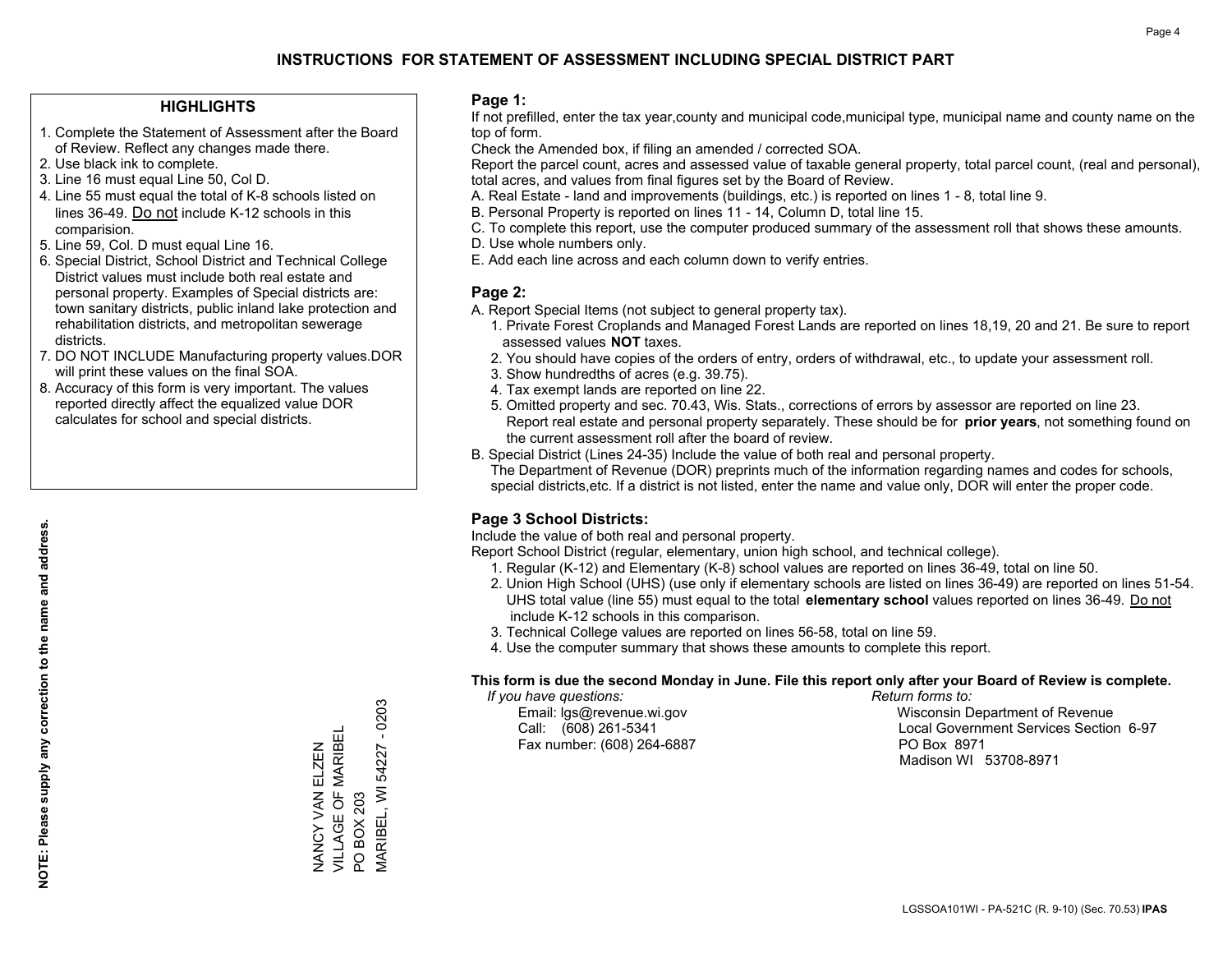# INSTRUCTIONS FOR STATEMENT OF ASSESSMENT INCLUDING SPECIAL DISTRICT PART

## HIGHLIGHTS

1. Complete the Statement of Assessment after the Board of Review. Reflect any changes made there.
2. Use black ink to complete.
3. Line 16 must equal Line 50, Col D.
4. Line 55 must equal the total of K-8 schools listed on lines 36-49. Do not include K-12 schools in this comparision.
5. Line 59, Col. D must equal Line 16.
6. Special District, School District and Technical College District values must include both real estate and personal property. Examples of Special districts are: town sanitary districts, public inland lake protection and rehabilitation districts, and metropolitan sewerage districts.
7. DO NOT INCLUDE Manufacturing property values.DOR will print these values on the final SOA.
8. Accuracy of this form is very important. The values reported directly affect the equalized value DOR calculates for school and special districts.

**NOTE: Please supply any correction to the name and address.**

NANCY VAN ELZEN
VILLAGE OF MARIBEL
PO BOX 203
MARIBEL, WI 54227 - 0203

## Page 1:

If not prefilled, enter the tax year,county and municipal code,municipal type, municipal name and county name on the top of form.

Check the Amended box, if filing an amended / corrected SOA.

Report the parcel count, acres and assessed value of taxable general property, total parcel count, (real and personal), total acres, and values from final figures set by the Board of Review.

A. Real Estate - land and improvements (buildings, etc.) is reported on lines 1 - 8, total line 9.
B. Personal Property is reported on lines 11 - 14, Column D, total line 15.
C. To complete this report, use the computer produced summary of the assessment roll that shows these amounts.
D. Use whole numbers only.
E. Add each line across and each column down to verify entries.

## Page 2:

A. Report Special Items (not subject to general property tax).
   1. Private Forest Croplands and Managed Forest Lands are reported on lines 18,19, 20 and 21. Be sure to report assessed values **NOT** taxes.
   2. You should have copies of the orders of entry, orders of withdrawal, etc., to update your assessment roll.
   3. Show hundredths of acres (e.g. 39.75).
   4. Tax exempt lands are reported on line 22.
   5. Omitted property and sec. 70.43, Wis. Stats., corrections of errors by assessor are reported on line 23. Report real estate and personal property separately. These should be for **prior years**, not something found on the current assessment roll after the board of review.
B. Special District (Lines 24-35) Include the value of both real and personal property.
   The Department of Revenue (DOR) preprints much of the information regarding names and codes for schools, special districts,etc. If a district is not listed, enter the name and value only, DOR will enter the proper code.

## Page 3 School Districts:

Include the value of both real and personal property.

Report School District (regular, elementary, union high school, and technical college).

1. Regular (K-12) and Elementary (K-8) school values are reported on lines 36-49, total on line 50.
2. Union High School (UHS) (use only if elementary schools are listed on lines 36-49) are reported on lines 51-54. UHS total value (line 55) must equal to the total **elementary school** values reported on lines 36-49. Do not include K-12 schools in this comparison.
3. Technical College values are reported on lines 56-58, total on line 59.
4. Use the computer summary that shows these amounts to complete this report.

**This form is due the second Monday in June. File this report only after your Board of Review is complete.**

*If you have questions:*
Email: lgs@revenue.wi.gov
Call: (608) 261-5341
Fax number: (608) 264-6887

*Return forms to:*
Wisconsin Department of Revenue
Local Government Services Section 6-97
PO Box 8971
Madison WI 53708-8971

LGSSOA101WI - PA-521C (R. 9-10) (Sec. 70.53) **IPAS**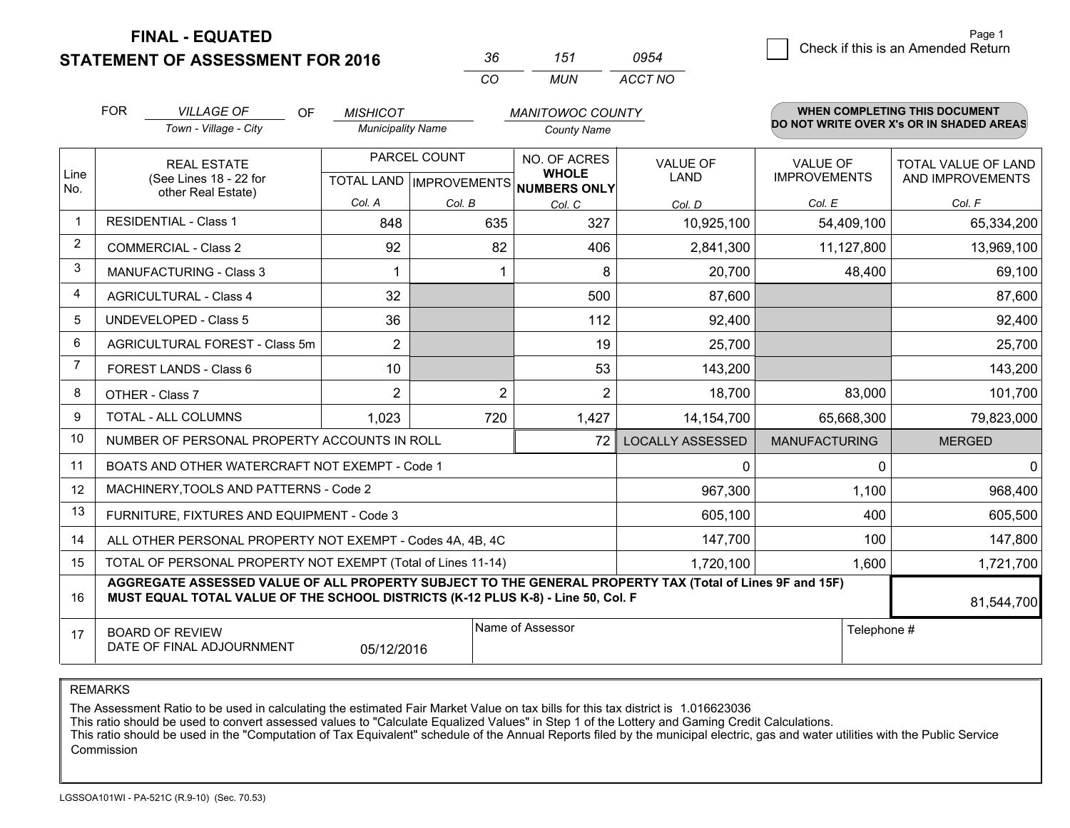**FINAL - EQUATED**
**STATEMENT OF ASSESSMENT FOR 2016**

| 36 | 151 | 0954 |
|---|---|---|
| CO | MUN | ACCT NO |

☐ Check if this is an Amended Return

FOR *VILLAGE OF* (Town - Village - City) OF *MISHICOT* (Municipality Name) *MANITOWOC COUNTY* (County Name)

**WHEN COMPLETING THIS DOCUMENT DO NOT WRITE OVER X's OR IN SHADED AREAS**

| Line No. | REAL ESTATE (See Lines 18 - 22 for other Real Estate) | PARCEL COUNT | | NO. OF ACRES WHOLE NUMBERS ONLY | VALUE OF LAND | VALUE OF IMPROVEMENTS | TOTAL VALUE OF LAND AND IMPROVEMENTS |
|---|---|---|---|---|---|---|---|
| | | TOTAL LAND | IMPROVEMENTS | | | | |
| | | Col. A | Col. B | Col. C | Col. D | Col. E | Col. F |
| 1 | RESIDENTIAL - Class 1 | 848 | 635 | 327 | 10,925,100 | 54,409,100 | 65,334,200 |
| 2 | COMMERCIAL - Class 2 | 92 | 82 | 406 | 2,841,300 | 11,127,800 | 13,969,100 |
| 3 | MANUFACTURING - Class 3 | 1 | 1 | 8 | 20,700 | 48,400 | 69,100 |
| 4 | AGRICULTURAL - Class 4 | 32 | | 500 | 87,600 | | 87,600 |
| 5 | UNDEVELOPED - Class 5 | 36 | | 112 | 92,400 | | 92,400 |
| 6 | AGRICULTURAL FOREST - Class 5m | 2 | | 19 | 25,700 | | 25,700 |
| 7 | FOREST LANDS - Class 6 | 10 | | 53 | 143,200 | | 143,200 |
| 8 | OTHER - Class 7 | 2 | 2 | 2 | 18,700 | 83,000 | 101,700 |
| 9 | TOTAL - ALL COLUMNS | 1,023 | 720 | 1,427 | 14,154,700 | 65,668,300 | 79,823,000 |
| 10 | NUMBER OF PERSONAL PROPERTY ACCOUNTS IN ROLL | | | 72 | LOCALLY ASSESSED | MANUFACTURING | MERGED |
| 11 | BOATS AND OTHER WATERCRAFT NOT EXEMPT - Code 1 | | | | 0 | 0 | 0 |
| 12 | MACHINERY,TOOLS AND PATTERNS - Code 2 | | | | 967,300 | 1,100 | 968,400 |
| 13 | FURNITURE, FIXTURES AND EQUIPMENT - Code 3 | | | | 605,100 | 400 | 605,500 |
| 14 | ALL OTHER PERSONAL PROPERTY NOT EXEMPT - Codes 4A, 4B, 4C | | | | 147,700 | 100 | 147,800 |
| 15 | TOTAL OF PERSONAL PROPERTY NOT EXEMPT (Total of Lines 11-14) | | | | 1,720,100 | 1,600 | 1,721,700 |
| 16 | **AGGREGATE ASSESSED VALUE OF ALL PROPERTY SUBJECT TO THE GENERAL PROPERTY TAX (Total of Lines 9F and 15F) MUST EQUAL TOTAL VALUE OF THE SCHOOL DISTRICTS (K-12 PLUS K-8) - Line 50, Col. F** | | | | | | 81,544,700 |
| 17 | BOARD OF REVIEW DATE OF FINAL ADJOURNMENT | 05/12/2016 | Name of Assessor | | | Telephone # | |

REMARKS

The Assessment Ratio to be used in calculating the estimated Fair Market Value on tax bills for this tax district is 1.016623036
This ratio should be used to convert assessed values to "Calculate Equalized Values" in Step 1 of the Lottery and Gaming Credit Calculations.
This ratio should be used in the "Computation of Tax Equivalent" schedule of the Annual Reports filed by the municipal electric, gas and water utilities with the Public Service Commission

LGSSOA101WI - PA-521C (R.9-10) (Sec. 70.53)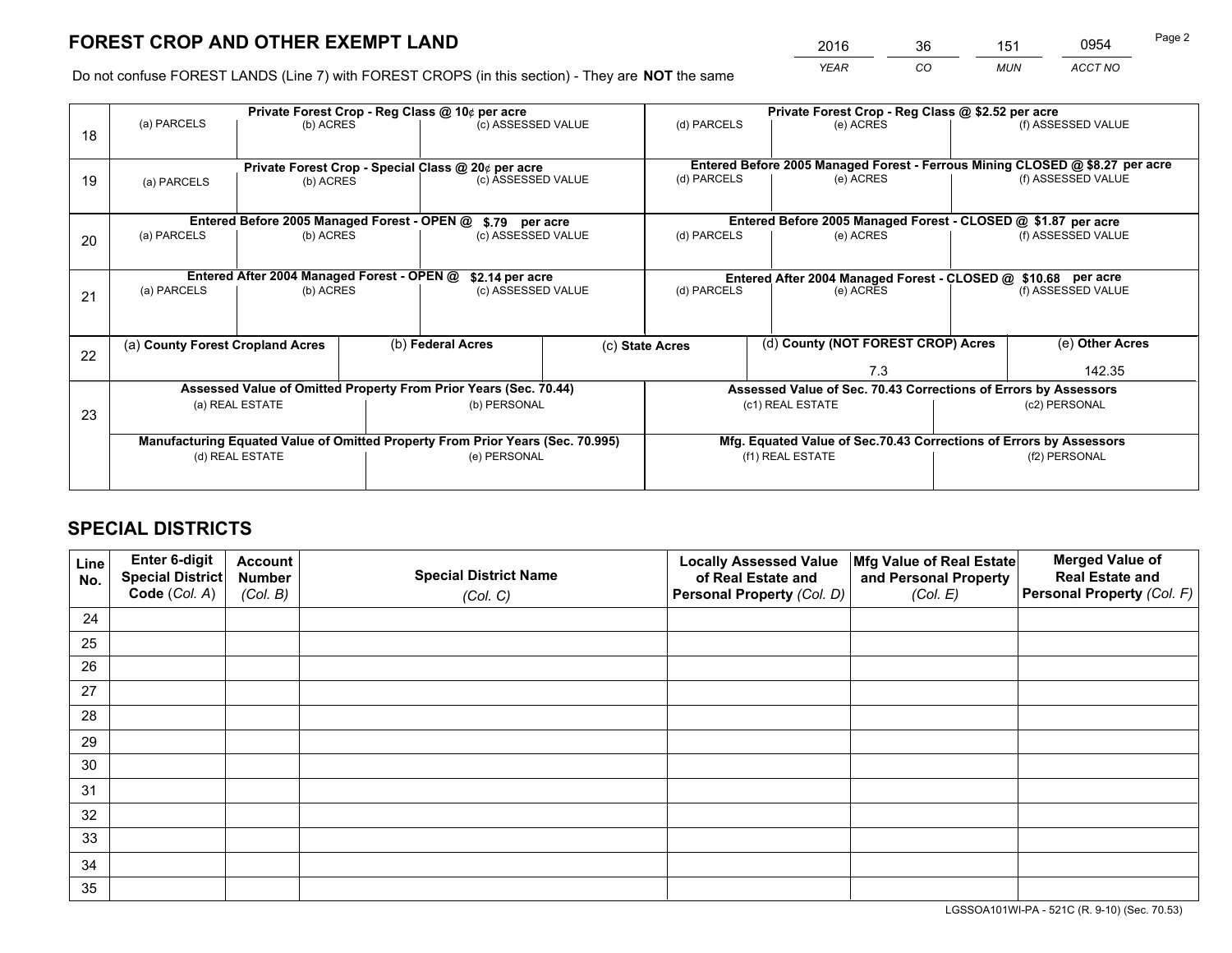# FOREST CROP AND OTHER EXEMPT LAND

| 2016 | 36 | 151 | 0954 |
|---|---|---|---|
| YEAR | CO | MUN | ACCT NO |

Do not confuse FOREST LANDS (Line 7) with FOREST CROPS (in this section) - They are **NOT** the same

| Line | Private Forest Crop - Reg Class @ 10¢ per acre | | | Private Forest Crop - Reg Class @ $2.52 per acre | | |
|---|---|---|---|---|---|---|
| 18 | (a) PARCELS | (b) ACRES | (c) ASSESSED VALUE | (d) PARCELS | (e) ACRES | (f) ASSESSED VALUE |
| | | | | | | |
| | **Private Forest Crop - Special Class @ 20¢ per acre** | | | **Entered Before 2005 Managed Forest - Ferrous Mining CLOSED @ $8.27 per acre** | | |
| 19 | (a) PARCELS | (b) ACRES | (c) ASSESSED VALUE | (d) PARCELS | (e) ACRES | (f) ASSESSED VALUE |
| | | | | | | |
| | **Entered Before 2005 Managed Forest - OPEN @ $.79 per acre** | | | **Entered Before 2005 Managed Forest - CLOSED @ $1.87 per acre** | | |
| 20 | (a) PARCELS | (b) ACRES | (c) ASSESSED VALUE | (d) PARCELS | (e) ACRES | (f) ASSESSED VALUE |
| | | | | | | |
| | **Entered After 2004 Managed Forest - OPEN @ $2.14 per acre** | | | **Entered After 2004 Managed Forest - CLOSED @ $10.68 per acre** | | |
| 21 | (a) PARCELS | (b) ACRES | (c) ASSESSED VALUE | (d) PARCELS | (e) ACRES | (f) ASSESSED VALUE |
| | | | | | | |

| Line | (a) County Forest Cropland Acres | (b) Federal Acres | (c) State Acres | (d) County (NOT FOREST CROP) Acres | (e) Other Acres |
|---|---|---|---|---|---|
| 22 | | | | 7.3 | 142.35 |

| Line | Assessed Value of Omitted Property From Prior Years (Sec. 70.44) | | Assessed Value of Sec. 70.43 Corrections of Errors by Assessors | |
|---|---|---|---|---|
| 23 | (a) REAL ESTATE | (b) PERSONAL | (c1) REAL ESTATE | (c2) PERSONAL |
| | | | | |
| | **Manufacturing Equated Value of Omitted Property From Prior Years (Sec. 70.995)** | | **Mfg. Equated Value of Sec.70.43 Corrections of Errors by Assessors** | |
| | (d) REAL ESTATE | (e) PERSONAL | (f1) REAL ESTATE | (f2) PERSONAL |
| | | | | |

# SPECIAL DISTRICTS

| Line No. | Enter 6-digit Special District Code (Col. A) | Account Number (Col. B) | Special District Name (Col. C) | Locally Assessed Value of Real Estate and Personal Property (Col. D) | Mfg Value of Real Estate and Personal Property (Col. E) | Merged Value of Real Estate and Personal Property (Col. F) |
|---|---|---|---|---|---|---|
| 24 | | | | | | |
| 25 | | | | | | |
| 26 | | | | | | |
| 27 | | | | | | |
| 28 | | | | | | |
| 29 | | | | | | |
| 30 | | | | | | |
| 31 | | | | | | |
| 32 | | | | | | |
| 33 | | | | | | |
| 34 | | | | | | |
| 35 | | | | | | |

LGSSOA101WI-PA - 521C (R. 9-10) (Sec. 70.53)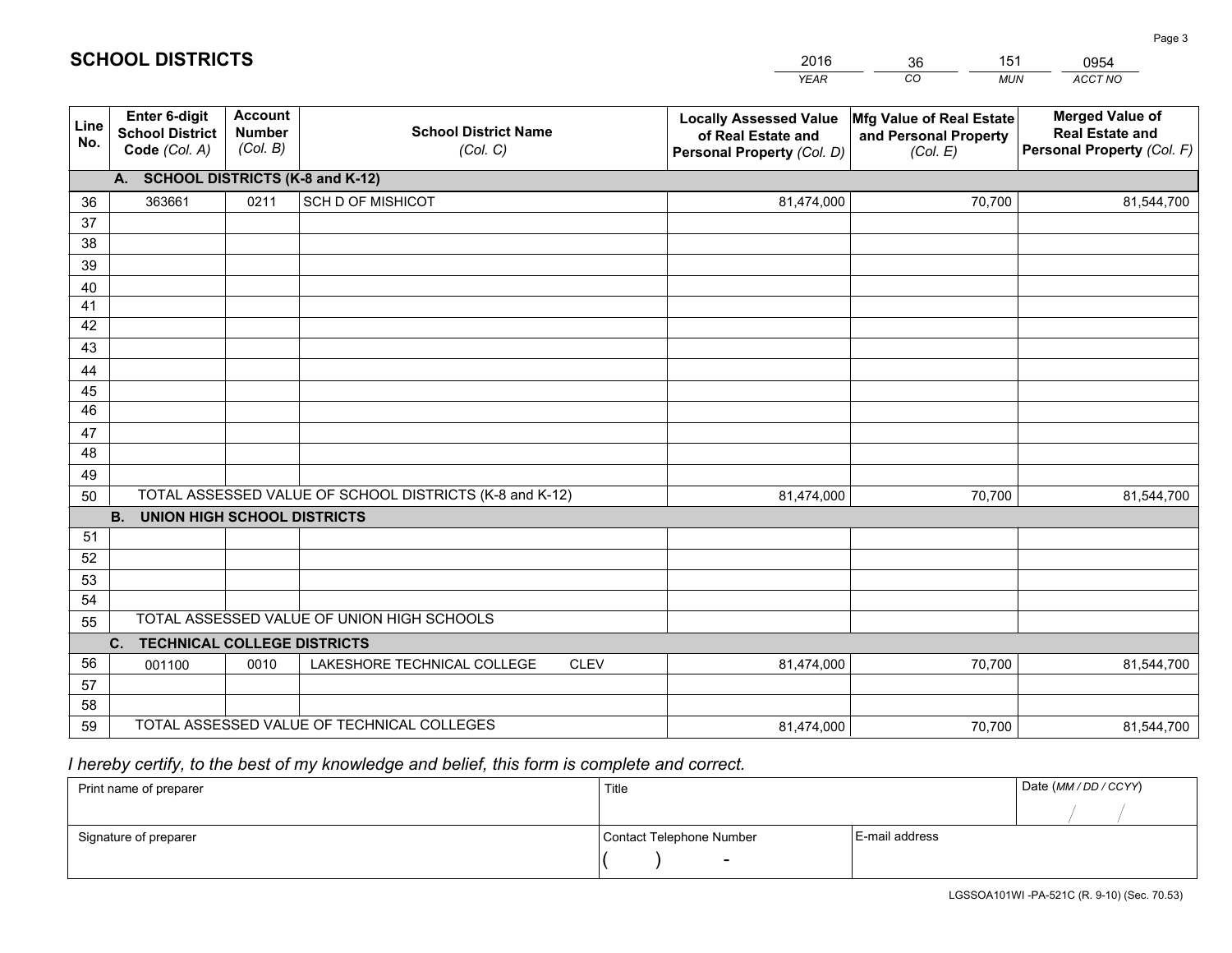# SCHOOL DISTRICTS

| 2016 | 36 | 151 | 0954 |
|---|---|---|---|
| *YEAR* | *CO* | *MUN* | *ACCT NO* |

| Line No. | Enter 6-digit School District Code *(Col. A)* | Account Number *(Col. B)* | School District Name *(Col. C)* | Locally Assessed Value of Real Estate and Personal Property *(Col. D)* | Mfg Value of Real Estate and Personal Property *(Col. E)* | Merged Value of Real Estate and Personal Property *(Col. F)* |
|---|---|---|---|---|---|---|
| | **A. SCHOOL DISTRICTS (K-8 and K-12)** | | | | | |
| 36 | 363661 | 0211 | SCH D OF MISHICOT | 81,474,000 | 70,700 | 81,544,700 |
| 37 | | | | | | |
| 38 | | | | | | |
| 39 | | | | | | |
| 40 | | | | | | |
| 41 | | | | | | |
| 42 | | | | | | |
| 43 | | | | | | |
| 44 | | | | | | |
| 45 | | | | | | |
| 46 | | | | | | |
| 47 | | | | | | |
| 48 | | | | | | |
| 49 | | | | | | |
| 50 | TOTAL ASSESSED VALUE OF SCHOOL DISTRICTS (K-8 and K-12) | | | 81,474,000 | 70,700 | 81,544,700 |
| | **B. UNION HIGH SCHOOL DISTRICTS** | | | | | |
| 51 | | | | | | |
| 52 | | | | | | |
| 53 | | | | | | |
| 54 | | | | | | |
| 55 | TOTAL ASSESSED VALUE OF UNION HIGH SCHOOLS | | | | | |
| | **C. TECHNICAL COLLEGE DISTRICTS** | | | | | |
| 56 | 001100 | 0010 | LAKESHORE TECHNICAL COLLEGE CLEV | 81,474,000 | 70,700 | 81,544,700 |
| 57 | | | | | | |
| 58 | | | | | | |
| 59 | TOTAL ASSESSED VALUE OF TECHNICAL COLLEGES | | | 81,474,000 | 70,700 | 81,544,700 |

*I hereby certify, to the best of my knowledge and belief, this form is complete and correct.*

| Print name of preparer | Title | | Date *(MM / DD / CCYY)* |
|---|---|---|---|
| | | | / / |
| Signature of preparer | Contact Telephone Number | E-mail address | |
| | ( ) - | | |

LGSSOA101WI -PA-521C (R. 9-10) (Sec. 70.53)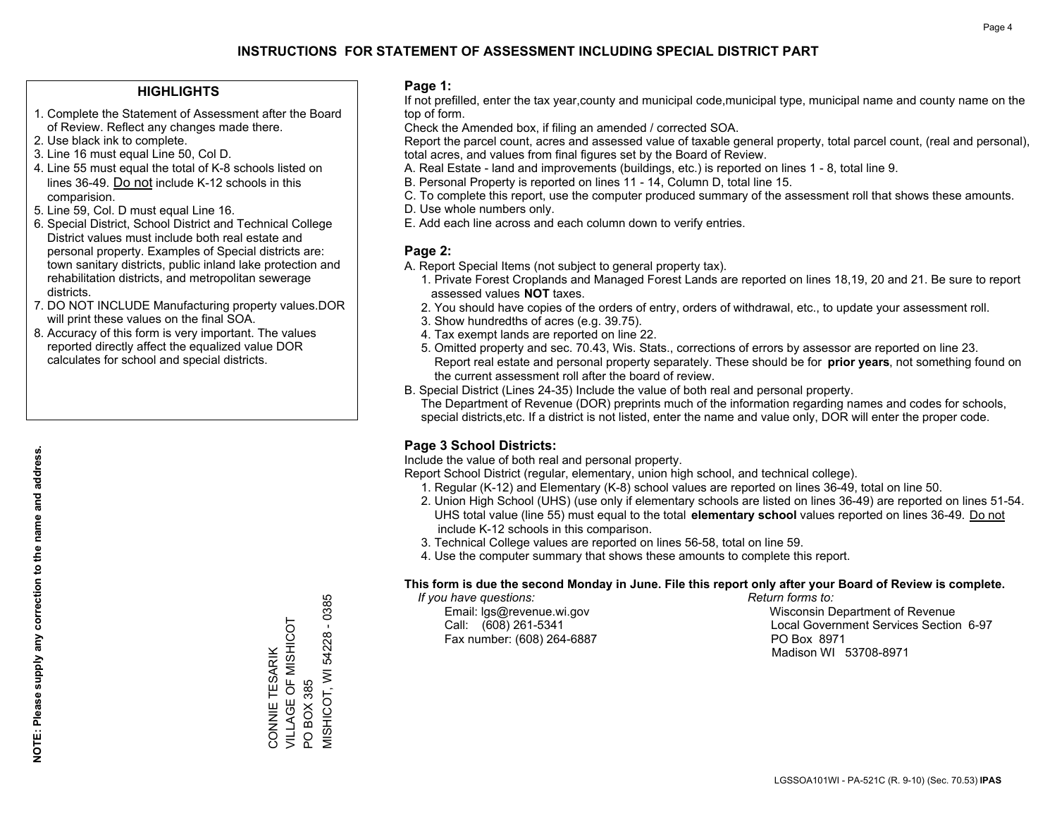# INSTRUCTIONS FOR STATEMENT OF ASSESSMENT INCLUDING SPECIAL DISTRICT PART

## HIGHLIGHTS

1. Complete the Statement of Assessment after the Board of Review. Reflect any changes made there.
2. Use black ink to complete.
3. Line 16 must equal Line 50, Col D.
4. Line 55 must equal the total of K-8 schools listed on lines 36-49. Do not include K-12 schools in this comparision.
5. Line 59, Col. D must equal Line 16.
6. Special District, School District and Technical College District values must include both real estate and personal property. Examples of Special districts are: town sanitary districts, public inland lake protection and rehabilitation districts, and metropolitan sewerage districts.
7. DO NOT INCLUDE Manufacturing property values.DOR will print these values on the final SOA.
8. Accuracy of this form is very important. The values reported directly affect the equalized value DOR calculates for school and special districts.

**NOTE: Please supply any correction to the name and address.**

CONNIE TESARIK
VILLAGE OF MISHICOT
PO BOX 385
MISHICOT, WI 54228 - 0385

## Page 1:

If not prefilled, enter the tax year,county and municipal code,municipal type, municipal name and county name on the top of form.

Check the Amended box, if filing an amended / corrected SOA.

Report the parcel count, acres and assessed value of taxable general property, total parcel count, (real and personal), total acres, and values from final figures set by the Board of Review.

A. Real Estate - land and improvements (buildings, etc.) is reported on lines 1 - 8, total line 9.
B. Personal Property is reported on lines 11 - 14, Column D, total line 15.
C. To complete this report, use the computer produced summary of the assessment roll that shows these amounts.
D. Use whole numbers only.
E. Add each line across and each column down to verify entries.

## Page 2:

A. Report Special Items (not subject to general property tax).
   1. Private Forest Croplands and Managed Forest Lands are reported on lines 18,19, 20 and 21. Be sure to report assessed values **NOT** taxes.
   2. You should have copies of the orders of entry, orders of withdrawal, etc., to update your assessment roll.
   3. Show hundredths of acres (e.g. 39.75).
   4. Tax exempt lands are reported on line 22.
   5. Omitted property and sec. 70.43, Wis. Stats., corrections of errors by assessor are reported on line 23. Report real estate and personal property separately. These should be for **prior years**, not something found on the current assessment roll after the board of review.
B. Special District (Lines 24-35) Include the value of both real and personal property.
   The Department of Revenue (DOR) preprints much of the information regarding names and codes for schools, special districts,etc. If a district is not listed, enter the name and value only, DOR will enter the proper code.

## Page 3 School Districts:

Include the value of both real and personal property.

Report School District (regular, elementary, union high school, and technical college).

1. Regular (K-12) and Elementary (K-8) school values are reported on lines 36-49, total on line 50.
2. Union High School (UHS) (use only if elementary schools are listed on lines 36-49) are reported on lines 51-54. UHS total value (line 55) must equal to the total **elementary school** values reported on lines 36-49. Do not include K-12 schools in this comparison.
3. Technical College values are reported on lines 56-58, total on line 59.
4. Use the computer summary that shows these amounts to complete this report.

**This form is due the second Monday in June. File this report only after your Board of Review is complete.**

*If you have questions:*
Email: lgs@revenue.wi.gov
Call: (608) 261-5341
Fax number: (608) 264-6887

*Return forms to:*
Wisconsin Department of Revenue
Local Government Services Section 6-97
PO Box 8971
Madison WI 53708-8971

LGSSOA101WI - PA-521C (R. 9-10) (Sec. 70.53) **IPAS**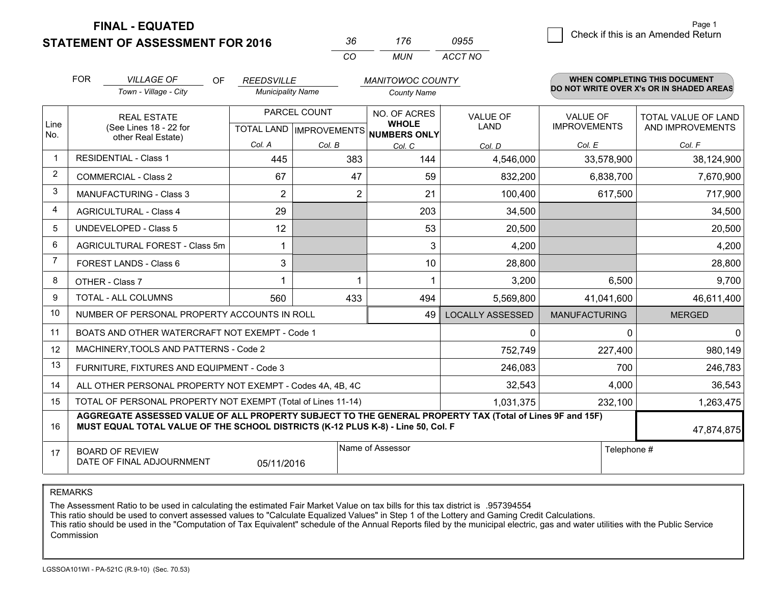# FINAL - EQUATED

## STATEMENT OF ASSESSMENT FOR 2016

| 36 | 176 | 0955 |
|---|---|---|
| CO | MUN | ACCT NO |

☐ Check if this is an Amended Return

FOR *VILLAGE OF* (Town - Village - City) OF *REEDSVILLE* (Municipality Name) *MANITOWOC COUNTY* (County Name)

**WHEN COMPLETING THIS DOCUMENT DO NOT WRITE OVER X's OR IN SHADED AREAS**

| Line No. | REAL ESTATE (See Lines 18 - 22 for other Real Estate) | PARCEL COUNT TOTAL LAND Col. A | PARCEL COUNT IMPROVEMENTS Col. B | NO. OF ACRES WHOLE NUMBERS ONLY Col. C | VALUE OF LAND Col. D | VALUE OF IMPROVEMENTS Col. E | TOTAL VALUE OF LAND AND IMPROVEMENTS Col. F |
|---|---|---|---|---|---|---|---|
| 1 | RESIDENTIAL - Class 1 | 445 | 383 | 144 | 4,546,000 | 33,578,900 | 38,124,900 |
| 2 | COMMERCIAL - Class 2 | 67 | 47 | 59 | 832,200 | 6,838,700 | 7,670,900 |
| 3 | MANUFACTURING - Class 3 | 2 | 2 | 21 | 100,400 | 617,500 | 717,900 |
| 4 | AGRICULTURAL - Class 4 | 29 | | 203 | 34,500 | | 34,500 |
| 5 | UNDEVELOPED - Class 5 | 12 | | 53 | 20,500 | | 20,500 |
| 6 | AGRICULTURAL FOREST - Class 5m | 1 | | 3 | 4,200 | | 4,200 |
| 7 | FOREST LANDS - Class 6 | 3 | | 10 | 28,800 | | 28,800 |
| 8 | OTHER - Class 7 | 1 | 1 | 1 | 3,200 | 6,500 | 9,700 |
| 9 | TOTAL - ALL COLUMNS | 560 | 433 | 494 | 5,569,800 | 41,041,600 | 46,611,400 |
| 10 | NUMBER OF PERSONAL PROPERTY ACCOUNTS IN ROLL | | | 49 | LOCALLY ASSESSED | MANUFACTURING | MERGED |
| 11 | BOATS AND OTHER WATERCRAFT NOT EXEMPT - Code 1 | | | | 0 | 0 | 0 |
| 12 | MACHINERY,TOOLS AND PATTERNS - Code 2 | | | | 752,749 | 227,400 | 980,149 |
| 13 | FURNITURE, FIXTURES AND EQUIPMENT - Code 3 | | | | 246,083 | 700 | 246,783 |
| 14 | ALL OTHER PERSONAL PROPERTY NOT EXEMPT - Codes 4A, 4B, 4C | | | | 32,543 | 4,000 | 36,543 |
| 15 | TOTAL OF PERSONAL PROPERTY NOT EXEMPT (Total of Lines 11-14) | | | | 1,031,375 | 232,100 | 1,263,475 |
| 16 | **AGGREGATE ASSESSED VALUE OF ALL PROPERTY SUBJECT TO THE GENERAL PROPERTY TAX (Total of Lines 9F and 15F) MUST EQUAL TOTAL VALUE OF THE SCHOOL DISTRICTS (K-12 PLUS K-8) - Line 50, Col. F** | | | | | | 47,874,875 |
| 17 | BOARD OF REVIEW DATE OF FINAL ADJOURNMENT | 05/11/2016 | Name of Assessor | | | Telephone # | |

REMARKS

The Assessment Ratio to be used in calculating the estimated Fair Market Value on tax bills for this tax district is .957394554
This ratio should be used to convert assessed values to "Calculate Equalized Values" in Step 1 of the Lottery and Gaming Credit Calculations.
This ratio should be used in the "Computation of Tax Equivalent" schedule of the Annual Reports filed by the municipal electric, gas and water utilities with the Public Service Commission

LGSSOA101WI - PA-521C (R.9-10) (Sec. 70.53)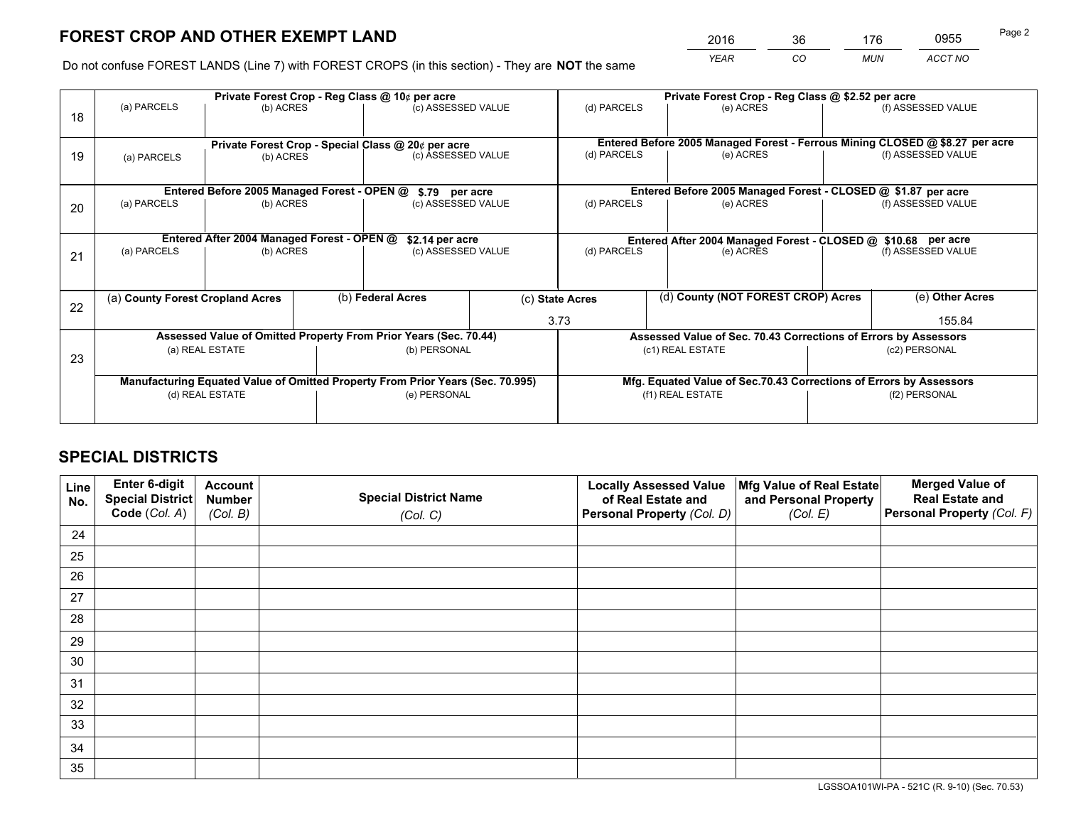# FOREST CROP AND OTHER EXEMPT LAND

| 2016 | 36 | 176 | 0955 |
|---|---|---|---|
| *YEAR* | *CO* | *MUN* | *ACCT NO* |

Do not confuse FOREST LANDS (Line 7) with FOREST CROPS (in this section) - They are **NOT** the same

| | Private Forest Crop - Reg Class @ 10¢ per acre | | | Private Forest Crop - Reg Class @ $2.52 per acre | | |
|---|---|---|---|---|---|---|
| 18 | (a) PARCELS | (b) ACRES | (c) ASSESSED VALUE | (d) PARCELS | (e) ACRES | (f) ASSESSED VALUE |
| | | | | | | |
| | **Private Forest Crop - Special Class @ 20¢ per acre** | | | **Entered Before 2005 Managed Forest - Ferrous Mining CLOSED @ $8.27 per acre** | | |
| 19 | (a) PARCELS | (b) ACRES | (c) ASSESSED VALUE | (d) PARCELS | (e) ACRES | (f) ASSESSED VALUE |
| | | | | | | |
| | **Entered Before 2005 Managed Forest - OPEN @ $.79 per acre** | | | **Entered Before 2005 Managed Forest - CLOSED @ $1.87 per acre** | | |
| 20 | (a) PARCELS | (b) ACRES | (c) ASSESSED VALUE | (d) PARCELS | (e) ACRES | (f) ASSESSED VALUE |
| | | | | | | |
| | **Entered After 2004 Managed Forest - OPEN @ $2.14 per acre** | | | **Entered After 2004 Managed Forest - CLOSED @ $10.68 per acre** | | |
| 21 | (a) PARCELS | (b) ACRES | (c) ASSESSED VALUE | (d) PARCELS | (e) ACRES | (f) ASSESSED VALUE |
| | | | | | | |

| | (a) **County Forest Cropland Acres** | (b) **Federal Acres** | (c) **State Acres** | (d) **County (NOT FOREST CROP) Acres** | (e) **Other Acres** |
|---|---|---|---|---|---|
| 22 | | | 3.73 | | 155.84 |

| | **Assessed Value of Omitted Property From Prior Years (Sec. 70.44)** | | **Assessed Value of Sec. 70.43 Corrections of Errors by Assessors** | |
|---|---|---|---|---|
| 23 | (a) REAL ESTATE | (b) PERSONAL | (c1) REAL ESTATE | (c2) PERSONAL |
| | | | | |
| | **Manufacturing Equated Value of Omitted Property From Prior Years (Sec. 70.995)** | | **Mfg. Equated Value of Sec.70.43 Corrections of Errors by Assessors** | |
| | (d) REAL ESTATE | (e) PERSONAL | (f1) REAL ESTATE | (f2) PERSONAL |
| | | | | |

# SPECIAL DISTRICTS

| Line No. | Enter 6-digit Special District Code (*Col. A*) | Account Number (*Col. B*) | Special District Name (*Col. C*) | Locally Assessed Value of Real Estate and Personal Property (*Col. D*) | Mfg Value of Real Estate and Personal Property (*Col. E*) | Merged Value of Real Estate and Personal Property (*Col. F*) |
|---|---|---|---|---|---|---|
| 24 | | | | | | |
| 25 | | | | | | |
| 26 | | | | | | |
| 27 | | | | | | |
| 28 | | | | | | |
| 29 | | | | | | |
| 30 | | | | | | |
| 31 | | | | | | |
| 32 | | | | | | |
| 33 | | | | | | |
| 34 | | | | | | |
| 35 | | | | | | |

LGSSOA101WI-PA - 521C (R. 9-10) (Sec. 70.53)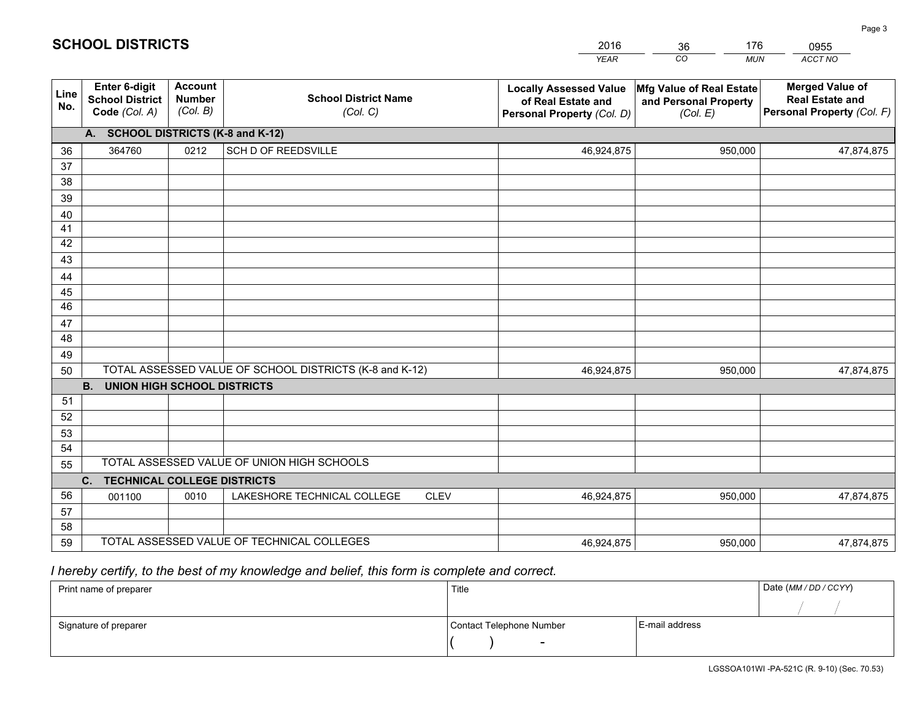# SCHOOL DISTRICTS

| 2016 | 36 | 176 | 0955 |
|---|---|---|---|
| *YEAR* | *CO* | *MUN* | *ACCT NO* |

| Line No. | Enter 6-digit School District Code *(Col. A)* | Account Number *(Col. B)* | School District Name *(Col. C)* | Locally Assessed Value of Real Estate and Personal Property *(Col. D)* | Mfg Value of Real Estate and Personal Property *(Col. E)* | Merged Value of Real Estate and Personal Property *(Col. F)* |
|---|---|---|---|---|---|---|
| | **A. SCHOOL DISTRICTS (K-8 and K-12)** | | | | | |
| 36 | 364760 | 0212 | SCH D OF REEDSVILLE | 46,924,875 | 950,000 | 47,874,875 |
| 37 | | | | | | |
| 38 | | | | | | |
| 39 | | | | | | |
| 40 | | | | | | |
| 41 | | | | | | |
| 42 | | | | | | |
| 43 | | | | | | |
| 44 | | | | | | |
| 45 | | | | | | |
| 46 | | | | | | |
| 47 | | | | | | |
| 48 | | | | | | |
| 49 | | | | | | |
| 50 | TOTAL ASSESSED VALUE OF SCHOOL DISTRICTS (K-8 and K-12) | | | 46,924,875 | 950,000 | 47,874,875 |
| | **B. UNION HIGH SCHOOL DISTRICTS** | | | | | |
| 51 | | | | | | |
| 52 | | | | | | |
| 53 | | | | | | |
| 54 | | | | | | |
| 55 | TOTAL ASSESSED VALUE OF UNION HIGH SCHOOLS | | | | | |
| | **C. TECHNICAL COLLEGE DISTRICTS** | | | | | |
| 56 | 001100 | 0010 | LAKESHORE TECHNICAL COLLEGE CLEV | 46,924,875 | 950,000 | 47,874,875 |
| 57 | | | | | | |
| 58 | | | | | | |
| 59 | TOTAL ASSESSED VALUE OF TECHNICAL COLLEGES | | | 46,924,875 | 950,000 | 47,874,875 |

*I hereby certify, to the best of my knowledge and belief, this form is complete and correct.*

| Print name of preparer | Title | | Date *(MM / DD / CCYY)* |
|---|---|---|---|
| | | | / / |
| Signature of preparer | Contact Telephone Number | E-mail address | |
| | ( ) - | | |

LGSSOA101WI -PA-521C (R. 9-10) (Sec. 70.53)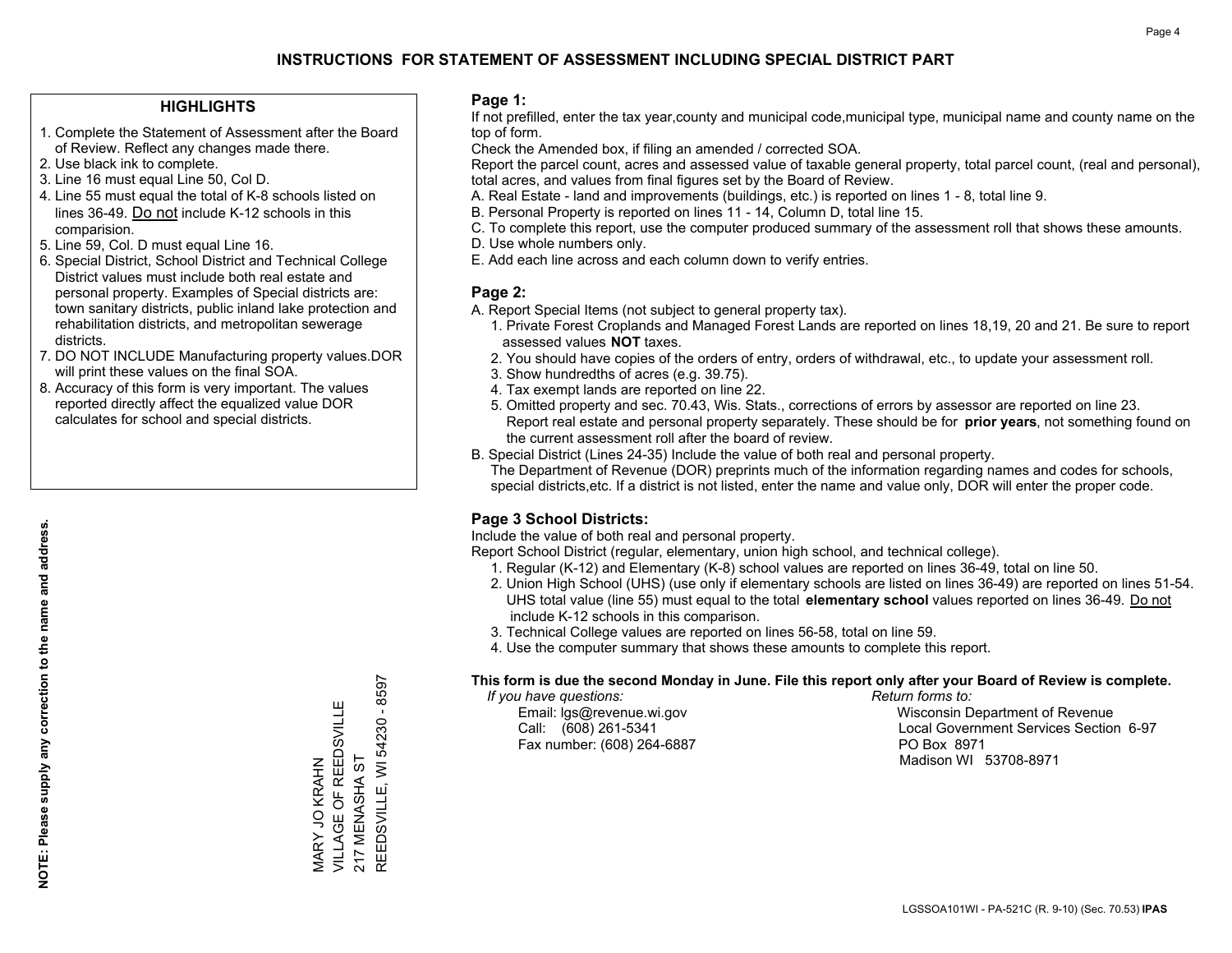# INSTRUCTIONS FOR STATEMENT OF ASSESSMENT INCLUDING SPECIAL DISTRICT PART

## HIGHLIGHTS

1. Complete the Statement of Assessment after the Board of Review. Reflect any changes made there.
2. Use black ink to complete.
3. Line 16 must equal Line 50, Col D.
4. Line 55 must equal the total of K-8 schools listed on lines 36-49. Do not include K-12 schools in this comparision.
5. Line 59, Col. D must equal Line 16.
6. Special District, School District and Technical College District values must include both real estate and personal property. Examples of Special districts are: town sanitary districts, public inland lake protection and rehabilitation districts, and metropolitan sewerage districts.
7. DO NOT INCLUDE Manufacturing property values.DOR will print these values on the final SOA.
8. Accuracy of this form is very important. The values reported directly affect the equalized value DOR calculates for school and special districts.

**NOTE: Please supply any correction to the name and address.**

MARY JO KRAHN
VILLAGE OF REEDSVILLE
217 MENASHA ST
REEDSVILLE, WI 54230 - 8597

## Page 1:

If not prefilled, enter the tax year,county and municipal code,municipal type, municipal name and county name on the top of form.

Check the Amended box, if filing an amended / corrected SOA.

Report the parcel count, acres and assessed value of taxable general property, total parcel count, (real and personal), total acres, and values from final figures set by the Board of Review.

A. Real Estate - land and improvements (buildings, etc.) is reported on lines 1 - 8, total line 9.
B. Personal Property is reported on lines 11 - 14, Column D, total line 15.
C. To complete this report, use the computer produced summary of the assessment roll that shows these amounts.
D. Use whole numbers only.
E. Add each line across and each column down to verify entries.

## Page 2:

A. Report Special Items (not subject to general property tax).
   1. Private Forest Croplands and Managed Forest Lands are reported on lines 18,19, 20 and 21. Be sure to report assessed values **NOT** taxes.
   2. You should have copies of the orders of entry, orders of withdrawal, etc., to update your assessment roll.
   3. Show hundredths of acres (e.g. 39.75).
   4. Tax exempt lands are reported on line 22.
   5. Omitted property and sec. 70.43, Wis. Stats., corrections of errors by assessor are reported on line 23. Report real estate and personal property separately. These should be for **prior years**, not something found on the current assessment roll after the board of review.

B. Special District (Lines 24-35) Include the value of both real and personal property.
   The Department of Revenue (DOR) preprints much of the information regarding names and codes for schools, special districts,etc. If a district is not listed, enter the name and value only, DOR will enter the proper code.

## Page 3 School Districts:

Include the value of both real and personal property.

Report School District (regular, elementary, union high school, and technical college).

1. Regular (K-12) and Elementary (K-8) school values are reported on lines 36-49, total on line 50.
2. Union High School (UHS) (use only if elementary schools are listed on lines 36-49) are reported on lines 51-54. UHS total value (line 55) must equal to the total **elementary school** values reported on lines 36-49. Do not include K-12 schools in this comparison.
3. Technical College values are reported on lines 56-58, total on line 59.
4. Use the computer summary that shows these amounts to complete this report.

**This form is due the second Monday in June. File this report only after your Board of Review is complete.**

*If you have questions:*
Email: lgs@revenue.wi.gov
Call: (608) 261-5341
Fax number: (608) 264-6887

*Return forms to:*
Wisconsin Department of Revenue
Local Government Services Section 6-97
PO Box 8971
Madison WI 53708-8971

LGSSOA101WI - PA-521C (R. 9-10) (Sec. 70.53) **IPAS**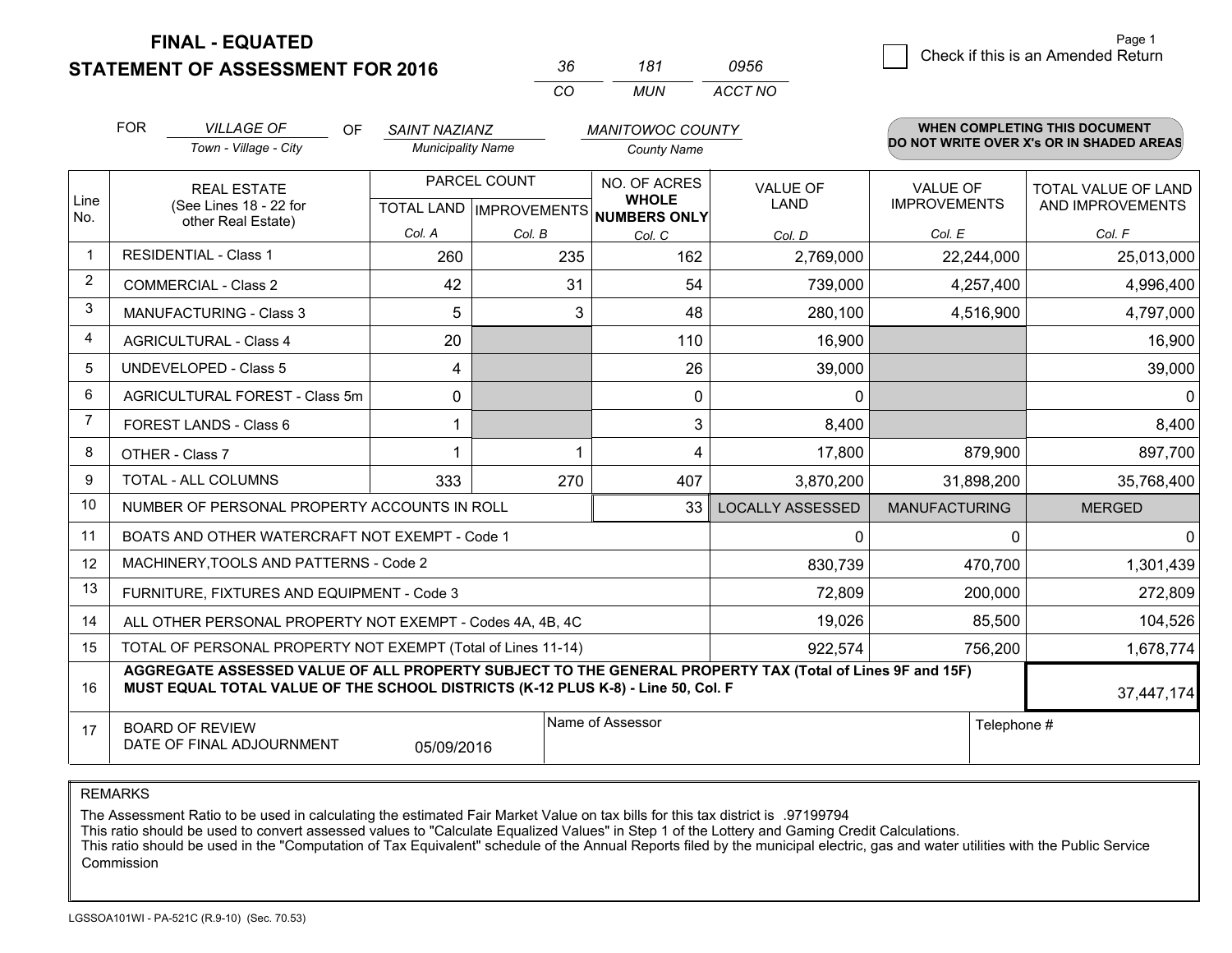# FINAL - EQUATED
## STATEMENT OF ASSESSMENT FOR 2016

| 36 | 181 | 0956 |
|---|---|---|
| CO | MUN | ACCT NO |

Page 1

☐ Check if this is an Amended Return

FOR *VILLAGE OF* (Town - Village - City) OF *SAINT NAZIANZ* (Municipality Name) *MANITOWOC COUNTY* (County Name)

**WHEN COMPLETING THIS DOCUMENT DO NOT WRITE OVER X's OR IN SHADED AREAS**

| Line No. | REAL ESTATE (See Lines 18 - 22 for other Real Estate) | PARCEL COUNT TOTAL LAND Col. A | IMPROVEMENTS Col. B | NO. OF ACRES WHOLE NUMBERS ONLY Col. C | VALUE OF LAND Col. D | VALUE OF IMPROVEMENTS Col. E | TOTAL VALUE OF LAND AND IMPROVEMENTS Col. F |
|---|---|---|---|---|---|---|---|
| 1 | RESIDENTIAL - Class 1 | 260 | 235 | 162 | 2,769,000 | 22,244,000 | 25,013,000 |
| 2 | COMMERCIAL - Class 2 | 42 | 31 | 54 | 739,000 | 4,257,400 | 4,996,400 |
| 3 | MANUFACTURING - Class 3 | 5 | 3 | 48 | 280,100 | 4,516,900 | 4,797,000 |
| 4 | AGRICULTURAL - Class 4 | 20 | | 110 | 16,900 | | 16,900 |
| 5 | UNDEVELOPED - Class 5 | 4 | | 26 | 39,000 | | 39,000 |
| 6 | AGRICULTURAL FOREST - Class 5m | 0 | | 0 | 0 | | 0 |
| 7 | FOREST LANDS - Class 6 | 1 | | 3 | 8,400 | | 8,400 |
| 8 | OTHER - Class 7 | 1 | 1 | 4 | 17,800 | 879,900 | 897,700 |
| 9 | TOTAL - ALL COLUMNS | 333 | 270 | 407 | 3,870,200 | 31,898,200 | 35,768,400 |
| 10 | NUMBER OF PERSONAL PROPERTY ACCOUNTS IN ROLL | | | 33 | LOCALLY ASSESSED | MANUFACTURING | MERGED |
| 11 | BOATS AND OTHER WATERCRAFT NOT EXEMPT - Code 1 | | | | 0 | 0 | 0 |
| 12 | MACHINERY,TOOLS AND PATTERNS - Code 2 | | | | 830,739 | 470,700 | 1,301,439 |
| 13 | FURNITURE, FIXTURES AND EQUIPMENT - Code 3 | | | | 72,809 | 200,000 | 272,809 |
| 14 | ALL OTHER PERSONAL PROPERTY NOT EXEMPT - Codes 4A, 4B, 4C | | | | 19,026 | 85,500 | 104,526 |
| 15 | TOTAL OF PERSONAL PROPERTY NOT EXEMPT (Total of Lines 11-14) | | | | 922,574 | 756,200 | 1,678,774 |
| 16 | **AGGREGATE ASSESSED VALUE OF ALL PROPERTY SUBJECT TO THE GENERAL PROPERTY TAX (Total of Lines 9F and 15F) MUST EQUAL TOTAL VALUE OF THE SCHOOL DISTRICTS (K-12 PLUS K-8) - Line 50, Col. F** | | | | | | 37,447,174 |
| 17 | BOARD OF REVIEW DATE OF FINAL ADJOURNMENT | 05/09/2016 | Name of Assessor | | | Telephone # | |

REMARKS

The Assessment Ratio to be used in calculating the estimated Fair Market Value on tax bills for this tax district is .97199794
This ratio should be used to convert assessed values to "Calculate Equalized Values" in Step 1 of the Lottery and Gaming Credit Calculations.
This ratio should be used in the "Computation of Tax Equivalent" schedule of the Annual Reports filed by the municipal electric, gas and water utilities with the Public Service Commission

LGSSOA101WI - PA-521C (R.9-10) (Sec. 70.53)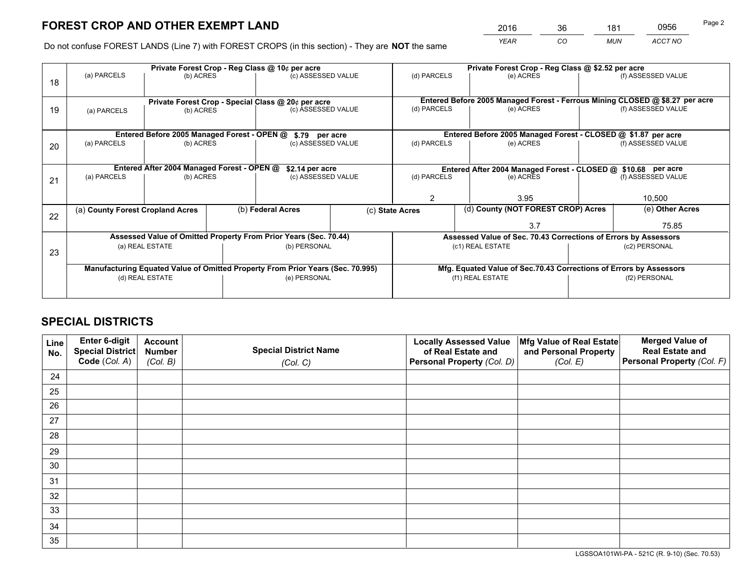# FOREST CROP AND OTHER EXEMPT LAND

| 2016 | 36 | 181 | 0956 |
|---|---|---|---|
| *YEAR* | *CO* | *MUN* | *ACCT NO* |

Do not confuse FOREST LANDS (Line 7) with FOREST CROPS (in this section) - They are **NOT** the same

| Line | Private Forest Crop - Reg Class @ 10¢ per acre | | | Private Forest Crop - Reg Class @ $2.52 per acre | | |
|---|---|---|---|---|---|---|
| 18 | (a) PARCELS | (b) ACRES | (c) ASSESSED VALUE | (d) PARCELS | (e) ACRES | (f) ASSESSED VALUE |
| | | | | | | |
| | **Private Forest Crop - Special Class @ 20¢ per acre** | | | **Entered Before 2005 Managed Forest - Ferrous Mining CLOSED @ $8.27 per acre** | | |
| 19 | (a) PARCELS | (b) ACRES | (c) ASSESSED VALUE | (d) PARCELS | (e) ACRES | (f) ASSESSED VALUE |
| | | | | | | |
| | **Entered Before 2005 Managed Forest - OPEN @ $.79 per acre** | | | **Entered Before 2005 Managed Forest - CLOSED @ $1.87 per acre** | | |
| 20 | (a) PARCELS | (b) ACRES | (c) ASSESSED VALUE | (d) PARCELS | (e) ACRES | (f) ASSESSED VALUE |
| | | | | | | |
| | **Entered After 2004 Managed Forest - OPEN @ $2.14 per acre** | | | **Entered After 2004 Managed Forest - CLOSED @ $10.68 per acre** | | |
| 21 | (a) PARCELS | (b) ACRES | (c) ASSESSED VALUE | (d) PARCELS | (e) ACRES | (f) ASSESSED VALUE |
| | | | | 2 | 3.95 | 10,500 |

| Line | (a) County Forest Cropland Acres | (b) Federal Acres | (c) State Acres | (d) County (NOT FOREST CROP) Acres | (e) Other Acres |
|---|---|---|---|---|---|
| 22 | | | | 3.7 | 75.85 |

| Line | Assessed Value of Omitted Property From Prior Years (Sec. 70.44) | | Assessed Value of Sec. 70.43 Corrections of Errors by Assessors | |
|---|---|---|---|---|
| 23 | (a) REAL ESTATE | (b) PERSONAL | (c1) REAL ESTATE | (c2) PERSONAL |
| | | | | |
| | **Manufacturing Equated Value of Omitted Property From Prior Years (Sec. 70.995)** | | **Mfg. Equated Value of Sec.70.43 Corrections of Errors by Assessors** | |
| | (d) REAL ESTATE | (e) PERSONAL | (f1) REAL ESTATE | (f2) PERSONAL |
| | | | | |

# SPECIAL DISTRICTS

| Line No. | Enter 6-digit Special District Code (*Col. A*) | Account Number (*Col. B*) | Special District Name (*Col. C*) | Locally Assessed Value of Real Estate and Personal Property (*Col. D*) | Mfg Value of Real Estate and Personal Property (*Col. E*) | Merged Value of Real Estate and Personal Property (*Col. F*) |
|---|---|---|---|---|---|---|
| 24 | | | | | | |
| 25 | | | | | | |
| 26 | | | | | | |
| 27 | | | | | | |
| 28 | | | | | | |
| 29 | | | | | | |
| 30 | | | | | | |
| 31 | | | | | | |
| 32 | | | | | | |
| 33 | | | | | | |
| 34 | | | | | | |
| 35 | | | | | | |

LGSSOA101WI-PA - 521C (R. 9-10) (Sec. 70.53)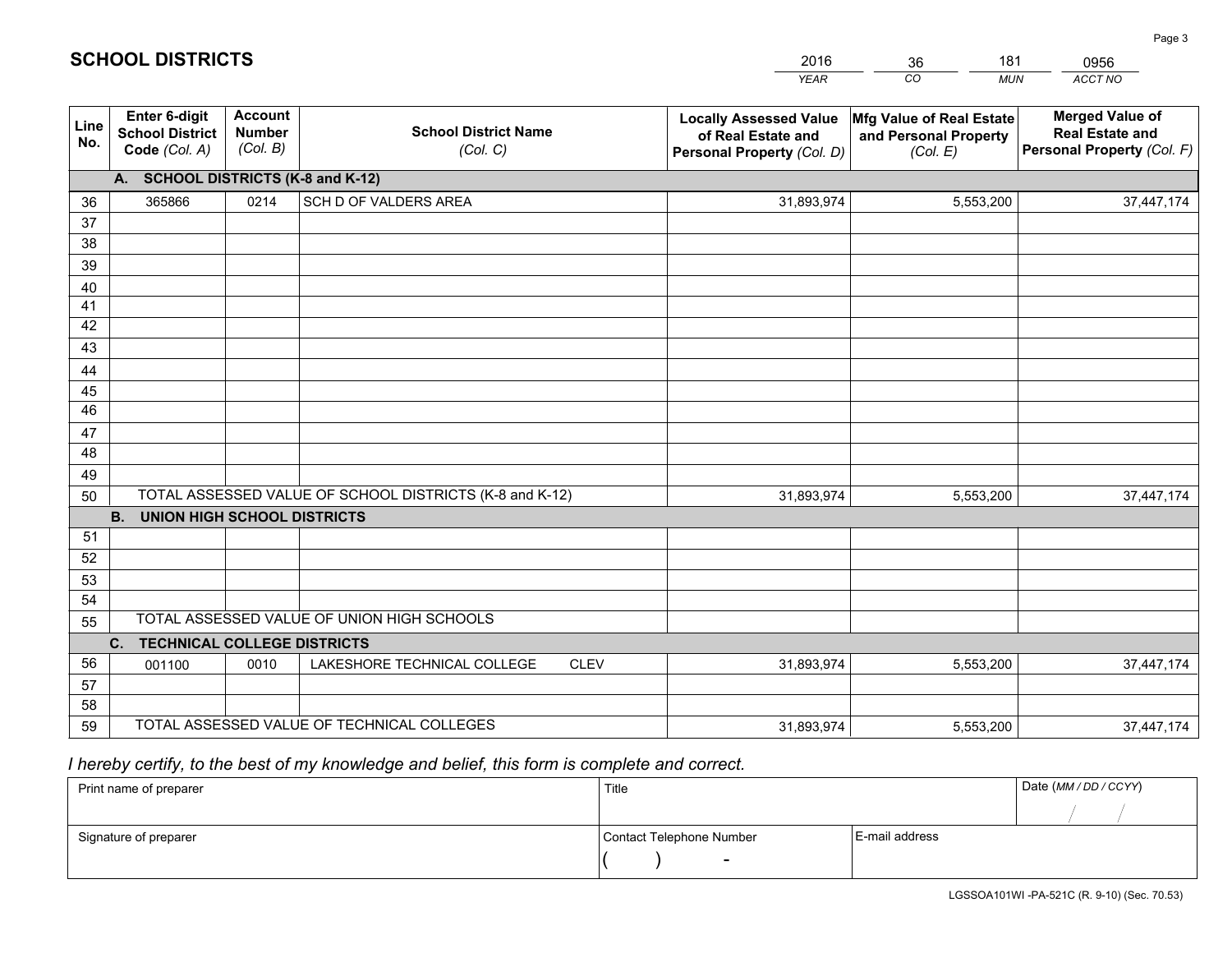## SCHOOL DISTRICTS

| 2016 | 36 | 181 | 0956 |
|---|---|---|---|
| *YEAR* | *CO* | *MUN* | *ACCT NO* |

| Line No. | Enter 6-digit School District Code *(Col. A)* | Account Number *(Col. B)* | School District Name *(Col. C)* | Locally Assessed Value of Real Estate and Personal Property *(Col. D)* | Mfg Value of Real Estate and Personal Property *(Col. E)* | Merged Value of Real Estate and Personal Property *(Col. F)* |
|---|---|---|---|---|---|---|
| | **A. SCHOOL DISTRICTS (K-8 and K-12)** | | | | | |
| 36 | 365866 | 0214 | SCH D OF VALDERS AREA | 31,893,974 | 5,553,200 | 37,447,174 |
| 37 | | | | | | |
| 38 | | | | | | |
| 39 | | | | | | |
| 40 | | | | | | |
| 41 | | | | | | |
| 42 | | | | | | |
| 43 | | | | | | |
| 44 | | | | | | |
| 45 | | | | | | |
| 46 | | | | | | |
| 47 | | | | | | |
| 48 | | | | | | |
| 49 | | | | | | |
| 50 | TOTAL ASSESSED VALUE OF SCHOOL DISTRICTS (K-8 and K-12) | | | 31,893,974 | 5,553,200 | 37,447,174 |
| | **B. UNION HIGH SCHOOL DISTRICTS** | | | | | |
| 51 | | | | | | |
| 52 | | | | | | |
| 53 | | | | | | |
| 54 | | | | | | |
| 55 | TOTAL ASSESSED VALUE OF UNION HIGH SCHOOLS | | | | | |
| | **C. TECHNICAL COLLEGE DISTRICTS** | | | | | |
| 56 | 001100 | 0010 | LAKESHORE TECHNICAL COLLEGE CLEV | 31,893,974 | 5,553,200 | 37,447,174 |
| 57 | | | | | | |
| 58 | | | | | | |
| 59 | TOTAL ASSESSED VALUE OF TECHNICAL COLLEGES | | | 31,893,974 | 5,553,200 | 37,447,174 |

*I hereby certify, to the best of my knowledge and belief, this form is complete and correct.*

| Print name of preparer | Title | | Date *(MM / DD / CCYY)* |
|---|---|---|---|
| | | | / / |
| Signature of preparer | Contact Telephone Number | E-mail address | |
| | ( ) - | | |

LGSSOA101WI -PA-521C (R. 9-10) (Sec. 70.53)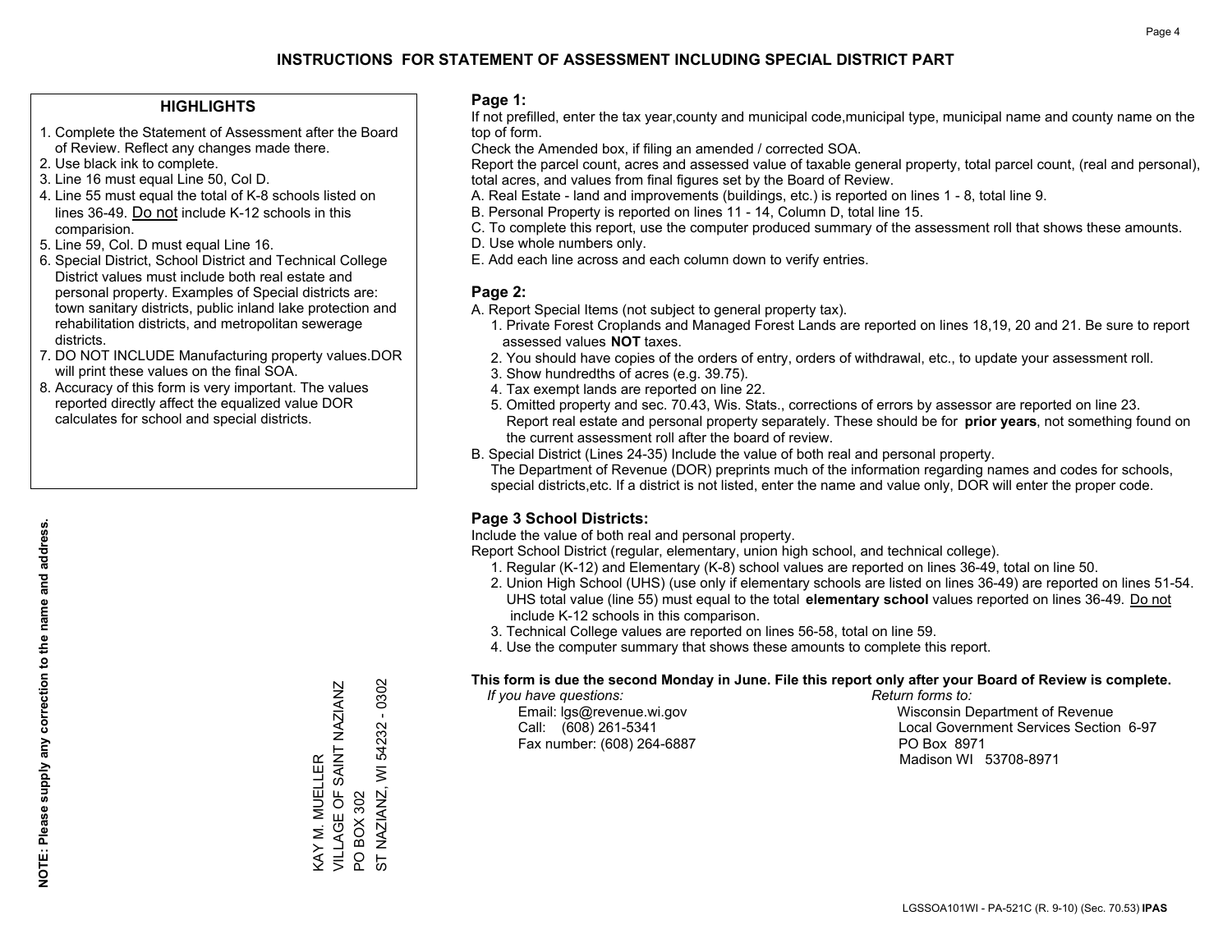# INSTRUCTIONS FOR STATEMENT OF ASSESSMENT INCLUDING SPECIAL DISTRICT PART

## HIGHLIGHTS

1. Complete the Statement of Assessment after the Board of Review. Reflect any changes made there.
2. Use black ink to complete.
3. Line 16 must equal Line 50, Col D.
4. Line 55 must equal the total of K-8 schools listed on lines 36-49. Do not include K-12 schools in this comparision.
5. Line 59, Col. D must equal Line 16.
6. Special District, School District and Technical College District values must include both real estate and personal property. Examples of Special districts are: town sanitary districts, public inland lake protection and rehabilitation districts, and metropolitan sewerage districts.
7. DO NOT INCLUDE Manufacturing property values.DOR will print these values on the final SOA.
8. Accuracy of this form is very important. The values reported directly affect the equalized value DOR calculates for school and special districts.

**NOTE: Please supply any correction to the name and address.**

KAY M. MUELLER
VILLAGE OF SAINT NAZIANZ
PO BOX 302
ST NAZIANZ, WI 54232 - 0302

## Page 1:

If not prefilled, enter the tax year,county and municipal code,municipal type, municipal name and county name on the top of form.

Check the Amended box, if filing an amended / corrected SOA.

Report the parcel count, acres and assessed value of taxable general property, total parcel count, (real and personal), total acres, and values from final figures set by the Board of Review.

A. Real Estate - land and improvements (buildings, etc.) is reported on lines 1 - 8, total line 9.
B. Personal Property is reported on lines 11 - 14, Column D, total line 15.
C. To complete this report, use the computer produced summary of the assessment roll that shows these amounts.
D. Use whole numbers only.
E. Add each line across and each column down to verify entries.

## Page 2:

A. Report Special Items (not subject to general property tax).
   1. Private Forest Croplands and Managed Forest Lands are reported on lines 18,19, 20 and 21. Be sure to report assessed values **NOT** taxes.
   2. You should have copies of the orders of entry, orders of withdrawal, etc., to update your assessment roll.
   3. Show hundredths of acres (e.g. 39.75).
   4. Tax exempt lands are reported on line 22.
   5. Omitted property and sec. 70.43, Wis. Stats., corrections of errors by assessor are reported on line 23. Report real estate and personal property separately. These should be for **prior years**, not something found on the current assessment roll after the board of review.

B. Special District (Lines 24-35) Include the value of both real and personal property.
   The Department of Revenue (DOR) preprints much of the information regarding names and codes for schools, special districts,etc. If a district is not listed, enter the name and value only, DOR will enter the proper code.

## Page 3 School Districts:

Include the value of both real and personal property.

Report School District (regular, elementary, union high school, and technical college).

1. Regular (K-12) and Elementary (K-8) school values are reported on lines 36-49, total on line 50.
2. Union High School (UHS) (use only if elementary schools are listed on lines 36-49) are reported on lines 51-54. UHS total value (line 55) must equal to the total **elementary school** values reported on lines 36-49. Do not include K-12 schools in this comparison.
3. Technical College values are reported on lines 56-58, total on line 59.
4. Use the computer summary that shows these amounts to complete this report.

**This form is due the second Monday in June. File this report only after your Board of Review is complete.**

*If you have questions:*
Email: lgs@revenue.wi.gov
Call: (608) 261-5341
Fax number: (608) 264-6887

*Return forms to:*
Wisconsin Department of Revenue
Local Government Services Section 6-97
PO Box 8971
Madison WI 53708-8971

LGSSOA101WI - PA-521C (R. 9-10) (Sec. 70.53) **IPAS**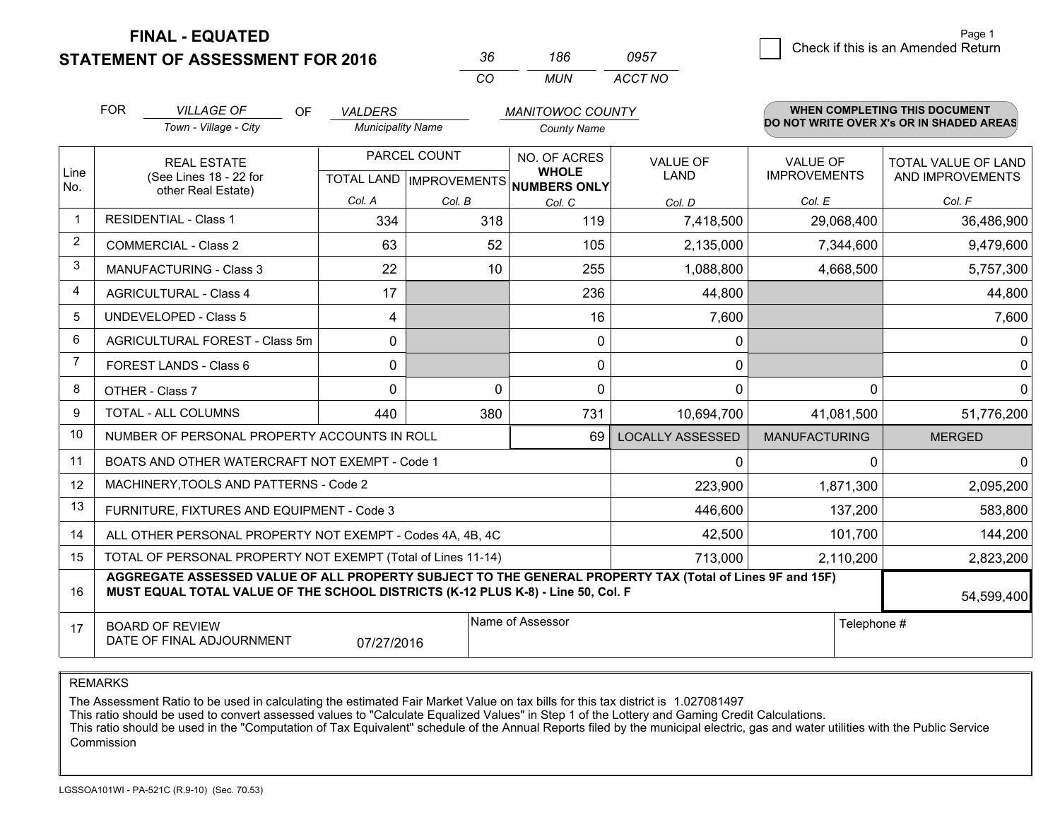# FINAL - EQUATED
## STATEMENT OF ASSESSMENT FOR 2016

| 36 | 186 | 0957 |
|---|---|---|
| CO | MUN | ACCT NO |

Page 1

☐ Check if this is an Amended Return

FOR *VILLAGE OF* (Town - Village - City) OF *VALDERS* (Municipality Name) *MANITOWOC COUNTY* (County Name)

**WHEN COMPLETING THIS DOCUMENT DO NOT WRITE OVER X's OR IN SHADED AREAS**

| Line No. | REAL ESTATE (See Lines 18 - 22 for other Real Estate) | PARCEL COUNT | | NO. OF ACRES WHOLE NUMBERS ONLY | VALUE OF LAND | VALUE OF IMPROVEMENTS | TOTAL VALUE OF LAND AND IMPROVEMENTS |
|---|---|---|---|---|---|---|---|
| | | TOTAL LAND | IMPROVEMENTS | | | | |
| | | Col. A | Col. B | Col. C | Col. D | Col. E | Col. F |
| 1 | RESIDENTIAL - Class 1 | 334 | 318 | 119 | 7,418,500 | 29,068,400 | 36,486,900 |
| 2 | COMMERCIAL - Class 2 | 63 | 52 | 105 | 2,135,000 | 7,344,600 | 9,479,600 |
| 3 | MANUFACTURING - Class 3 | 22 | 10 | 255 | 1,088,800 | 4,668,500 | 5,757,300 |
| 4 | AGRICULTURAL - Class 4 | 17 | | 236 | 44,800 | | 44,800 |
| 5 | UNDEVELOPED - Class 5 | 4 | | 16 | 7,600 | | 7,600 |
| 6 | AGRICULTURAL FOREST - Class 5m | 0 | | 0 | 0 | | 0 |
| 7 | FOREST LANDS - Class 6 | 0 | | 0 | 0 | | 0 |
| 8 | OTHER - Class 7 | 0 | 0 | 0 | 0 | 0 | 0 |
| 9 | TOTAL - ALL COLUMNS | 440 | 380 | 731 | 10,694,700 | 41,081,500 | 51,776,200 |
| 10 | NUMBER OF PERSONAL PROPERTY ACCOUNTS IN ROLL | | | 69 | LOCALLY ASSESSED | MANUFACTURING | MERGED |
| 11 | BOATS AND OTHER WATERCRAFT NOT EXEMPT - Code 1 | | | | 0 | 0 | 0 |
| 12 | MACHINERY,TOOLS AND PATTERNS - Code 2 | | | | 223,900 | 1,871,300 | 2,095,200 |
| 13 | FURNITURE, FIXTURES AND EQUIPMENT - Code 3 | | | | 446,600 | 137,200 | 583,800 |
| 14 | ALL OTHER PERSONAL PROPERTY NOT EXEMPT - Codes 4A, 4B, 4C | | | | 42,500 | 101,700 | 144,200 |
| 15 | TOTAL OF PERSONAL PROPERTY NOT EXEMPT (Total of Lines 11-14) | | | | 713,000 | 2,110,200 | 2,823,200 |
| 16 | **AGGREGATE ASSESSED VALUE OF ALL PROPERTY SUBJECT TO THE GENERAL PROPERTY TAX (Total of Lines 9F and 15F) MUST EQUAL TOTAL VALUE OF THE SCHOOL DISTRICTS (K-12 PLUS K-8) - Line 50, Col. F** | | | | | | 54,599,400 |
| 17 | BOARD OF REVIEW DATE OF FINAL ADJOURNMENT | 07/27/2016 | | Name of Assessor | | Telephone # | |

REMARKS

The Assessment Ratio to be used in calculating the estimated Fair Market Value on tax bills for this tax district is 1.027081497
This ratio should be used to convert assessed values to "Calculate Equalized Values" in Step 1 of the Lottery and Gaming Credit Calculations.
This ratio should be used in the "Computation of Tax Equivalent" schedule of the Annual Reports filed by the municipal electric, gas and water utilities with the Public Service Commission

LGSSOA101WI - PA-521C (R.9-10) (Sec. 70.53)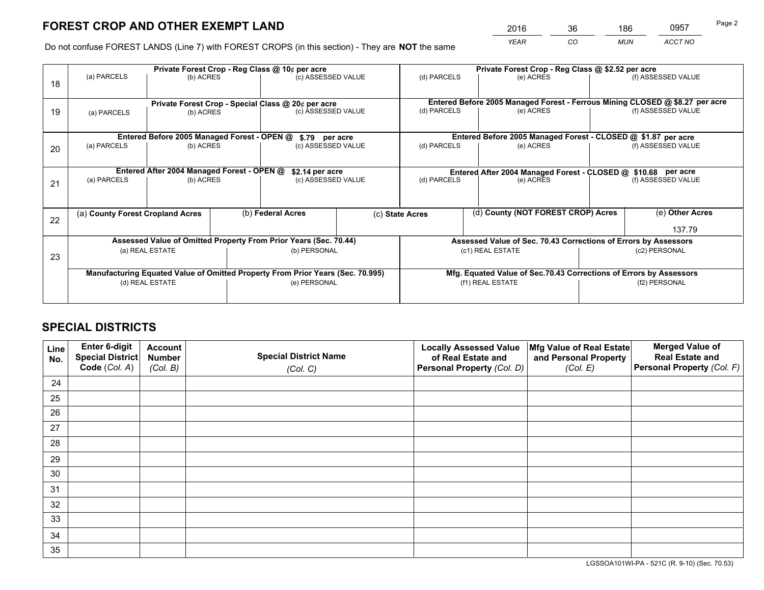# FOREST CROP AND OTHER EXEMPT LAND

| 2016 | 36 | 186 | 0957 |
|---|---|---|---|
| *YEAR* | *CO* | *MUN* | *ACCT NO* |

Do not confuse FOREST LANDS (Line 7) with FOREST CROPS (in this section) - They are **NOT** the same

| Line | Private Forest Crop - Reg Class @ 10¢ per acre | | | Private Forest Crop - Reg Class @ $2.52 per acre | | |
|---|---|---|---|---|---|---|
| 18 | (a) PARCELS | (b) ACRES | (c) ASSESSED VALUE | (d) PARCELS | (e) ACRES | (f) ASSESSED VALUE |
| | **Private Forest Crop - Special Class @ 20¢ per acre** | | | **Entered Before 2005 Managed Forest - Ferrous Mining CLOSED @ $8.27 per acre** | | |
| 19 | (a) PARCELS | (b) ACRES | (c) ASSESSED VALUE | (d) PARCELS | (e) ACRES | (f) ASSESSED VALUE |
| | **Entered Before 2005 Managed Forest - OPEN @ $.79 per acre** | | | **Entered Before 2005 Managed Forest - CLOSED @ $1.87 per acre** | | |
| 20 | (a) PARCELS | (b) ACRES | (c) ASSESSED VALUE | (d) PARCELS | (e) ACRES | (f) ASSESSED VALUE |
| | **Entered After 2004 Managed Forest - OPEN @ $2.14 per acre** | | | **Entered After 2004 Managed Forest - CLOSED @ $10.68 per acre** | | |
| 21 | (a) PARCELS | (b) ACRES | (c) ASSESSED VALUE | (d) PARCELS | (e) ACRES | (f) ASSESSED VALUE |

| Line | (a) County Forest Cropland Acres | (b) Federal Acres | (c) State Acres | (d) County (NOT FOREST CROP) Acres | (e) Other Acres |
|---|---|---|---|---|---|
| 22 | | | | | 137.79 |

| Line | Assessed Value of Omitted Property From Prior Years (Sec. 70.44) | | Assessed Value of Sec. 70.43 Corrections of Errors by Assessors | |
|---|---|---|---|---|
| 23 | (a) REAL ESTATE | (b) PERSONAL | (c1) REAL ESTATE | (c2) PERSONAL |
| | **Manufacturing Equated Value of Omitted Property From Prior Years (Sec. 70.995)** | | **Mfg. Equated Value of Sec.70.43 Corrections of Errors by Assessors** | |
| | (d) REAL ESTATE | (e) PERSONAL | (f1) REAL ESTATE | (f2) PERSONAL |

## SPECIAL DISTRICTS

| Line No. | Enter 6-digit Special District Code (Col. A) | Account Number (Col. B) | Special District Name (Col. C) | Locally Assessed Value of Real Estate and Personal Property (Col. D) | Mfg Value of Real Estate and Personal Property (Col. E) | Merged Value of Real Estate and Personal Property (Col. F) |
|---|---|---|---|---|---|---|
| 24 | | | | | | |
| 25 | | | | | | |
| 26 | | | | | | |
| 27 | | | | | | |
| 28 | | | | | | |
| 29 | | | | | | |
| 30 | | | | | | |
| 31 | | | | | | |
| 32 | | | | | | |
| 33 | | | | | | |
| 34 | | | | | | |
| 35 | | | | | | |

LGSSOA101WI-PA - 521C (R. 9-10) (Sec. 70.53)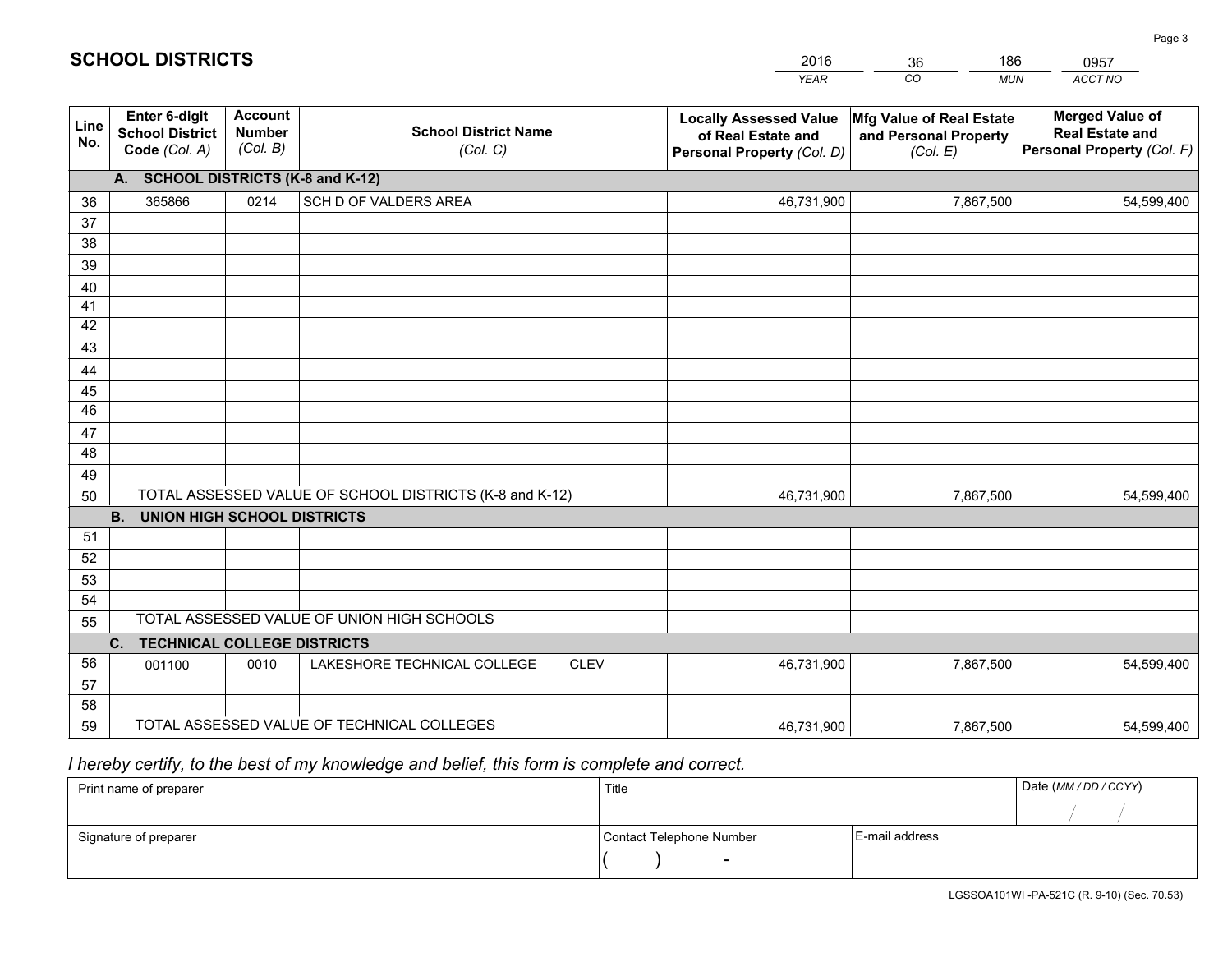# SCHOOL DISTRICTS

| 2016 | 36 | 186 | 0957 |
|---|---|---|---|
| *YEAR* | *CO* | *MUN* | *ACCT NO* |

| Line No. | Enter 6-digit School District Code *(Col. A)* | Account Number *(Col. B)* | School District Name *(Col. C)* | Locally Assessed Value of Real Estate and Personal Property *(Col. D)* | Mfg Value of Real Estate and Personal Property *(Col. E)* | Merged Value of Real Estate and Personal Property *(Col. F)* |
|---|---|---|---|---|---|---|
| **A. SCHOOL DISTRICTS (K-8 and K-12)** | | | | | | |
| 36 | 365866 | 0214 | SCH D OF VALDERS AREA | 46,731,900 | 7,867,500 | 54,599,400 |
| 37 | | | | | | |
| 38 | | | | | | |
| 39 | | | | | | |
| 40 | | | | | | |
| 41 | | | | | | |
| 42 | | | | | | |
| 43 | | | | | | |
| 44 | | | | | | |
| 45 | | | | | | |
| 46 | | | | | | |
| 47 | | | | | | |
| 48 | | | | | | |
| 49 | | | | | | |
| 50 | TOTAL ASSESSED VALUE OF SCHOOL DISTRICTS (K-8 and K-12) | | | 46,731,900 | 7,867,500 | 54,599,400 |
| **B. UNION HIGH SCHOOL DISTRICTS** | | | | | | |
| 51 | | | | | | |
| 52 | | | | | | |
| 53 | | | | | | |
| 54 | | | | | | |
| 55 | TOTAL ASSESSED VALUE OF UNION HIGH SCHOOLS | | | | | |
| **C. TECHNICAL COLLEGE DISTRICTS** | | | | | | |
| 56 | 001100 | 0010 | LAKESHORE TECHNICAL COLLEGE CLEV | 46,731,900 | 7,867,500 | 54,599,400 |
| 57 | | | | | | |
| 58 | | | | | | |
| 59 | TOTAL ASSESSED VALUE OF TECHNICAL COLLEGES | | | 46,731,900 | 7,867,500 | 54,599,400 |

*I hereby certify, to the best of my knowledge and belief, this form is complete and correct.*

| Print name of preparer | Title | | Date *(MM / DD / CCYY)* |
|---|---|---|---|
| | | | / / |
| Signature of preparer | Contact Telephone Number | E-mail address | |
| | ( ) - | | |

LGSSOA101WI -PA-521C (R. 9-10) (Sec. 70.53)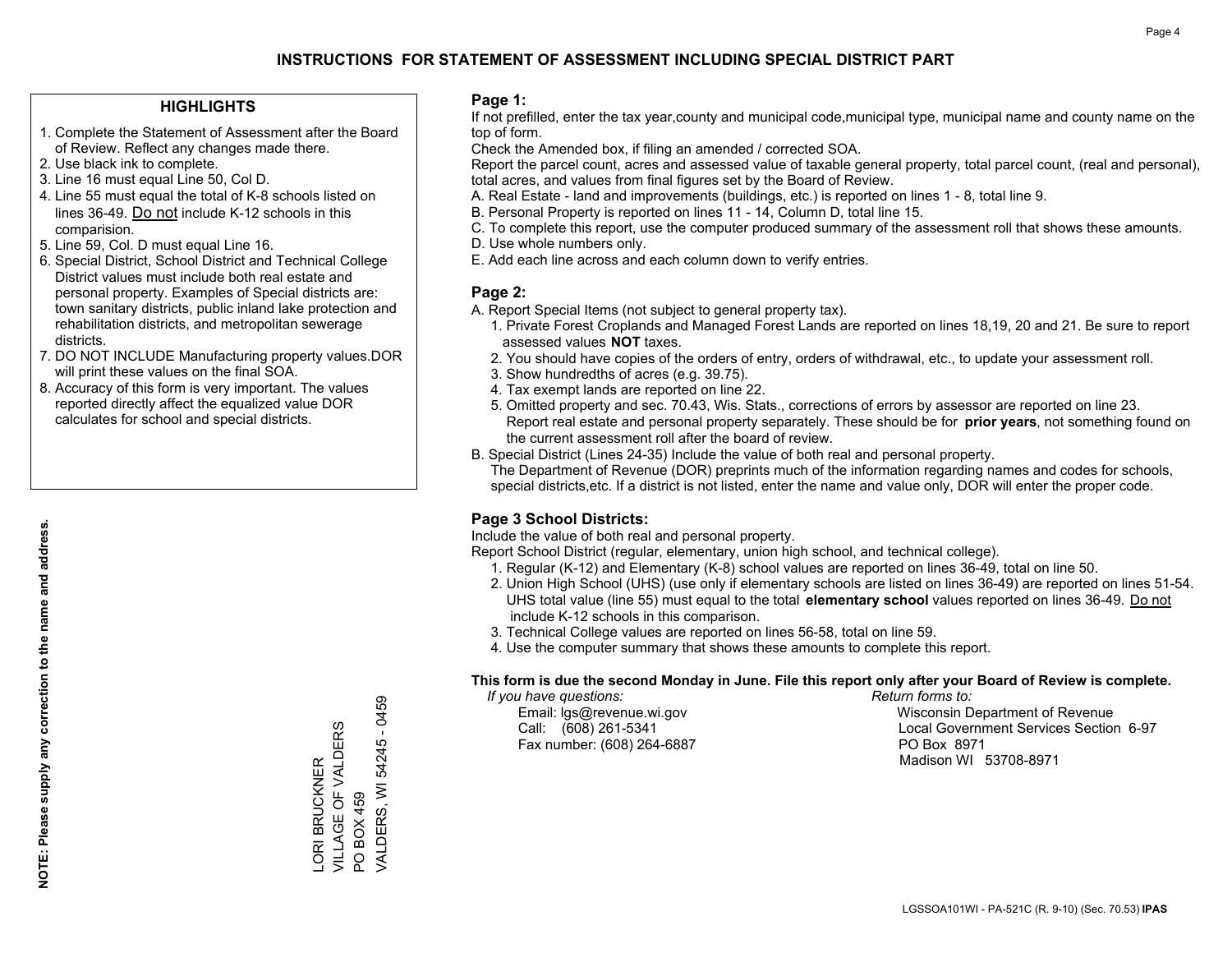# INSTRUCTIONS FOR STATEMENT OF ASSESSMENT INCLUDING SPECIAL DISTRICT PART

## HIGHLIGHTS

1. Complete the Statement of Assessment after the Board of Review. Reflect any changes made there.
2. Use black ink to complete.
3. Line 16 must equal Line 50, Col D.
4. Line 55 must equal the total of K-8 schools listed on lines 36-49. Do not include K-12 schools in this comparision.
5. Line 59, Col. D must equal Line 16.
6. Special District, School District and Technical College District values must include both real estate and personal property. Examples of Special districts are: town sanitary districts, public inland lake protection and rehabilitation districts, and metropolitan sewerage districts.
7. DO NOT INCLUDE Manufacturing property values.DOR will print these values on the final SOA.
8. Accuracy of this form is very important. The values reported directly affect the equalized value DOR calculates for school and special districts.

**NOTE: Please supply any correction to the name and address.**

LORI BRUCKNER
VILLAGE OF VALDERS
PO BOX 459
VALDERS, WI 54245 - 0459

## Page 1:

If not prefilled, enter the tax year,county and municipal code,municipal type, municipal name and county name on the top of form.

Check the Amended box, if filing an amended / corrected SOA.

Report the parcel count, acres and assessed value of taxable general property, total parcel count, (real and personal), total acres, and values from final figures set by the Board of Review.

A. Real Estate - land and improvements (buildings, etc.) is reported on lines 1 - 8, total line 9.
B. Personal Property is reported on lines 11 - 14, Column D, total line 15.
C. To complete this report, use the computer produced summary of the assessment roll that shows these amounts.
D. Use whole numbers only.
E. Add each line across and each column down to verify entries.

## Page 2:

A. Report Special Items (not subject to general property tax).
   1. Private Forest Croplands and Managed Forest Lands are reported on lines 18,19, 20 and 21. Be sure to report assessed values **NOT** taxes.
   2. You should have copies of the orders of entry, orders of withdrawal, etc., to update your assessment roll.
   3. Show hundredths of acres (e.g. 39.75).
   4. Tax exempt lands are reported on line 22.
   5. Omitted property and sec. 70.43, Wis. Stats., corrections of errors by assessor are reported on line 23. Report real estate and personal property separately. These should be for **prior years**, not something found on the current assessment roll after the board of review.
B. Special District (Lines 24-35) Include the value of both real and personal property.
   The Department of Revenue (DOR) preprints much of the information regarding names and codes for schools, special districts,etc. If a district is not listed, enter the name and value only, DOR will enter the proper code.

## Page 3 School Districts:

Include the value of both real and personal property.

Report School District (regular, elementary, union high school, and technical college).

1. Regular (K-12) and Elementary (K-8) school values are reported on lines 36-49, total on line 50.
2. Union High School (UHS) (use only if elementary schools are listed on lines 36-49) are reported on lines 51-54. UHS total value (line 55) must equal to the total **elementary school** values reported on lines 36-49. Do not include K-12 schools in this comparison.
3. Technical College values are reported on lines 56-58, total on line 59.
4. Use the computer summary that shows these amounts to complete this report.

**This form is due the second Monday in June. File this report only after your Board of Review is complete.**

*If you have questions:*
Email: lgs@revenue.wi.gov
Call: (608) 261-5341
Fax number: (608) 264-6887

*Return forms to:*
Wisconsin Department of Revenue
Local Government Services Section 6-97
PO Box 8971
Madison WI 53708-8971

LGSSOA101WI - PA-521C (R. 9-10) (Sec. 70.53) **IPAS**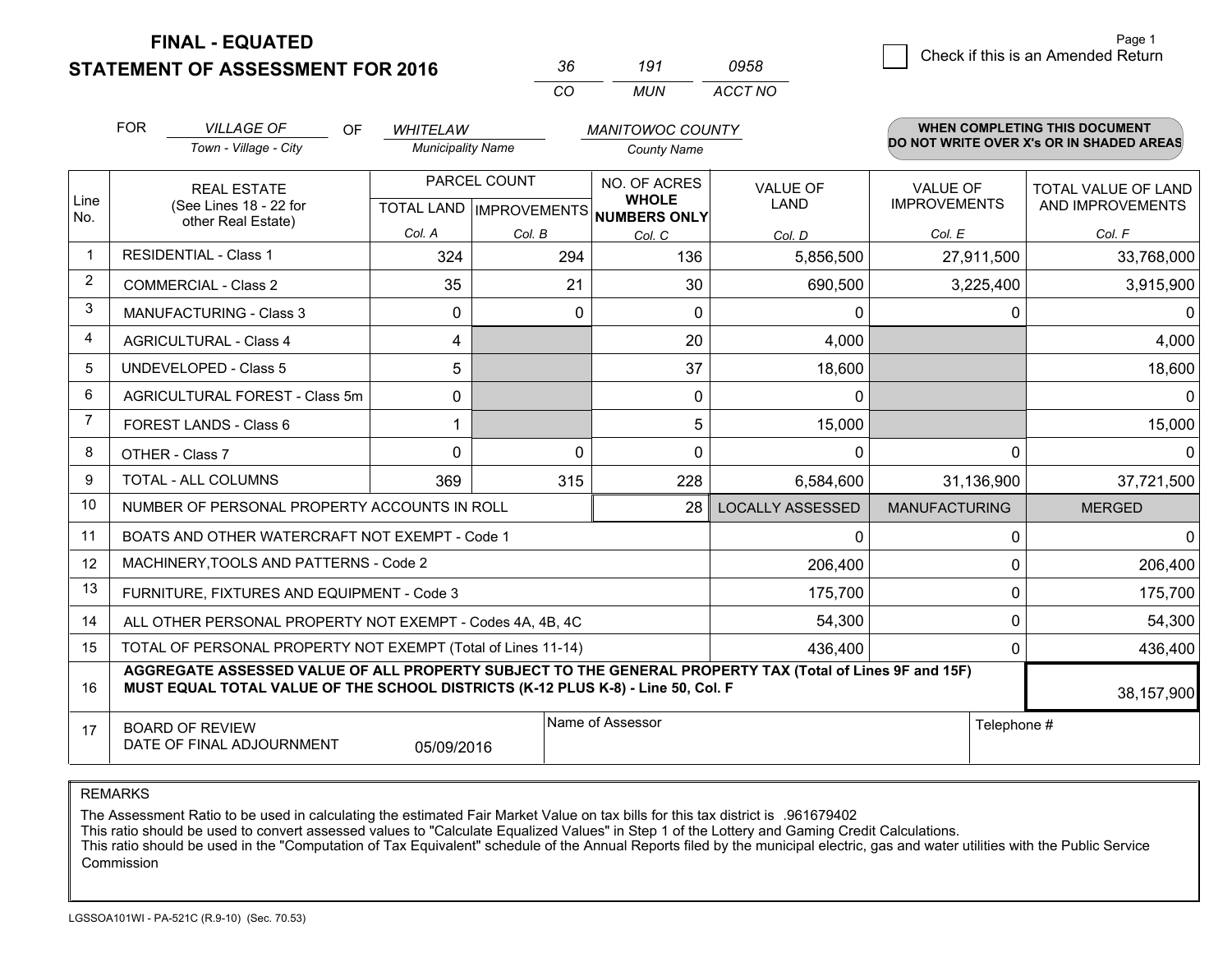**FINAL - EQUATED**
**STATEMENT OF ASSESSMENT FOR 2016**

| 36 | 191 | 0958 |
|---|---|---|
| CO | MUN | ACCT NO |

Page 1

☐ Check if this is an Amended Return

FOR *VILLAGE OF* (Town - Village - City) OF *WHITELAW* (Municipality Name) *MANITOWOC COUNTY* (County Name)

**WHEN COMPLETING THIS DOCUMENT DO NOT WRITE OVER X's OR IN SHADED AREAS**

| Line No. | REAL ESTATE (See Lines 18 - 22 for other Real Estate) | PARCEL COUNT TOTAL LAND Col. A | PARCEL COUNT IMPROVEMENTS Col. B | NO. OF ACRES WHOLE NUMBERS ONLY Col. C | VALUE OF LAND Col. D | VALUE OF IMPROVEMENTS Col. E | TOTAL VALUE OF LAND AND IMPROVEMENTS Col. F |
|---|---|---|---|---|---|---|---|
| 1 | RESIDENTIAL - Class 1 | 324 | 294 | 136 | 5,856,500 | 27,911,500 | 33,768,000 |
| 2 | COMMERCIAL - Class 2 | 35 | 21 | 30 | 690,500 | 3,225,400 | 3,915,900 |
| 3 | MANUFACTURING - Class 3 | 0 | 0 | 0 | 0 | 0 | 0 |
| 4 | AGRICULTURAL - Class 4 | 4 | | 20 | 4,000 | | 4,000 |
| 5 | UNDEVELOPED - Class 5 | 5 | | 37 | 18,600 | | 18,600 |
| 6 | AGRICULTURAL FOREST - Class 5m | 0 | | 0 | 0 | | 0 |
| 7 | FOREST LANDS - Class 6 | 1 | | 5 | 15,000 | | 15,000 |
| 8 | OTHER - Class 7 | 0 | 0 | 0 | 0 | 0 | 0 |
| 9 | TOTAL - ALL COLUMNS | 369 | 315 | 228 | 6,584,600 | 31,136,900 | 37,721,500 |
| 10 | NUMBER OF PERSONAL PROPERTY ACCOUNTS IN ROLL | | | 28 | LOCALLY ASSESSED | MANUFACTURING | MERGED |
| 11 | BOATS AND OTHER WATERCRAFT NOT EXEMPT - Code 1 | | | | 0 | 0 | 0 |
| 12 | MACHINERY,TOOLS AND PATTERNS - Code 2 | | | | 206,400 | 0 | 206,400 |
| 13 | FURNITURE, FIXTURES AND EQUIPMENT - Code 3 | | | | 175,700 | 0 | 175,700 |
| 14 | ALL OTHER PERSONAL PROPERTY NOT EXEMPT - Codes 4A, 4B, 4C | | | | 54,300 | 0 | 54,300 |
| 15 | TOTAL OF PERSONAL PROPERTY NOT EXEMPT (Total of Lines 11-14) | | | | 436,400 | 0 | 436,400 |
| 16 | **AGGREGATE ASSESSED VALUE OF ALL PROPERTY SUBJECT TO THE GENERAL PROPERTY TAX (Total of Lines 9F and 15F) MUST EQUAL TOTAL VALUE OF THE SCHOOL DISTRICTS (K-12 PLUS K-8) - Line 50, Col. F** | | | | | | 38,157,900 |
| 17 | BOARD OF REVIEW DATE OF FINAL ADJOURNMENT | 05/09/2016 | Name of Assessor | | | Telephone # | |

REMARKS

The Assessment Ratio to be used in calculating the estimated Fair Market Value on tax bills for this tax district is .961679402
This ratio should be used to convert assessed values to "Calculate Equalized Values" in Step 1 of the Lottery and Gaming Credit Calculations.
This ratio should be used in the "Computation of Tax Equivalent" schedule of the Annual Reports filed by the municipal electric, gas and water utilities with the Public Service Commission

LGSSOA101WI - PA-521C (R.9-10) (Sec. 70.53)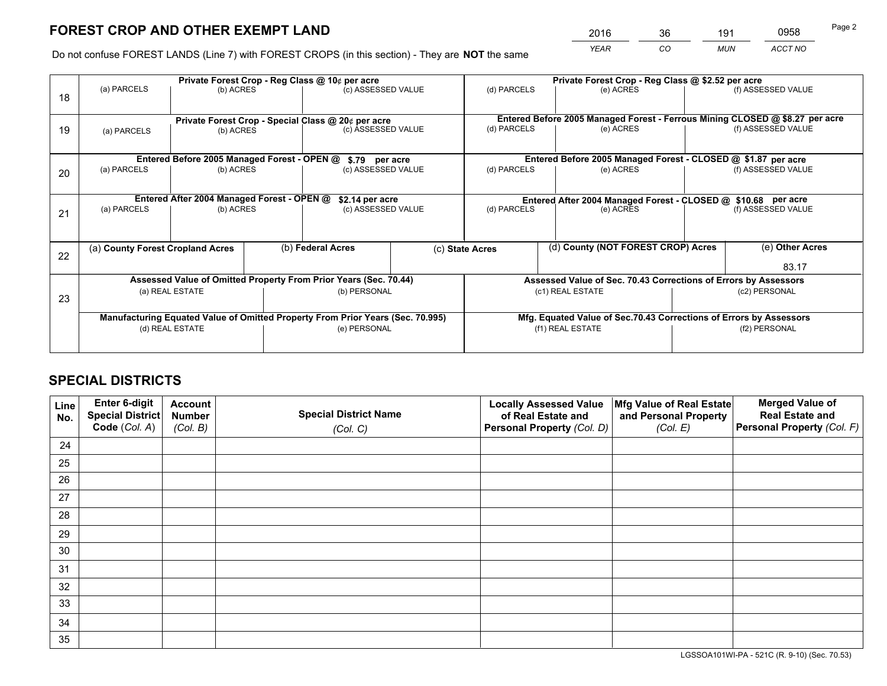# FOREST CROP AND OTHER EXEMPT LAND

| 2016 | 36 | 191 | 0958 |
|---|---|---|---|
| *YEAR* | *CO* | *MUN* | *ACCT NO* |

Do not confuse FOREST LANDS (Line 7) with FOREST CROPS (in this section) - They are **NOT** the same

| Line | Private Forest Crop - Reg Class @ 10¢ per acre | | | Private Forest Crop - Reg Class @ $2.52 per acre | | |
|---|---|---|---|---|---|---|
| | (a) PARCELS | (b) ACRES | (c) ASSESSED VALUE | (d) PARCELS | (e) ACRES | (f) ASSESSED VALUE |
| 18 | | | | | | |
| | **Private Forest Crop - Special Class @ 20¢ per acre** | | | **Entered Before 2005 Managed Forest - Ferrous Mining CLOSED @ $8.27 per acre** | | |
| | (a) PARCELS | (b) ACRES | (c) ASSESSED VALUE | (d) PARCELS | (e) ACRES | (f) ASSESSED VALUE |
| 19 | | | | | | |
| | **Entered Before 2005 Managed Forest - OPEN @ $.79 per acre** | | | **Entered Before 2005 Managed Forest - CLOSED @ $1.87 per acre** | | |
| | (a) PARCELS | (b) ACRES | (c) ASSESSED VALUE | (d) PARCELS | (e) ACRES | (f) ASSESSED VALUE |
| 20 | | | | | | |
| | **Entered After 2004 Managed Forest - OPEN @ $2.14 per acre** | | | **Entered After 2004 Managed Forest - CLOSED @ $10.68 per acre** | | |
| | (a) PARCELS | (b) ACRES | (c) ASSESSED VALUE | (d) PARCELS | (e) ACRES | (f) ASSESSED VALUE |
| 21 | | | | | | |

| Line | (a) County Forest Cropland Acres | (b) Federal Acres | (c) State Acres | (d) County (NOT FOREST CROP) Acres | (e) Other Acres |
|---|---|---|---|---|---|
| 22 | | | | | 83.17 |

| Line | Assessed Value of Omitted Property From Prior Years (Sec. 70.44) | | Assessed Value of Sec. 70.43 Corrections of Errors by Assessors | |
|---|---|---|---|---|
| | (a) REAL ESTATE | (b) PERSONAL | (c1) REAL ESTATE | (c2) PERSONAL |
| 23 | | | | |
| | **Manufacturing Equated Value of Omitted Property From Prior Years (Sec. 70.995)** | | **Mfg. Equated Value of Sec.70.43 Corrections of Errors by Assessors** | |
| | (d) REAL ESTATE | (e) PERSONAL | (f1) REAL ESTATE | (f2) PERSONAL |
| | | | | |

# SPECIAL DISTRICTS

| Line No. | Enter 6-digit Special District Code (*Col. A*) | Account Number (*Col. B*) | Special District Name (*Col. C*) | Locally Assessed Value of Real Estate and Personal Property (*Col. D*) | Mfg Value of Real Estate and Personal Property (*Col. E*) | Merged Value of Real Estate and Personal Property (*Col. F*) |
|---|---|---|---|---|---|---|
| 24 | | | | | | |
| 25 | | | | | | |
| 26 | | | | | | |
| 27 | | | | | | |
| 28 | | | | | | |
| 29 | | | | | | |
| 30 | | | | | | |
| 31 | | | | | | |
| 32 | | | | | | |
| 33 | | | | | | |
| 34 | | | | | | |
| 35 | | | | | | |

LGSSOA101WI-PA - 521C (R. 9-10) (Sec. 70.53)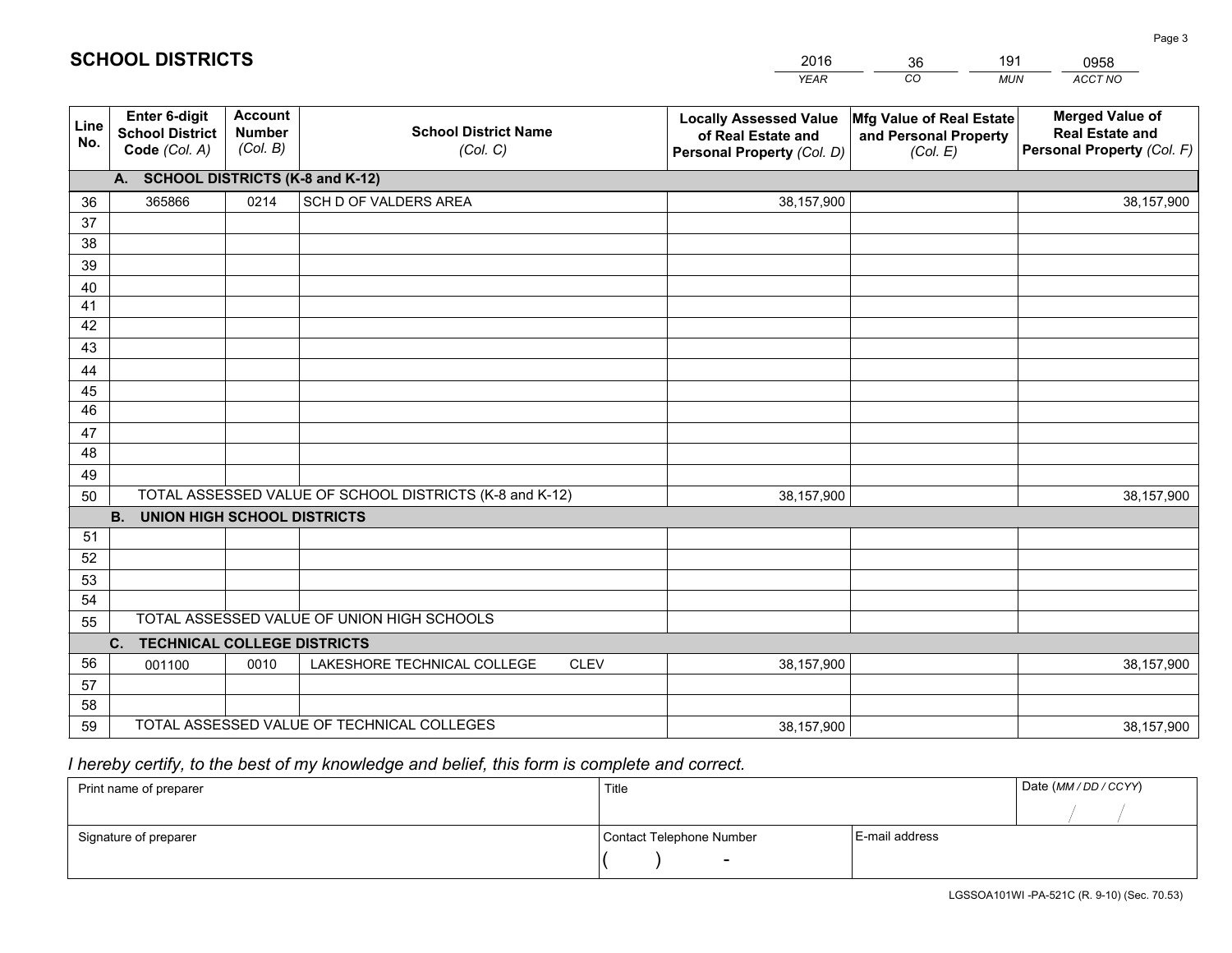# SCHOOL DISTRICTS

| 2016 | 36 | 191 | 0958 |
|---|---|---|---|
| YEAR | CO | MUN | ACCT NO |

| Line No. | Enter 6-digit School District Code (Col. A) | Account Number (Col. B) | School District Name (Col. C) | Locally Assessed Value of Real Estate and Personal Property (Col. D) | Mfg Value of Real Estate and Personal Property (Col. E) | Merged Value of Real Estate and Personal Property (Col. F) |
|---|---|---|---|---|---|---|
| **A. SCHOOL DISTRICTS (K-8 and K-12)** | | | | | | |
| 36 | 365866 | 0214 | SCH D OF VALDERS AREA | 38,157,900 | | 38,157,900 |
| 37 | | | | | | |
| 38 | | | | | | |
| 39 | | | | | | |
| 40 | | | | | | |
| 41 | | | | | | |
| 42 | | | | | | |
| 43 | | | | | | |
| 44 | | | | | | |
| 45 | | | | | | |
| 46 | | | | | | |
| 47 | | | | | | |
| 48 | | | | | | |
| 49 | | | | | | |
| 50 | TOTAL ASSESSED VALUE OF SCHOOL DISTRICTS (K-8 and K-12) | | | 38,157,900 | | 38,157,900 |
| **B. UNION HIGH SCHOOL DISTRICTS** | | | | | | |
| 51 | | | | | | |
| 52 | | | | | | |
| 53 | | | | | | |
| 54 | | | | | | |
| 55 | TOTAL ASSESSED VALUE OF UNION HIGH SCHOOLS | | | | | |
| **C. TECHNICAL COLLEGE DISTRICTS** | | | | | | |
| 56 | 001100 | 0010 | LAKESHORE TECHNICAL COLLEGE CLEV | 38,157,900 | | 38,157,900 |
| 57 | | | | | | |
| 58 | | | | | | |
| 59 | TOTAL ASSESSED VALUE OF TECHNICAL COLLEGES | | | 38,157,900 | | 38,157,900 |

*I hereby certify, to the best of my knowledge and belief, this form is complete and correct.*

| Print name of preparer | Title | | Date (MM / DD / CCYY) |
|---|---|---|---|
| | | | / / |
| Signature of preparer | Contact Telephone Number | E-mail address | |
| | ( ) - | | |

LGSSOA101WI -PA-521C (R. 9-10) (Sec. 70.53)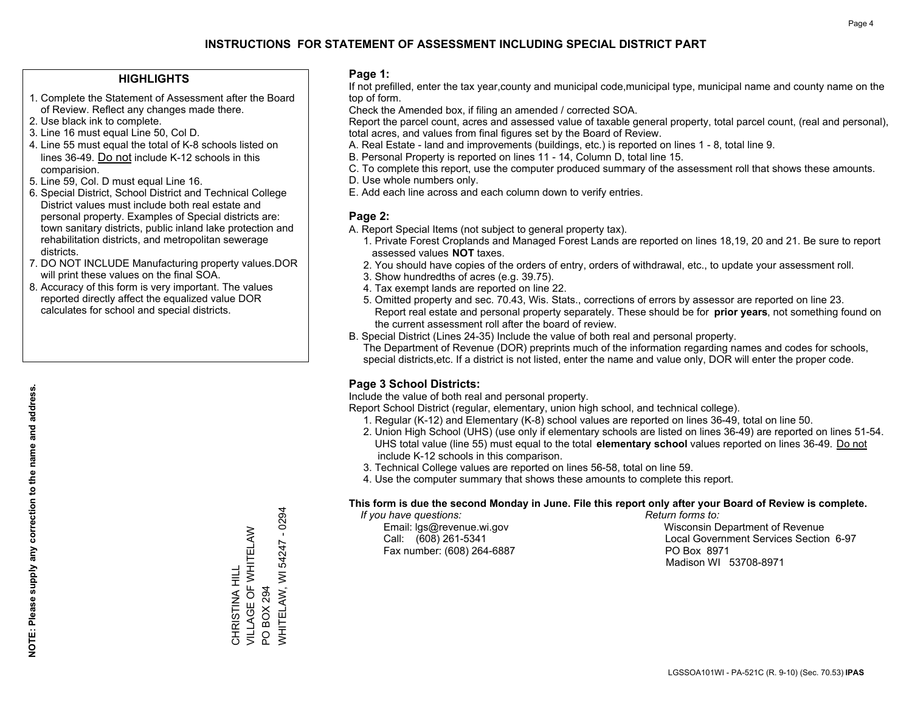# INSTRUCTIONS FOR STATEMENT OF ASSESSMENT INCLUDING SPECIAL DISTRICT PART

## HIGHLIGHTS

1. Complete the Statement of Assessment after the Board of Review. Reflect any changes made there.
2. Use black ink to complete.
3. Line 16 must equal Line 50, Col D.
4. Line 55 must equal the total of K-8 schools listed on lines 36-49. Do not include K-12 schools in this comparision.
5. Line 59, Col. D must equal Line 16.
6. Special District, School District and Technical College District values must include both real estate and personal property. Examples of Special districts are: town sanitary districts, public inland lake protection and rehabilitation districts, and metropolitan sewerage districts.
7. DO NOT INCLUDE Manufacturing property values.DOR will print these values on the final SOA.
8. Accuracy of this form is very important. The values reported directly affect the equalized value DOR calculates for school and special districts.

**NOTE: Please supply any correction to the name and address.**

CHRISTINA HILL
VILLAGE OF WHITELAW
PO BOX 294
WHITELAW, WI 54247 - 0294

## Page 1:

If not prefilled, enter the tax year,county and municipal code,municipal type, municipal name and county name on the top of form.

Check the Amended box, if filing an amended / corrected SOA.

Report the parcel count, acres and assessed value of taxable general property, total parcel count, (real and personal), total acres, and values from final figures set by the Board of Review.

A. Real Estate - land and improvements (buildings, etc.) is reported on lines 1 - 8, total line 9.
B. Personal Property is reported on lines 11 - 14, Column D, total line 15.
C. To complete this report, use the computer produced summary of the assessment roll that shows these amounts.
D. Use whole numbers only.
E. Add each line across and each column down to verify entries.

## Page 2:

A. Report Special Items (not subject to general property tax).
   1. Private Forest Croplands and Managed Forest Lands are reported on lines 18,19, 20 and 21. Be sure to report assessed values **NOT** taxes.
   2. You should have copies of the orders of entry, orders of withdrawal, etc., to update your assessment roll.
   3. Show hundredths of acres (e.g. 39.75).
   4. Tax exempt lands are reported on line 22.
   5. Omitted property and sec. 70.43, Wis. Stats., corrections of errors by assessor are reported on line 23. Report real estate and personal property separately. These should be for **prior years**, not something found on the current assessment roll after the board of review.
B. Special District (Lines 24-35) Include the value of both real and personal property.
   The Department of Revenue (DOR) preprints much of the information regarding names and codes for schools, special districts,etc. If a district is not listed, enter the name and value only, DOR will enter the proper code.

## Page 3 School Districts:

Include the value of both real and personal property.

Report School District (regular, elementary, union high school, and technical college).

1. Regular (K-12) and Elementary (K-8) school values are reported on lines 36-49, total on line 50.
2. Union High School (UHS) (use only if elementary schools are listed on lines 36-49) are reported on lines 51-54. UHS total value (line 55) must equal to the total **elementary school** values reported on lines 36-49. Do not include K-12 schools in this comparison.
3. Technical College values are reported on lines 56-58, total on line 59.
4. Use the computer summary that shows these amounts to complete this report.

**This form is due the second Monday in June. File this report only after your Board of Review is complete.**

*If you have questions:*
Email: lgs@revenue.wi.gov
Call: (608) 261-5341
Fax number: (608) 264-6887

*Return forms to:*
Wisconsin Department of Revenue
Local Government Services Section 6-97
PO Box 8971
Madison WI 53708-8971

LGSSOA101WI - PA-521C (R. 9-10) (Sec. 70.53) **IPAS**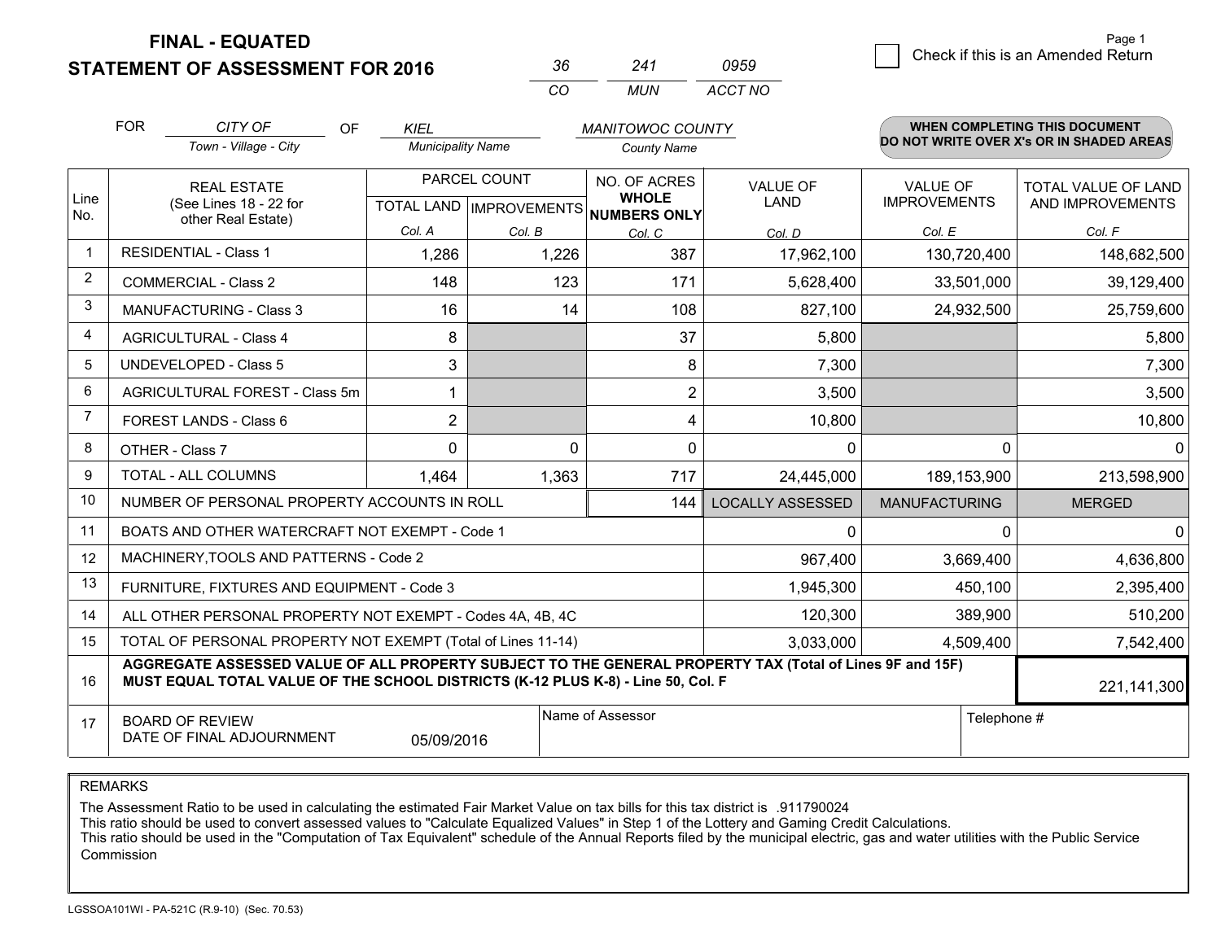**FINAL - EQUATED**
**STATEMENT OF ASSESSMENT FOR 2016**

| 36 | 241 | 0959 |
|---|---|---|
| CO | MUN | ACCT NO |

Check if this is an Amended Return

FOR *CITY OF* (Town - Village - City) OF *KIEL* (Municipality Name) *MANITOWOC COUNTY* (County Name)

**WHEN COMPLETING THIS DOCUMENT DO NOT WRITE OVER X's OR IN SHADED AREAS**

| Line No. | REAL ESTATE (See Lines 18 - 22 for other Real Estate) | PARCEL COUNT TOTAL LAND Col. A | PARCEL COUNT IMPROVEMENTS Col. B | NO. OF ACRES WHOLE NUMBERS ONLY Col. C | VALUE OF LAND Col. D | VALUE OF IMPROVEMENTS Col. E | TOTAL VALUE OF LAND AND IMPROVEMENTS Col. F |
|---|---|---|---|---|---|---|---|
| 1 | RESIDENTIAL - Class 1 | 1,286 | 1,226 | 387 | 17,962,100 | 130,720,400 | 148,682,500 |
| 2 | COMMERCIAL - Class 2 | 148 | 123 | 171 | 5,628,400 | 33,501,000 | 39,129,400 |
| 3 | MANUFACTURING - Class 3 | 16 | 14 | 108 | 827,100 | 24,932,500 | 25,759,600 |
| 4 | AGRICULTURAL - Class 4 | 8 | | 37 | 5,800 | | 5,800 |
| 5 | UNDEVELOPED - Class 5 | 3 | | 8 | 7,300 | | 7,300 |
| 6 | AGRICULTURAL FOREST - Class 5m | 1 | | 2 | 3,500 | | 3,500 |
| 7 | FOREST LANDS - Class 6 | 2 | | 4 | 10,800 | | 10,800 |
| 8 | OTHER - Class 7 | 0 | 0 | 0 | 0 | 0 | 0 |
| 9 | TOTAL - ALL COLUMNS | 1,464 | 1,363 | 717 | 24,445,000 | 189,153,900 | 213,598,900 |
| 10 | NUMBER OF PERSONAL PROPERTY ACCOUNTS IN ROLL | | | 144 | LOCALLY ASSESSED | MANUFACTURING | MERGED |
| 11 | BOATS AND OTHER WATERCRAFT NOT EXEMPT - Code 1 | | | | 0 | 0 | 0 |
| 12 | MACHINERY,TOOLS AND PATTERNS - Code 2 | | | | 967,400 | 3,669,400 | 4,636,800 |
| 13 | FURNITURE, FIXTURES AND EQUIPMENT - Code 3 | | | | 1,945,300 | 450,100 | 2,395,400 |
| 14 | ALL OTHER PERSONAL PROPERTY NOT EXEMPT - Codes 4A, 4B, 4C | | | | 120,300 | 389,900 | 510,200 |
| 15 | TOTAL OF PERSONAL PROPERTY NOT EXEMPT (Total of Lines 11-14) | | | | 3,033,000 | 4,509,400 | 7,542,400 |
| 16 | **AGGREGATE ASSESSED VALUE OF ALL PROPERTY SUBJECT TO THE GENERAL PROPERTY TAX (Total of Lines 9F and 15F) MUST EQUAL TOTAL VALUE OF THE SCHOOL DISTRICTS (K-12 PLUS K-8) - Line 50, Col. F** | | | | | | 221,141,300 |
| 17 | BOARD OF REVIEW DATE OF FINAL ADJOURNMENT | 05/09/2016 | Name of Assessor | | | Telephone # | |

REMARKS

The Assessment Ratio to be used in calculating the estimated Fair Market Value on tax bills for this tax district is .911790024
This ratio should be used to convert assessed values to "Calculate Equalized Values" in Step 1 of the Lottery and Gaming Credit Calculations.
This ratio should be used in the "Computation of Tax Equivalent" schedule of the Annual Reports filed by the municipal electric, gas and water utilities with the Public Service Commission

LGSSOA101WI - PA-521C (R.9-10) (Sec. 70.53)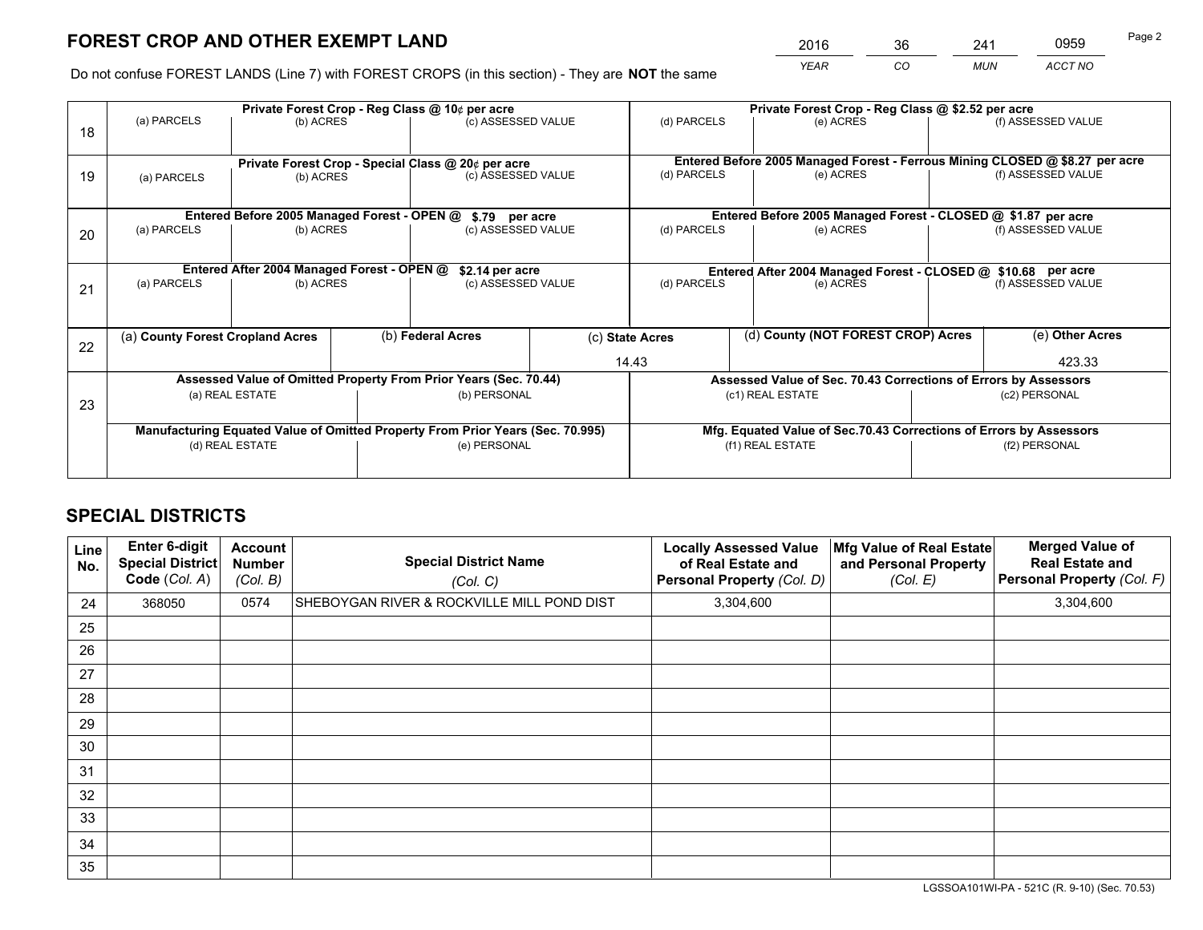# FOREST CROP AND OTHER EXEMPT LAND

| 2016 | 36 | 241 | 0959 |
|---|---|---|---|
| YEAR | CO | MUN | ACCT NO |

Do not confuse FOREST LANDS (Line 7) with FOREST CROPS (in this section) - They are **NOT** the same

| Line | Private Forest Crop - Reg Class @ 10¢ per acre | | | Private Forest Crop - Reg Class @ $2.52 per acre | | |
|---|---|---|---|---|---|---|
| 18 | (a) PARCELS | (b) ACRES | (c) ASSESSED VALUE | (d) PARCELS | (e) ACRES | (f) ASSESSED VALUE |
| | | | | | | |
| | **Private Forest Crop - Special Class @ 20¢ per acre** | | | **Entered Before 2005 Managed Forest - Ferrous Mining CLOSED @ $8.27 per acre** | | |
| 19 | (a) PARCELS | (b) ACRES | (c) ASSESSED VALUE | (d) PARCELS | (e) ACRES | (f) ASSESSED VALUE |
| | | | | | | |
| | **Entered Before 2005 Managed Forest - OPEN @ $.79 per acre** | | | **Entered Before 2005 Managed Forest - CLOSED @ $1.87 per acre** | | |
| 20 | (a) PARCELS | (b) ACRES | (c) ASSESSED VALUE | (d) PARCELS | (e) ACRES | (f) ASSESSED VALUE |
| | | | | | | |
| | **Entered After 2004 Managed Forest - OPEN @ $2.14 per acre** | | | **Entered After 2004 Managed Forest - CLOSED @ $10.68 per acre** | | |
| 21 | (a) PARCELS | (b) ACRES | (c) ASSESSED VALUE | (d) PARCELS | (e) ACRES | (f) ASSESSED VALUE |
| | | | | | | |

| Line | (a) County Forest Cropland Acres | (b) Federal Acres | (c) State Acres | (d) County (NOT FOREST CROP) Acres | (e) Other Acres |
|---|---|---|---|---|---|
| 22 | | | 14.43 | | 423.33 |

| Line | Assessed Value of Omitted Property From Prior Years (Sec. 70.44) | | Assessed Value of Sec. 70.43 Corrections of Errors by Assessors | |
|---|---|---|---|---|
| 23 | (a) REAL ESTATE | (b) PERSONAL | (c1) REAL ESTATE | (c2) PERSONAL |
| | | | | |
| | **Manufacturing Equated Value of Omitted Property From Prior Years (Sec. 70.995)** | | **Mfg. Equated Value of Sec.70.43 Corrections of Errors by Assessors** | |
| | (d) REAL ESTATE | (e) PERSONAL | (f1) REAL ESTATE | (f2) PERSONAL |
| | | | | |

## SPECIAL DISTRICTS

| Line No. | Enter 6-digit Special District Code (Col. A) | Account Number (Col. B) | Special District Name (Col. C) | Locally Assessed Value of Real Estate and Personal Property (Col. D) | Mfg Value of Real Estate and Personal Property (Col. E) | Merged Value of Real Estate and Personal Property (Col. F) |
|---|---|---|---|---|---|---|
| 24 | 368050 | 0574 | SHEBOYGAN RIVER & ROCKVILLE MILL POND DIST | 3,304,600 | | 3,304,600 |
| 25 | | | | | | |
| 26 | | | | | | |
| 27 | | | | | | |
| 28 | | | | | | |
| 29 | | | | | | |
| 30 | | | | | | |
| 31 | | | | | | |
| 32 | | | | | | |
| 33 | | | | | | |
| 34 | | | | | | |
| 35 | | | | | | |

LGSSOA101WI-PA - 521C (R. 9-10) (Sec. 70.53)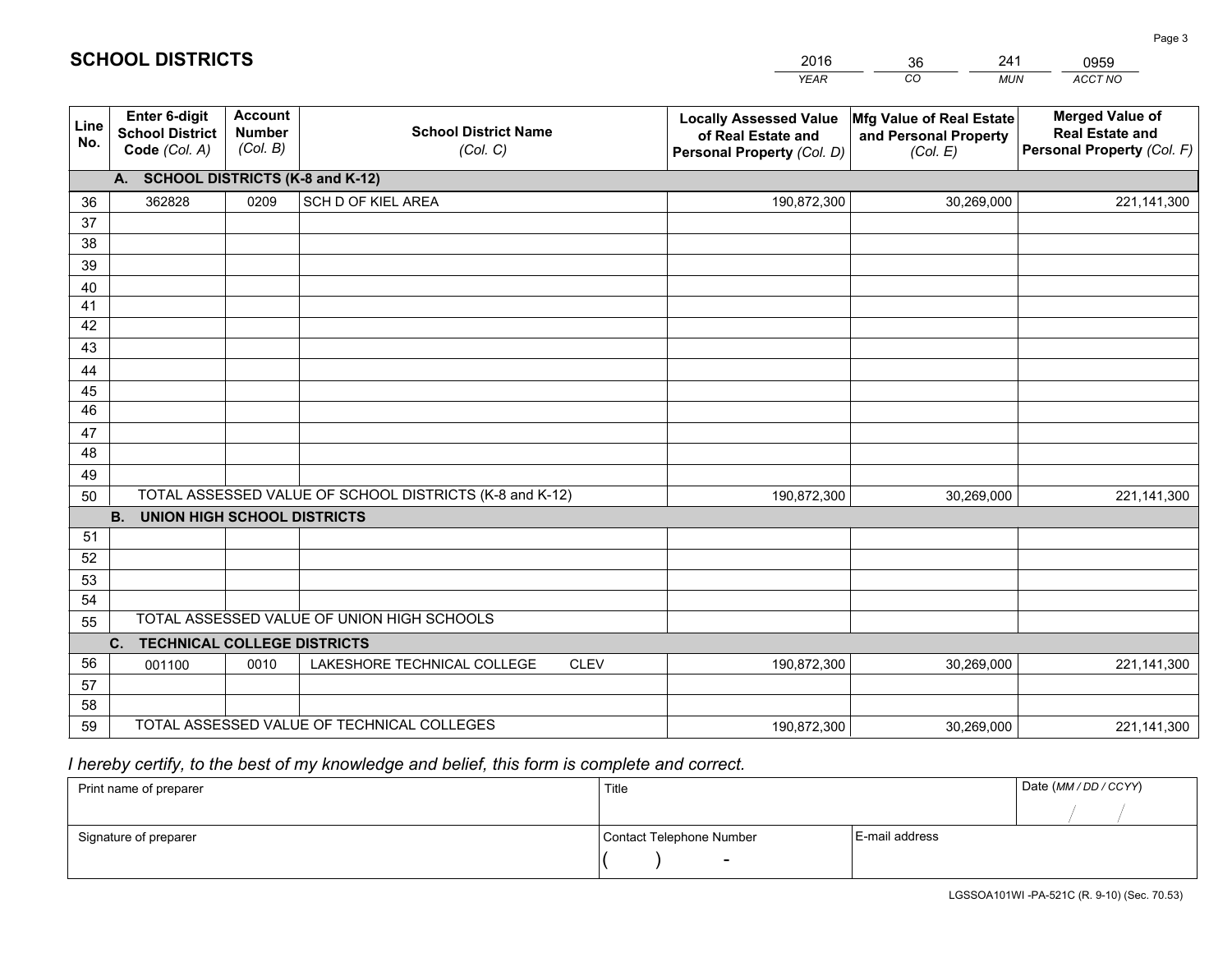# SCHOOL DISTRICTS

| 2016 | 36 | 241 | 0959 |
|---|---|---|---|
| *YEAR* | *CO* | *MUN* | *ACCT NO* |

| Line No. | Enter 6-digit School District Code *(Col. A)* | Account Number *(Col. B)* | School District Name *(Col. C)* | Locally Assessed Value of Real Estate and Personal Property *(Col. D)* | Mfg Value of Real Estate and Personal Property *(Col. E)* | Merged Value of Real Estate and Personal Property *(Col. F)* |
|---|---|---|---|---|---|---|
| | **A. SCHOOL DISTRICTS (K-8 and K-12)** | | | | | |
| 36 | 362828 | 0209 | SCH D OF KIEL AREA | 190,872,300 | 30,269,000 | 221,141,300 |
| 37 | | | | | | |
| 38 | | | | | | |
| 39 | | | | | | |
| 40 | | | | | | |
| 41 | | | | | | |
| 42 | | | | | | |
| 43 | | | | | | |
| 44 | | | | | | |
| 45 | | | | | | |
| 46 | | | | | | |
| 47 | | | | | | |
| 48 | | | | | | |
| 49 | | | | | | |
| 50 | TOTAL ASSESSED VALUE OF SCHOOL DISTRICTS (K-8 and K-12) | | | 190,872,300 | 30,269,000 | 221,141,300 |
| | **B. UNION HIGH SCHOOL DISTRICTS** | | | | | |
| 51 | | | | | | |
| 52 | | | | | | |
| 53 | | | | | | |
| 54 | | | | | | |
| 55 | TOTAL ASSESSED VALUE OF UNION HIGH SCHOOLS | | | | | |
| | **C. TECHNICAL COLLEGE DISTRICTS** | | | | | |
| 56 | 001100 | 0010 | LAKESHORE TECHNICAL COLLEGE CLEV | 190,872,300 | 30,269,000 | 221,141,300 |
| 57 | | | | | | |
| 58 | | | | | | |
| 59 | TOTAL ASSESSED VALUE OF TECHNICAL COLLEGES | | | 190,872,300 | 30,269,000 | 221,141,300 |

*I hereby certify, to the best of my knowledge and belief, this form is complete and correct.*

| Print name of preparer | Title | | Date *(MM / DD / CCYY)* |
|---|---|---|---|
| | | | / / |
| Signature of preparer | Contact Telephone Number | E-mail address | |
| | ( ) - | | |

LGSSOA101WI -PA-521C (R. 9-10) (Sec. 70.53)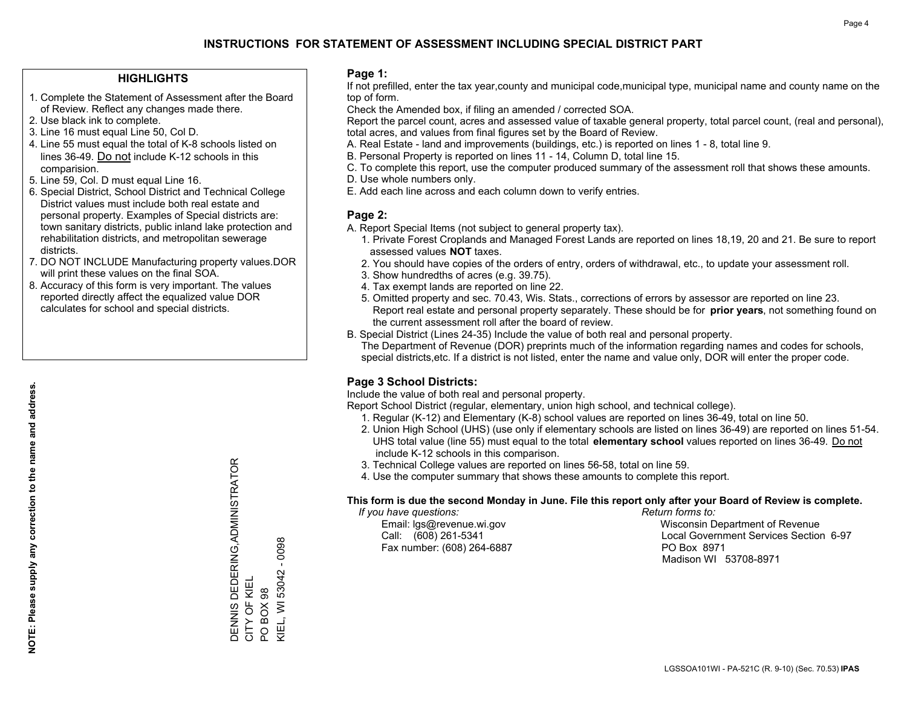# INSTRUCTIONS FOR STATEMENT OF ASSESSMENT INCLUDING SPECIAL DISTRICT PART

## HIGHLIGHTS

1. Complete the Statement of Assessment after the Board of Review. Reflect any changes made there.
2. Use black ink to complete.
3. Line 16 must equal Line 50, Col D.
4. Line 55 must equal the total of K-8 schools listed on lines 36-49. Do not include K-12 schools in this comparision.
5. Line 59, Col. D must equal Line 16.
6. Special District, School District and Technical College District values must include both real estate and personal property. Examples of Special districts are: town sanitary districts, public inland lake protection and rehabilitation districts, and metropolitan sewerage districts.
7. DO NOT INCLUDE Manufacturing property values.DOR will print these values on the final SOA.
8. Accuracy of this form is very important. The values reported directly affect the equalized value DOR calculates for school and special districts.

**NOTE: Please supply any correction to the name and address.**

DENNIS DEDERING,ADMINISTRATOR
CITY OF KIEL
PO BOX 98
KIEL, WI 53042 - 0098

## Page 1:

If not prefilled, enter the tax year,county and municipal code,municipal type, municipal name and county name on the top of form.

Check the Amended box, if filing an amended / corrected SOA.

Report the parcel count, acres and assessed value of taxable general property, total parcel count, (real and personal), total acres, and values from final figures set by the Board of Review.

A. Real Estate - land and improvements (buildings, etc.) is reported on lines 1 - 8, total line 9.
B. Personal Property is reported on lines 11 - 14, Column D, total line 15.
C. To complete this report, use the computer produced summary of the assessment roll that shows these amounts.
D. Use whole numbers only.
E. Add each line across and each column down to verify entries.

## Page 2:

A. Report Special Items (not subject to general property tax).
   1. Private Forest Croplands and Managed Forest Lands are reported on lines 18,19, 20 and 21. Be sure to report assessed values **NOT** taxes.
   2. You should have copies of the orders of entry, orders of withdrawal, etc., to update your assessment roll.
   3. Show hundredths of acres (e.g. 39.75).
   4. Tax exempt lands are reported on line 22.
   5. Omitted property and sec. 70.43, Wis. Stats., corrections of errors by assessor are reported on line 23. Report real estate and personal property separately. These should be for **prior years**, not something found on the current assessment roll after the board of review.

B. Special District (Lines 24-35) Include the value of both real and personal property.
   The Department of Revenue (DOR) preprints much of the information regarding names and codes for schools, special districts,etc. If a district is not listed, enter the name and value only, DOR will enter the proper code.

## Page 3 School Districts:

Include the value of both real and personal property.

Report School District (regular, elementary, union high school, and technical college).

1. Regular (K-12) and Elementary (K-8) school values are reported on lines 36-49, total on line 50.
2. Union High School (UHS) (use only if elementary schools are listed on lines 36-49) are reported on lines 51-54. UHS total value (line 55) must equal to the total **elementary school** values reported on lines 36-49. Do not include K-12 schools in this comparison.
3. Technical College values are reported on lines 56-58, total on line 59.
4. Use the computer summary that shows these amounts to complete this report.

**This form is due the second Monday in June. File this report only after your Board of Review is complete.**

*If you have questions:*
Email: lgs@revenue.wi.gov
Call: (608) 261-5341
Fax number: (608) 264-6887

*Return forms to:*
Wisconsin Department of Revenue
Local Government Services Section 6-97
PO Box 8971
Madison WI 53708-8971

LGSSOA101WI - PA-521C (R. 9-10) (Sec. 70.53) **IPAS**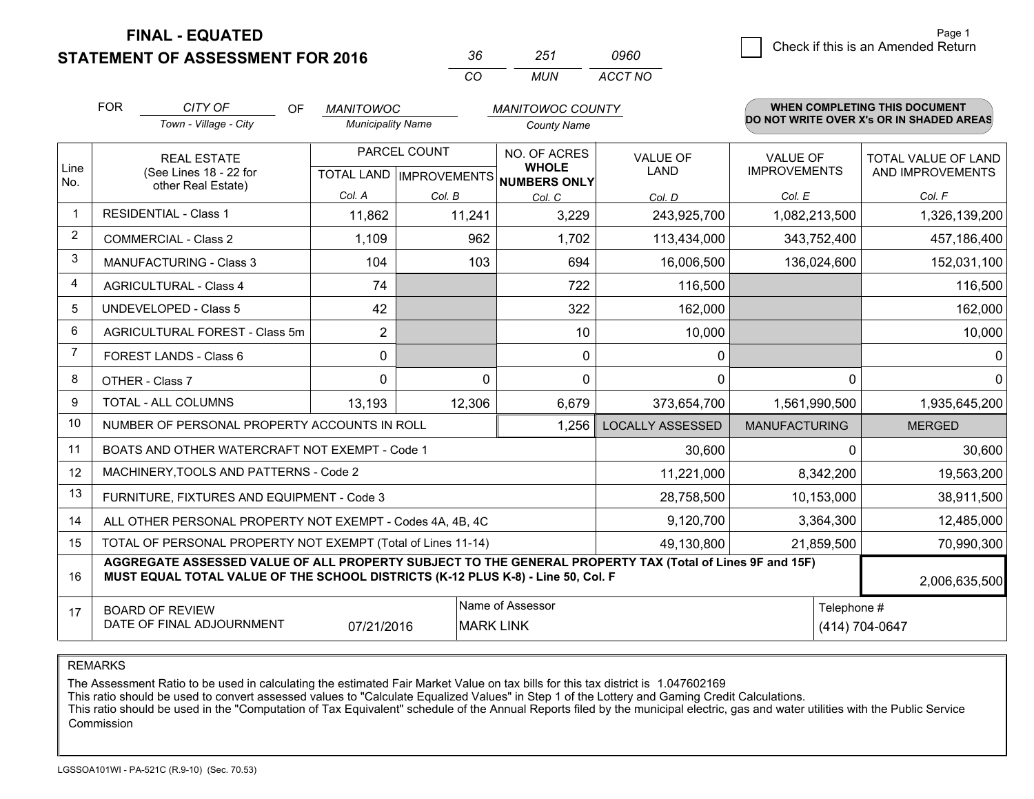# FINAL - EQUATED
## STATEMENT OF ASSESSMENT FOR 2016

| 36 | 251 | 0960 |
|---|---|---|
| CO | MUN | ACCT NO |

Page 1

☐ Check if this is an Amended Return

FOR *CITY OF* (Town - Village - City) OF *MANITOWOC* (Municipality Name) *MANITOWOC COUNTY* (County Name)

**WHEN COMPLETING THIS DOCUMENT DO NOT WRITE OVER X's OR IN SHADED AREAS**

| Line No. | REAL ESTATE (See Lines 18 - 22 for other Real Estate) | PARCEL COUNT | | NO. OF ACRES WHOLE NUMBERS ONLY | VALUE OF LAND | VALUE OF IMPROVEMENTS | TOTAL VALUE OF LAND AND IMPROVEMENTS |
|---|---|---|---|---|---|---|---|
| | | TOTAL LAND | IMPROVEMENTS | | | | |
| | | Col. A | Col. B | Col. C | Col. D | Col. E | Col. F |
| 1 | RESIDENTIAL - Class 1 | 11,862 | 11,241 | 3,229 | 243,925,700 | 1,082,213,500 | 1,326,139,200 |
| 2 | COMMERCIAL - Class 2 | 1,109 | 962 | 1,702 | 113,434,000 | 343,752,400 | 457,186,400 |
| 3 | MANUFACTURING - Class 3 | 104 | 103 | 694 | 16,006,500 | 136,024,600 | 152,031,100 |
| 4 | AGRICULTURAL - Class 4 | 74 | | 722 | 116,500 | | 116,500 |
| 5 | UNDEVELOPED - Class 5 | 42 | | 322 | 162,000 | | 162,000 |
| 6 | AGRICULTURAL FOREST - Class 5m | 2 | | 10 | 10,000 | | 10,000 |
| 7 | FOREST LANDS - Class 6 | 0 | | 0 | 0 | | 0 |
| 8 | OTHER - Class 7 | 0 | 0 | 0 | 0 | 0 | 0 |
| 9 | TOTAL - ALL COLUMNS | 13,193 | 12,306 | 6,679 | 373,654,700 | 1,561,990,500 | 1,935,645,200 |
| 10 | NUMBER OF PERSONAL PROPERTY ACCOUNTS IN ROLL | | | 1,256 | LOCALLY ASSESSED | MANUFACTURING | MERGED |
| 11 | BOATS AND OTHER WATERCRAFT NOT EXEMPT - Code 1 | | | | 30,600 | 0 | 30,600 |
| 12 | MACHINERY,TOOLS AND PATTERNS - Code 2 | | | | 11,221,000 | 8,342,200 | 19,563,200 |
| 13 | FURNITURE, FIXTURES AND EQUIPMENT - Code 3 | | | | 28,758,500 | 10,153,000 | 38,911,500 |
| 14 | ALL OTHER PERSONAL PROPERTY NOT EXEMPT - Codes 4A, 4B, 4C | | | | 9,120,700 | 3,364,300 | 12,485,000 |
| 15 | TOTAL OF PERSONAL PROPERTY NOT EXEMPT (Total of Lines 11-14) | | | | 49,130,800 | 21,859,500 | 70,990,300 |
| 16 | **AGGREGATE ASSESSED VALUE OF ALL PROPERTY SUBJECT TO THE GENERAL PROPERTY TAX (Total of Lines 9F and 15F) MUST EQUAL TOTAL VALUE OF THE SCHOOL DISTRICTS (K-12 PLUS K-8) - Line 50, Col. F** | | | | | | 2,006,635,500 |
| 17 | BOARD OF REVIEW DATE OF FINAL ADJOURNMENT | 07/21/2016 | Name of Assessor: MARK LINK | | | Telephone #: (414) 704-0647 | |

REMARKS

The Assessment Ratio to be used in calculating the estimated Fair Market Value on tax bills for this tax district is 1.047602169
This ratio should be used to convert assessed values to "Calculate Equalized Values" in Step 1 of the Lottery and Gaming Credit Calculations.
This ratio should be used in the "Computation of Tax Equivalent" schedule of the Annual Reports filed by the municipal electric, gas and water utilities with the Public Service Commission

LGSSOA101WI - PA-521C (R.9-10) (Sec. 70.53)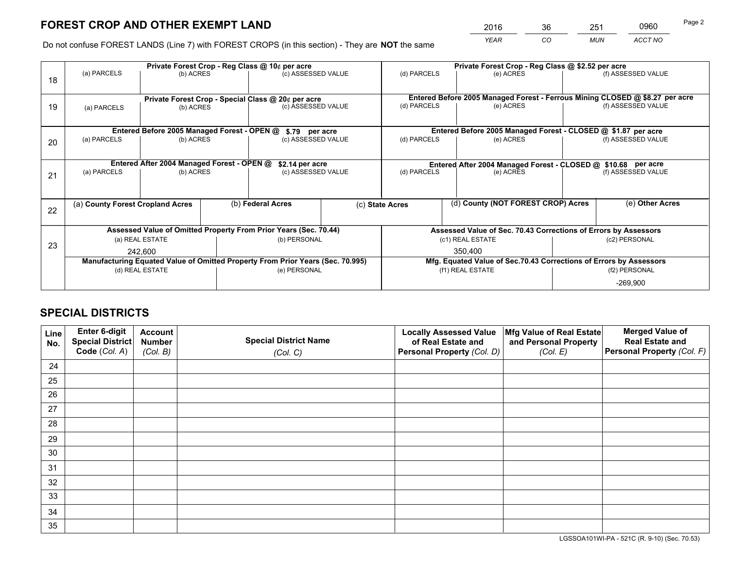# FOREST CROP AND OTHER EXEMPT LAND

| YEAR | CO | MUN | ACCT NO |
|---|---|---|---|
| 2016 | 36 | 251 | 0960 |

Do not confuse FOREST LANDS (Line 7) with FOREST CROPS (in this section) - They are **NOT** the same

| Line | Private Forest Crop - Reg Class @ 10¢ per acre | | | Private Forest Crop - Reg Class @ $2.52 per acre | | |
|---|---|---|---|---|---|---|
| 18 | (a) PARCELS | (b) ACRES | (c) ASSESSED VALUE | (d) PARCELS | (e) ACRES | (f) ASSESSED VALUE |
| | | | | | | |
| | **Private Forest Crop - Special Class @ 20¢ per acre** | | | **Entered Before 2005 Managed Forest - Ferrous Mining CLOSED @ $8.27 per acre** | | |
| 19 | (a) PARCELS | (b) ACRES | (c) ASSESSED VALUE | (d) PARCELS | (e) ACRES | (f) ASSESSED VALUE |
| | | | | | | |
| | **Entered Before 2005 Managed Forest - OPEN @ $.79 per acre** | | | **Entered Before 2005 Managed Forest - CLOSED @ $1.87 per acre** | | |
| 20 | (a) PARCELS | (b) ACRES | (c) ASSESSED VALUE | (d) PARCELS | (e) ACRES | (f) ASSESSED VALUE |
| | | | | | | |
| | **Entered After 2004 Managed Forest - OPEN @ $2.14 per acre** | | | **Entered After 2004 Managed Forest - CLOSED @ $10.68 per acre** | | |
| 21 | (a) PARCELS | (b) ACRES | (c) ASSESSED VALUE | (d) PARCELS | (e) ACRES | (f) ASSESSED VALUE |
| | | | | | | |

| Line | (a) County Forest Cropland Acres | (b) Federal Acres | (c) State Acres | (d) County (NOT FOREST CROP) Acres | (e) Other Acres |
|---|---|---|---|---|---|
| 22 | | | | | |

| Line | Assessed Value of Omitted Property From Prior Years (Sec. 70.44) | | Assessed Value of Sec. 70.43 Corrections of Errors by Assessors | |
|---|---|---|---|---|
| 23 | (a) REAL ESTATE | (b) PERSONAL | (c1) REAL ESTATE | (c2) PERSONAL |
| | 242,600 | | 350,400 | |
| | **Manufacturing Equated Value of Omitted Property From Prior Years (Sec. 70.995)** | | **Mfg. Equated Value of Sec.70.43 Corrections of Errors by Assessors** | |
| | (d) REAL ESTATE | (e) PERSONAL | (f1) REAL ESTATE | (f2) PERSONAL |
| | | | | -269,900 |

# SPECIAL DISTRICTS

| Line No. | Enter 6-digit Special District Code (Col. A) | Account Number (Col. B) | Special District Name (Col. C) | Locally Assessed Value of Real Estate and Personal Property (Col. D) | Mfg Value of Real Estate and Personal Property (Col. E) | Merged Value of Real Estate and Personal Property (Col. F) |
|---|---|---|---|---|---|---|
| 24 | | | | | | |
| 25 | | | | | | |
| 26 | | | | | | |
| 27 | | | | | | |
| 28 | | | | | | |
| 29 | | | | | | |
| 30 | | | | | | |
| 31 | | | | | | |
| 32 | | | | | | |
| 33 | | | | | | |
| 34 | | | | | | |
| 35 | | | | | | |

LGSSOA101WI-PA - 521C (R. 9-10) (Sec. 70.53)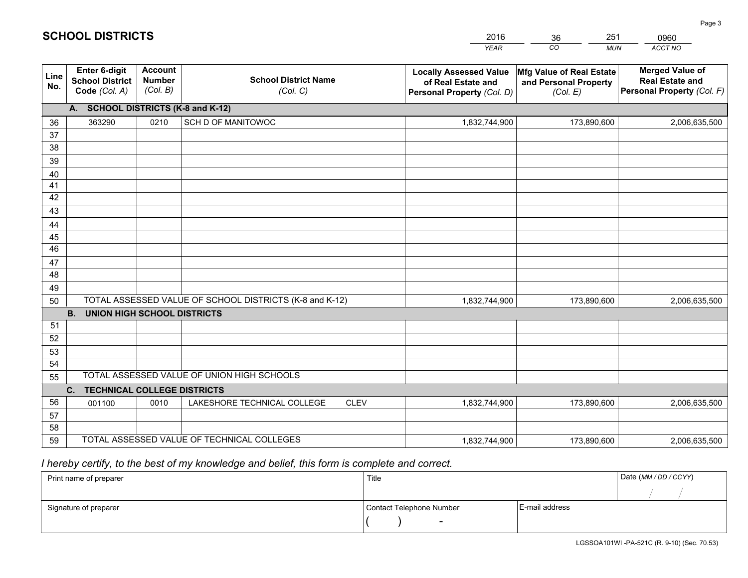# SCHOOL DISTRICTS

| 2016 | 36 | 251 | 0960 |
|---|---|---|---|
| YEAR | CO | MUN | ACCT NO |

| Line No. | Enter 6-digit School District Code (Col. A) | Account Number (Col. B) | School District Name (Col. C) | Locally Assessed Value of Real Estate and Personal Property (Col. D) | Mfg Value of Real Estate and Personal Property (Col. E) | Merged Value of Real Estate and Personal Property (Col. F) |
|---|---|---|---|---|---|---|
| **A. SCHOOL DISTRICTS (K-8 and K-12)** | | | | | | |
| 36 | 363290 | 0210 | SCH D OF MANITOWOC | 1,832,744,900 | 173,890,600 | 2,006,635,500 |
| 37 | | | | | | |
| 38 | | | | | | |
| 39 | | | | | | |
| 40 | | | | | | |
| 41 | | | | | | |
| 42 | | | | | | |
| 43 | | | | | | |
| 44 | | | | | | |
| 45 | | | | | | |
| 46 | | | | | | |
| 47 | | | | | | |
| 48 | | | | | | |
| 49 | | | | | | |
| 50 | TOTAL ASSESSED VALUE OF SCHOOL DISTRICTS (K-8 and K-12) | | | 1,832,744,900 | 173,890,600 | 2,006,635,500 |
| **B. UNION HIGH SCHOOL DISTRICTS** | | | | | | |
| 51 | | | | | | |
| 52 | | | | | | |
| 53 | | | | | | |
| 54 | | | | | | |
| 55 | TOTAL ASSESSED VALUE OF UNION HIGH SCHOOLS | | | | | |
| **C. TECHNICAL COLLEGE DISTRICTS** | | | | | | |
| 56 | 001100 | 0010 | LAKESHORE TECHNICAL COLLEGE CLEV | 1,832,744,900 | 173,890,600 | 2,006,635,500 |
| 57 | | | | | | |
| 58 | | | | | | |
| 59 | TOTAL ASSESSED VALUE OF TECHNICAL COLLEGES | | | 1,832,744,900 | 173,890,600 | 2,006,635,500 |

*I hereby certify, to the best of my knowledge and belief, this form is complete and correct.*

| Print name of preparer | Title | | Date (MM / DD / CCYY) |
|---|---|---|---|
| | | | / / |
| Signature of preparer | Contact Telephone Number | E-mail address | |
| | ( ) - | | |

LGSSOA101WI -PA-521C (R. 9-10) (Sec. 70.53)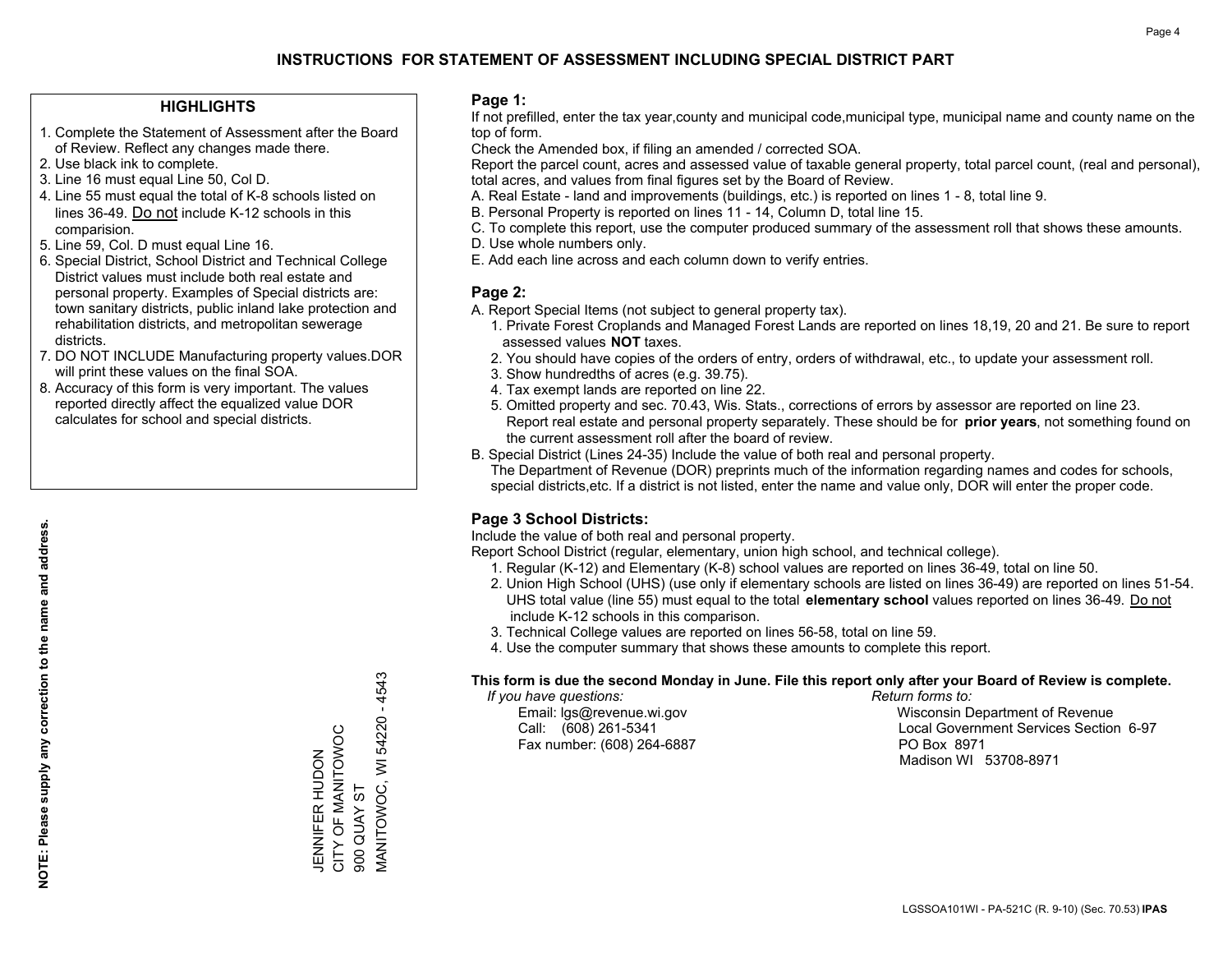# INSTRUCTIONS FOR STATEMENT OF ASSESSMENT INCLUDING SPECIAL DISTRICT PART

## HIGHLIGHTS

1. Complete the Statement of Assessment after the Board of Review. Reflect any changes made there.
2. Use black ink to complete.
3. Line 16 must equal Line 50, Col D.
4. Line 55 must equal the total of K-8 schools listed on lines 36-49. Do not include K-12 schools in this comparision.
5. Line 59, Col. D must equal Line 16.
6. Special District, School District and Technical College District values must include both real estate and personal property. Examples of Special districts are: town sanitary districts, public inland lake protection and rehabilitation districts, and metropolitan sewerage districts.
7. DO NOT INCLUDE Manufacturing property values.DOR will print these values on the final SOA.
8. Accuracy of this form is very important. The values reported directly affect the equalized value DOR calculates for school and special districts.

**NOTE: Please supply any correction to the name and address.**

JENNIFER HUDON
CITY OF MANITOWOC
900 QUAY ST
MANITOWOC, WI 54220 - 4543

## Page 1:

If not prefilled, enter the tax year,county and municipal code,municipal type, municipal name and county name on the top of form.

Check the Amended box, if filing an amended / corrected SOA.

Report the parcel count, acres and assessed value of taxable general property, total parcel count, (real and personal), total acres, and values from final figures set by the Board of Review.

A. Real Estate - land and improvements (buildings, etc.) is reported on lines 1 - 8, total line 9.
B. Personal Property is reported on lines 11 - 14, Column D, total line 15.
C. To complete this report, use the computer produced summary of the assessment roll that shows these amounts.
D. Use whole numbers only.
E. Add each line across and each column down to verify entries.

## Page 2:

A. Report Special Items (not subject to general property tax).
   1. Private Forest Croplands and Managed Forest Lands are reported on lines 18,19, 20 and 21. Be sure to report assessed values **NOT** taxes.
   2. You should have copies of the orders of entry, orders of withdrawal, etc., to update your assessment roll.
   3. Show hundredths of acres (e.g. 39.75).
   4. Tax exempt lands are reported on line 22.
   5. Omitted property and sec. 70.43, Wis. Stats., corrections of errors by assessor are reported on line 23. Report real estate and personal property separately. These should be for **prior years**, not something found on the current assessment roll after the board of review.
B. Special District (Lines 24-35) Include the value of both real and personal property.
   The Department of Revenue (DOR) preprints much of the information regarding names and codes for schools, special districts,etc. If a district is not listed, enter the name and value only, DOR will enter the proper code.

## Page 3 School Districts:

Include the value of both real and personal property.

Report School District (regular, elementary, union high school, and technical college).

1. Regular (K-12) and Elementary (K-8) school values are reported on lines 36-49, total on line 50.
2. Union High School (UHS) (use only if elementary schools are listed on lines 36-49) are reported on lines 51-54. UHS total value (line 55) must equal to the total **elementary school** values reported on lines 36-49. Do not include K-12 schools in this comparison.
3. Technical College values are reported on lines 56-58, total on line 59.
4. Use the computer summary that shows these amounts to complete this report.

**This form is due the second Monday in June. File this report only after your Board of Review is complete.**

*If you have questions:*
Email: lgs@revenue.wi.gov
Call: (608) 261-5341
Fax number: (608) 264-6887

*Return forms to:*
Wisconsin Department of Revenue
Local Government Services Section 6-97
PO Box 8971
Madison WI 53708-8971

LGSSOA101WI - PA-521C (R. 9-10) (Sec. 70.53) **IPAS**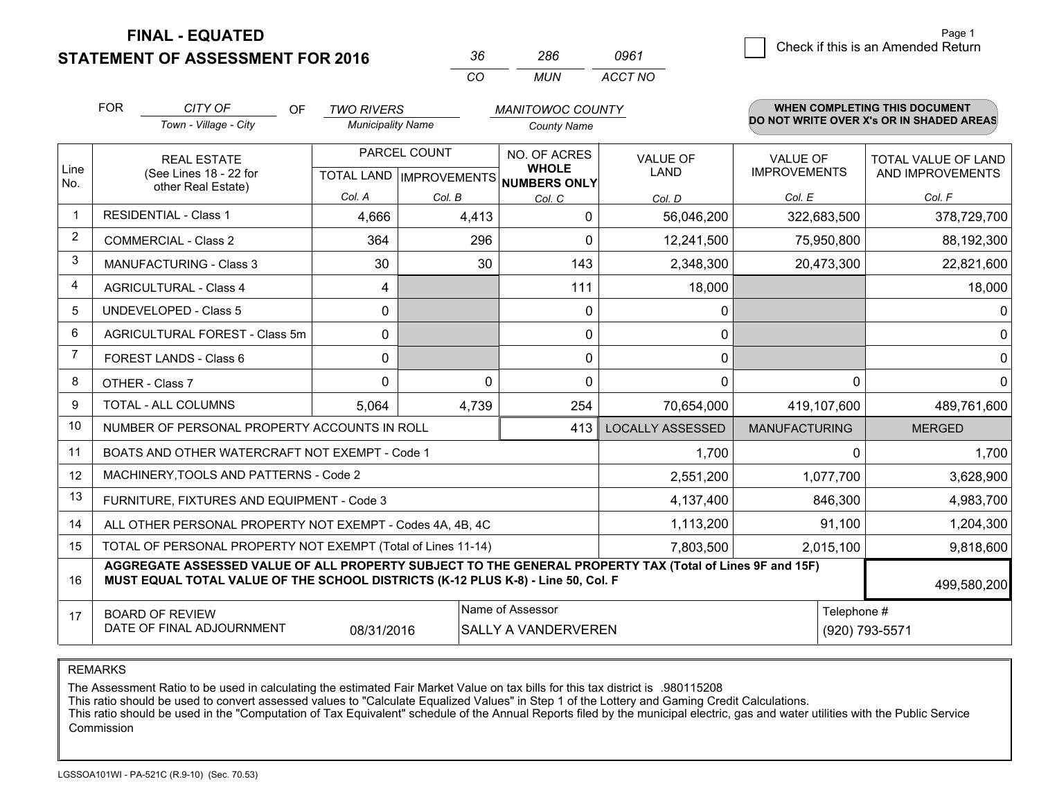# FINAL - EQUATED
## STATEMENT OF ASSESSMENT FOR 2016

| 36 | 286 | 0961 |
|---|---|---|
| CO | MUN | ACCT NO |

Page 1

☐ Check if this is an Amended Return

FOR *CITY OF* (Town - Village - City) OF *TWO RIVERS* (Municipality Name) *MANITOWOC COUNTY* (County Name)

**WHEN COMPLETING THIS DOCUMENT DO NOT WRITE OVER X's OR IN SHADED AREAS**

| Line No. | REAL ESTATE (See Lines 18 - 22 for other Real Estate) | PARCEL COUNT TOTAL LAND Col. A | PARCEL COUNT IMPROVEMENTS Col. B | NO. OF ACRES WHOLE NUMBERS ONLY Col. C | VALUE OF LAND Col. D | VALUE OF IMPROVEMENTS Col. E | TOTAL VALUE OF LAND AND IMPROVEMENTS Col. F |
|---|---|---|---|---|---|---|---|
| 1 | RESIDENTIAL - Class 1 | 4,666 | 4,413 | 0 | 56,046,200 | 322,683,500 | 378,729,700 |
| 2 | COMMERCIAL - Class 2 | 364 | 296 | 0 | 12,241,500 | 75,950,800 | 88,192,300 |
| 3 | MANUFACTURING - Class 3 | 30 | 30 | 143 | 2,348,300 | 20,473,300 | 22,821,600 |
| 4 | AGRICULTURAL - Class 4 | 4 | | 111 | 18,000 | | 18,000 |
| 5 | UNDEVELOPED - Class 5 | 0 | | 0 | 0 | | 0 |
| 6 | AGRICULTURAL FOREST - Class 5m | 0 | | 0 | 0 | | 0 |
| 7 | FOREST LANDS - Class 6 | 0 | | 0 | 0 | | 0 |
| 8 | OTHER - Class 7 | 0 | 0 | 0 | 0 | 0 | 0 |
| 9 | TOTAL - ALL COLUMNS | 5,064 | 4,739 | 254 | 70,654,000 | 419,107,600 | 489,761,600 |
| 10 | NUMBER OF PERSONAL PROPERTY ACCOUNTS IN ROLL | | | 413 | LOCALLY ASSESSED | MANUFACTURING | MERGED |
| 11 | BOATS AND OTHER WATERCRAFT NOT EXEMPT - Code 1 | | | | 1,700 | 0 | 1,700 |
| 12 | MACHINERY,TOOLS AND PATTERNS - Code 2 | | | | 2,551,200 | 1,077,700 | 3,628,900 |
| 13 | FURNITURE, FIXTURES AND EQUIPMENT - Code 3 | | | | 4,137,400 | 846,300 | 4,983,700 |
| 14 | ALL OTHER PERSONAL PROPERTY NOT EXEMPT - Codes 4A, 4B, 4C | | | | 1,113,200 | 91,100 | 1,204,300 |
| 15 | TOTAL OF PERSONAL PROPERTY NOT EXEMPT (Total of Lines 11-14) | | | | 7,803,500 | 2,015,100 | 9,818,600 |
| 16 | **AGGREGATE ASSESSED VALUE OF ALL PROPERTY SUBJECT TO THE GENERAL PROPERTY TAX (Total of Lines 9F and 15F) MUST EQUAL TOTAL VALUE OF THE SCHOOL DISTRICTS (K-12 PLUS K-8) - Line 50, Col. F** | | | | | | 499,580,200 |
| 17 | BOARD OF REVIEW DATE OF FINAL ADJOURNMENT | 08/31/2016 | Name of Assessor | SALLY A VANDERVEREN | | Telephone # | (920) 793-5571 |

REMARKS

The Assessment Ratio to be used in calculating the estimated Fair Market Value on tax bills for this tax district is .980115208
This ratio should be used to convert assessed values to "Calculate Equalized Values" in Step 1 of the Lottery and Gaming Credit Calculations.
This ratio should be used in the "Computation of Tax Equivalent" schedule of the Annual Reports filed by the municipal electric, gas and water utilities with the Public Service Commission

LGSSOA101WI - PA-521C (R.9-10) (Sec. 70.53)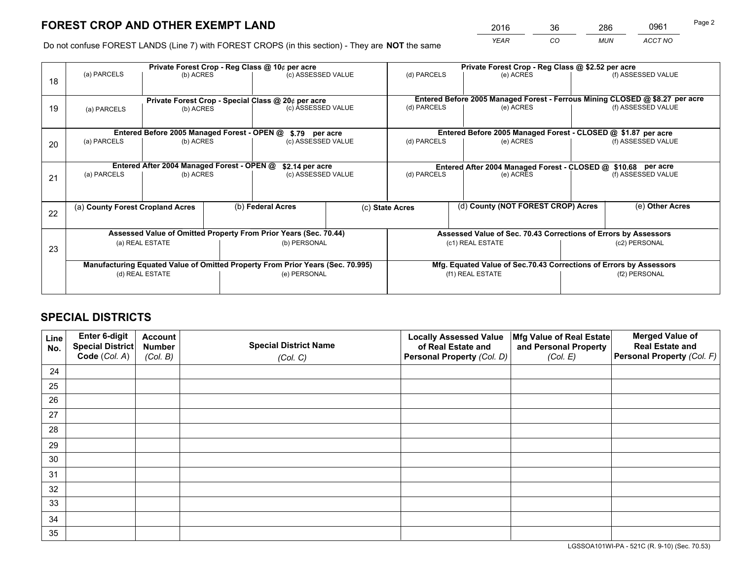# FOREST CROP AND OTHER EXEMPT LAND

| 2016 | 36 | 286 | 0961 |
|---|---|---|---|
| *YEAR* | *CO* | *MUN* | *ACCT NO* |

Do not confuse FOREST LANDS (Line 7) with FOREST CROPS (in this section) - They are **NOT** the same

| | Private Forest Crop - Reg Class @ 10¢ per acre | | | Private Forest Crop - Reg Class @ $2.52 per acre | | |
|---|---|---|---|---|---|---|
| 18 | (a) PARCELS | (b) ACRES | (c) ASSESSED VALUE | (d) PARCELS | (e) ACRES | (f) ASSESSED VALUE |
| | **Private Forest Crop - Special Class @ 20¢ per acre** | | | **Entered Before 2005 Managed Forest - Ferrous Mining CLOSED @ $8.27 per acre** | | |
| 19 | (a) PARCELS | (b) ACRES | (c) ASSESSED VALUE | (d) PARCELS | (e) ACRES | (f) ASSESSED VALUE |
| | **Entered Before 2005 Managed Forest - OPEN @ $.79 per acre** | | | **Entered Before 2005 Managed Forest - CLOSED @ $1.87 per acre** | | |
| 20 | (a) PARCELS | (b) ACRES | (c) ASSESSED VALUE | (d) PARCELS | (e) ACRES | (f) ASSESSED VALUE |
| | **Entered After 2004 Managed Forest - OPEN @ $2.14 per acre** | | | **Entered After 2004 Managed Forest - CLOSED @ $10.68 per acre** | | |
| 21 | (a) PARCELS | (b) ACRES | (c) ASSESSED VALUE | (d) PARCELS | (e) ACRES | (f) ASSESSED VALUE |

| 22 | (a) **County Forest Cropland Acres** | (b) **Federal Acres** | (c) **State Acres** | (d) **County (NOT FOREST CROP) Acres** | (e) **Other Acres** |
|---|---|---|---|---|---|
| | | | | | |

| | Assessed Value of Omitted Property From Prior Years (Sec. 70.44) | | Assessed Value of Sec. 70.43 Corrections of Errors by Assessors | |
|---|---|---|---|---|
| 23 | (a) REAL ESTATE | (b) PERSONAL | (c1) REAL ESTATE | (c2) PERSONAL |
| | **Manufacturing Equated Value of Omitted Property From Prior Years (Sec. 70.995)** | | **Mfg. Equated Value of Sec.70.43 Corrections of Errors by Assessors** | |
| | (d) REAL ESTATE | (e) PERSONAL | (f1) REAL ESTATE | (f2) PERSONAL |

# SPECIAL DISTRICTS

| Line No. | Enter 6-digit Special District Code (*Col. A*) | Account Number (*Col. B*) | Special District Name (*Col. C*) | Locally Assessed Value of Real Estate and Personal Property (*Col. D*) | Mfg Value of Real Estate and Personal Property (*Col. E*) | Merged Value of Real Estate and Personal Property (*Col. F*) |
|---|---|---|---|---|---|---|
| 24 | | | | | | |
| 25 | | | | | | |
| 26 | | | | | | |
| 27 | | | | | | |
| 28 | | | | | | |
| 29 | | | | | | |
| 30 | | | | | | |
| 31 | | | | | | |
| 32 | | | | | | |
| 33 | | | | | | |
| 34 | | | | | | |
| 35 | | | | | | |

LGSSOA101WI-PA - 521C (R. 9-10) (Sec. 70.53)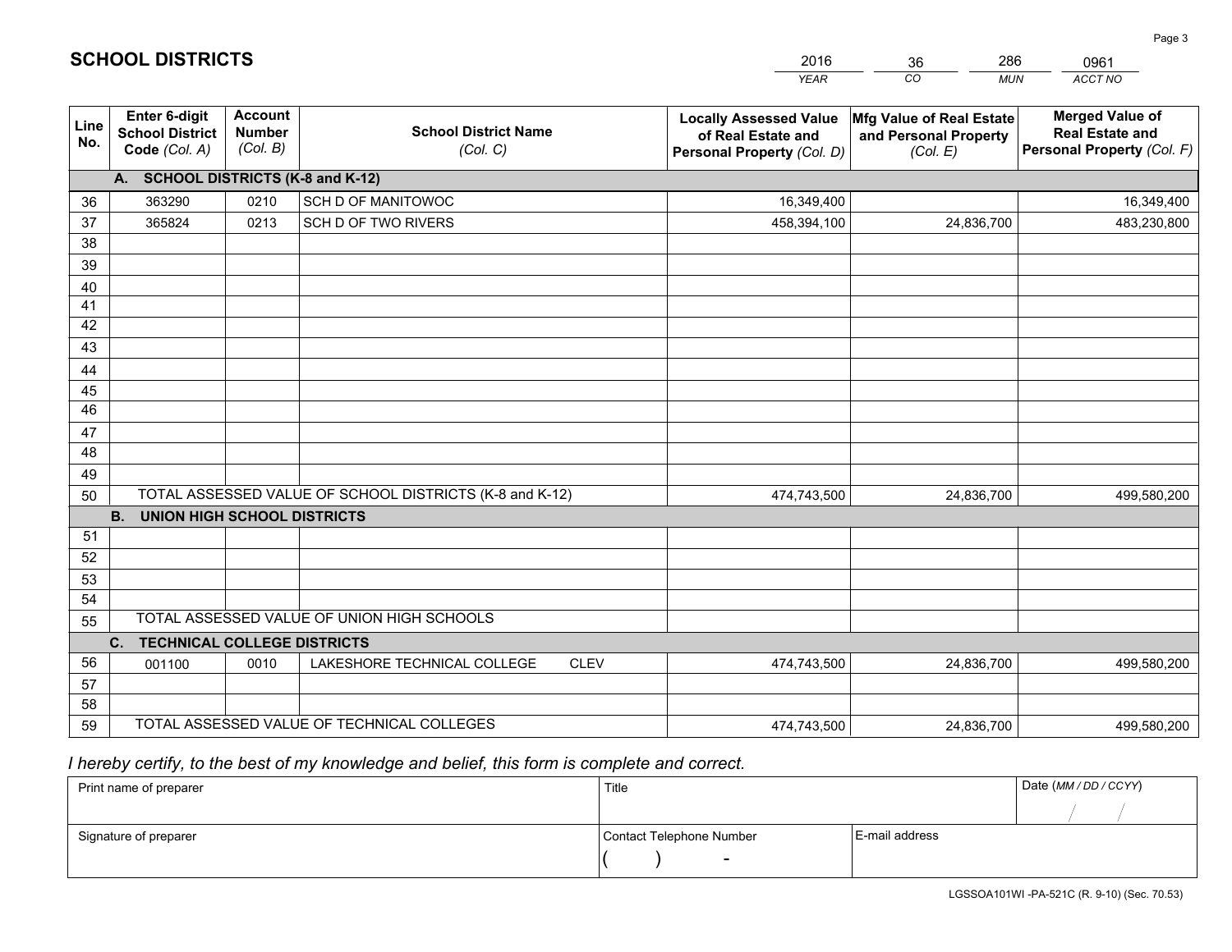# SCHOOL DISTRICTS

| 2016 | 36 | 286 | 0961 |
|---|---|---|---|
| *YEAR* | *CO* | *MUN* | *ACCT NO* |

| Line No. | Enter 6-digit School District Code *(Col. A)* | Account Number *(Col. B)* | School District Name *(Col. C)* | Locally Assessed Value of Real Estate and Personal Property *(Col. D)* | Mfg Value of Real Estate and Personal Property *(Col. E)* | Merged Value of Real Estate and Personal Property *(Col. F)* |
|---|---|---|---|---|---|---|
| | **A. SCHOOL DISTRICTS (K-8 and K-12)** | | | | | |
| 36 | 363290 | 0210 | SCH D OF MANITOWOC | 16,349,400 | | 16,349,400 |
| 37 | 365824 | 0213 | SCH D OF TWO RIVERS | 458,394,100 | 24,836,700 | 483,230,800 |
| 38 | | | | | | |
| 39 | | | | | | |
| 40 | | | | | | |
| 41 | | | | | | |
| 42 | | | | | | |
| 43 | | | | | | |
| 44 | | | | | | |
| 45 | | | | | | |
| 46 | | | | | | |
| 47 | | | | | | |
| 48 | | | | | | |
| 49 | | | | | | |
| 50 | TOTAL ASSESSED VALUE OF SCHOOL DISTRICTS (K-8 and K-12) | | | 474,743,500 | 24,836,700 | 499,580,200 |
| | **B. UNION HIGH SCHOOL DISTRICTS** | | | | | |
| 51 | | | | | | |
| 52 | | | | | | |
| 53 | | | | | | |
| 54 | | | | | | |
| 55 | TOTAL ASSESSED VALUE OF UNION HIGH SCHOOLS | | | | | |
| | **C. TECHNICAL COLLEGE DISTRICTS** | | | | | |
| 56 | 001100 | 0010 | LAKESHORE TECHNICAL COLLEGE CLEV | 474,743,500 | 24,836,700 | 499,580,200 |
| 57 | | | | | | |
| 58 | | | | | | |
| 59 | TOTAL ASSESSED VALUE OF TECHNICAL COLLEGES | | | 474,743,500 | 24,836,700 | 499,580,200 |

*I hereby certify, to the best of my knowledge and belief, this form is complete and correct.*

| Print name of preparer | Title | | Date *(MM / DD / CCYY)* |
|---|---|---|---|
| | | | / / |
| Signature of preparer | Contact Telephone Number | E-mail address | |
| | ( ) - | | |

LGSSOA101WI -PA-521C (R. 9-10) (Sec. 70.53)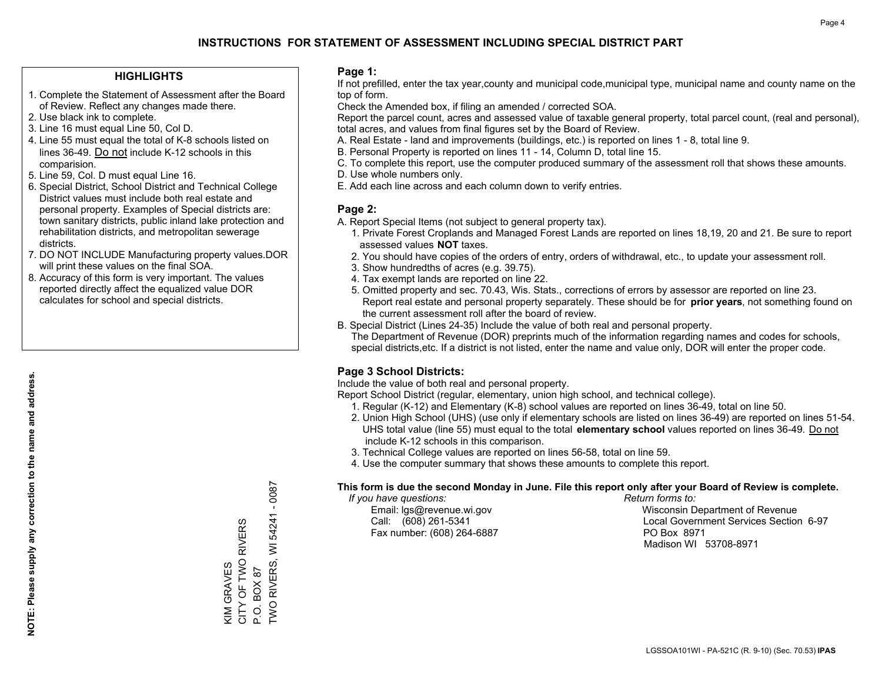# INSTRUCTIONS FOR STATEMENT OF ASSESSMENT INCLUDING SPECIAL DISTRICT PART

## HIGHLIGHTS

1. Complete the Statement of Assessment after the Board of Review. Reflect any changes made there.
2. Use black ink to complete.
3. Line 16 must equal Line 50, Col D.
4. Line 55 must equal the total of K-8 schools listed on lines 36-49. Do not include K-12 schools in this comparision.
5. Line 59, Col. D must equal Line 16.
6. Special District, School District and Technical College District values must include both real estate and personal property. Examples of Special districts are: town sanitary districts, public inland lake protection and rehabilitation districts, and metropolitan sewerage districts.
7. DO NOT INCLUDE Manufacturing property values.DOR will print these values on the final SOA.
8. Accuracy of this form is very important. The values reported directly affect the equalized value DOR calculates for school and special districts.

**NOTE: Please supply any correction to the name and address.**

KIM GRAVES
CITY OF TWO RIVERS
P.O. BOX 87
TWO RIVERS, WI 54241 - 0087

## Page 1:

If not prefilled, enter the tax year,county and municipal code,municipal type, municipal name and county name on the top of form.

Check the Amended box, if filing an amended / corrected SOA.

Report the parcel count, acres and assessed value of taxable general property, total parcel count, (real and personal), total acres, and values from final figures set by the Board of Review.

A. Real Estate - land and improvements (buildings, etc.) is reported on lines 1 - 8, total line 9.
B. Personal Property is reported on lines 11 - 14, Column D, total line 15.
C. To complete this report, use the computer produced summary of the assessment roll that shows these amounts.
D. Use whole numbers only.
E. Add each line across and each column down to verify entries.

## Page 2:

A. Report Special Items (not subject to general property tax).
   1. Private Forest Croplands and Managed Forest Lands are reported on lines 18,19, 20 and 21. Be sure to report assessed values **NOT** taxes.
   2. You should have copies of the orders of entry, orders of withdrawal, etc., to update your assessment roll.
   3. Show hundredths of acres (e.g. 39.75).
   4. Tax exempt lands are reported on line 22.
   5. Omitted property and sec. 70.43, Wis. Stats., corrections of errors by assessor are reported on line 23. Report real estate and personal property separately. These should be for **prior years**, not something found on the current assessment roll after the board of review.
B. Special District (Lines 24-35) Include the value of both real and personal property.
   The Department of Revenue (DOR) preprints much of the information regarding names and codes for schools, special districts,etc. If a district is not listed, enter the name and value only, DOR will enter the proper code.

## Page 3 School Districts:

Include the value of both real and personal property.

Report School District (regular, elementary, union high school, and technical college).

1. Regular (K-12) and Elementary (K-8) school values are reported on lines 36-49, total on line 50.
2. Union High School (UHS) (use only if elementary schools are listed on lines 36-49) are reported on lines 51-54. UHS total value (line 55) must equal to the total **elementary school** values reported on lines 36-49. Do not include K-12 schools in this comparison.
3. Technical College values are reported on lines 56-58, total on line 59.
4. Use the computer summary that shows these amounts to complete this report.

**This form is due the second Monday in June. File this report only after your Board of Review is complete.**

*If you have questions:*
Email: lgs@revenue.wi.gov
Call: (608) 261-5341
Fax number: (608) 264-6887

*Return forms to:*
Wisconsin Department of Revenue
Local Government Services Section 6-97
PO Box 8971
Madison WI 53708-8971

LGSSOA101WI - PA-521C (R. 9-10) (Sec. 70.53) **IPAS**